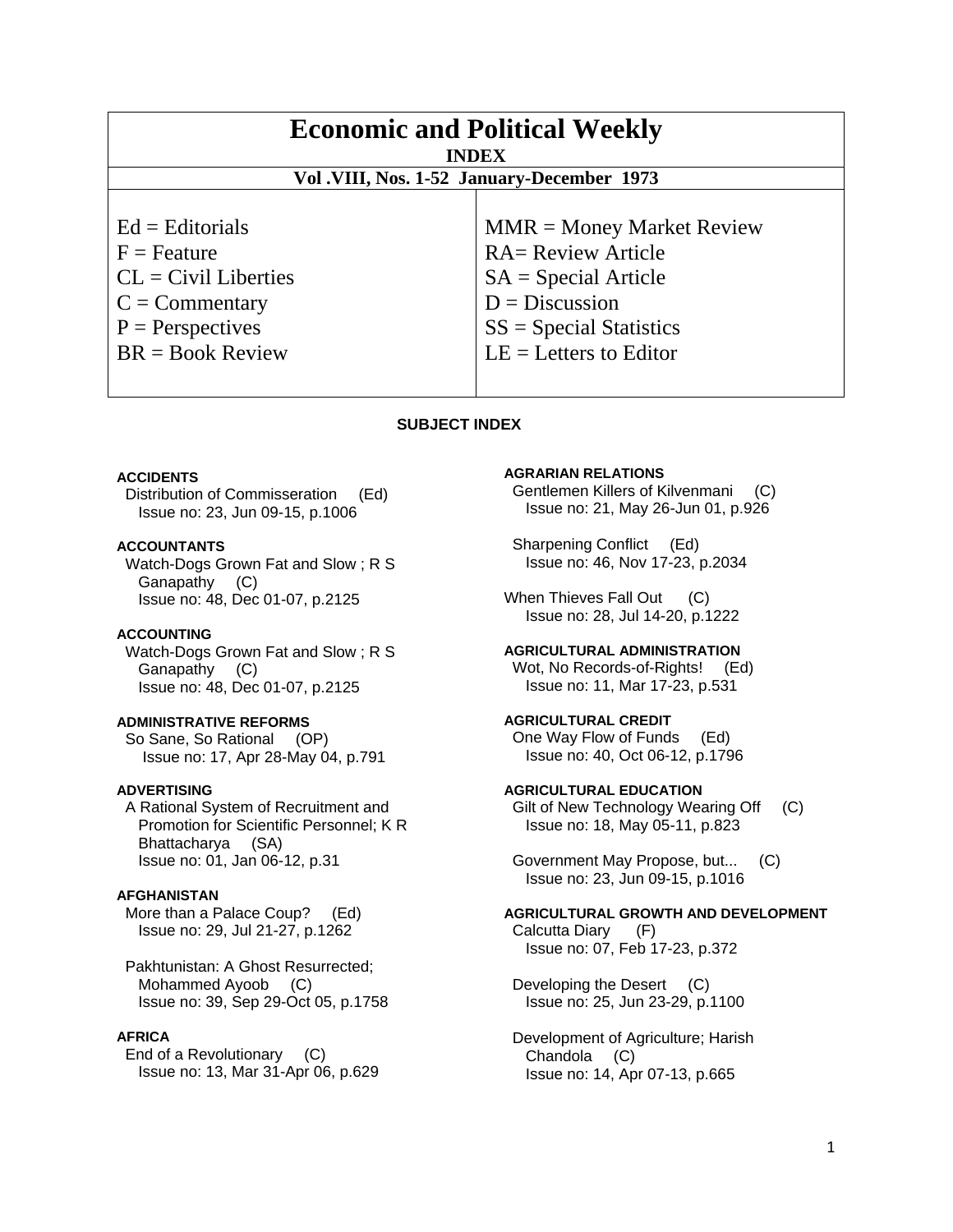# Economic and Political Weekly

## INDEX

### Vol .VIII, Nos. 1-52 January-December 1973

| | |
|---|---|
| Ed = Editorials | MMR = Money Market Review |
| F = Feature | RA= Review Article |
| CL = Civil Liberties | SA = Special Article |
| C = Commentary | D = Discussion |
| P = Perspectives | SS = Special Statistics |
| BR = Book Review | LE = Letters to Editor |

## SUBJECT INDEX

**ACCIDENTS**
Distribution of Commisseration (Ed)
Issue no: 23, Jun 09-15, p.1006

**ACCOUNTANTS**
Watch-Dogs Grown Fat and Slow ; R S Ganapathy (C)
Issue no: 48, Dec 01-07, p.2125

**ACCOUNTING**
Watch-Dogs Grown Fat and Slow ; R S Ganapathy (C)
Issue no: 48, Dec 01-07, p.2125

**ADMINISTRATIVE REFORMS**
So Sane, So Rational (OP)
Issue no: 17, Apr 28-May 04, p.791

**ADVERTISING**
A Rational System of Recruitment and Promotion for Scientific Personnel; K R Bhattacharya (SA)
Issue no: 01, Jan 06-12, p.31

**AFGHANISTAN**
More than a Palace Coup? (Ed)
Issue no: 29, Jul 21-27, p.1262

Pakhtunistan: A Ghost Resurrected; Mohammed Ayoob (C)
Issue no: 39, Sep 29-Oct 05, p.1758

**AFRICA**
End of a Revolutionary (C)
Issue no: 13, Mar 31-Apr 06, p.629

**AGRARIAN RELATIONS**
Gentlemen Killers of Kilvenmani (C)
Issue no: 21, May 26-Jun 01, p.926

Sharpening Conflict (Ed)
Issue no: 46, Nov 17-23, p.2034

When Thieves Fall Out (C)
Issue no: 28, Jul 14-20, p.1222

**AGRICULTURAL ADMINISTRATION**
Wot, No Records-of-Rights! (Ed)
Issue no: 11, Mar 17-23, p.531

**AGRICULTURAL CREDIT**
One Way Flow of Funds (Ed)
Issue no: 40, Oct 06-12, p.1796

**AGRICULTURAL EDUCATION**
Gilt of New Technology Wearing Off (C)
Issue no: 18, May 05-11, p.823

Government May Propose, but... (C)
Issue no: 23, Jun 09-15, p.1016

**AGRICULTURAL GROWTH AND DEVELOPMENT**
Calcutta Diary (F)
Issue no: 07, Feb 17-23, p.372

Developing the Desert (C)
Issue no: 25, Jun 23-29, p.1100

Development of Agriculture; Harish Chandola (C)
Issue no: 14, Apr 07-13, p.665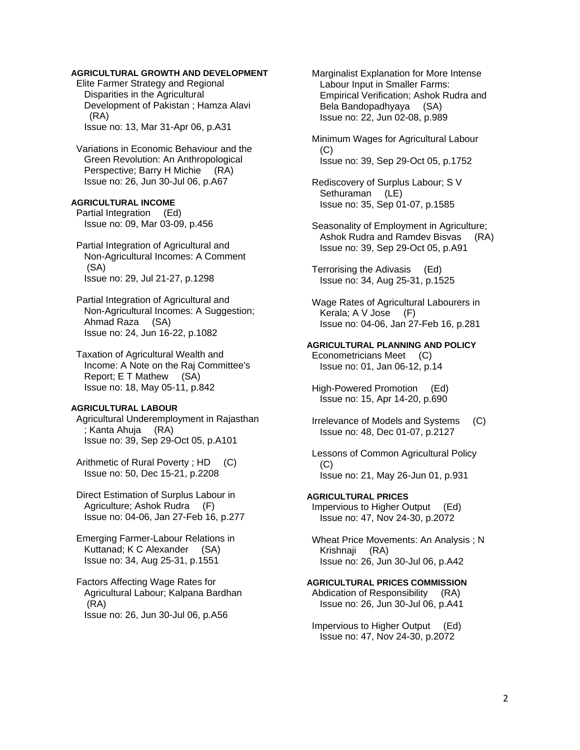**AGRICULTURAL GROWTH AND DEVELOPMENT**

Elite Farmer Strategy and Regional Disparities in the Agricultural Development of Pakistan ; Hamza Alavi (RA)
Issue no: 13, Mar 31-Apr 06, p.A31

Variations in Economic Behaviour and the Green Revolution: An Anthropological Perspective; Barry H Michie (RA)
Issue no: 26, Jun 30-Jul 06, p.A67

**AGRICULTURAL INCOME**

Partial Integration (Ed)
Issue no: 09, Mar 03-09, p.456

Partial Integration of Agricultural and Non-Agricultural Incomes: A Comment (SA)
Issue no: 29, Jul 21-27, p.1298

Partial Integration of Agricultural and Non-Agricultural Incomes: A Suggestion; Ahmad Raza (SA)
Issue no: 24, Jun 16-22, p.1082

Taxation of Agricultural Wealth and Income: A Note on the Raj Committee's Report; E T Mathew (SA)
Issue no: 18, May 05-11, p.842

**AGRICULTURAL LABOUR**

Agricultural Underemployment in Rajasthan ; Kanta Ahuja (RA)
Issue no: 39, Sep 29-Oct 05, p.A101

Arithmetic of Rural Poverty ; HD (C)
Issue no: 50, Dec 15-21, p.2208

Direct Estimation of Surplus Labour in Agriculture; Ashok Rudra (F)
Issue no: 04-06, Jan 27-Feb 16, p.277

Emerging Farmer-Labour Relations in Kuttanad; K C Alexander (SA)
Issue no: 34, Aug 25-31, p.1551

Factors Affecting Wage Rates for Agricultural Labour; Kalpana Bardhan (RA)
Issue no: 26, Jun 30-Jul 06, p.A56

Marginalist Explanation for More Intense Labour Input in Smaller Farms: Empirical Verification; Ashok Rudra and Bela Bandopadhyaya (SA)
Issue no: 22, Jun 02-08, p.989

Minimum Wages for Agricultural Labour (C)
Issue no: 39, Sep 29-Oct 05, p.1752

Rediscovery of Surplus Labour; S V Sethuraman (LE)
Issue no: 35, Sep 01-07, p.1585

Seasonality of Employment in Agriculture; Ashok Rudra and Ramdev Bisvas (RA)
Issue no: 39, Sep 29-Oct 05, p.A91

Terrorising the Adivasis (Ed)
Issue no: 34, Aug 25-31, p.1525

Wage Rates of Agricultural Labourers in Kerala; A V Jose (F)
Issue no: 04-06, Jan 27-Feb 16, p.281

**AGRICULTURAL PLANNING AND POLICY**

Econometricians Meet (C)
Issue no: 01, Jan 06-12, p.14

High-Powered Promotion (Ed)
Issue no: 15, Apr 14-20, p.690

Irrelevance of Models and Systems (C)
Issue no: 48, Dec 01-07, p.2127

Lessons of Common Agricultural Policy (C)
Issue no: 21, May 26-Jun 01, p.931

**AGRICULTURAL PRICES**

Impervious to Higher Output (Ed)
Issue no: 47, Nov 24-30, p.2072

Wheat Price Movements: An Analysis ; N Krishnaji (RA)
Issue no: 26, Jun 30-Jul 06, p.A42

**AGRICULTURAL PRICES COMMISSION**

Abdication of Responsibility (RA)
Issue no: 26, Jun 30-Jul 06, p.A41

Impervious to Higher Output (Ed)
Issue no: 47, Nov 24-30, p.2072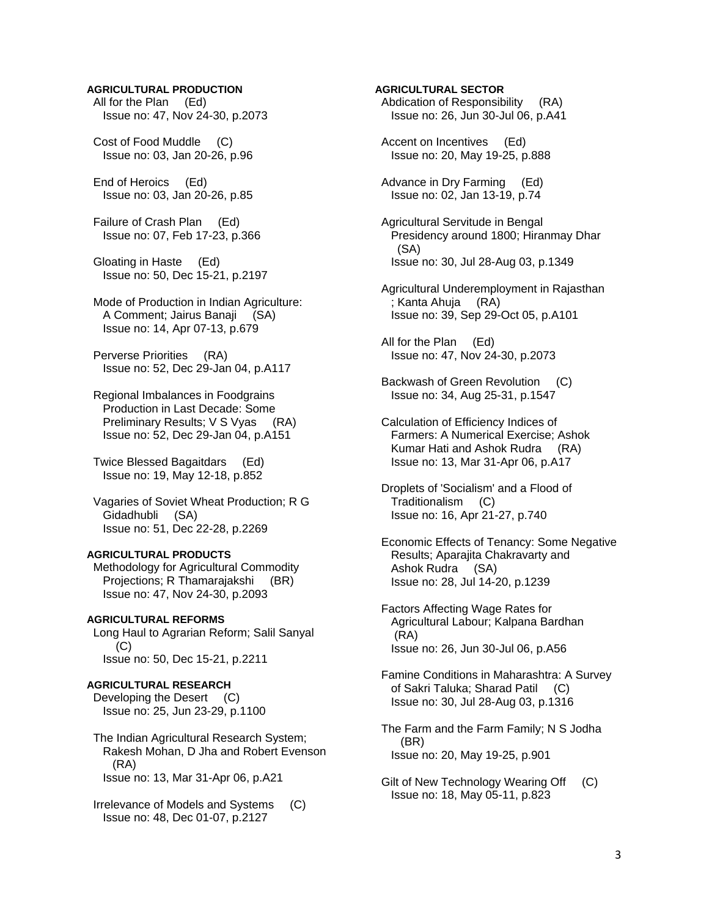**AGRICULTURAL PRODUCTION**

All for the Plan (Ed)
Issue no: 47, Nov 24-30, p.2073

Cost of Food Muddle (C)
Issue no: 03, Jan 20-26, p.96

End of Heroics (Ed)
Issue no: 03, Jan 20-26, p.85

Failure of Crash Plan (Ed)
Issue no: 07, Feb 17-23, p.366

Gloating in Haste (Ed)
Issue no: 50, Dec 15-21, p.2197

Mode of Production in Indian Agriculture: A Comment; Jairus Banaji (SA)
Issue no: 14, Apr 07-13, p.679

Perverse Priorities (RA)
Issue no: 52, Dec 29-Jan 04, p.A117

Regional Imbalances in Foodgrains Production in Last Decade: Some Preliminary Results; V S Vyas (RA)
Issue no: 52, Dec 29-Jan 04, p.A151

Twice Blessed Bagaitdars (Ed)
Issue no: 19, May 12-18, p.852

Vagaries of Soviet Wheat Production; R G Gidadhubli (SA)
Issue no: 51, Dec 22-28, p.2269

**AGRICULTURAL PRODUCTS**

Methodology for Agricultural Commodity Projections; R Thamarajakshi (BR)
Issue no: 47, Nov 24-30, p.2093

**AGRICULTURAL REFORMS**

Long Haul to Agrarian Reform; Salil Sanyal (C)
Issue no: 50, Dec 15-21, p.2211

**AGRICULTURAL RESEARCH**

Developing the Desert (C)
Issue no: 25, Jun 23-29, p.1100

The Indian Agricultural Research System; Rakesh Mohan, D Jha and Robert Evenson (RA)
Issue no: 13, Mar 31-Apr 06, p.A21

Irrelevance of Models and Systems (C)
Issue no: 48, Dec 01-07, p.2127

**AGRICULTURAL SECTOR**

Abdication of Responsibility (RA)
Issue no: 26, Jun 30-Jul 06, p.A41

Accent on Incentives (Ed)
Issue no: 20, May 19-25, p.888

Advance in Dry Farming (Ed)
Issue no: 02, Jan 13-19, p.74

Agricultural Servitude in Bengal Presidency around 1800; Hiranmay Dhar (SA)
Issue no: 30, Jul 28-Aug 03, p.1349

Agricultural Underemployment in Rajasthan ; Kanta Ahuja (RA)
Issue no: 39, Sep 29-Oct 05, p.A101

All for the Plan (Ed)
Issue no: 47, Nov 24-30, p.2073

Backwash of Green Revolution (C)
Issue no: 34, Aug 25-31, p.1547

Calculation of Efficiency Indices of Farmers: A Numerical Exercise; Ashok Kumar Hati and Ashok Rudra (RA)
Issue no: 13, Mar 31-Apr 06, p.A17

Droplets of 'Socialism' and a Flood of Traditionalism (C)
Issue no: 16, Apr 21-27, p.740

Economic Effects of Tenancy: Some Negative Results; Aparajita Chakravarty and Ashok Rudra (SA)
Issue no: 28, Jul 14-20, p.1239

Factors Affecting Wage Rates for Agricultural Labour; Kalpana Bardhan (RA)
Issue no: 26, Jun 30-Jul 06, p.A56

Famine Conditions in Maharashtra: A Survey of Sakri Taluka; Sharad Patil (C)
Issue no: 30, Jul 28-Aug 03, p.1316

The Farm and the Farm Family; N S Jodha (BR)
Issue no: 20, May 19-25, p.901

Gilt of New Technology Wearing Off (C)
Issue no: 18, May 05-11, p.823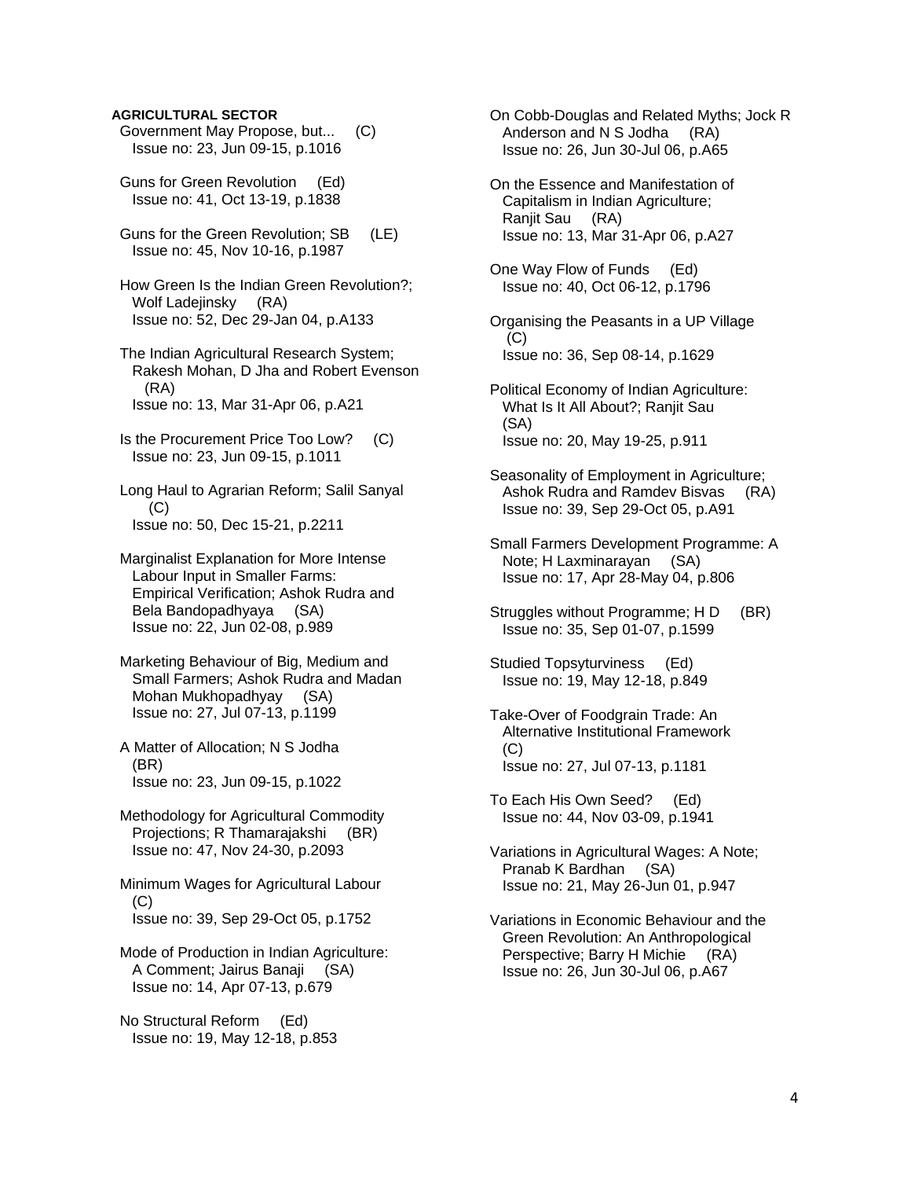**AGRICULTURAL SECTOR**

Government May Propose, but... (C)
Issue no: 23, Jun 09-15, p.1016

Guns for Green Revolution (Ed)
Issue no: 41, Oct 13-19, p.1838

Guns for the Green Revolution; SB (LE)
Issue no: 45, Nov 10-16, p.1987

How Green Is the Indian Green Revolution?; Wolf Ladejinsky (RA)
Issue no: 52, Dec 29-Jan 04, p.A133

The Indian Agricultural Research System; Rakesh Mohan, D Jha and Robert Evenson (RA)
Issue no: 13, Mar 31-Apr 06, p.A21

Is the Procurement Price Too Low? (C)
Issue no: 23, Jun 09-15, p.1011

Long Haul to Agrarian Reform; Salil Sanyal (C)
Issue no: 50, Dec 15-21, p.2211

Marginalist Explanation for More Intense Labour Input in Smaller Farms: Empirical Verification; Ashok Rudra and Bela Bandopadhyaya (SA)
Issue no: 22, Jun 02-08, p.989

Marketing Behaviour of Big, Medium and Small Farmers; Ashok Rudra and Madan Mohan Mukhopadhyay (SA)
Issue no: 27, Jul 07-13, p.1199

A Matter of Allocation; N S Jodha (BR)
Issue no: 23, Jun 09-15, p.1022

Methodology for Agricultural Commodity Projections; R Thamarajakshi (BR)
Issue no: 47, Nov 24-30, p.2093

Minimum Wages for Agricultural Labour (C)
Issue no: 39, Sep 29-Oct 05, p.1752

Mode of Production in Indian Agriculture: A Comment; Jairus Banaji (SA)
Issue no: 14, Apr 07-13, p.679

No Structural Reform (Ed)
Issue no: 19, May 12-18, p.853

On Cobb-Douglas and Related Myths; Jock R Anderson and N S Jodha (RA)
Issue no: 26, Jun 30-Jul 06, p.A65

On the Essence and Manifestation of Capitalism in Indian Agriculture; Ranjit Sau (RA)
Issue no: 13, Mar 31-Apr 06, p.A27

One Way Flow of Funds (Ed)
Issue no: 40, Oct 06-12, p.1796

Organising the Peasants in a UP Village (C)
Issue no: 36, Sep 08-14, p.1629

Political Economy of Indian Agriculture: What Is It All About?; Ranjit Sau (SA)
Issue no: 20, May 19-25, p.911

Seasonality of Employment in Agriculture; Ashok Rudra and Ramdev Bisvas (RA)
Issue no: 39, Sep 29-Oct 05, p.A91

Small Farmers Development Programme: A Note; H Laxminarayan (SA)
Issue no: 17, Apr 28-May 04, p.806

Struggles without Programme; H D (BR)
Issue no: 35, Sep 01-07, p.1599

Studied Topsyturviness (Ed)
Issue no: 19, May 12-18, p.849

Take-Over of Foodgrain Trade: An Alternative Institutional Framework (C)
Issue no: 27, Jul 07-13, p.1181

To Each His Own Seed? (Ed)
Issue no: 44, Nov 03-09, p.1941

Variations in Agricultural Wages: A Note; Pranab K Bardhan (SA)
Issue no: 21, May 26-Jun 01, p.947

Variations in Economic Behaviour and the Green Revolution: An Anthropological Perspective; Barry H Michie (RA)
Issue no: 26, Jun 30-Jul 06, p.A67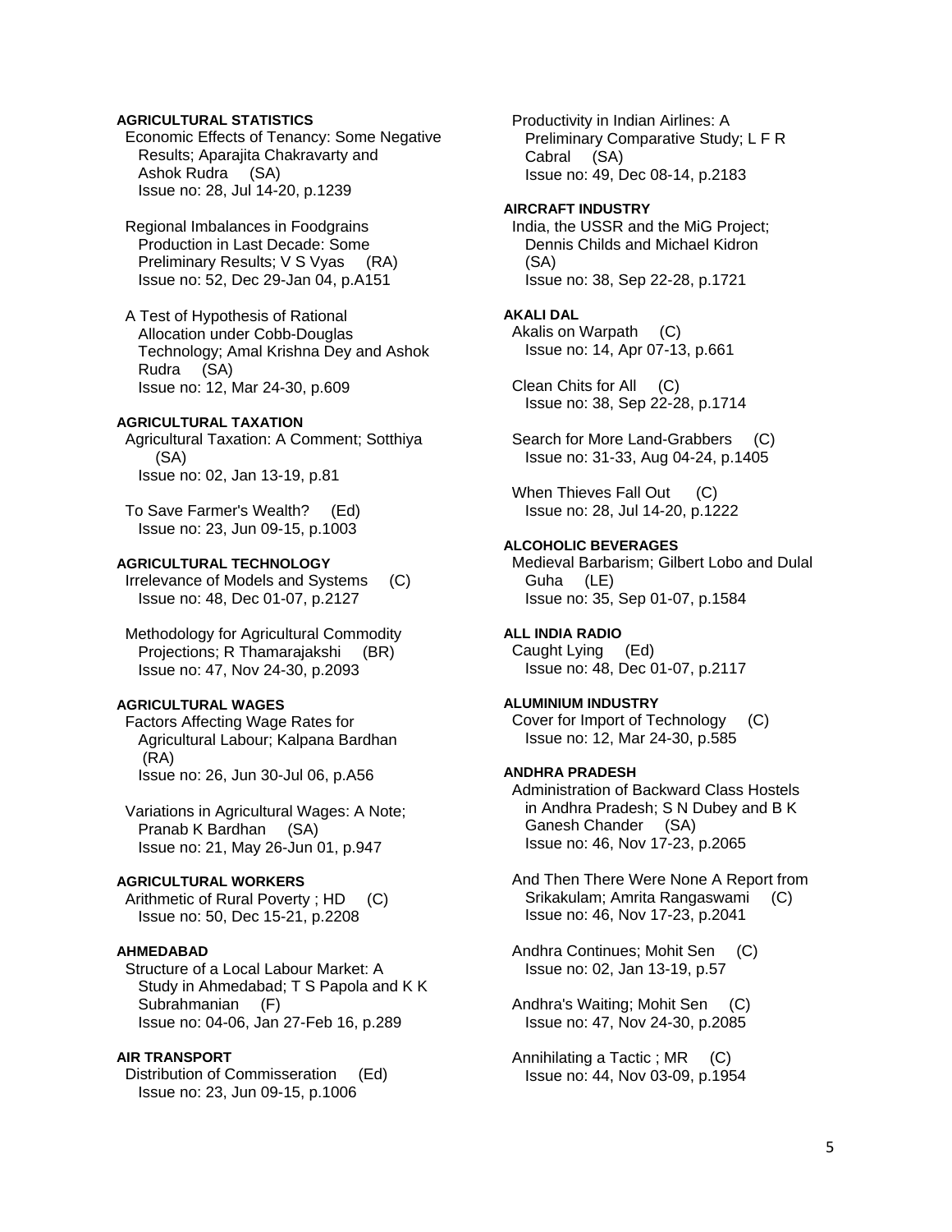**AGRICULTURAL STATISTICS**

Economic Effects of Tenancy: Some Negative Results; Aparajita Chakravarty and Ashok Rudra (SA)
Issue no: 28, Jul 14-20, p.1239

Regional Imbalances in Foodgrains Production in Last Decade: Some Preliminary Results; V S Vyas (RA)
Issue no: 52, Dec 29-Jan 04, p.A151

A Test of Hypothesis of Rational Allocation under Cobb-Douglas Technology; Amal Krishna Dey and Ashok Rudra (SA)
Issue no: 12, Mar 24-30, p.609

**AGRICULTURAL TAXATION**

Agricultural Taxation: A Comment; Sotthiya (SA)
Issue no: 02, Jan 13-19, p.81

To Save Farmer's Wealth? (Ed)
Issue no: 23, Jun 09-15, p.1003

**AGRICULTURAL TECHNOLOGY**

Irrelevance of Models and Systems (C)
Issue no: 48, Dec 01-07, p.2127

Methodology for Agricultural Commodity Projections; R Thamarajakshi (BR)
Issue no: 47, Nov 24-30, p.2093

**AGRICULTURAL WAGES**

Factors Affecting Wage Rates for Agricultural Labour; Kalpana Bardhan (RA)
Issue no: 26, Jun 30-Jul 06, p.A56

Variations in Agricultural Wages: A Note; Pranab K Bardhan (SA)
Issue no: 21, May 26-Jun 01, p.947

**AGRICULTURAL WORKERS**

Arithmetic of Rural Poverty ; HD (C)
Issue no: 50, Dec 15-21, p.2208

**AHMEDABAD**

Structure of a Local Labour Market: A Study in Ahmedabad; T S Papola and K K Subrahmanian (F)
Issue no: 04-06, Jan 27-Feb 16, p.289

**AIR TRANSPORT**

Distribution of Commisseration (Ed)
Issue no: 23, Jun 09-15, p.1006

Productivity in Indian Airlines: A Preliminary Comparative Study; L F R Cabral (SA)
Issue no: 49, Dec 08-14, p.2183

**AIRCRAFT INDUSTRY**

India, the USSR and the MiG Project; Dennis Childs and Michael Kidron (SA)
Issue no: 38, Sep 22-28, p.1721

**AKALI DAL**

Akalis on Warpath (C)
Issue no: 14, Apr 07-13, p.661

Clean Chits for All (C)
Issue no: 38, Sep 22-28, p.1714

Search for More Land-Grabbers (C)
Issue no: 31-33, Aug 04-24, p.1405

When Thieves Fall Out (C)
Issue no: 28, Jul 14-20, p.1222

**ALCOHOLIC BEVERAGES**

Medieval Barbarism; Gilbert Lobo and Dulal Guha (LE)
Issue no: 35, Sep 01-07, p.1584

**ALL INDIA RADIO**

Caught Lying (Ed)
Issue no: 48, Dec 01-07, p.2117

**ALUMINIUM INDUSTRY**

Cover for Import of Technology (C)
Issue no: 12, Mar 24-30, p.585

**ANDHRA PRADESH**

Administration of Backward Class Hostels in Andhra Pradesh; S N Dubey and B K Ganesh Chander (SA)
Issue no: 46, Nov 17-23, p.2065

And Then There Were None A Report from Srikakulam; Amrita Rangaswami (C)
Issue no: 46, Nov 17-23, p.2041

Andhra Continues; Mohit Sen (C)
Issue no: 02, Jan 13-19, p.57

Andhra's Waiting; Mohit Sen (C)
Issue no: 47, Nov 24-30, p.2085

Annihilating a Tactic ; MR (C)
Issue no: 44, Nov 03-09, p.1954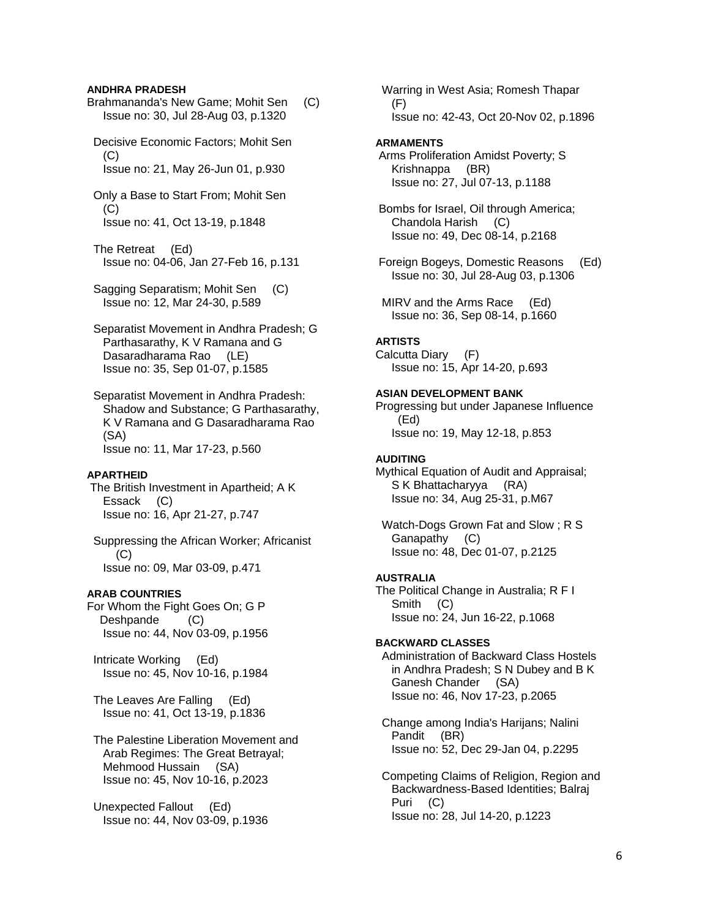#### ANDHRA PRADESH

Brahmananda's New Game; Mohit Sen (C)
Issue no: 30, Jul 28-Aug 03, p.1320

Decisive Economic Factors; Mohit Sen (C)
Issue no: 21, May 26-Jun 01, p.930

Only a Base to Start From; Mohit Sen (C)
Issue no: 41, Oct 13-19, p.1848

The Retreat (Ed)
Issue no: 04-06, Jan 27-Feb 16, p.131

Sagging Separatism; Mohit Sen (C)
Issue no: 12, Mar 24-30, p.589

Separatist Movement in Andhra Pradesh; G Parthasarathy, K V Ramana and G Dasaradharama Rao (LE)
Issue no: 35, Sep 01-07, p.1585

Separatist Movement in Andhra Pradesh: Shadow and Substance; G Parthasarathy, K V Ramana and G Dasaradharama Rao (SA)
Issue no: 11, Mar 17-23, p.560

#### APARTHEID

The British Investment in Apartheid; A K Essack (C)
Issue no: 16, Apr 21-27, p.747

Suppressing the African Worker; Africanist (C)
Issue no: 09, Mar 03-09, p.471

#### ARAB COUNTRIES

For Whom the Fight Goes On; G P Deshpande (C)
Issue no: 44, Nov 03-09, p.1956

Intricate Working (Ed)
Issue no: 45, Nov 10-16, p.1984

The Leaves Are Falling (Ed)
Issue no: 41, Oct 13-19, p.1836

The Palestine Liberation Movement and Arab Regimes: The Great Betrayal; Mehmood Hussain (SA)
Issue no: 45, Nov 10-16, p.2023

Unexpected Fallout (Ed)
Issue no: 44, Nov 03-09, p.1936

Warring in West Asia; Romesh Thapar (F)
Issue no: 42-43, Oct 20-Nov 02, p.1896

#### ARMAMENTS

Arms Proliferation Amidst Poverty; S Krishnappa (BR)
Issue no: 27, Jul 07-13, p.1188

Bombs for Israel, Oil through America; Chandola Harish (C)
Issue no: 49, Dec 08-14, p.2168

Foreign Bogeys, Domestic Reasons (Ed)
Issue no: 30, Jul 28-Aug 03, p.1306

MIRV and the Arms Race (Ed)
Issue no: 36, Sep 08-14, p.1660

#### ARTISTS

Calcutta Diary (F)
Issue no: 15, Apr 14-20, p.693

#### ASIAN DEVELOPMENT BANK

Progressing but under Japanese Influence (Ed)
Issue no: 19, May 12-18, p.853

#### AUDITING

Mythical Equation of Audit and Appraisal; S K Bhattacharyya (RA)
Issue no: 34, Aug 25-31, p.M67

Watch-Dogs Grown Fat and Slow ; R S Ganapathy (C)
Issue no: 48, Dec 01-07, p.2125

#### AUSTRALIA

The Political Change in Australia; R F I Smith (C)
Issue no: 24, Jun 16-22, p.1068

#### BACKWARD CLASSES

Administration of Backward Class Hostels in Andhra Pradesh; S N Dubey and B K Ganesh Chander (SA)
Issue no: 46, Nov 17-23, p.2065

Change among India's Harijans; Nalini Pandit (BR)
Issue no: 52, Dec 29-Jan 04, p.2295

Competing Claims of Religion, Region and Backwardness-Based Identities; Balraj Puri (C)
Issue no: 28, Jul 14-20, p.1223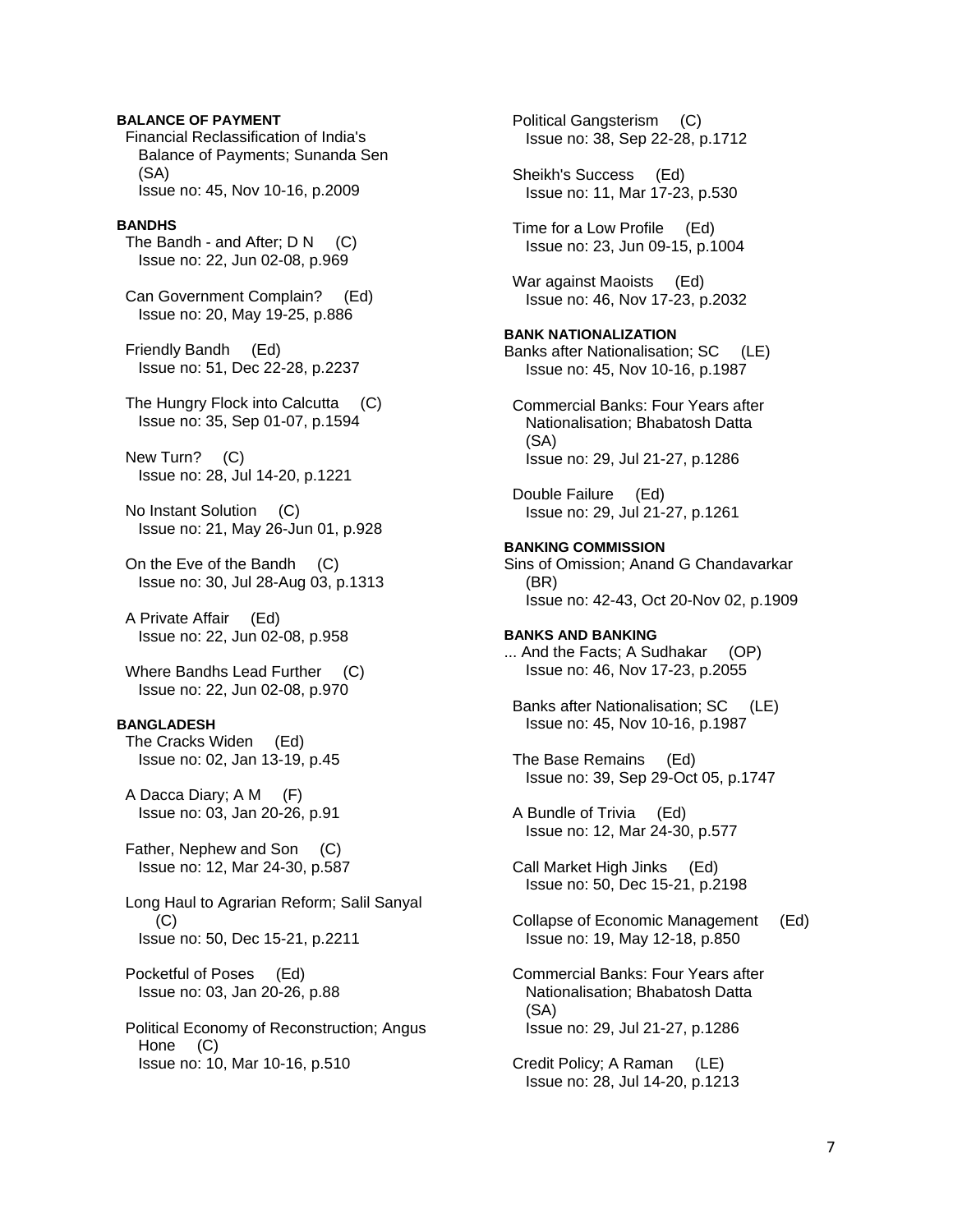**BALANCE OF PAYMENT**

Financial Reclassification of India's Balance of Payments; Sunanda Sen (SA)
Issue no: 45, Nov 10-16, p.2009

**BANDHS**

The Bandh - and After; D N (C)
Issue no: 22, Jun 02-08, p.969

Can Government Complain? (Ed)
Issue no: 20, May 19-25, p.886

Friendly Bandh (Ed)
Issue no: 51, Dec 22-28, p.2237

The Hungry Flock into Calcutta (C)
Issue no: 35, Sep 01-07, p.1594

New Turn? (C)
Issue no: 28, Jul 14-20, p.1221

No Instant Solution (C)
Issue no: 21, May 26-Jun 01, p.928

On the Eve of the Bandh (C)
Issue no: 30, Jul 28-Aug 03, p.1313

A Private Affair (Ed)
Issue no: 22, Jun 02-08, p.958

Where Bandhs Lead Further (C)
Issue no: 22, Jun 02-08, p.970

**BANGLADESH**

The Cracks Widen (Ed)
Issue no: 02, Jan 13-19, p.45

A Dacca Diary; A M (F)
Issue no: 03, Jan 20-26, p.91

Father, Nephew and Son (C)
Issue no: 12, Mar 24-30, p.587

Long Haul to Agrarian Reform; Salil Sanyal (C)
Issue no: 50, Dec 15-21, p.2211

Pocketful of Poses (Ed)
Issue no: 03, Jan 20-26, p.88

Political Economy of Reconstruction; Angus Hone (C)
Issue no: 10, Mar 10-16, p.510

Political Gangsterism (C)
Issue no: 38, Sep 22-28, p.1712

Sheikh's Success (Ed)
Issue no: 11, Mar 17-23, p.530

Time for a Low Profile (Ed)
Issue no: 23, Jun 09-15, p.1004

War against Maoists (Ed)
Issue no: 46, Nov 17-23, p.2032

**BANK NATIONALIZATION**

Banks after Nationalisation; SC (LE)
Issue no: 45, Nov 10-16, p.1987

Commercial Banks: Four Years after Nationalisation; Bhabatosh Datta (SA)
Issue no: 29, Jul 21-27, p.1286

Double Failure (Ed)
Issue no: 29, Jul 21-27, p.1261

**BANKING COMMISSION**

Sins of Omission; Anand G Chandavarkar (BR)
Issue no: 42-43, Oct 20-Nov 02, p.1909

**BANKS AND BANKING**

... And the Facts; A Sudhakar (OP)
Issue no: 46, Nov 17-23, p.2055

Banks after Nationalisation; SC (LE)
Issue no: 45, Nov 10-16, p.1987

The Base Remains (Ed)
Issue no: 39, Sep 29-Oct 05, p.1747

A Bundle of Trivia (Ed)
Issue no: 12, Mar 24-30, p.577

Call Market High Jinks (Ed)
Issue no: 50, Dec 15-21, p.2198

Collapse of Economic Management (Ed)
Issue no: 19, May 12-18, p.850

Commercial Banks: Four Years after Nationalisation; Bhabatosh Datta (SA)
Issue no: 29, Jul 21-27, p.1286

Credit Policy; A Raman (LE)
Issue no: 28, Jul 14-20, p.1213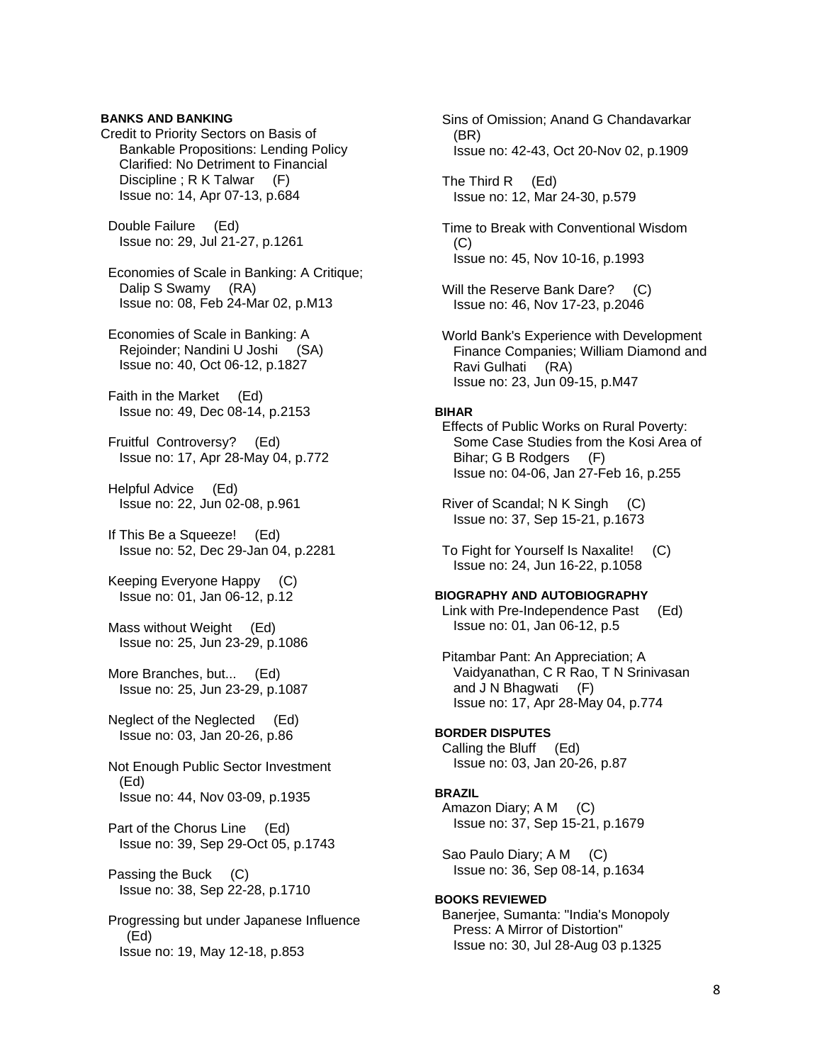**BANKS AND BANKING**

Credit to Priority Sectors on Basis of Bankable Propositions: Lending Policy Clarified: No Detriment to Financial Discipline ; R K Talwar (F)
Issue no: 14, Apr 07-13, p.684

Double Failure (Ed)
Issue no: 29, Jul 21-27, p.1261

Economies of Scale in Banking: A Critique; Dalip S Swamy (RA)
Issue no: 08, Feb 24-Mar 02, p.M13

Economies of Scale in Banking: A Rejoinder; Nandini U Joshi (SA)
Issue no: 40, Oct 06-12, p.1827

Faith in the Market (Ed)
Issue no: 49, Dec 08-14, p.2153

Fruitful Controversy? (Ed)
Issue no: 17, Apr 28-May 04, p.772

Helpful Advice (Ed)
Issue no: 22, Jun 02-08, p.961

If This Be a Squeeze! (Ed)
Issue no: 52, Dec 29-Jan 04, p.2281

Keeping Everyone Happy (C)
Issue no: 01, Jan 06-12, p.12

Mass without Weight (Ed)
Issue no: 25, Jun 23-29, p.1086

More Branches, but... (Ed)
Issue no: 25, Jun 23-29, p.1087

Neglect of the Neglected (Ed)
Issue no: 03, Jan 20-26, p.86

Not Enough Public Sector Investment (Ed)
Issue no: 44, Nov 03-09, p.1935

Part of the Chorus Line (Ed)
Issue no: 39, Sep 29-Oct 05, p.1743

Passing the Buck (C)
Issue no: 38, Sep 22-28, p.1710

Progressing but under Japanese Influence (Ed)
Issue no: 19, May 12-18, p.853

Sins of Omission; Anand G Chandavarkar (BR)
Issue no: 42-43, Oct 20-Nov 02, p.1909

The Third R (Ed)
Issue no: 12, Mar 24-30, p.579

Time to Break with Conventional Wisdom (C)
Issue no: 45, Nov 10-16, p.1993

Will the Reserve Bank Dare? (C)
Issue no: 46, Nov 17-23, p.2046

World Bank's Experience with Development Finance Companies; William Diamond and Ravi Gulhati (RA)
Issue no: 23, Jun 09-15, p.M47

**BIHAR**

Effects of Public Works on Rural Poverty: Some Case Studies from the Kosi Area of Bihar; G B Rodgers (F)
Issue no: 04-06, Jan 27-Feb 16, p.255

River of Scandal; N K Singh (C)
Issue no: 37, Sep 15-21, p.1673

To Fight for Yourself Is Naxalite! (C)
Issue no: 24, Jun 16-22, p.1058

**BIOGRAPHY AND AUTOBIOGRAPHY**

Link with Pre-Independence Past (Ed)
Issue no: 01, Jan 06-12, p.5

Pitambar Pant: An Appreciation; A Vaidyanathan, C R Rao, T N Srinivasan and J N Bhagwati (F)
Issue no: 17, Apr 28-May 04, p.774

**BORDER DISPUTES**

Calling the Bluff (Ed)
Issue no: 03, Jan 20-26, p.87

**BRAZIL**

Amazon Diary; A M (C)
Issue no: 37, Sep 15-21, p.1679

Sao Paulo Diary; A M (C)
Issue no: 36, Sep 08-14, p.1634

**BOOKS REVIEWED**

Banerjee, Sumanta: "India's Monopoly Press: A Mirror of Distortion"
Issue no: 30, Jul 28-Aug 03 p.1325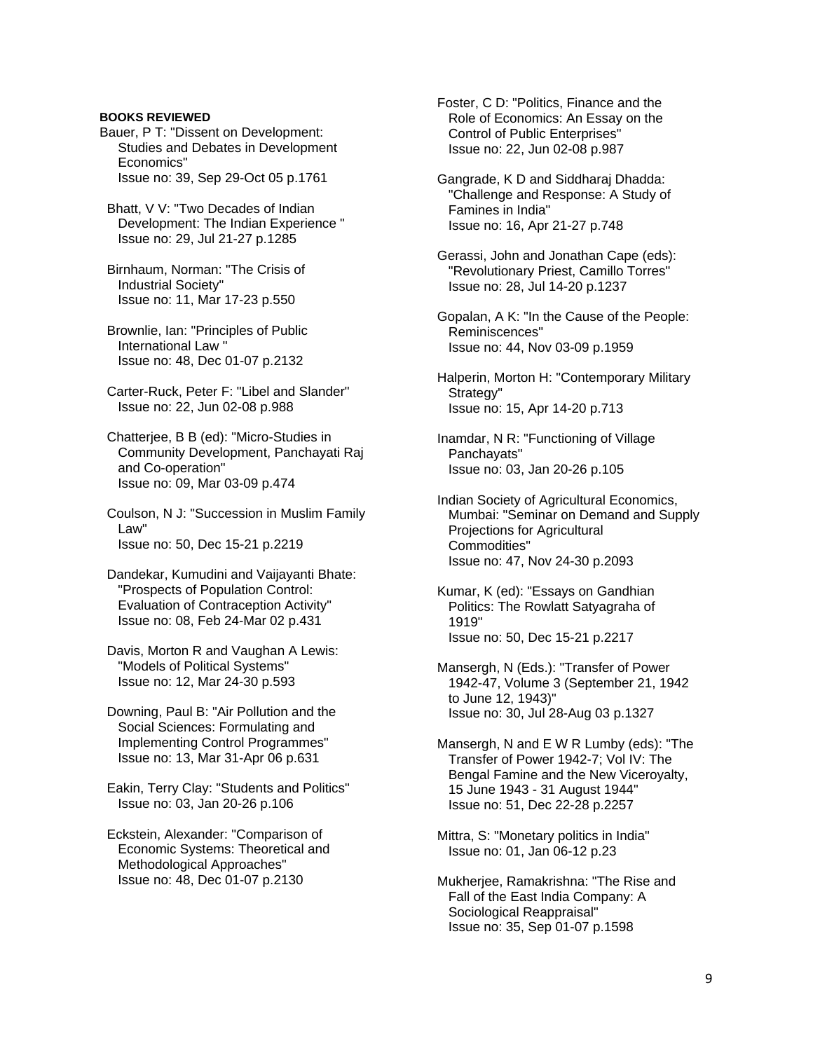**BOOKS REVIEWED**

Bauer, P T: "Dissent on Development: Studies and Debates in Development Economics"
Issue no: 39, Sep 29-Oct 05 p.1761

Bhatt, V V: "Two Decades of Indian Development: The Indian Experience "
Issue no: 29, Jul 21-27 p.1285

Birnhaum, Norman: "The Crisis of Industrial Society"
Issue no: 11, Mar 17-23 p.550

Brownlie, Ian: "Principles of Public International Law "
Issue no: 48, Dec 01-07 p.2132

Carter-Ruck, Peter F: "Libel and Slander"
Issue no: 22, Jun 02-08 p.988

Chatterjee, B B (ed): "Micro-Studies in Community Development, Panchayati Raj and Co-operation"
Issue no: 09, Mar 03-09 p.474

Coulson, N J: "Succession in Muslim Family Law"
Issue no: 50, Dec 15-21 p.2219

Dandekar, Kumudini and Vaijayanti Bhate: "Prospects of Population Control: Evaluation of Contraception Activity"
Issue no: 08, Feb 24-Mar 02 p.431

Davis, Morton R and Vaughan A Lewis: "Models of Political Systems"
Issue no: 12, Mar 24-30 p.593

Downing, Paul B: "Air Pollution and the Social Sciences: Formulating and Implementing Control Programmes"
Issue no: 13, Mar 31-Apr 06 p.631

Eakin, Terry Clay: "Students and Politics"
Issue no: 03, Jan 20-26 p.106

Eckstein, Alexander: "Comparison of Economic Systems: Theoretical and Methodological Approaches"
Issue no: 48, Dec 01-07 p.2130

Foster, C D: "Politics, Finance and the Role of Economics: An Essay on the Control of Public Enterprises"
Issue no: 22, Jun 02-08 p.987

Gangrade, K D and Siddharaj Dhadda: "Challenge and Response: A Study of Famines in India"
Issue no: 16, Apr 21-27 p.748

Gerassi, John and Jonathan Cape (eds): "Revolutionary Priest, Camillo Torres"
Issue no: 28, Jul 14-20 p.1237

Gopalan, A K: "In the Cause of the People: Reminiscences"
Issue no: 44, Nov 03-09 p.1959

Halperin, Morton H: "Contemporary Military Strategy"
Issue no: 15, Apr 14-20 p.713

Inamdar, N R: "Functioning of Village Panchayats"
Issue no: 03, Jan 20-26 p.105

Indian Society of Agricultural Economics, Mumbai: "Seminar on Demand and Supply Projections for Agricultural Commodities"
Issue no: 47, Nov 24-30 p.2093

Kumar, K (ed): "Essays on Gandhian Politics: The Rowlatt Satyagraha of 1919"
Issue no: 50, Dec 15-21 p.2217

Mansergh, N (Eds.): "Transfer of Power 1942-47, Volume 3 (September 21, 1942 to June 12, 1943)"
Issue no: 30, Jul 28-Aug 03 p.1327

Mansergh, N and E W R Lumby (eds): "The Transfer of Power 1942-7; Vol IV: The Bengal Famine and the New Viceroyalty, 15 June 1943 - 31 August 1944"
Issue no: 51, Dec 22-28 p.2257

Mittra, S: "Monetary politics in India"
Issue no: 01, Jan 06-12 p.23

Mukherjee, Ramakrishna: "The Rise and Fall of the East India Company: A Sociological Reappraisal"
Issue no: 35, Sep 01-07 p.1598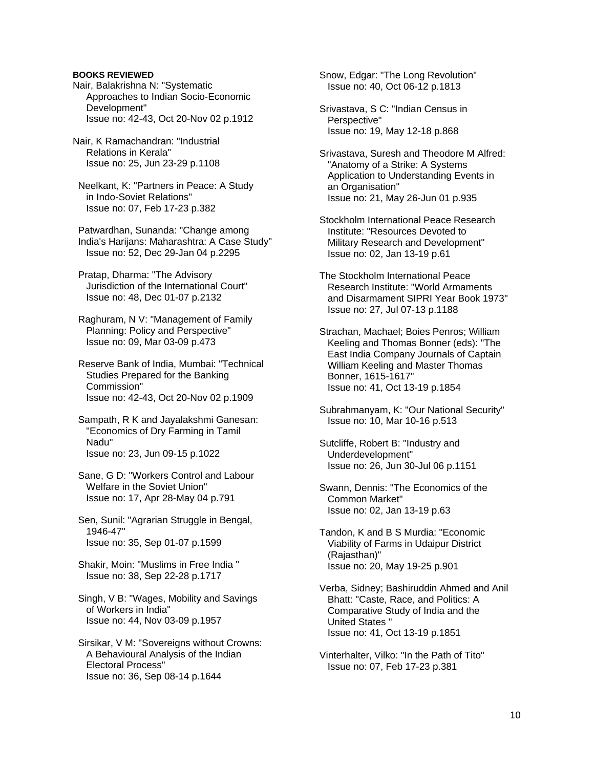**BOOKS REVIEWED**

Nair, Balakrishna N: "Systematic Approaches to Indian Socio-Economic Development"
Issue no: 42-43, Oct 20-Nov 02 p.1912

Nair, K Ramachandran: "Industrial Relations in Kerala"
Issue no: 25, Jun 23-29 p.1108

Neelkant, K: "Partners in Peace: A Study in Indo-Soviet Relations"
Issue no: 07, Feb 17-23 p.382

Patwardhan, Sunanda: "Change among India's Harijans: Maharashtra: A Case Study"
Issue no: 52, Dec 29-Jan 04 p.2295

Pratap, Dharma: "The Advisory Jurisdiction of the International Court"
Issue no: 48, Dec 01-07 p.2132

Raghuram, N V: "Management of Family Planning: Policy and Perspective"
Issue no: 09, Mar 03-09 p.473

Reserve Bank of India, Mumbai: "Technical Studies Prepared for the Banking Commission"
Issue no: 42-43, Oct 20-Nov 02 p.1909

Sampath, R K and Jayalakshmi Ganesan: "Economics of Dry Farming in Tamil Nadu"
Issue no: 23, Jun 09-15 p.1022

Sane, G D: "Workers Control and Labour Welfare in the Soviet Union"
Issue no: 17, Apr 28-May 04 p.791

Sen, Sunil: "Agrarian Struggle in Bengal, 1946-47"
Issue no: 35, Sep 01-07 p.1599

Shakir, Moin: "Muslims in Free India "
Issue no: 38, Sep 22-28 p.1717

Singh, V B: "Wages, Mobility and Savings of Workers in India"
Issue no: 44, Nov 03-09 p.1957

Sirsikar, V M: "Sovereigns without Crowns: A Behavioural Analysis of the Indian Electoral Process"
Issue no: 36, Sep 08-14 p.1644

Snow, Edgar: "The Long Revolution"
Issue no: 40, Oct 06-12 p.1813

Srivastava, S C: "Indian Census in Perspective"
Issue no: 19, May 12-18 p.868

Srivastava, Suresh and Theodore M Alfred: "Anatomy of a Strike: A Systems Application to Understanding Events in an Organisation"
Issue no: 21, May 26-Jun 01 p.935

Stockholm International Peace Research Institute: "Resources Devoted to Military Research and Development"
Issue no: 02, Jan 13-19 p.61

The Stockholm International Peace Research Institute: "World Armaments and Disarmament SIPRI Year Book 1973"
Issue no: 27, Jul 07-13 p.1188

Strachan, Machael; Boies Penros; William Keeling and Thomas Bonner (eds): "The East India Company Journals of Captain William Keeling and Master Thomas Bonner, 1615-1617"
Issue no: 41, Oct 13-19 p.1854

Subrahmanyam, K: "Our National Security"
Issue no: 10, Mar 10-16 p.513

Sutcliffe, Robert B: "Industry and Underdevelopment"
Issue no: 26, Jun 30-Jul 06 p.1151

Swann, Dennis: "The Economics of the Common Market"
Issue no: 02, Jan 13-19 p.63

Tandon, K and B S Murdia: "Economic Viability of Farms in Udaipur District (Rajasthan)"
Issue no: 20, May 19-25 p.901

Verba, Sidney; Bashiruddin Ahmed and Anil Bhatt: "Caste, Race, and Politics: A Comparative Study of India and the United States "
Issue no: 41, Oct 13-19 p.1851

Vinterhalter, Vilko: "In the Path of Tito"
Issue no: 07, Feb 17-23 p.381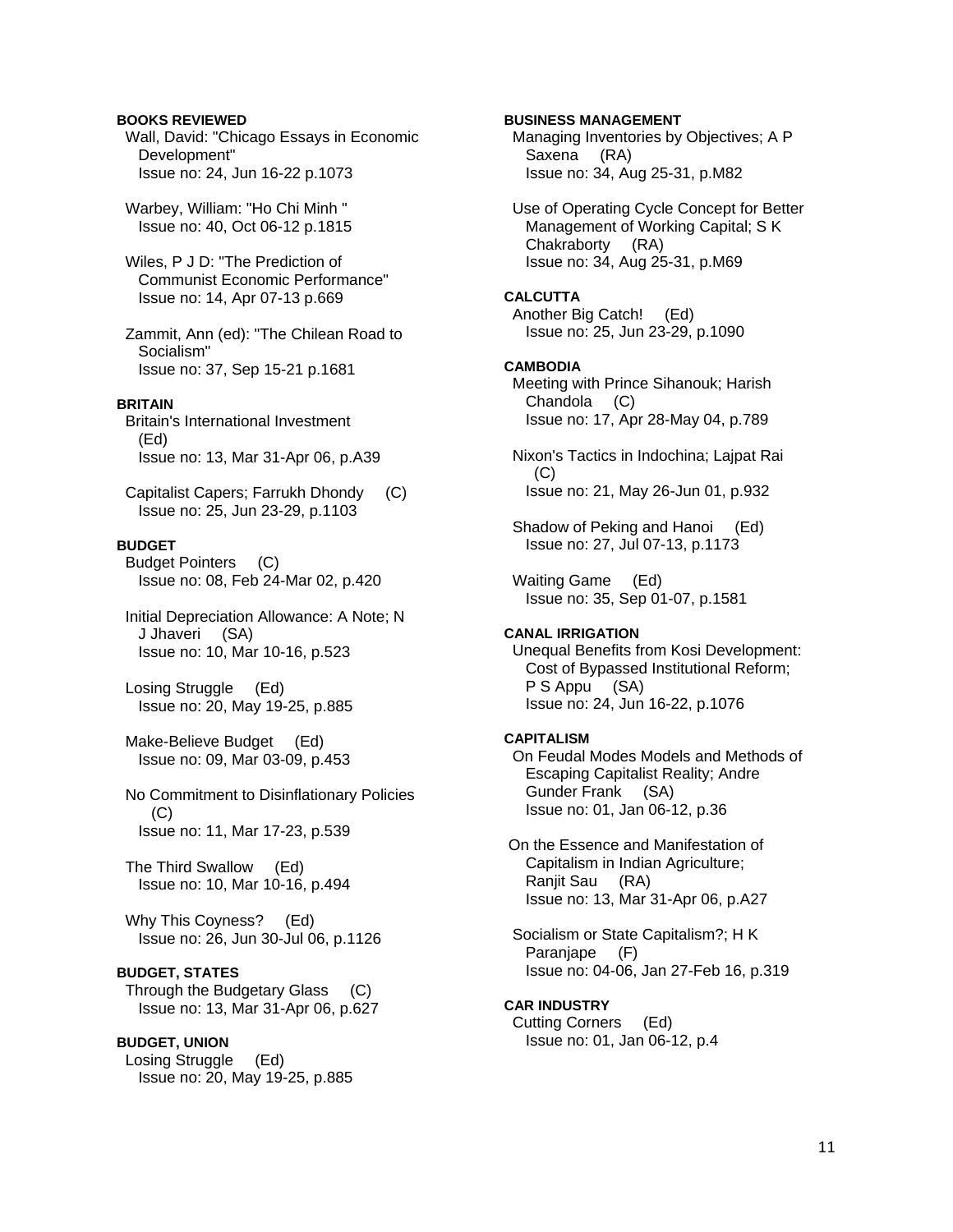**BOOKS REVIEWED**

Wall, David: "Chicago Essays in Economic Development"
Issue no: 24, Jun 16-22 p.1073

Warbey, William: "Ho Chi Minh "
Issue no: 40, Oct 06-12 p.1815

Wiles, P J D: "The Prediction of Communist Economic Performance"
Issue no: 14, Apr 07-13 p.669

Zammit, Ann (ed): "The Chilean Road to Socialism"
Issue no: 37, Sep 15-21 p.1681

**BRITAIN**

Britain's International Investment (Ed)
Issue no: 13, Mar 31-Apr 06, p.A39

Capitalist Capers; Farrukh Dhondy (C)
Issue no: 25, Jun 23-29, p.1103

**BUDGET**

Budget Pointers (C)
Issue no: 08, Feb 24-Mar 02, p.420

Initial Depreciation Allowance: A Note; N J Jhaveri (SA)
Issue no: 10, Mar 10-16, p.523

Losing Struggle (Ed)
Issue no: 20, May 19-25, p.885

Make-Believe Budget (Ed)
Issue no: 09, Mar 03-09, p.453

No Commitment to Disinflationary Policies (C)
Issue no: 11, Mar 17-23, p.539

The Third Swallow (Ed)
Issue no: 10, Mar 10-16, p.494

Why This Coyness? (Ed)
Issue no: 26, Jun 30-Jul 06, p.1126

**BUDGET, STATES**

Through the Budgetary Glass (C)
Issue no: 13, Mar 31-Apr 06, p.627

**BUDGET, UNION**

Losing Struggle (Ed)
Issue no: 20, May 19-25, p.885

**BUSINESS MANAGEMENT**

Managing Inventories by Objectives; A P Saxena (RA)
Issue no: 34, Aug 25-31, p.M82

Use of Operating Cycle Concept for Better Management of Working Capital; S K Chakraborty (RA)
Issue no: 34, Aug 25-31, p.M69

**CALCUTTA**

Another Big Catch! (Ed)
Issue no: 25, Jun 23-29, p.1090

**CAMBODIA**

Meeting with Prince Sihanouk; Harish Chandola (C)
Issue no: 17, Apr 28-May 04, p.789

Nixon's Tactics in Indochina; Lajpat Rai (C)
Issue no: 21, May 26-Jun 01, p.932

Shadow of Peking and Hanoi (Ed)
Issue no: 27, Jul 07-13, p.1173

Waiting Game (Ed)
Issue no: 35, Sep 01-07, p.1581

**CANAL IRRIGATION**

Unequal Benefits from Kosi Development: Cost of Bypassed Institutional Reform; P S Appu (SA)
Issue no: 24, Jun 16-22, p.1076

**CAPITALISM**

On Feudal Modes Models and Methods of Escaping Capitalist Reality; Andre Gunder Frank (SA)
Issue no: 01, Jan 06-12, p.36

On the Essence and Manifestation of Capitalism in Indian Agriculture; Ranjit Sau (RA)
Issue no: 13, Mar 31-Apr 06, p.A27

Socialism or State Capitalism?; H K Paranjape (F)
Issue no: 04-06, Jan 27-Feb 16, p.319

**CAR INDUSTRY**

Cutting Corners (Ed)
Issue no: 01, Jan 06-12, p.4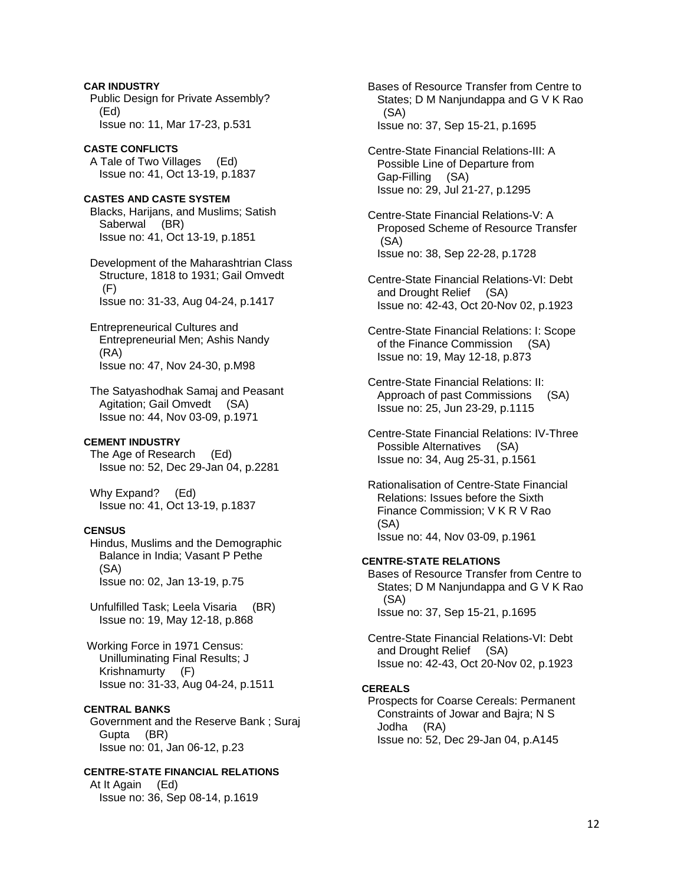**CAR INDUSTRY**

Public Design for Private Assembly? (Ed)
Issue no: 11, Mar 17-23, p.531

**CASTE CONFLICTS**

A Tale of Two Villages (Ed)
Issue no: 41, Oct 13-19, p.1837

**CASTES AND CASTE SYSTEM**

Blacks, Harijans, and Muslims; Satish Saberwal (BR)
Issue no: 41, Oct 13-19, p.1851

Development of the Maharashtrian Class Structure, 1818 to 1931; Gail Omvedt (F)
Issue no: 31-33, Aug 04-24, p.1417

Entrepreneurical Cultures and Entrepreneurial Men; Ashis Nandy (RA)
Issue no: 47, Nov 24-30, p.M98

The Satyashodhak Samaj and Peasant Agitation; Gail Omvedt (SA)
Issue no: 44, Nov 03-09, p.1971

**CEMENT INDUSTRY**

The Age of Research (Ed)
Issue no: 52, Dec 29-Jan 04, p.2281

Why Expand? (Ed)
Issue no: 41, Oct 13-19, p.1837

**CENSUS**

Hindus, Muslims and the Demographic Balance in India; Vasant P Pethe (SA)
Issue no: 02, Jan 13-19, p.75

Unfulfilled Task; Leela Visaria (BR)
Issue no: 19, May 12-18, p.868

Working Force in 1971 Census: Unilluminating Final Results; J Krishnamurty (F)
Issue no: 31-33, Aug 04-24, p.1511

**CENTRAL BANKS**

Government and the Reserve Bank ; Suraj Gupta (BR)
Issue no: 01, Jan 06-12, p.23

**CENTRE-STATE FINANCIAL RELATIONS**

At It Again (Ed)
Issue no: 36, Sep 08-14, p.1619

Bases of Resource Transfer from Centre to States; D M Nanjundappa and G V K Rao (SA)
Issue no: 37, Sep 15-21, p.1695

Centre-State Financial Relations-III: A Possible Line of Departure from Gap-Filling (SA)
Issue no: 29, Jul 21-27, p.1295

Centre-State Financial Relations-V: A Proposed Scheme of Resource Transfer (SA)
Issue no: 38, Sep 22-28, p.1728

Centre-State Financial Relations-VI: Debt and Drought Relief (SA)
Issue no: 42-43, Oct 20-Nov 02, p.1923

Centre-State Financial Relations: I: Scope of the Finance Commission (SA)
Issue no: 19, May 12-18, p.873

Centre-State Financial Relations: II: Approach of past Commissions (SA)
Issue no: 25, Jun 23-29, p.1115

Centre-State Financial Relations: IV-Three Possible Alternatives (SA)
Issue no: 34, Aug 25-31, p.1561

Rationalisation of Centre-State Financial Relations: Issues before the Sixth Finance Commission; V K R V Rao (SA)
Issue no: 44, Nov 03-09, p.1961

**CENTRE-STATE RELATIONS**

Bases of Resource Transfer from Centre to States; D M Nanjundappa and G V K Rao (SA)
Issue no: 37, Sep 15-21, p.1695

Centre-State Financial Relations-VI: Debt and Drought Relief (SA)
Issue no: 42-43, Oct 20-Nov 02, p.1923

**CEREALS**

Prospects for Coarse Cereals: Permanent Constraints of Jowar and Bajra; N S Jodha (RA)
Issue no: 52, Dec 29-Jan 04, p.A145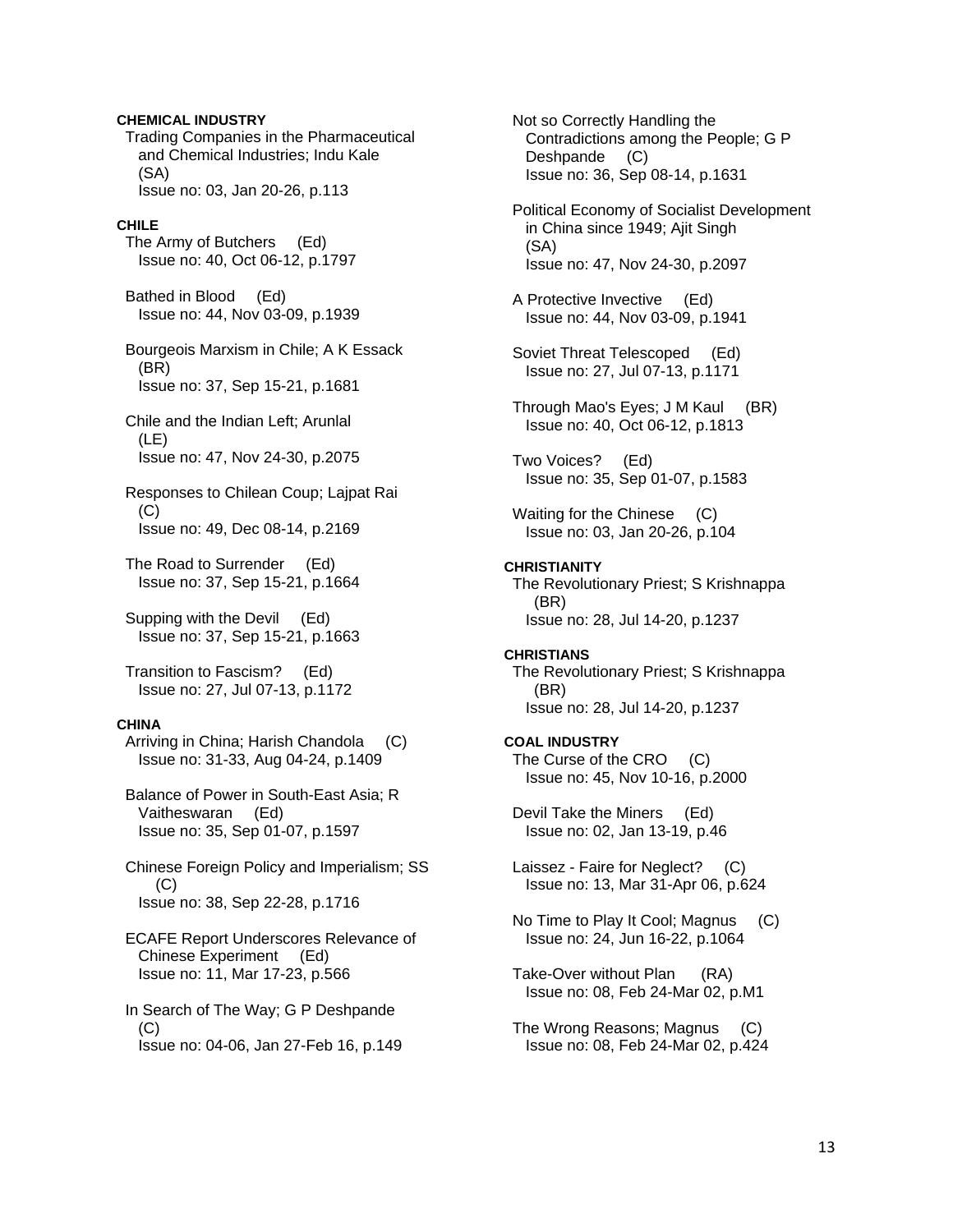**CHEMICAL INDUSTRY**

Trading Companies in the Pharmaceutical and Chemical Industries; Indu Kale (SA)
Issue no: 03, Jan 20-26, p.113

**CHILE**

The Army of Butchers (Ed)
Issue no: 40, Oct 06-12, p.1797

Bathed in Blood (Ed)
Issue no: 44, Nov 03-09, p.1939

Bourgeois Marxism in Chile; A K Essack (BR)
Issue no: 37, Sep 15-21, p.1681

Chile and the Indian Left; Arunlal (LE)
Issue no: 47, Nov 24-30, p.2075

Responses to Chilean Coup; Lajpat Rai (C)
Issue no: 49, Dec 08-14, p.2169

The Road to Surrender (Ed)
Issue no: 37, Sep 15-21, p.1664

Supping with the Devil (Ed)
Issue no: 37, Sep 15-21, p.1663

Transition to Fascism? (Ed)
Issue no: 27, Jul 07-13, p.1172

**CHINA**

Arriving in China; Harish Chandola (C)
Issue no: 31-33, Aug 04-24, p.1409

Balance of Power in South-East Asia; R Vaitheswaran (Ed)
Issue no: 35, Sep 01-07, p.1597

Chinese Foreign Policy and Imperialism; SS (C)
Issue no: 38, Sep 22-28, p.1716

ECAFE Report Underscores Relevance of Chinese Experiment (Ed)
Issue no: 11, Mar 17-23, p.566

In Search of The Way; G P Deshpande (C)
Issue no: 04-06, Jan 27-Feb 16, p.149

Not so Correctly Handling the Contradictions among the People; G P Deshpande (C)
Issue no: 36, Sep 08-14, p.1631

Political Economy of Socialist Development in China since 1949; Ajit Singh (SA)
Issue no: 47, Nov 24-30, p.2097

A Protective Invective (Ed)
Issue no: 44, Nov 03-09, p.1941

Soviet Threat Telescoped (Ed)
Issue no: 27, Jul 07-13, p.1171

Through Mao's Eyes; J M Kaul (BR)
Issue no: 40, Oct 06-12, p.1813

Two Voices? (Ed)
Issue no: 35, Sep 01-07, p.1583

Waiting for the Chinese (C)
Issue no: 03, Jan 20-26, p.104

**CHRISTIANITY**

The Revolutionary Priest; S Krishnappa (BR)
Issue no: 28, Jul 14-20, p.1237

**CHRISTIANS**

The Revolutionary Priest; S Krishnappa (BR)
Issue no: 28, Jul 14-20, p.1237

**COAL INDUSTRY**

The Curse of the CRO (C)
Issue no: 45, Nov 10-16, p.2000

Devil Take the Miners (Ed)
Issue no: 02, Jan 13-19, p.46

Laissez - Faire for Neglect? (C)
Issue no: 13, Mar 31-Apr 06, p.624

No Time to Play It Cool; Magnus (C)
Issue no: 24, Jun 16-22, p.1064

Take-Over without Plan (RA)
Issue no: 08, Feb 24-Mar 02, p.M1

The Wrong Reasons; Magnus (C)
Issue no: 08, Feb 24-Mar 02, p.424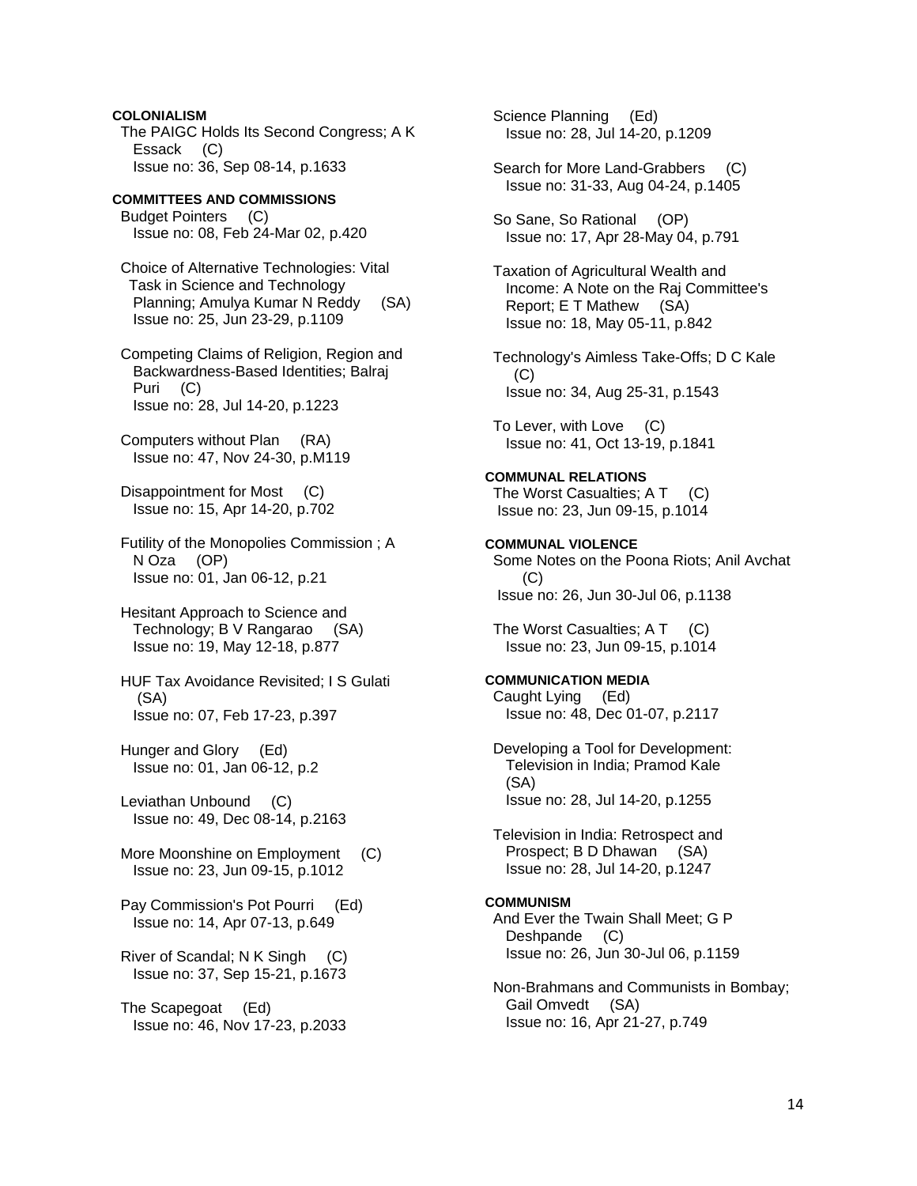**COLONIALISM**

The PAIGC Holds Its Second Congress; A K Essack (C)
Issue no: 36, Sep 08-14, p.1633

**COMMITTEES AND COMMISSIONS**

Budget Pointers (C)
Issue no: 08, Feb 24-Mar 02, p.420

Choice of Alternative Technologies: Vital Task in Science and Technology Planning; Amulya Kumar N Reddy (SA)
Issue no: 25, Jun 23-29, p.1109

Competing Claims of Religion, Region and Backwardness-Based Identities; Balraj Puri (C)
Issue no: 28, Jul 14-20, p.1223

Computers without Plan (RA)
Issue no: 47, Nov 24-30, p.M119

Disappointment for Most (C)
Issue no: 15, Apr 14-20, p.702

Futility of the Monopolies Commission ; A N Oza (OP)
Issue no: 01, Jan 06-12, p.21

Hesitant Approach to Science and Technology; B V Rangarao (SA)
Issue no: 19, May 12-18, p.877

HUF Tax Avoidance Revisited; I S Gulati (SA)
Issue no: 07, Feb 17-23, p.397

Hunger and Glory (Ed)
Issue no: 01, Jan 06-12, p.2

Leviathan Unbound (C)
Issue no: 49, Dec 08-14, p.2163

More Moonshine on Employment (C)
Issue no: 23, Jun 09-15, p.1012

Pay Commission's Pot Pourri (Ed)
Issue no: 14, Apr 07-13, p.649

River of Scandal; N K Singh (C)
Issue no: 37, Sep 15-21, p.1673

The Scapegoat (Ed)
Issue no: 46, Nov 17-23, p.2033

Science Planning (Ed)
Issue no: 28, Jul 14-20, p.1209

Search for More Land-Grabbers (C)
Issue no: 31-33, Aug 04-24, p.1405

So Sane, So Rational (OP)
Issue no: 17, Apr 28-May 04, p.791

Taxation of Agricultural Wealth and Income: A Note on the Raj Committee's Report; E T Mathew (SA)
Issue no: 18, May 05-11, p.842

Technology's Aimless Take-Offs; D C Kale (C)
Issue no: 34, Aug 25-31, p.1543

To Lever, with Love (C)
Issue no: 41, Oct 13-19, p.1841

**COMMUNAL RELATIONS**

The Worst Casualties; A T (C)
Issue no: 23, Jun 09-15, p.1014

**COMMUNAL VIOLENCE**

Some Notes on the Poona Riots; Anil Avchat (C)
Issue no: 26, Jun 30-Jul 06, p.1138

The Worst Casualties; A T (C)
Issue no: 23, Jun 09-15, p.1014

**COMMUNICATION MEDIA**

Caught Lying (Ed)
Issue no: 48, Dec 01-07, p.2117

Developing a Tool for Development: Television in India; Pramod Kale (SA)
Issue no: 28, Jul 14-20, p.1255

Television in India: Retrospect and Prospect; B D Dhawan (SA)
Issue no: 28, Jul 14-20, p.1247

**COMMUNISM**

And Ever the Twain Shall Meet; G P Deshpande (C)
Issue no: 26, Jun 30-Jul 06, p.1159

Non-Brahmans and Communists in Bombay; Gail Omvedt (SA)
Issue no: 16, Apr 21-27, p.749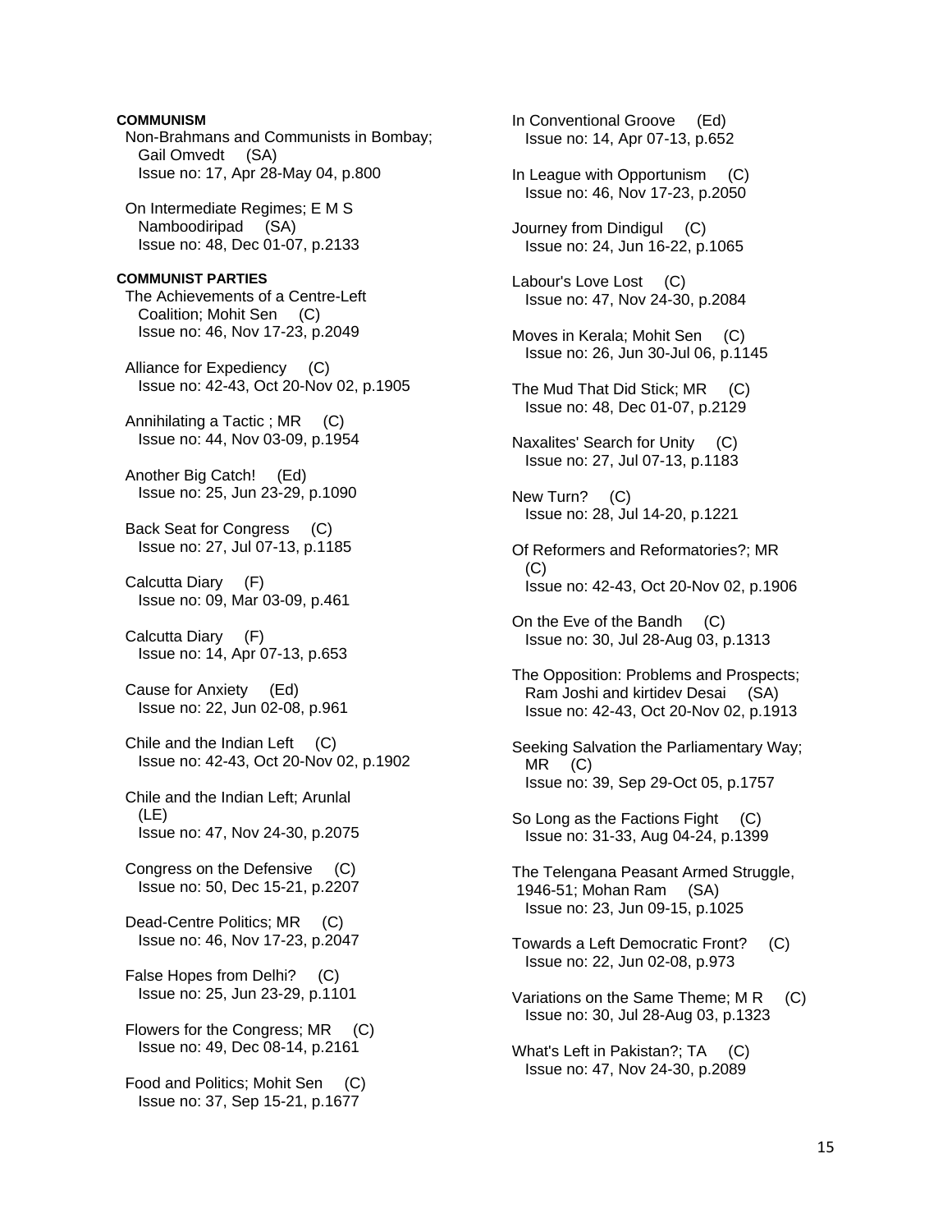**COMMUNISM**

Non-Brahmans and Communists in Bombay; Gail Omvedt (SA)
Issue no: 17, Apr 28-May 04, p.800

On Intermediate Regimes; E M S Namboodiripad (SA)
Issue no: 48, Dec 01-07, p.2133

**COMMUNIST PARTIES**

The Achievements of a Centre-Left Coalition; Mohit Sen (C)
Issue no: 46, Nov 17-23, p.2049

Alliance for Expediency (C)
Issue no: 42-43, Oct 20-Nov 02, p.1905

Annihilating a Tactic ; MR (C)
Issue no: 44, Nov 03-09, p.1954

Another Big Catch! (Ed)
Issue no: 25, Jun 23-29, p.1090

Back Seat for Congress (C)
Issue no: 27, Jul 07-13, p.1185

Calcutta Diary (F)
Issue no: 09, Mar 03-09, p.461

Calcutta Diary (F)
Issue no: 14, Apr 07-13, p.653

Cause for Anxiety (Ed)
Issue no: 22, Jun 02-08, p.961

Chile and the Indian Left (C)
Issue no: 42-43, Oct 20-Nov 02, p.1902

Chile and the Indian Left; Arunlal (LE)
Issue no: 47, Nov 24-30, p.2075

Congress on the Defensive (C)
Issue no: 50, Dec 15-21, p.2207

Dead-Centre Politics; MR (C)
Issue no: 46, Nov 17-23, p.2047

False Hopes from Delhi? (C)
Issue no: 25, Jun 23-29, p.1101

Flowers for the Congress; MR (C)
Issue no: 49, Dec 08-14, p.2161

Food and Politics; Mohit Sen (C)
Issue no: 37, Sep 15-21, p.1677

In Conventional Groove (Ed)
Issue no: 14, Apr 07-13, p.652

In League with Opportunism (C)
Issue no: 46, Nov 17-23, p.2050

Journey from Dindigul (C)
Issue no: 24, Jun 16-22, p.1065

Labour's Love Lost (C)
Issue no: 47, Nov 24-30, p.2084

Moves in Kerala; Mohit Sen (C)
Issue no: 26, Jun 30-Jul 06, p.1145

The Mud That Did Stick; MR (C)
Issue no: 48, Dec 01-07, p.2129

Naxalites' Search for Unity (C)
Issue no: 27, Jul 07-13, p.1183

New Turn? (C)
Issue no: 28, Jul 14-20, p.1221

Of Reformers and Reformatories?; MR (C)
Issue no: 42-43, Oct 20-Nov 02, p.1906

On the Eve of the Bandh (C)
Issue no: 30, Jul 28-Aug 03, p.1313

The Opposition: Problems and Prospects; Ram Joshi and kirtidev Desai (SA)
Issue no: 42-43, Oct 20-Nov 02, p.1913

Seeking Salvation the Parliamentary Way; MR (C)
Issue no: 39, Sep 29-Oct 05, p.1757

So Long as the Factions Fight (C)
Issue no: 31-33, Aug 04-24, p.1399

The Telengana Peasant Armed Struggle, 1946-51; Mohan Ram (SA)
Issue no: 23, Jun 09-15, p.1025

Towards a Left Democratic Front? (C)
Issue no: 22, Jun 02-08, p.973

Variations on the Same Theme; M R (C)
Issue no: 30, Jul 28-Aug 03, p.1323

What's Left in Pakistan?; TA (C)
Issue no: 47, Nov 24-30, p.2089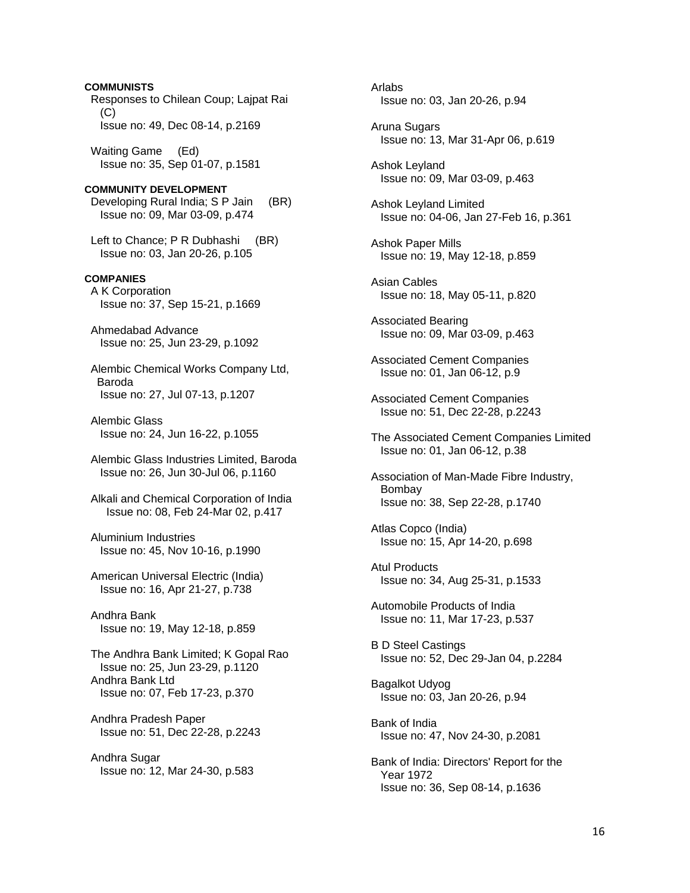**COMMUNISTS**

Responses to Chilean Coup; Lajpat Rai (C)
Issue no: 49, Dec 08-14, p.2169

Waiting Game (Ed)
Issue no: 35, Sep 01-07, p.1581

**COMMUNITY DEVELOPMENT**

Developing Rural India; S P Jain (BR)
Issue no: 09, Mar 03-09, p.474

Left to Chance; P R Dubhashi (BR)
Issue no: 03, Jan 20-26, p.105

**COMPANIES**

A K Corporation
Issue no: 37, Sep 15-21, p.1669

Ahmedabad Advance
Issue no: 25, Jun 23-29, p.1092

Alembic Chemical Works Company Ltd, Baroda
Issue no: 27, Jul 07-13, p.1207

Alembic Glass
Issue no: 24, Jun 16-22, p.1055

Alembic Glass Industries Limited, Baroda
Issue no: 26, Jun 30-Jul 06, p.1160

Alkali and Chemical Corporation of India
Issue no: 08, Feb 24-Mar 02, p.417

Aluminium Industries
Issue no: 45, Nov 10-16, p.1990

American Universal Electric (India)
Issue no: 16, Apr 21-27, p.738

Andhra Bank
Issue no: 19, May 12-18, p.859

The Andhra Bank Limited; K Gopal Rao
Issue no: 25, Jun 23-29, p.1120

Andhra Bank Ltd
Issue no: 07, Feb 17-23, p.370

Andhra Pradesh Paper
Issue no: 51, Dec 22-28, p.2243

Andhra Sugar
Issue no: 12, Mar 24-30, p.583

Arlabs
Issue no: 03, Jan 20-26, p.94

Aruna Sugars
Issue no: 13, Mar 31-Apr 06, p.619

Ashok Leyland
Issue no: 09, Mar 03-09, p.463

Ashok Leyland Limited
Issue no: 04-06, Jan 27-Feb 16, p.361

Ashok Paper Mills
Issue no: 19, May 12-18, p.859

Asian Cables
Issue no: 18, May 05-11, p.820

Associated Bearing
Issue no: 09, Mar 03-09, p.463

Associated Cement Companies
Issue no: 01, Jan 06-12, p.9

Associated Cement Companies
Issue no: 51, Dec 22-28, p.2243

The Associated Cement Companies Limited
Issue no: 01, Jan 06-12, p.38

Association of Man-Made Fibre Industry, Bombay
Issue no: 38, Sep 22-28, p.1740

Atlas Copco (India)
Issue no: 15, Apr 14-20, p.698

Atul Products
Issue no: 34, Aug 25-31, p.1533

Automobile Products of India
Issue no: 11, Mar 17-23, p.537

B D Steel Castings
Issue no: 52, Dec 29-Jan 04, p.2284

Bagalkot Udyog
Issue no: 03, Jan 20-26, p.94

Bank of India
Issue no: 47, Nov 24-30, p.2081

Bank of India: Directors' Report for the Year 1972
Issue no: 36, Sep 08-14, p.1636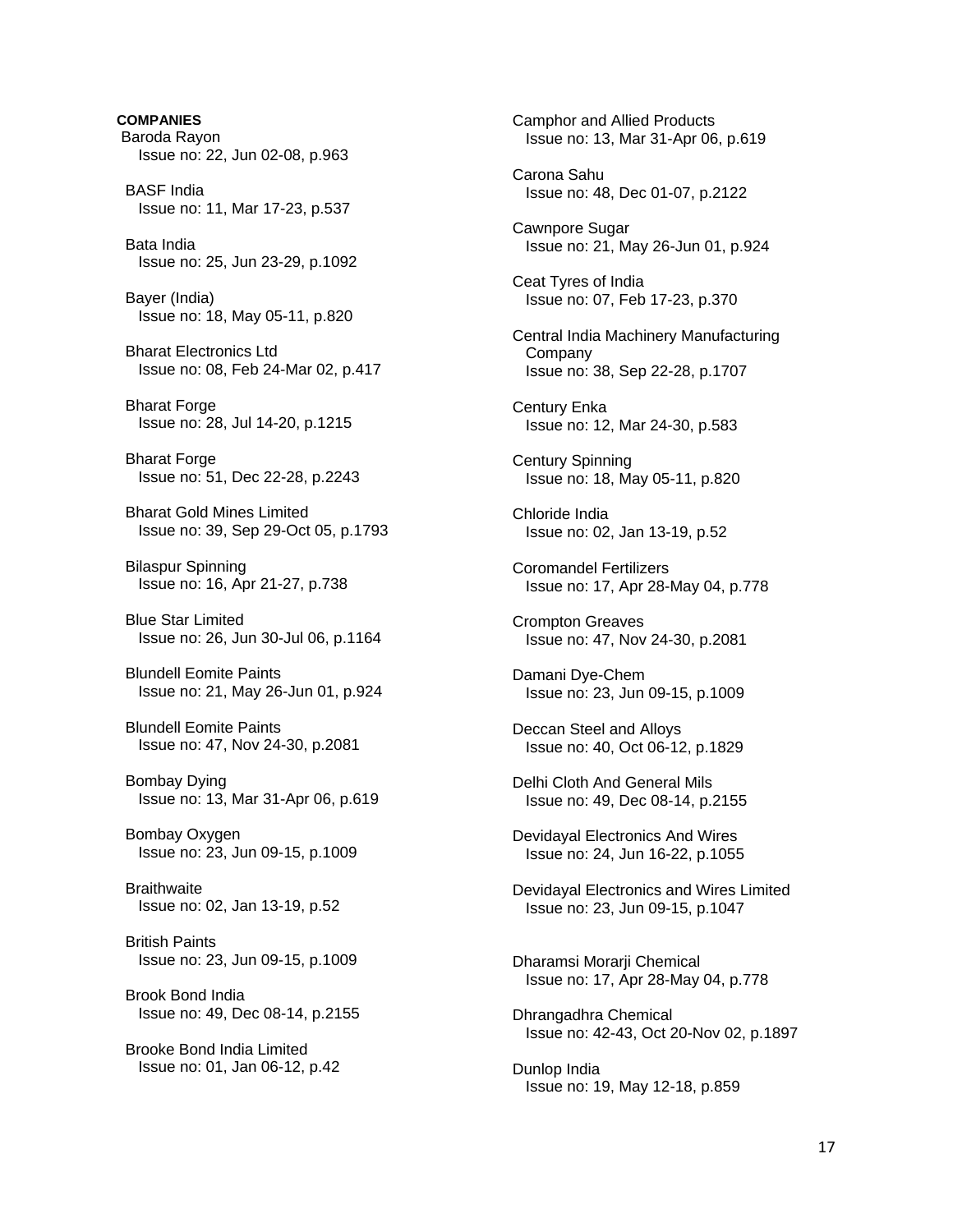**COMPANIES**

Baroda Rayon
Issue no: 22, Jun 02-08, p.963

BASF India
Issue no: 11, Mar 17-23, p.537

Bata India
Issue no: 25, Jun 23-29, p.1092

Bayer (India)
Issue no: 18, May 05-11, p.820

Bharat Electronics Ltd
Issue no: 08, Feb 24-Mar 02, p.417

Bharat Forge
Issue no: 28, Jul 14-20, p.1215

Bharat Forge
Issue no: 51, Dec 22-28, p.2243

Bharat Gold Mines Limited
Issue no: 39, Sep 29-Oct 05, p.1793

Bilaspur Spinning
Issue no: 16, Apr 21-27, p.738

Blue Star Limited
Issue no: 26, Jun 30-Jul 06, p.1164

Blundell Eomite Paints
Issue no: 21, May 26-Jun 01, p.924

Blundell Eomite Paints
Issue no: 47, Nov 24-30, p.2081

Bombay Dying
Issue no: 13, Mar 31-Apr 06, p.619

Bombay Oxygen
Issue no: 23, Jun 09-15, p.1009

Braithwaite
Issue no: 02, Jan 13-19, p.52

British Paints
Issue no: 23, Jun 09-15, p.1009

Brook Bond India
Issue no: 49, Dec 08-14, p.2155

Brooke Bond India Limited
Issue no: 01, Jan 06-12, p.42

Camphor and Allied Products
Issue no: 13, Mar 31-Apr 06, p.619

Carona Sahu
Issue no: 48, Dec 01-07, p.2122

Cawnpore Sugar
Issue no: 21, May 26-Jun 01, p.924

Ceat Tyres of India
Issue no: 07, Feb 17-23, p.370

Central India Machinery Manufacturing Company
Issue no: 38, Sep 22-28, p.1707

Century Enka
Issue no: 12, Mar 24-30, p.583

Century Spinning
Issue no: 18, May 05-11, p.820

Chloride India
Issue no: 02, Jan 13-19, p.52

Coromandel Fertilizers
Issue no: 17, Apr 28-May 04, p.778

Crompton Greaves
Issue no: 47, Nov 24-30, p.2081

Damani Dye-Chem
Issue no: 23, Jun 09-15, p.1009

Deccan Steel and Alloys
Issue no: 40, Oct 06-12, p.1829

Delhi Cloth And General Mils
Issue no: 49, Dec 08-14, p.2155

Devidayal Electronics And Wires
Issue no: 24, Jun 16-22, p.1055

Devidayal Electronics and Wires Limited
Issue no: 23, Jun 09-15, p.1047

Dharamsi Morarji Chemical
Issue no: 17, Apr 28-May 04, p.778

Dhrangadhra Chemical
Issue no: 42-43, Oct 20-Nov 02, p.1897

Dunlop India
Issue no: 19, May 12-18, p.859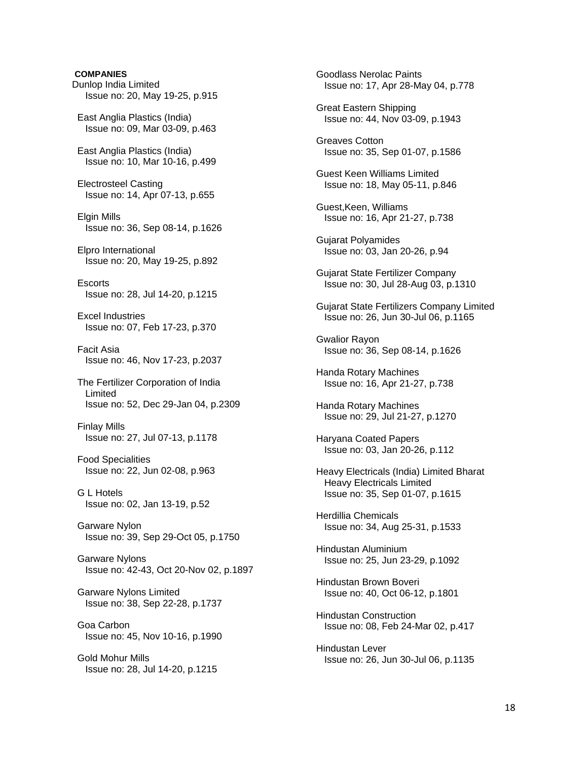**COMPANIES**

Dunlop India Limited
Issue no: 20, May 19-25, p.915

East Anglia Plastics (India)
Issue no: 09, Mar 03-09, p.463

East Anglia Plastics (India)
Issue no: 10, Mar 10-16, p.499

Electrosteel Casting
Issue no: 14, Apr 07-13, p.655

Elgin Mills
Issue no: 36, Sep 08-14, p.1626

Elpro International
Issue no: 20, May 19-25, p.892

Escorts
Issue no: 28, Jul 14-20, p.1215

Excel Industries
Issue no: 07, Feb 17-23, p.370

Facit Asia
Issue no: 46, Nov 17-23, p.2037

The Fertilizer Corporation of India Limited
Issue no: 52, Dec 29-Jan 04, p.2309

Finlay Mills
Issue no: 27, Jul 07-13, p.1178

Food Specialities
Issue no: 22, Jun 02-08, p.963

G L Hotels
Issue no: 02, Jan 13-19, p.52

Garware Nylon
Issue no: 39, Sep 29-Oct 05, p.1750

Garware Nylons
Issue no: 42-43, Oct 20-Nov 02, p.1897

Garware Nylons Limited
Issue no: 38, Sep 22-28, p.1737

Goa Carbon
Issue no: 45, Nov 10-16, p.1990

Gold Mohur Mills
Issue no: 28, Jul 14-20, p.1215

Goodlass Nerolac Paints
Issue no: 17, Apr 28-May 04, p.778

Great Eastern Shipping
Issue no: 44, Nov 03-09, p.1943

Greaves Cotton
Issue no: 35, Sep 01-07, p.1586

Guest Keen Williams Limited
Issue no: 18, May 05-11, p.846

Guest,Keen, Williams
Issue no: 16, Apr 21-27, p.738

Gujarat Polyamides
Issue no: 03, Jan 20-26, p.94

Gujarat State Fertilizer Company
Issue no: 30, Jul 28-Aug 03, p.1310

Gujarat State Fertilizers Company Limited
Issue no: 26, Jun 30-Jul 06, p.1165

Gwalior Rayon
Issue no: 36, Sep 08-14, p.1626

Handa Rotary Machines
Issue no: 16, Apr 21-27, p.738

Handa Rotary Machines
Issue no: 29, Jul 21-27, p.1270

Haryana Coated Papers
Issue no: 03, Jan 20-26, p.112

Heavy Electricals (India) Limited Bharat Heavy Electricals Limited
Issue no: 35, Sep 01-07, p.1615

Herdillia Chemicals
Issue no: 34, Aug 25-31, p.1533

Hindustan Aluminium
Issue no: 25, Jun 23-29, p.1092

Hindustan Brown Boveri
Issue no: 40, Oct 06-12, p.1801

Hindustan Construction
Issue no: 08, Feb 24-Mar 02, p.417

Hindustan Lever
Issue no: 26, Jun 30-Jul 06, p.1135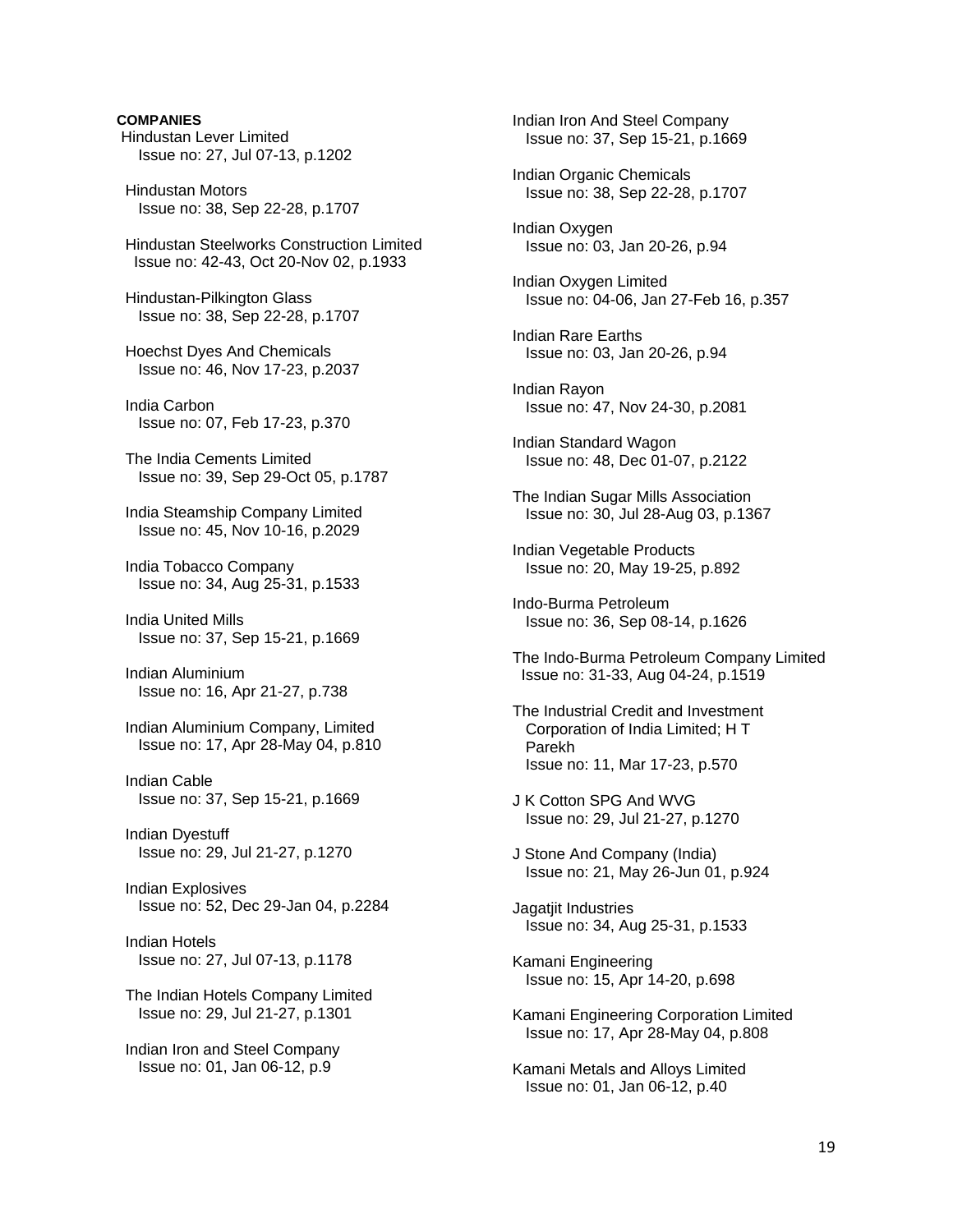**COMPANIES**

Hindustan Lever Limited
Issue no: 27, Jul 07-13, p.1202

Hindustan Motors
Issue no: 38, Sep 22-28, p.1707

Hindustan Steelworks Construction Limited
Issue no: 42-43, Oct 20-Nov 02, p.1933

Hindustan-Pilkington Glass
Issue no: 38, Sep 22-28, p.1707

Hoechst Dyes And Chemicals
Issue no: 46, Nov 17-23, p.2037

India Carbon
Issue no: 07, Feb 17-23, p.370

The India Cements Limited
Issue no: 39, Sep 29-Oct 05, p.1787

India Steamship Company Limited
Issue no: 45, Nov 10-16, p.2029

India Tobacco Company
Issue no: 34, Aug 25-31, p.1533

India United Mills
Issue no: 37, Sep 15-21, p.1669

Indian Aluminium
Issue no: 16, Apr 21-27, p.738

Indian Aluminium Company, Limited
Issue no: 17, Apr 28-May 04, p.810

Indian Cable
Issue no: 37, Sep 15-21, p.1669

Indian Dyestuff
Issue no: 29, Jul 21-27, p.1270

Indian Explosives
Issue no: 52, Dec 29-Jan 04, p.2284

Indian Hotels
Issue no: 27, Jul 07-13, p.1178

The Indian Hotels Company Limited
Issue no: 29, Jul 21-27, p.1301

Indian Iron and Steel Company
Issue no: 01, Jan 06-12, p.9

Indian Iron And Steel Company
Issue no: 37, Sep 15-21, p.1669

Indian Organic Chemicals
Issue no: 38, Sep 22-28, p.1707

Indian Oxygen
Issue no: 03, Jan 20-26, p.94

Indian Oxygen Limited
Issue no: 04-06, Jan 27-Feb 16, p.357

Indian Rare Earths
Issue no: 03, Jan 20-26, p.94

Indian Rayon
Issue no: 47, Nov 24-30, p.2081

Indian Standard Wagon
Issue no: 48, Dec 01-07, p.2122

The Indian Sugar Mills Association
Issue no: 30, Jul 28-Aug 03, p.1367

Indian Vegetable Products
Issue no: 20, May 19-25, p.892

Indo-Burma Petroleum
Issue no: 36, Sep 08-14, p.1626

The Indo-Burma Petroleum Company Limited
Issue no: 31-33, Aug 04-24, p.1519

The Industrial Credit and Investment Corporation of India Limited; H T Parekh
Issue no: 11, Mar 17-23, p.570

J K Cotton SPG And WVG
Issue no: 29, Jul 21-27, p.1270

J Stone And Company (India)
Issue no: 21, May 26-Jun 01, p.924

Jagatjit Industries
Issue no: 34, Aug 25-31, p.1533

Kamani Engineering
Issue no: 15, Apr 14-20, p.698

Kamani Engineering Corporation Limited
Issue no: 17, Apr 28-May 04, p.808

Kamani Metals and Alloys Limited
Issue no: 01, Jan 06-12, p.40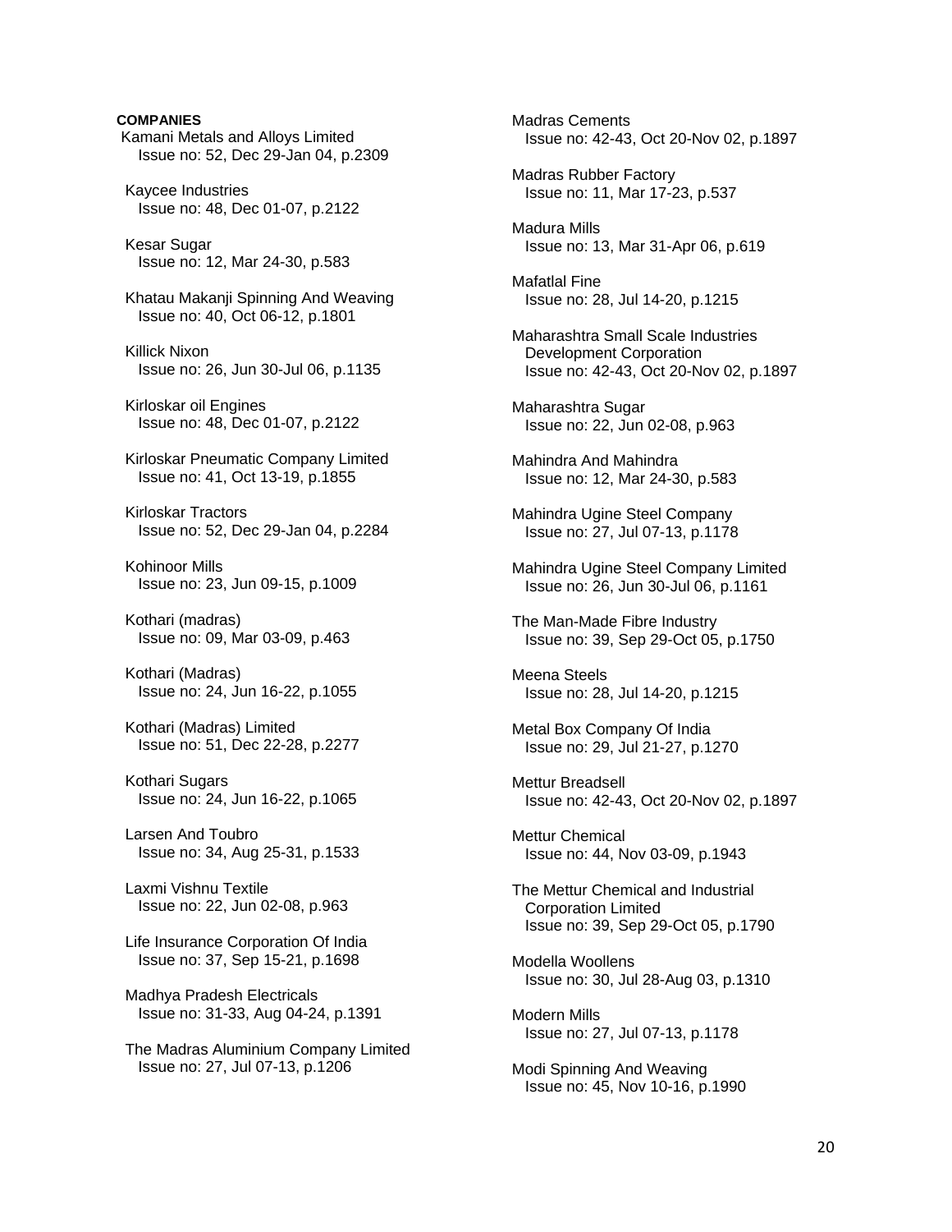**COMPANIES**

Kamani Metals and Alloys Limited
Issue no: 52, Dec 29-Jan 04, p.2309

Kaycee Industries
Issue no: 48, Dec 01-07, p.2122

Kesar Sugar
Issue no: 12, Mar 24-30, p.583

Khatau Makanji Spinning And Weaving
Issue no: 40, Oct 06-12, p.1801

Killick Nixon
Issue no: 26, Jun 30-Jul 06, p.1135

Kirloskar oil Engines
Issue no: 48, Dec 01-07, p.2122

Kirloskar Pneumatic Company Limited
Issue no: 41, Oct 13-19, p.1855

Kirloskar Tractors
Issue no: 52, Dec 29-Jan 04, p.2284

Kohinoor Mills
Issue no: 23, Jun 09-15, p.1009

Kothari (madras)
Issue no: 09, Mar 03-09, p.463

Kothari (Madras)
Issue no: 24, Jun 16-22, p.1055

Kothari (Madras) Limited
Issue no: 51, Dec 22-28, p.2277

Kothari Sugars
Issue no: 24, Jun 16-22, p.1065

Larsen And Toubro
Issue no: 34, Aug 25-31, p.1533

Laxmi Vishnu Textile
Issue no: 22, Jun 02-08, p.963

Life Insurance Corporation Of India
Issue no: 37, Sep 15-21, p.1698

Madhya Pradesh Electricals
Issue no: 31-33, Aug 04-24, p.1391

The Madras Aluminium Company Limited
Issue no: 27, Jul 07-13, p.1206

Madras Cements
Issue no: 42-43, Oct 20-Nov 02, p.1897

Madras Rubber Factory
Issue no: 11, Mar 17-23, p.537

Madura Mills
Issue no: 13, Mar 31-Apr 06, p.619

Mafatlal Fine
Issue no: 28, Jul 14-20, p.1215

Maharashtra Small Scale Industries Development Corporation
Issue no: 42-43, Oct 20-Nov 02, p.1897

Maharashtra Sugar
Issue no: 22, Jun 02-08, p.963

Mahindra And Mahindra
Issue no: 12, Mar 24-30, p.583

Mahindra Ugine Steel Company
Issue no: 27, Jul 07-13, p.1178

Mahindra Ugine Steel Company Limited
Issue no: 26, Jun 30-Jul 06, p.1161

The Man-Made Fibre Industry
Issue no: 39, Sep 29-Oct 05, p.1750

Meena Steels
Issue no: 28, Jul 14-20, p.1215

Metal Box Company Of India
Issue no: 29, Jul 21-27, p.1270

Mettur Breadsell
Issue no: 42-43, Oct 20-Nov 02, p.1897

Mettur Chemical
Issue no: 44, Nov 03-09, p.1943

The Mettur Chemical and Industrial Corporation Limited
Issue no: 39, Sep 29-Oct 05, p.1790

Modella Woollens
Issue no: 30, Jul 28-Aug 03, p.1310

Modern Mills
Issue no: 27, Jul 07-13, p.1178

Modi Spinning And Weaving
Issue no: 45, Nov 10-16, p.1990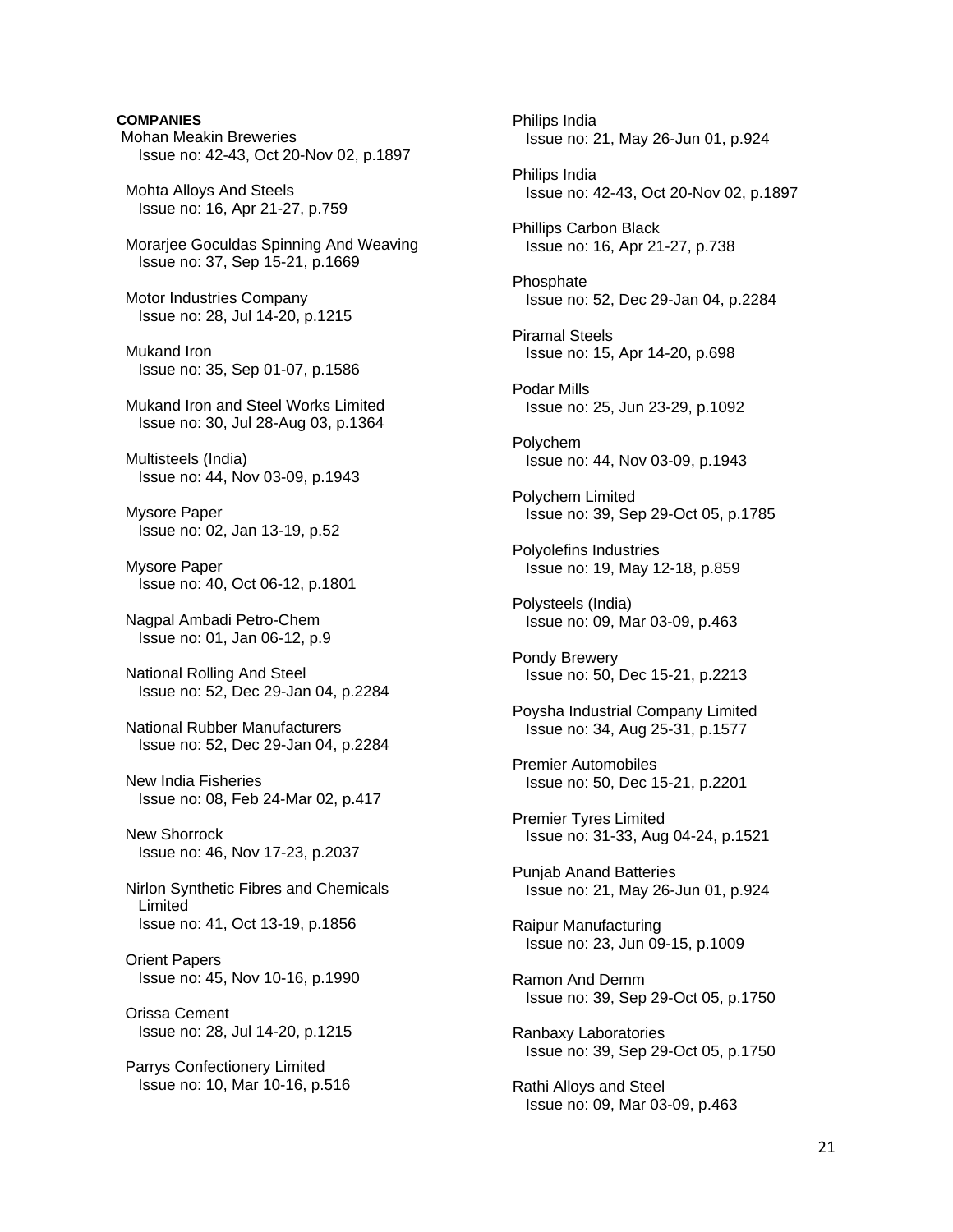**COMPANIES**

Mohan Meakin Breweries
Issue no: 42-43, Oct 20-Nov 02, p.1897

Mohta Alloys And Steels
Issue no: 16, Apr 21-27, p.759

Morarjee Goculdas Spinning And Weaving
Issue no: 37, Sep 15-21, p.1669

Motor Industries Company
Issue no: 28, Jul 14-20, p.1215

Mukand Iron
Issue no: 35, Sep 01-07, p.1586

Mukand Iron and Steel Works Limited
Issue no: 30, Jul 28-Aug 03, p.1364

Multisteels (India)
Issue no: 44, Nov 03-09, p.1943

Mysore Paper
Issue no: 02, Jan 13-19, p.52

Mysore Paper
Issue no: 40, Oct 06-12, p.1801

Nagpal Ambadi Petro-Chem
Issue no: 01, Jan 06-12, p.9

National Rolling And Steel
Issue no: 52, Dec 29-Jan 04, p.2284

National Rubber Manufacturers
Issue no: 52, Dec 29-Jan 04, p.2284

New India Fisheries
Issue no: 08, Feb 24-Mar 02, p.417

New Shorrock
Issue no: 46, Nov 17-23, p.2037

Nirlon Synthetic Fibres and Chemicals Limited
Issue no: 41, Oct 13-19, p.1856

Orient Papers
Issue no: 45, Nov 10-16, p.1990

Orissa Cement
Issue no: 28, Jul 14-20, p.1215

Parrys Confectionery Limited
Issue no: 10, Mar 10-16, p.516

Philips India
Issue no: 21, May 26-Jun 01, p.924

Philips India
Issue no: 42-43, Oct 20-Nov 02, p.1897

Phillips Carbon Black
Issue no: 16, Apr 21-27, p.738

Phosphate
Issue no: 52, Dec 29-Jan 04, p.2284

Piramal Steels
Issue no: 15, Apr 14-20, p.698

Podar Mills
Issue no: 25, Jun 23-29, p.1092

Polychem
Issue no: 44, Nov 03-09, p.1943

Polychem Limited
Issue no: 39, Sep 29-Oct 05, p.1785

Polyolefins Industries
Issue no: 19, May 12-18, p.859

Polysteels (India)
Issue no: 09, Mar 03-09, p.463

Pondy Brewery
Issue no: 50, Dec 15-21, p.2213

Poysha Industrial Company Limited
Issue no: 34, Aug 25-31, p.1577

Premier Automobiles
Issue no: 50, Dec 15-21, p.2201

Premier Tyres Limited
Issue no: 31-33, Aug 04-24, p.1521

Punjab Anand Batteries
Issue no: 21, May 26-Jun 01, p.924

Raipur Manufacturing
Issue no: 23, Jun 09-15, p.1009

Ramon And Demm
Issue no: 39, Sep 29-Oct 05, p.1750

Ranbaxy Laboratories
Issue no: 39, Sep 29-Oct 05, p.1750

Rathi Alloys and Steel
Issue no: 09, Mar 03-09, p.463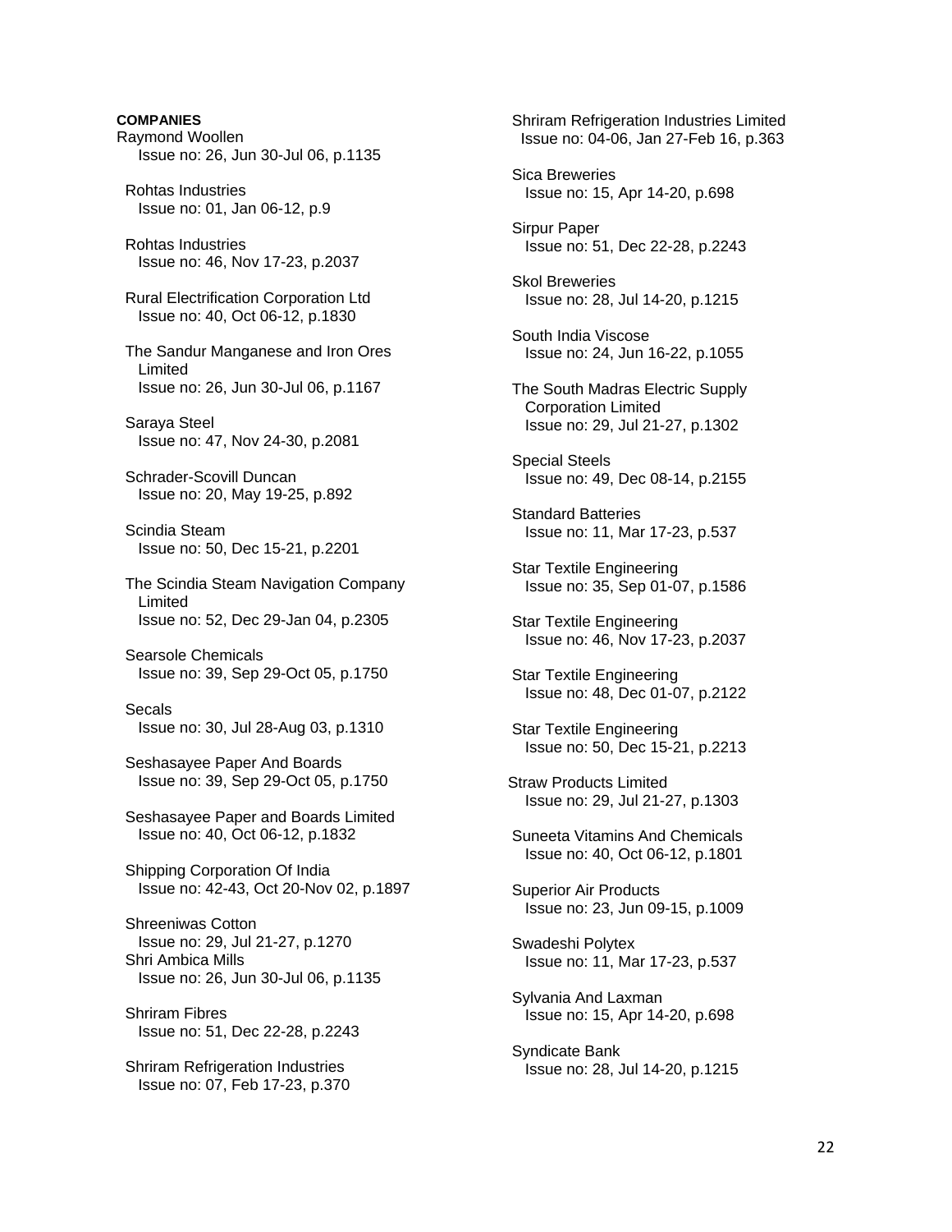**COMPANIES**

Raymond Woollen
Issue no: 26, Jun 30-Jul 06, p.1135

Rohtas Industries
Issue no: 01, Jan 06-12, p.9

Rohtas Industries
Issue no: 46, Nov 17-23, p.2037

Rural Electrification Corporation Ltd
Issue no: 40, Oct 06-12, p.1830

The Sandur Manganese and Iron Ores Limited
Issue no: 26, Jun 30-Jul 06, p.1167

Saraya Steel
Issue no: 47, Nov 24-30, p.2081

Schrader-Scovill Duncan
Issue no: 20, May 19-25, p.892

Scindia Steam
Issue no: 50, Dec 15-21, p.2201

The Scindia Steam Navigation Company Limited
Issue no: 52, Dec 29-Jan 04, p.2305

Searsole Chemicals
Issue no: 39, Sep 29-Oct 05, p.1750

Secals
Issue no: 30, Jul 28-Aug 03, p.1310

Seshasayee Paper And Boards
Issue no: 39, Sep 29-Oct 05, p.1750

Seshasayee Paper and Boards Limited
Issue no: 40, Oct 06-12, p.1832

Shipping Corporation Of India
Issue no: 42-43, Oct 20-Nov 02, p.1897

Shreeniwas Cotton
Issue no: 29, Jul 21-27, p.1270

Shri Ambica Mills
Issue no: 26, Jun 30-Jul 06, p.1135

Shriram Fibres
Issue no: 51, Dec 22-28, p.2243

Shriram Refrigeration Industries
Issue no: 07, Feb 17-23, p.370

Shriram Refrigeration Industries Limited
Issue no: 04-06, Jan 27-Feb 16, p.363

Sica Breweries
Issue no: 15, Apr 14-20, p.698

Sirpur Paper
Issue no: 51, Dec 22-28, p.2243

Skol Breweries
Issue no: 28, Jul 14-20, p.1215

South India Viscose
Issue no: 24, Jun 16-22, p.1055

The South Madras Electric Supply Corporation Limited
Issue no: 29, Jul 21-27, p.1302

Special Steels
Issue no: 49, Dec 08-14, p.2155

Standard Batteries
Issue no: 11, Mar 17-23, p.537

Star Textile Engineering
Issue no: 35, Sep 01-07, p.1586

Star Textile Engineering
Issue no: 46, Nov 17-23, p.2037

Star Textile Engineering
Issue no: 48, Dec 01-07, p.2122

Star Textile Engineering
Issue no: 50, Dec 15-21, p.2213

Straw Products Limited
Issue no: 29, Jul 21-27, p.1303

Suneeta Vitamins And Chemicals
Issue no: 40, Oct 06-12, p.1801

Superior Air Products
Issue no: 23, Jun 09-15, p.1009

Swadeshi Polytex
Issue no: 11, Mar 17-23, p.537

Sylvania And Laxman
Issue no: 15, Apr 14-20, p.698

Syndicate Bank
Issue no: 28, Jul 14-20, p.1215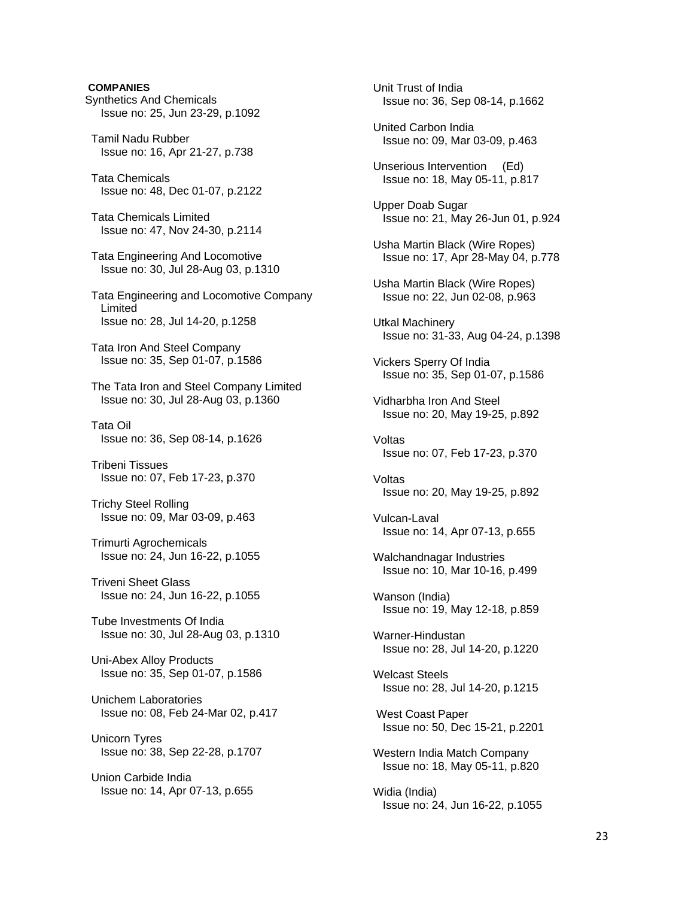**COMPANIES**

Synthetics And Chemicals
Issue no: 25, Jun 23-29, p.1092

Tamil Nadu Rubber
Issue no: 16, Apr 21-27, p.738

Tata Chemicals
Issue no: 48, Dec 01-07, p.2122

Tata Chemicals Limited
Issue no: 47, Nov 24-30, p.2114

Tata Engineering And Locomotive
Issue no: 30, Jul 28-Aug 03, p.1310

Tata Engineering and Locomotive Company Limited
Issue no: 28, Jul 14-20, p.1258

Tata Iron And Steel Company
Issue no: 35, Sep 01-07, p.1586

The Tata Iron and Steel Company Limited
Issue no: 30, Jul 28-Aug 03, p.1360

Tata Oil
Issue no: 36, Sep 08-14, p.1626

Tribeni Tissues
Issue no: 07, Feb 17-23, p.370

Trichy Steel Rolling
Issue no: 09, Mar 03-09, p.463

Trimurti Agrochemicals
Issue no: 24, Jun 16-22, p.1055

Triveni Sheet Glass
Issue no: 24, Jun 16-22, p.1055

Tube Investments Of India
Issue no: 30, Jul 28-Aug 03, p.1310

Uni-Abex Alloy Products
Issue no: 35, Sep 01-07, p.1586

Unichem Laboratories
Issue no: 08, Feb 24-Mar 02, p.417

Unicorn Tyres
Issue no: 38, Sep 22-28, p.1707

Union Carbide India
Issue no: 14, Apr 07-13, p.655

Unit Trust of India
Issue no: 36, Sep 08-14, p.1662

United Carbon India
Issue no: 09, Mar 03-09, p.463

Unserious Intervention (Ed)
Issue no: 18, May 05-11, p.817

Upper Doab Sugar
Issue no: 21, May 26-Jun 01, p.924

Usha Martin Black (Wire Ropes)
Issue no: 17, Apr 28-May 04, p.778

Usha Martin Black (Wire Ropes)
Issue no: 22, Jun 02-08, p.963

Utkal Machinery
Issue no: 31-33, Aug 04-24, p.1398

Vickers Sperry Of India
Issue no: 35, Sep 01-07, p.1586

Vidharbha Iron And Steel
Issue no: 20, May 19-25, p.892

Voltas
Issue no: 07, Feb 17-23, p.370

Voltas
Issue no: 20, May 19-25, p.892

Vulcan-Laval
Issue no: 14, Apr 07-13, p.655

Walchandnagar Industries
Issue no: 10, Mar 10-16, p.499

Wanson (India)
Issue no: 19, May 12-18, p.859

Warner-Hindustan
Issue no: 28, Jul 14-20, p.1220

Welcast Steels
Issue no: 28, Jul 14-20, p.1215

West Coast Paper
Issue no: 50, Dec 15-21, p.2201

Western India Match Company
Issue no: 18, May 05-11, p.820

Widia (India)
Issue no: 24, Jun 16-22, p.1055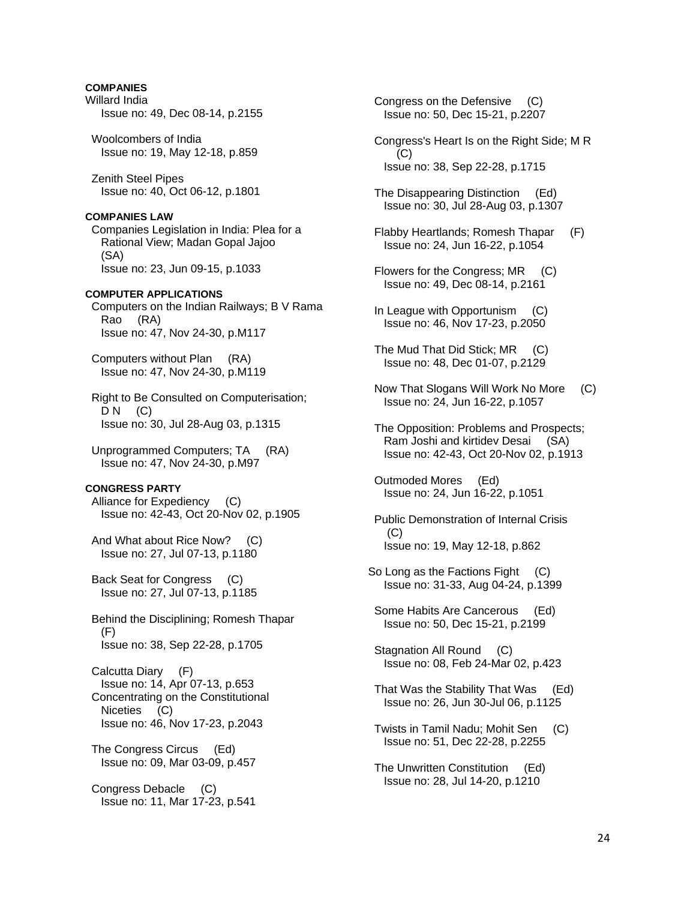**COMPANIES**

Willard India
Issue no: 49, Dec 08-14, p.2155

Woolcombers of India
Issue no: 19, May 12-18, p.859

Zenith Steel Pipes
Issue no: 40, Oct 06-12, p.1801

**COMPANIES LAW**

Companies Legislation in India: Plea for a Rational View; Madan Gopal Jajoo (SA)
Issue no: 23, Jun 09-15, p.1033

**COMPUTER APPLICATIONS**

Computers on the Indian Railways; B V Rama Rao (RA)
Issue no: 47, Nov 24-30, p.M117

Computers without Plan (RA)
Issue no: 47, Nov 24-30, p.M119

Right to Be Consulted on Computerisation; D N (C)
Issue no: 30, Jul 28-Aug 03, p.1315

Unprogrammed Computers; TA (RA)
Issue no: 47, Nov 24-30, p.M97

**CONGRESS PARTY**

Alliance for Expediency (C)
Issue no: 42-43, Oct 20-Nov 02, p.1905

And What about Rice Now? (C)
Issue no: 27, Jul 07-13, p.1180

Back Seat for Congress (C)
Issue no: 27, Jul 07-13, p.1185

Behind the Disciplining; Romesh Thapar (F)
Issue no: 38, Sep 22-28, p.1705

Calcutta Diary (F)
Issue no: 14, Apr 07-13, p.653

Concentrating on the Constitutional Niceties (C)
Issue no: 46, Nov 17-23, p.2043

The Congress Circus (Ed)
Issue no: 09, Mar 03-09, p.457

Congress Debacle (C)
Issue no: 11, Mar 17-23, p.541

Congress on the Defensive (C)
Issue no: 50, Dec 15-21, p.2207

Congress's Heart Is on the Right Side; M R (C)
Issue no: 38, Sep 22-28, p.1715

The Disappearing Distinction (Ed)
Issue no: 30, Jul 28-Aug 03, p.1307

Flabby Heartlands; Romesh Thapar (F)
Issue no: 24, Jun 16-22, p.1054

Flowers for the Congress; MR (C)
Issue no: 49, Dec 08-14, p.2161

In League with Opportunism (C)
Issue no: 46, Nov 17-23, p.2050

The Mud That Did Stick; MR (C)
Issue no: 48, Dec 01-07, p.2129

Now That Slogans Will Work No More (C)
Issue no: 24, Jun 16-22, p.1057

The Opposition: Problems and Prospects; Ram Joshi and kirtidev Desai (SA)
Issue no: 42-43, Oct 20-Nov 02, p.1913

Outmoded Mores (Ed)
Issue no: 24, Jun 16-22, p.1051

Public Demonstration of Internal Crisis (C)
Issue no: 19, May 12-18, p.862

So Long as the Factions Fight (C)
Issue no: 31-33, Aug 04-24, p.1399

Some Habits Are Cancerous (Ed)
Issue no: 50, Dec 15-21, p.2199

Stagnation All Round (C)
Issue no: 08, Feb 24-Mar 02, p.423

That Was the Stability That Was (Ed)
Issue no: 26, Jun 30-Jul 06, p.1125

Twists in Tamil Nadu; Mohit Sen (C)
Issue no: 51, Dec 22-28, p.2255

The Unwritten Constitution (Ed)
Issue no: 28, Jul 14-20, p.1210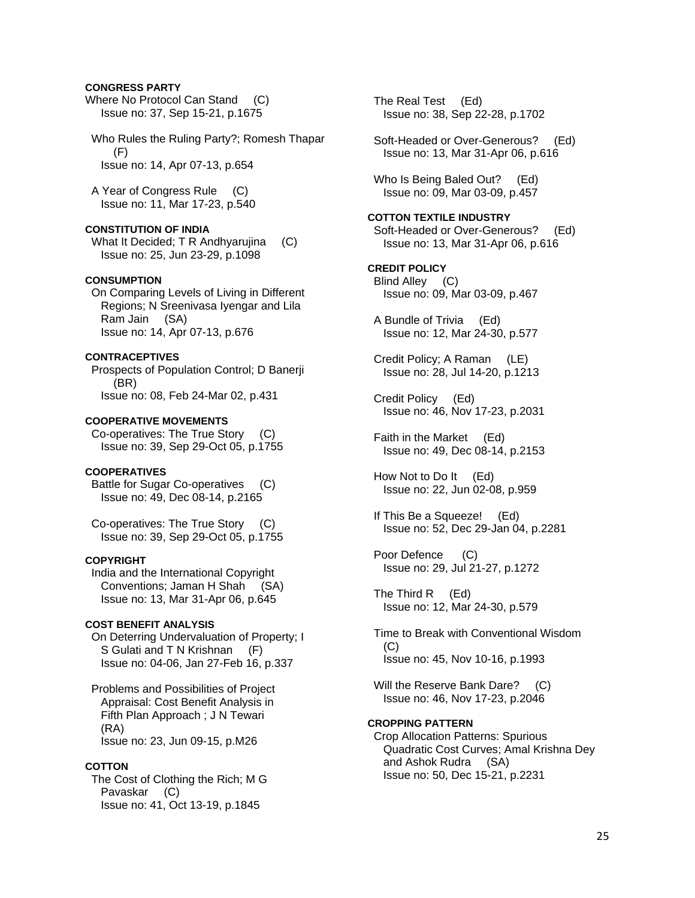**CONGRESS PARTY**

Where No Protocol Can Stand (C)
Issue no: 37, Sep 15-21, p.1675

Who Rules the Ruling Party?; Romesh Thapar (F)
Issue no: 14, Apr 07-13, p.654

A Year of Congress Rule (C)
Issue no: 11, Mar 17-23, p.540

**CONSTITUTION OF INDIA**

What It Decided; T R Andhyarujina (C)
Issue no: 25, Jun 23-29, p.1098

**CONSUMPTION**

On Comparing Levels of Living in Different Regions; N Sreenivasa Iyengar and Lila Ram Jain (SA)
Issue no: 14, Apr 07-13, p.676

**CONTRACEPTIVES**

Prospects of Population Control; D Banerji (BR)
Issue no: 08, Feb 24-Mar 02, p.431

**COOPERATIVE MOVEMENTS**

Co-operatives: The True Story (C)
Issue no: 39, Sep 29-Oct 05, p.1755

**COOPERATIVES**

Battle for Sugar Co-operatives (C)
Issue no: 49, Dec 08-14, p.2165

Co-operatives: The True Story (C)
Issue no: 39, Sep 29-Oct 05, p.1755

**COPYRIGHT**

India and the International Copyright Conventions; Jaman H Shah (SA)
Issue no: 13, Mar 31-Apr 06, p.645

**COST BENEFIT ANALYSIS**

On Deterring Undervaluation of Property; I S Gulati and T N Krishnan (F)
Issue no: 04-06, Jan 27-Feb 16, p.337

Problems and Possibilities of Project Appraisal: Cost Benefit Analysis in Fifth Plan Approach ; J N Tewari (RA)
Issue no: 23, Jun 09-15, p.M26

**COTTON**

The Cost of Clothing the Rich; M G Pavaskar (C)
Issue no: 41, Oct 13-19, p.1845

The Real Test (Ed)
Issue no: 38, Sep 22-28, p.1702

Soft-Headed or Over-Generous? (Ed)
Issue no: 13, Mar 31-Apr 06, p.616

Who Is Being Baled Out? (Ed)
Issue no: 09, Mar 03-09, p.457

**COTTON TEXTILE INDUSTRY**

Soft-Headed or Over-Generous? (Ed)
Issue no: 13, Mar 31-Apr 06, p.616

**CREDIT POLICY**

Blind Alley (C)
Issue no: 09, Mar 03-09, p.467

A Bundle of Trivia (Ed)
Issue no: 12, Mar 24-30, p.577

Credit Policy; A Raman (LE)
Issue no: 28, Jul 14-20, p.1213

Credit Policy (Ed)
Issue no: 46, Nov 17-23, p.2031

Faith in the Market (Ed)
Issue no: 49, Dec 08-14, p.2153

How Not to Do It (Ed)
Issue no: 22, Jun 02-08, p.959

If This Be a Squeeze! (Ed)
Issue no: 52, Dec 29-Jan 04, p.2281

Poor Defence (C)
Issue no: 29, Jul 21-27, p.1272

The Third R (Ed)
Issue no: 12, Mar 24-30, p.579

Time to Break with Conventional Wisdom (C)
Issue no: 45, Nov 10-16, p.1993

Will the Reserve Bank Dare? (C)
Issue no: 46, Nov 17-23, p.2046

**CROPPING PATTERN**

Crop Allocation Patterns: Spurious Quadratic Cost Curves; Amal Krishna Dey and Ashok Rudra (SA)
Issue no: 50, Dec 15-21, p.2231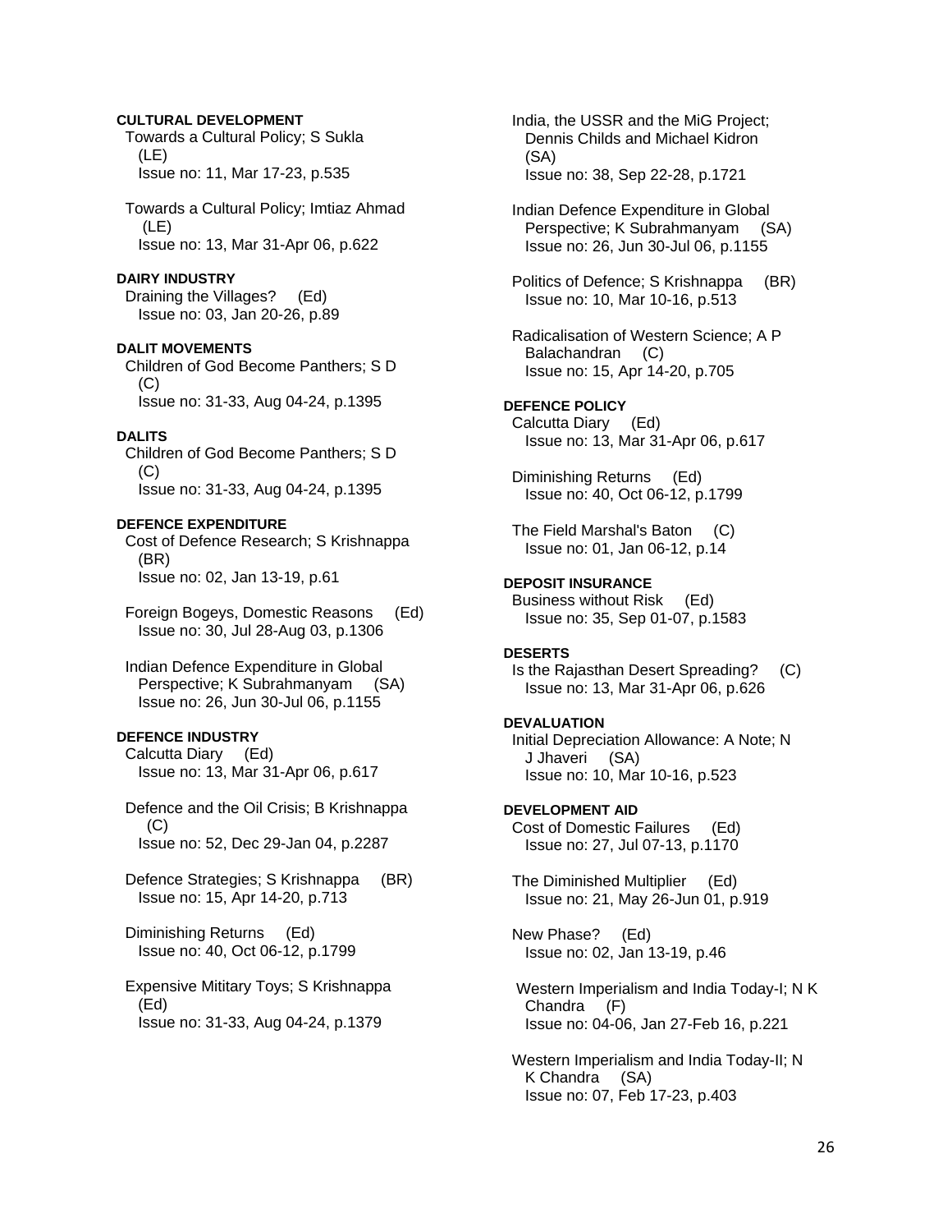**CULTURAL DEVELOPMENT**

Towards a Cultural Policy; S Sukla (LE)
Issue no: 11, Mar 17-23, p.535

Towards a Cultural Policy; Imtiaz Ahmad (LE)
Issue no: 13, Mar 31-Apr 06, p.622

**DAIRY INDUSTRY**

Draining the Villages? (Ed)
Issue no: 03, Jan 20-26, p.89

**DALIT MOVEMENTS**

Children of God Become Panthers; S D (C)
Issue no: 31-33, Aug 04-24, p.1395

**DALITS**

Children of God Become Panthers; S D (C)
Issue no: 31-33, Aug 04-24, p.1395

**DEFENCE EXPENDITURE**

Cost of Defence Research; S Krishnappa (BR)
Issue no: 02, Jan 13-19, p.61

Foreign Bogeys, Domestic Reasons (Ed)
Issue no: 30, Jul 28-Aug 03, p.1306

Indian Defence Expenditure in Global Perspective; K Subrahmanyam (SA)
Issue no: 26, Jun 30-Jul 06, p.1155

**DEFENCE INDUSTRY**

Calcutta Diary (Ed)
Issue no: 13, Mar 31-Apr 06, p.617

Defence and the Oil Crisis; B Krishnappa (C)
Issue no: 52, Dec 29-Jan 04, p.2287

Defence Strategies; S Krishnappa (BR)
Issue no: 15, Apr 14-20, p.713

Diminishing Returns (Ed)
Issue no: 40, Oct 06-12, p.1799

Expensive Mititary Toys; S Krishnappa (Ed)
Issue no: 31-33, Aug 04-24, p.1379

India, the USSR and the MiG Project; Dennis Childs and Michael Kidron (SA)
Issue no: 38, Sep 22-28, p.1721

Indian Defence Expenditure in Global Perspective; K Subrahmanyam (SA)
Issue no: 26, Jun 30-Jul 06, p.1155

Politics of Defence; S Krishnappa (BR)
Issue no: 10, Mar 10-16, p.513

Radicalisation of Western Science; A P Balachandran (C)
Issue no: 15, Apr 14-20, p.705

**DEFENCE POLICY**

Calcutta Diary (Ed)
Issue no: 13, Mar 31-Apr 06, p.617

Diminishing Returns (Ed)
Issue no: 40, Oct 06-12, p.1799

The Field Marshal's Baton (C)
Issue no: 01, Jan 06-12, p.14

**DEPOSIT INSURANCE**

Business without Risk (Ed)
Issue no: 35, Sep 01-07, p.1583

**DESERTS**

Is the Rajasthan Desert Spreading? (C)
Issue no: 13, Mar 31-Apr 06, p.626

**DEVALUATION**

Initial Depreciation Allowance: A Note; N J Jhaveri (SA)
Issue no: 10, Mar 10-16, p.523

**DEVELOPMENT AID**

Cost of Domestic Failures (Ed)
Issue no: 27, Jul 07-13, p.1170

The Diminished Multiplier (Ed)
Issue no: 21, May 26-Jun 01, p.919

New Phase? (Ed)
Issue no: 02, Jan 13-19, p.46

Western Imperialism and India Today-I; N K Chandra (F)
Issue no: 04-06, Jan 27-Feb 16, p.221

Western Imperialism and India Today-II; N K Chandra (SA)
Issue no: 07, Feb 17-23, p.403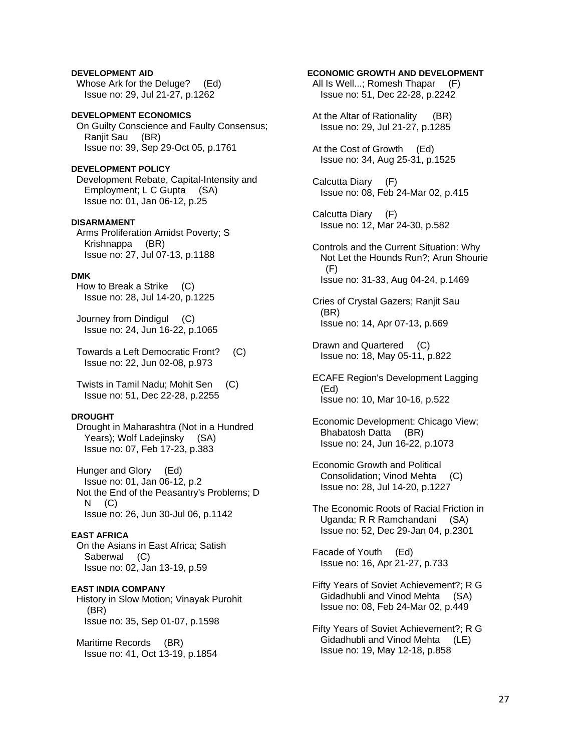**DEVELOPMENT AID**

Whose Ark for the Deluge? (Ed)
Issue no: 29, Jul 21-27, p.1262

**DEVELOPMENT ECONOMICS**

On Guilty Conscience and Faulty Consensus; Ranjit Sau (BR)
Issue no: 39, Sep 29-Oct 05, p.1761

**DEVELOPMENT POLICY**

Development Rebate, Capital-Intensity and Employment; L C Gupta (SA)
Issue no: 01, Jan 06-12, p.25

**DISARMAMENT**

Arms Proliferation Amidst Poverty; S Krishnappa (BR)
Issue no: 27, Jul 07-13, p.1188

**DMK**

How to Break a Strike (C)
Issue no: 28, Jul 14-20, p.1225

Journey from Dindigul (C)
Issue no: 24, Jun 16-22, p.1065

Towards a Left Democratic Front? (C)
Issue no: 22, Jun 02-08, p.973

Twists in Tamil Nadu; Mohit Sen (C)
Issue no: 51, Dec 22-28, p.2255

**DROUGHT**

Drought in Maharashtra (Not in a Hundred Years); Wolf Ladejinsky (SA)
Issue no: 07, Feb 17-23, p.383

Hunger and Glory (Ed)
Issue no: 01, Jan 06-12, p.2

Not the End of the Peasantry's Problems; D N (C)
Issue no: 26, Jun 30-Jul 06, p.1142

**EAST AFRICA**

On the Asians in East Africa; Satish Saberwal (C)
Issue no: 02, Jan 13-19, p.59

**EAST INDIA COMPANY**

History in Slow Motion; Vinayak Purohit (BR)
Issue no: 35, Sep 01-07, p.1598

Maritime Records (BR)
Issue no: 41, Oct 13-19, p.1854

**ECONOMIC GROWTH AND DEVELOPMENT**

All Is Well...; Romesh Thapar (F)
Issue no: 51, Dec 22-28, p.2242

At the Altar of Rationality (BR)
Issue no: 29, Jul 21-27, p.1285

At the Cost of Growth (Ed)
Issue no: 34, Aug 25-31, p.1525

Calcutta Diary (F)
Issue no: 08, Feb 24-Mar 02, p.415

Calcutta Diary (F)
Issue no: 12, Mar 24-30, p.582

Controls and the Current Situation: Why Not Let the Hounds Run?; Arun Shourie (F)
Issue no: 31-33, Aug 04-24, p.1469

Cries of Crystal Gazers; Ranjit Sau (BR)
Issue no: 14, Apr 07-13, p.669

Drawn and Quartered (C)
Issue no: 18, May 05-11, p.822

ECAFE Region's Development Lagging (Ed)
Issue no: 10, Mar 10-16, p.522

Economic Development: Chicago View; Bhabatosh Datta (BR)
Issue no: 24, Jun 16-22, p.1073

Economic Growth and Political Consolidation; Vinod Mehta (C)
Issue no: 28, Jul 14-20, p.1227

The Economic Roots of Racial Friction in Uganda; R R Ramchandani (SA)
Issue no: 52, Dec 29-Jan 04, p.2301

Facade of Youth (Ed)
Issue no: 16, Apr 21-27, p.733

Fifty Years of Soviet Achievement?; R G Gidadhubli and Vinod Mehta (SA)
Issue no: 08, Feb 24-Mar 02, p.449

Fifty Years of Soviet Achievement?; R G Gidadhubli and Vinod Mehta (LE)
Issue no: 19, May 12-18, p.858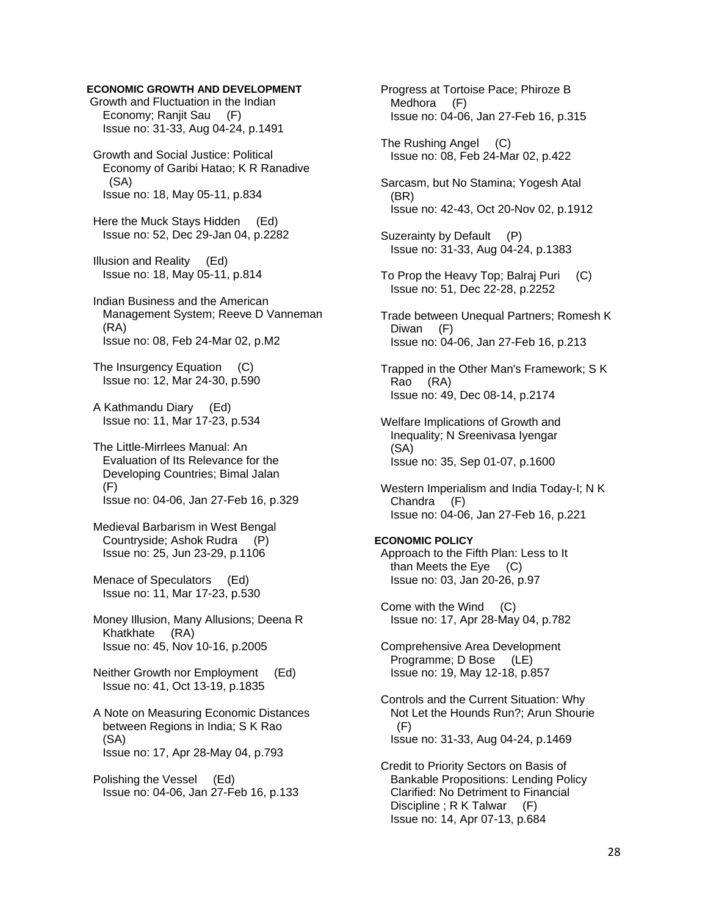**ECONOMIC GROWTH AND DEVELOPMENT**

Growth and Fluctuation in the Indian Economy; Ranjit Sau (F)
Issue no: 31-33, Aug 04-24, p.1491

Growth and Social Justice: Political Economy of Garibi Hatao; K R Ranadive (SA)
Issue no: 18, May 05-11, p.834

Here the Muck Stays Hidden (Ed)
Issue no: 52, Dec 29-Jan 04, p.2282

Illusion and Reality (Ed)
Issue no: 18, May 05-11, p.814

Indian Business and the American Management System; Reeve D Vanneman (RA)
Issue no: 08, Feb 24-Mar 02, p.M2

The Insurgency Equation (C)
Issue no: 12, Mar 24-30, p.590

A Kathmandu Diary (Ed)
Issue no: 11, Mar 17-23, p.534

The Little-Mirrlees Manual: An Evaluation of Its Relevance for the Developing Countries; Bimal Jalan (F)
Issue no: 04-06, Jan 27-Feb 16, p.329

Medieval Barbarism in West Bengal Countryside; Ashok Rudra (P)
Issue no: 25, Jun 23-29, p.1106

Menace of Speculators (Ed)
Issue no: 11, Mar 17-23, p.530

Money Illusion, Many Allusions; Deena R Khatkhate (RA)
Issue no: 45, Nov 10-16, p.2005

Neither Growth nor Employment (Ed)
Issue no: 41, Oct 13-19, p.1835

A Note on Measuring Economic Distances between Regions in India; S K Rao (SA)
Issue no: 17, Apr 28-May 04, p.793

Polishing the Vessel (Ed)
Issue no: 04-06, Jan 27-Feb 16, p.133

Progress at Tortoise Pace; Phiroze B Medhora (F)
Issue no: 04-06, Jan 27-Feb 16, p.315

The Rushing Angel (C)
Issue no: 08, Feb 24-Mar 02, p.422

Sarcasm, but No Stamina; Yogesh Atal (BR)
Issue no: 42-43, Oct 20-Nov 02, p.1912

Suzerainty by Default (P)
Issue no: 31-33, Aug 04-24, p.1383

To Prop the Heavy Top; Balraj Puri (C)
Issue no: 51, Dec 22-28, p.2252

Trade between Unequal Partners; Romesh K Diwan (F)
Issue no: 04-06, Jan 27-Feb 16, p.213

Trapped in the Other Man's Framework; S K Rao (RA)
Issue no: 49, Dec 08-14, p.2174

Welfare Implications of Growth and Inequality; N Sreenivasa Iyengar (SA)
Issue no: 35, Sep 01-07, p.1600

Western Imperialism and India Today-I; N K Chandra (F)
Issue no: 04-06, Jan 27-Feb 16, p.221

**ECONOMIC POLICY**

Approach to the Fifth Plan: Less to It than Meets the Eye (C)
Issue no: 03, Jan 20-26, p.97

Come with the Wind (C)
Issue no: 17, Apr 28-May 04, p.782

Comprehensive Area Development Programme; D Bose (LE)
Issue no: 19, May 12-18, p.857

Controls and the Current Situation: Why Not Let the Hounds Run?; Arun Shourie (F)
Issue no: 31-33, Aug 04-24, p.1469

Credit to Priority Sectors on Basis of Bankable Propositions: Lending Policy Clarified: No Detriment to Financial Discipline ; R K Talwar (F)
Issue no: 14, Apr 07-13, p.684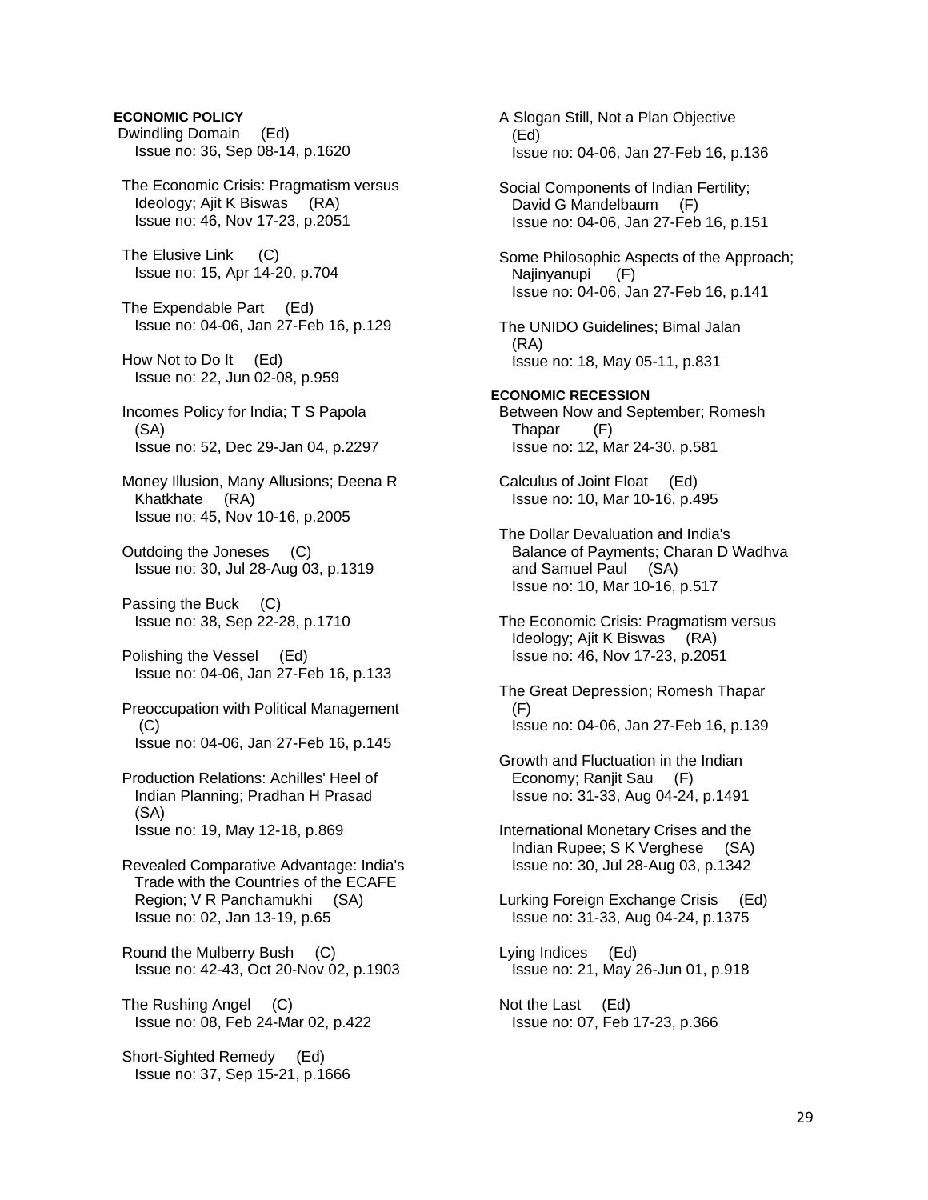**ECONOMIC POLICY**

Dwindling Domain (Ed)
Issue no: 36, Sep 08-14, p.1620

The Economic Crisis: Pragmatism versus Ideology; Ajit K Biswas (RA)
Issue no: 46, Nov 17-23, p.2051

The Elusive Link (C)
Issue no: 15, Apr 14-20, p.704

The Expendable Part (Ed)
Issue no: 04-06, Jan 27-Feb 16, p.129

How Not to Do It (Ed)
Issue no: 22, Jun 02-08, p.959

Incomes Policy for India; T S Papola (SA)
Issue no: 52, Dec 29-Jan 04, p.2297

Money Illusion, Many Allusions; Deena R Khatkhate (RA)
Issue no: 45, Nov 10-16, p.2005

Outdoing the Joneses (C)
Issue no: 30, Jul 28-Aug 03, p.1319

Passing the Buck (C)
Issue no: 38, Sep 22-28, p.1710

Polishing the Vessel (Ed)
Issue no: 04-06, Jan 27-Feb 16, p.133

Preoccupation with Political Management (C)
Issue no: 04-06, Jan 27-Feb 16, p.145

Production Relations: Achilles' Heel of Indian Planning; Pradhan H Prasad (SA)
Issue no: 19, May 12-18, p.869

Revealed Comparative Advantage: India's Trade with the Countries of the ECAFE Region; V R Panchamukhi (SA)
Issue no: 02, Jan 13-19, p.65

Round the Mulberry Bush (C)
Issue no: 42-43, Oct 20-Nov 02, p.1903

The Rushing Angel (C)
Issue no: 08, Feb 24-Mar 02, p.422

Short-Sighted Remedy (Ed)
Issue no: 37, Sep 15-21, p.1666

A Slogan Still, Not a Plan Objective (Ed)
Issue no: 04-06, Jan 27-Feb 16, p.136

Social Components of Indian Fertility; David G Mandelbaum (F)
Issue no: 04-06, Jan 27-Feb 16, p.151

Some Philosophic Aspects of the Approach; Najinyanupi (F)
Issue no: 04-06, Jan 27-Feb 16, p.141

The UNIDO Guidelines; Bimal Jalan (RA)
Issue no: 18, May 05-11, p.831

**ECONOMIC RECESSION**

Between Now and September; Romesh Thapar (F)
Issue no: 12, Mar 24-30, p.581

Calculus of Joint Float (Ed)
Issue no: 10, Mar 10-16, p.495

The Dollar Devaluation and India's Balance of Payments; Charan D Wadhva and Samuel Paul (SA)
Issue no: 10, Mar 10-16, p.517

The Economic Crisis: Pragmatism versus Ideology; Ajit K Biswas (RA)
Issue no: 46, Nov 17-23, p.2051

The Great Depression; Romesh Thapar (F)
Issue no: 04-06, Jan 27-Feb 16, p.139

Growth and Fluctuation in the Indian Economy; Ranjit Sau (F)
Issue no: 31-33, Aug 04-24, p.1491

International Monetary Crises and the Indian Rupee; S K Verghese (SA)
Issue no: 30, Jul 28-Aug 03, p.1342

Lurking Foreign Exchange Crisis (Ed)
Issue no: 31-33, Aug 04-24, p.1375

Lying Indices (Ed)
Issue no: 21, May 26-Jun 01, p.918

Not the Last (Ed)
Issue no: 07, Feb 17-23, p.366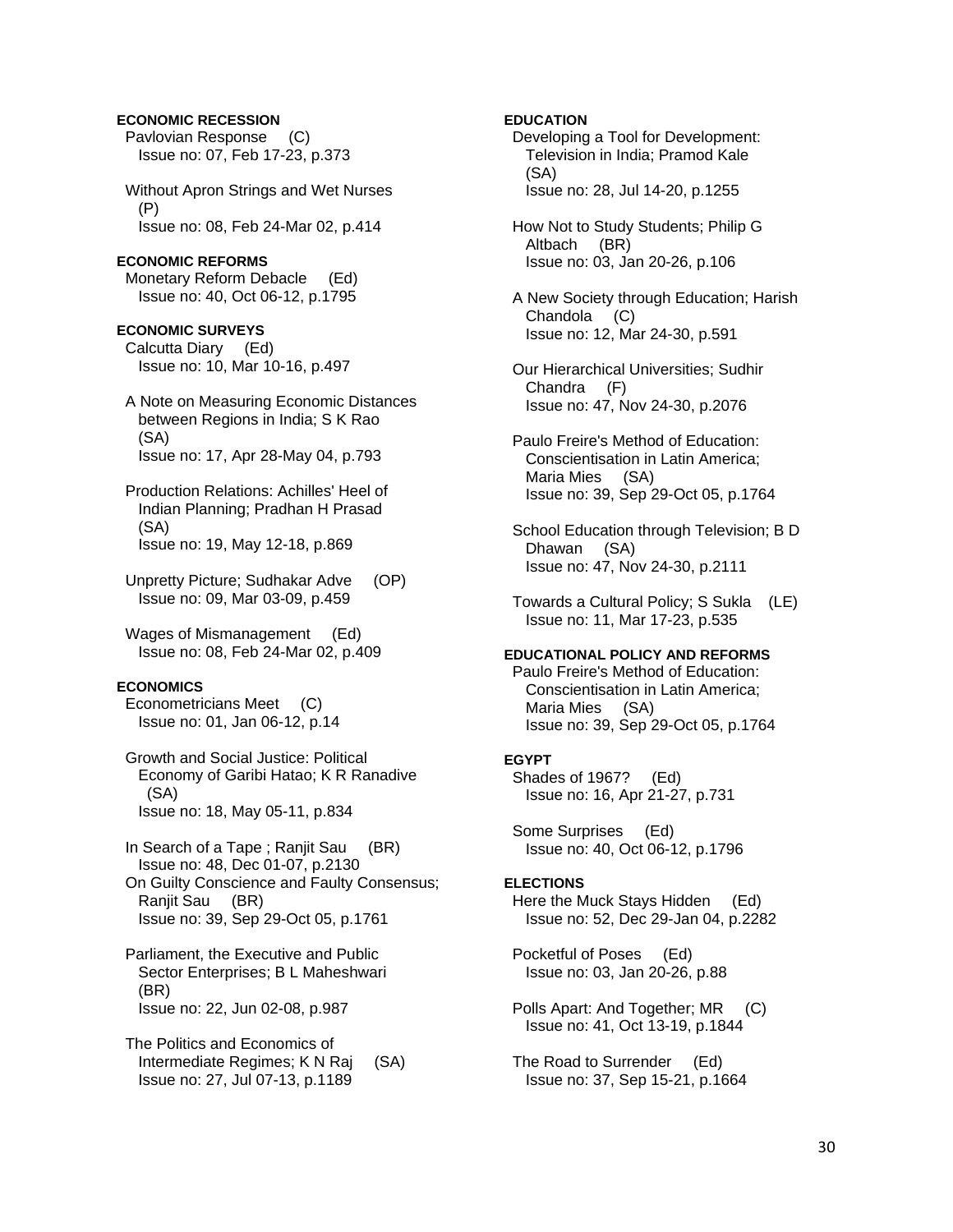**ECONOMIC RECESSION**

Pavlovian Response (C)
Issue no: 07, Feb 17-23, p.373

Without Apron Strings and Wet Nurses (P)
Issue no: 08, Feb 24-Mar 02, p.414

**ECONOMIC REFORMS**

Monetary Reform Debacle (Ed)
Issue no: 40, Oct 06-12, p.1795

**ECONOMIC SURVEYS**

Calcutta Diary (Ed)
Issue no: 10, Mar 10-16, p.497

A Note on Measuring Economic Distances between Regions in India; S K Rao (SA)
Issue no: 17, Apr 28-May 04, p.793

Production Relations: Achilles' Heel of Indian Planning; Pradhan H Prasad (SA)
Issue no: 19, May 12-18, p.869

Unpretty Picture; Sudhakar Adve (OP)
Issue no: 09, Mar 03-09, p.459

Wages of Mismanagement (Ed)
Issue no: 08, Feb 24-Mar 02, p.409

**ECONOMICS**

Econometricians Meet (C)
Issue no: 01, Jan 06-12, p.14

Growth and Social Justice: Political Economy of Garibi Hatao; K R Ranadive (SA)
Issue no: 18, May 05-11, p.834

In Search of a Tape ; Ranjit Sau (BR)
Issue no: 48, Dec 01-07, p.2130

On Guilty Conscience and Faulty Consensus; Ranjit Sau (BR)
Issue no: 39, Sep 29-Oct 05, p.1761

Parliament, the Executive and Public Sector Enterprises; B L Maheshwari (BR)
Issue no: 22, Jun 02-08, p.987

The Politics and Economics of Intermediate Regimes; K N Raj (SA)
Issue no: 27, Jul 07-13, p.1189

**EDUCATION**

Developing a Tool for Development: Television in India; Pramod Kale (SA)
Issue no: 28, Jul 14-20, p.1255

How Not to Study Students; Philip G Altbach (BR)
Issue no: 03, Jan 20-26, p.106

A New Society through Education; Harish Chandola (C)
Issue no: 12, Mar 24-30, p.591

Our Hierarchical Universities; Sudhir Chandra (F)
Issue no: 47, Nov 24-30, p.2076

Paulo Freire's Method of Education: Conscientisation in Latin America; Maria Mies (SA)
Issue no: 39, Sep 29-Oct 05, p.1764

School Education through Television; B D Dhawan (SA)
Issue no: 47, Nov 24-30, p.2111

Towards a Cultural Policy; S Sukla (LE)
Issue no: 11, Mar 17-23, p.535

**EDUCATIONAL POLICY AND REFORMS**

Paulo Freire's Method of Education: Conscientisation in Latin America; Maria Mies (SA)
Issue no: 39, Sep 29-Oct 05, p.1764

**EGYPT**

Shades of 1967? (Ed)
Issue no: 16, Apr 21-27, p.731

Some Surprises (Ed)
Issue no: 40, Oct 06-12, p.1796

**ELECTIONS**

Here the Muck Stays Hidden (Ed)
Issue no: 52, Dec 29-Jan 04, p.2282

Pocketful of Poses (Ed)
Issue no: 03, Jan 20-26, p.88

Polls Apart: And Together; MR (C)
Issue no: 41, Oct 13-19, p.1844

The Road to Surrender (Ed)
Issue no: 37, Sep 15-21, p.1664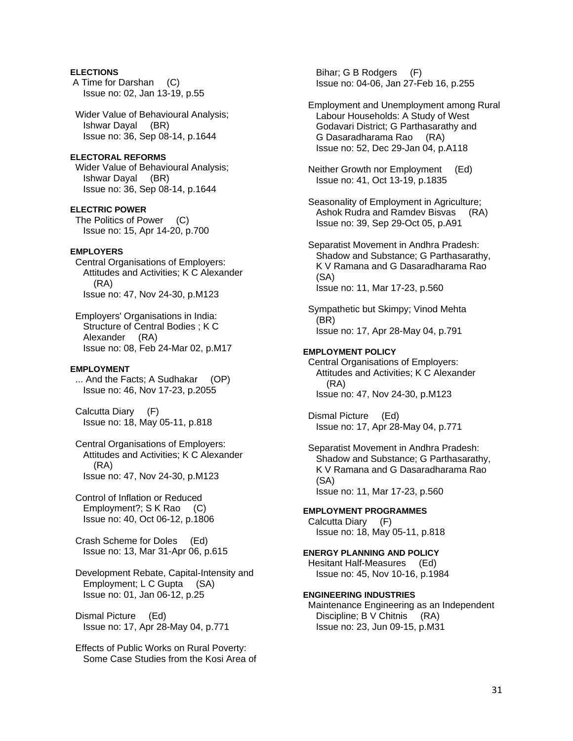**ELECTIONS**

A Time for Darshan (C)
Issue no: 02, Jan 13-19, p.55

Wider Value of Behavioural Analysis; Ishwar Dayal (BR)
Issue no: 36, Sep 08-14, p.1644

**ELECTORAL REFORMS**

Wider Value of Behavioural Analysis; Ishwar Dayal (BR)
Issue no: 36, Sep 08-14, p.1644

**ELECTRIC POWER**

The Politics of Power (C)
Issue no: 15, Apr 14-20, p.700

**EMPLOYERS**

Central Organisations of Employers: Attitudes and Activities; K C Alexander (RA)
Issue no: 47, Nov 24-30, p.M123

Employers' Organisations in India: Structure of Central Bodies ; K C Alexander (RA)
Issue no: 08, Feb 24-Mar 02, p.M17

**EMPLOYMENT**

... And the Facts; A Sudhakar (OP)
Issue no: 46, Nov 17-23, p.2055

Calcutta Diary (F)
Issue no: 18, May 05-11, p.818

Central Organisations of Employers: Attitudes and Activities; K C Alexander (RA)
Issue no: 47, Nov 24-30, p.M123

Control of Inflation or Reduced Employment?; S K Rao (C)
Issue no: 40, Oct 06-12, p.1806

Crash Scheme for Doles (Ed)
Issue no: 13, Mar 31-Apr 06, p.615

Development Rebate, Capital-Intensity and Employment; L C Gupta (SA)
Issue no: 01, Jan 06-12, p.25

Dismal Picture (Ed)
Issue no: 17, Apr 28-May 04, p.771

Effects of Public Works on Rural Poverty: Some Case Studies from the Kosi Area of Bihar; G B Rodgers (F)
Issue no: 04-06, Jan 27-Feb 16, p.255

Employment and Unemployment among Rural Labour Households: A Study of West Godavari District; G Parthasarathy and G Dasaradharama Rao (RA)
Issue no: 52, Dec 29-Jan 04, p.A118

Neither Growth nor Employment (Ed)
Issue no: 41, Oct 13-19, p.1835

Seasonality of Employment in Agriculture; Ashok Rudra and Ramdev Bisvas (RA)
Issue no: 39, Sep 29-Oct 05, p.A91

Separatist Movement in Andhra Pradesh: Shadow and Substance; G Parthasarathy, K V Ramana and G Dasaradharama Rao (SA)
Issue no: 11, Mar 17-23, p.560

Sympathetic but Skimpy; Vinod Mehta (BR)
Issue no: 17, Apr 28-May 04, p.791

**EMPLOYMENT POLICY**

Central Organisations of Employers: Attitudes and Activities; K C Alexander (RA)
Issue no: 47, Nov 24-30, p.M123

Dismal Picture (Ed)
Issue no: 17, Apr 28-May 04, p.771

Separatist Movement in Andhra Pradesh: Shadow and Substance; G Parthasarathy, K V Ramana and G Dasaradharama Rao (SA)
Issue no: 11, Mar 17-23, p.560

**EMPLOYMENT PROGRAMMES**

Calcutta Diary (F)
Issue no: 18, May 05-11, p.818

**ENERGY PLANNING AND POLICY**

Hesitant Half-Measures (Ed)
Issue no: 45, Nov 10-16, p.1984

**ENGINEERING INDUSTRIES**

Maintenance Engineering as an Independent Discipline; B V Chitnis (RA)
Issue no: 23, Jun 09-15, p.M31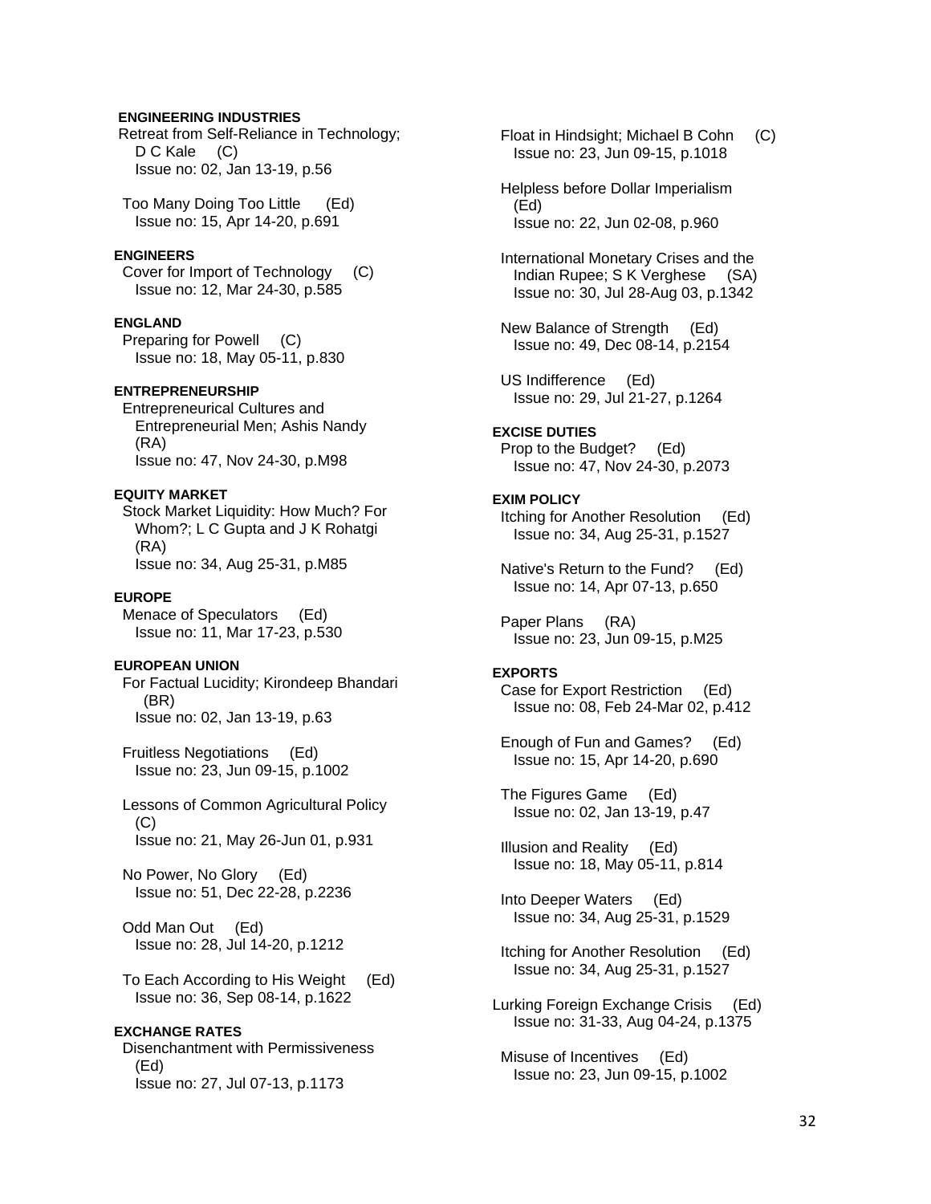**ENGINEERING INDUSTRIES**

Retreat from Self-Reliance in Technology; D C Kale (C)
Issue no: 02, Jan 13-19, p.56

Too Many Doing Too Little (Ed)
Issue no: 15, Apr 14-20, p.691

**ENGINEERS**

Cover for Import of Technology (C)
Issue no: 12, Mar 24-30, p.585

**ENGLAND**

Preparing for Powell (C)
Issue no: 18, May 05-11, p.830

**ENTREPRENEURSHIP**

Entrepreneurical Cultures and Entrepreneurial Men; Ashis Nandy (RA)
Issue no: 47, Nov 24-30, p.M98

**EQUITY MARKET**

Stock Market Liquidity: How Much? For Whom?; L C Gupta and J K Rohatgi (RA)
Issue no: 34, Aug 25-31, p.M85

**EUROPE**

Menace of Speculators (Ed)
Issue no: 11, Mar 17-23, p.530

**EUROPEAN UNION**

For Factual Lucidity; Kirondeep Bhandari (BR)
Issue no: 02, Jan 13-19, p.63

Fruitless Negotiations (Ed)
Issue no: 23, Jun 09-15, p.1002

Lessons of Common Agricultural Policy (C)
Issue no: 21, May 26-Jun 01, p.931

No Power, No Glory (Ed)
Issue no: 51, Dec 22-28, p.2236

Odd Man Out (Ed)
Issue no: 28, Jul 14-20, p.1212

To Each According to His Weight (Ed)
Issue no: 36, Sep 08-14, p.1622

**EXCHANGE RATES**

Disenchantment with Permissiveness (Ed)
Issue no: 27, Jul 07-13, p.1173

Float in Hindsight; Michael B Cohn (C)
Issue no: 23, Jun 09-15, p.1018

Helpless before Dollar Imperialism (Ed)
Issue no: 22, Jun 02-08, p.960

International Monetary Crises and the Indian Rupee; S K Verghese (SA)
Issue no: 30, Jul 28-Aug 03, p.1342

New Balance of Strength (Ed)
Issue no: 49, Dec 08-14, p.2154

US Indifference (Ed)
Issue no: 29, Jul 21-27, p.1264

**EXCISE DUTIES**

Prop to the Budget? (Ed)
Issue no: 47, Nov 24-30, p.2073

**EXIM POLICY**

Itching for Another Resolution (Ed)
Issue no: 34, Aug 25-31, p.1527

Native's Return to the Fund? (Ed)
Issue no: 14, Apr 07-13, p.650

Paper Plans (RA)
Issue no: 23, Jun 09-15, p.M25

**EXPORTS**

Case for Export Restriction (Ed)
Issue no: 08, Feb 24-Mar 02, p.412

Enough of Fun and Games? (Ed)
Issue no: 15, Apr 14-20, p.690

The Figures Game (Ed)
Issue no: 02, Jan 13-19, p.47

Illusion and Reality (Ed)
Issue no: 18, May 05-11, p.814

Into Deeper Waters (Ed)
Issue no: 34, Aug 25-31, p.1529

Itching for Another Resolution (Ed)
Issue no: 34, Aug 25-31, p.1527

Lurking Foreign Exchange Crisis (Ed)
Issue no: 31-33, Aug 04-24, p.1375

Misuse of Incentives (Ed)
Issue no: 23, Jun 09-15, p.1002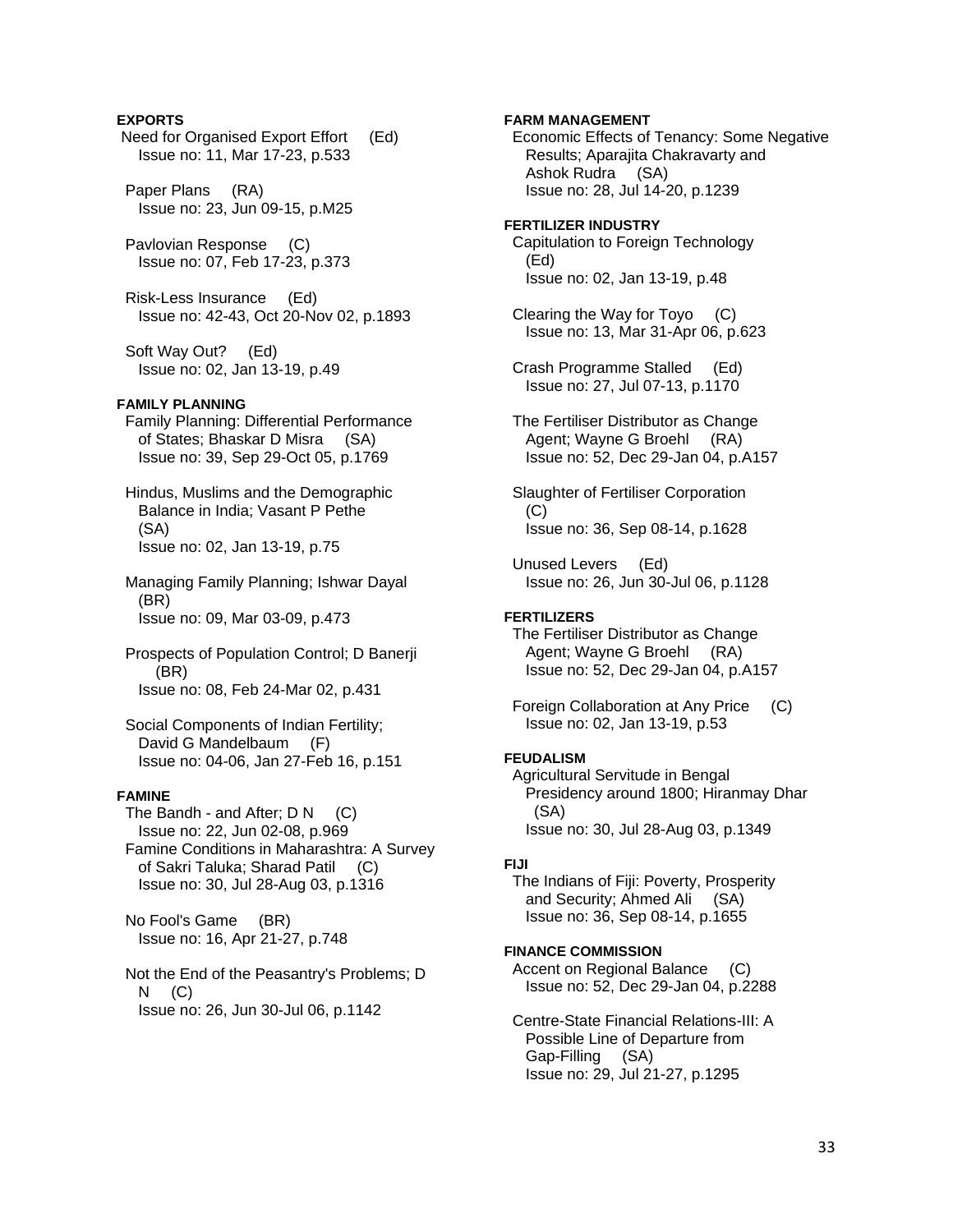**EXPORTS**

Need for Organised Export Effort (Ed)
Issue no: 11, Mar 17-23, p.533

Paper Plans (RA)
Issue no: 23, Jun 09-15, p.M25

Pavlovian Response (C)
Issue no: 07, Feb 17-23, p.373

Risk-Less Insurance (Ed)
Issue no: 42-43, Oct 20-Nov 02, p.1893

Soft Way Out? (Ed)
Issue no: 02, Jan 13-19, p.49

**FAMILY PLANNING**

Family Planning: Differential Performance of States; Bhaskar D Misra (SA)
Issue no: 39, Sep 29-Oct 05, p.1769

Hindus, Muslims and the Demographic Balance in India; Vasant P Pethe (SA)
Issue no: 02, Jan 13-19, p.75

Managing Family Planning; Ishwar Dayal (BR)
Issue no: 09, Mar 03-09, p.473

Prospects of Population Control; D Banerji (BR)
Issue no: 08, Feb 24-Mar 02, p.431

Social Components of Indian Fertility; David G Mandelbaum (F)
Issue no: 04-06, Jan 27-Feb 16, p.151

**FAMINE**

The Bandh - and After; D N (C)
Issue no: 22, Jun 02-08, p.969

Famine Conditions in Maharashtra: A Survey of Sakri Taluka; Sharad Patil (C)
Issue no: 30, Jul 28-Aug 03, p.1316

No Fool's Game (BR)
Issue no: 16, Apr 21-27, p.748

Not the End of the Peasantry's Problems; D N (C)
Issue no: 26, Jun 30-Jul 06, p.1142

**FARM MANAGEMENT**

Economic Effects of Tenancy: Some Negative Results; Aparajita Chakravarty and Ashok Rudra (SA)
Issue no: 28, Jul 14-20, p.1239

**FERTILIZER INDUSTRY**

Capitulation to Foreign Technology (Ed)
Issue no: 02, Jan 13-19, p.48

Clearing the Way for Toyo (C)
Issue no: 13, Mar 31-Apr 06, p.623

Crash Programme Stalled (Ed)
Issue no: 27, Jul 07-13, p.1170

The Fertiliser Distributor as Change Agent; Wayne G Broehl (RA)
Issue no: 52, Dec 29-Jan 04, p.A157

Slaughter of Fertiliser Corporation (C)
Issue no: 36, Sep 08-14, p.1628

Unused Levers (Ed)
Issue no: 26, Jun 30-Jul 06, p.1128

**FERTILIZERS**

The Fertiliser Distributor as Change Agent; Wayne G Broehl (RA)
Issue no: 52, Dec 29-Jan 04, p.A157

Foreign Collaboration at Any Price (C)
Issue no: 02, Jan 13-19, p.53

**FEUDALISM**

Agricultural Servitude in Bengal Presidency around 1800; Hiranmay Dhar (SA)
Issue no: 30, Jul 28-Aug 03, p.1349

**FIJI**

The Indians of Fiji: Poverty, Prosperity and Security; Ahmed Ali (SA)
Issue no: 36, Sep 08-14, p.1655

**FINANCE COMMISSION**

Accent on Regional Balance (C)
Issue no: 52, Dec 29-Jan 04, p.2288

Centre-State Financial Relations-III: A Possible Line of Departure from Gap-Filling (SA)
Issue no: 29, Jul 21-27, p.1295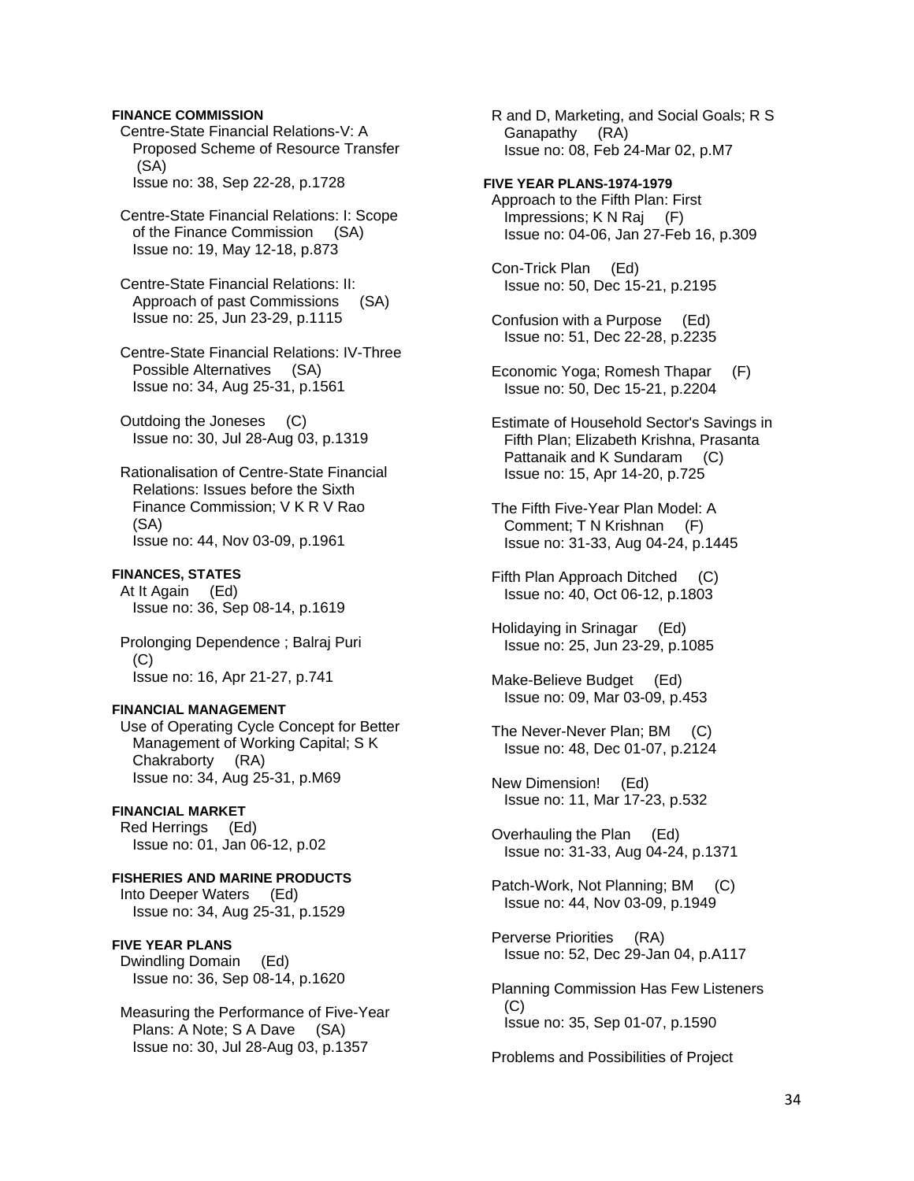**FINANCE COMMISSION**

Centre-State Financial Relations-V: A Proposed Scheme of Resource Transfer (SA)
Issue no: 38, Sep 22-28, p.1728

Centre-State Financial Relations: I: Scope of the Finance Commission (SA)
Issue no: 19, May 12-18, p.873

Centre-State Financial Relations: II: Approach of past Commissions (SA)
Issue no: 25, Jun 23-29, p.1115

Centre-State Financial Relations: IV-Three Possible Alternatives (SA)
Issue no: 34, Aug 25-31, p.1561

Outdoing the Joneses (C)
Issue no: 30, Jul 28-Aug 03, p.1319

Rationalisation of Centre-State Financial Relations: Issues before the Sixth Finance Commission; V K R V Rao (SA)
Issue no: 44, Nov 03-09, p.1961

**FINANCES, STATES**

At It Again (Ed)
Issue no: 36, Sep 08-14, p.1619

Prolonging Dependence ; Balraj Puri (C)
Issue no: 16, Apr 21-27, p.741

**FINANCIAL MANAGEMENT**

Use of Operating Cycle Concept for Better Management of Working Capital; S K Chakraborty (RA)
Issue no: 34, Aug 25-31, p.M69

**FINANCIAL MARKET**

Red Herrings (Ed)
Issue no: 01, Jan 06-12, p.02

**FISHERIES AND MARINE PRODUCTS**

Into Deeper Waters (Ed)
Issue no: 34, Aug 25-31, p.1529

**FIVE YEAR PLANS**

Dwindling Domain (Ed)
Issue no: 36, Sep 08-14, p.1620

Measuring the Performance of Five-Year Plans: A Note; S A Dave (SA)
Issue no: 30, Jul 28-Aug 03, p.1357

R and D, Marketing, and Social Goals; R S Ganapathy (RA)
Issue no: 08, Feb 24-Mar 02, p.M7

**FIVE YEAR PLANS-1974-1979**

Approach to the Fifth Plan: First Impressions; K N Raj (F)
Issue no: 04-06, Jan 27-Feb 16, p.309

Con-Trick Plan (Ed)
Issue no: 50, Dec 15-21, p.2195

Confusion with a Purpose (Ed)
Issue no: 51, Dec 22-28, p.2235

Economic Yoga; Romesh Thapar (F)
Issue no: 50, Dec 15-21, p.2204

Estimate of Household Sector's Savings in Fifth Plan; Elizabeth Krishna, Prasanta Pattanaik and K Sundaram (C)
Issue no: 15, Apr 14-20, p.725

The Fifth Five-Year Plan Model: A Comment; T N Krishnan (F)
Issue no: 31-33, Aug 04-24, p.1445

Fifth Plan Approach Ditched (C)
Issue no: 40, Oct 06-12, p.1803

Holidaying in Srinagar (Ed)
Issue no: 25, Jun 23-29, p.1085

Make-Believe Budget (Ed)
Issue no: 09, Mar 03-09, p.453

The Never-Never Plan; BM (C)
Issue no: 48, Dec 01-07, p.2124

New Dimension! (Ed)
Issue no: 11, Mar 17-23, p.532

Overhauling the Plan (Ed)
Issue no: 31-33, Aug 04-24, p.1371

Patch-Work, Not Planning; BM (C)
Issue no: 44, Nov 03-09, p.1949

Perverse Priorities (RA)
Issue no: 52, Dec 29-Jan 04, p.A117

Planning Commission Has Few Listeners (C)
Issue no: 35, Sep 01-07, p.1590

Problems and Possibilities of Project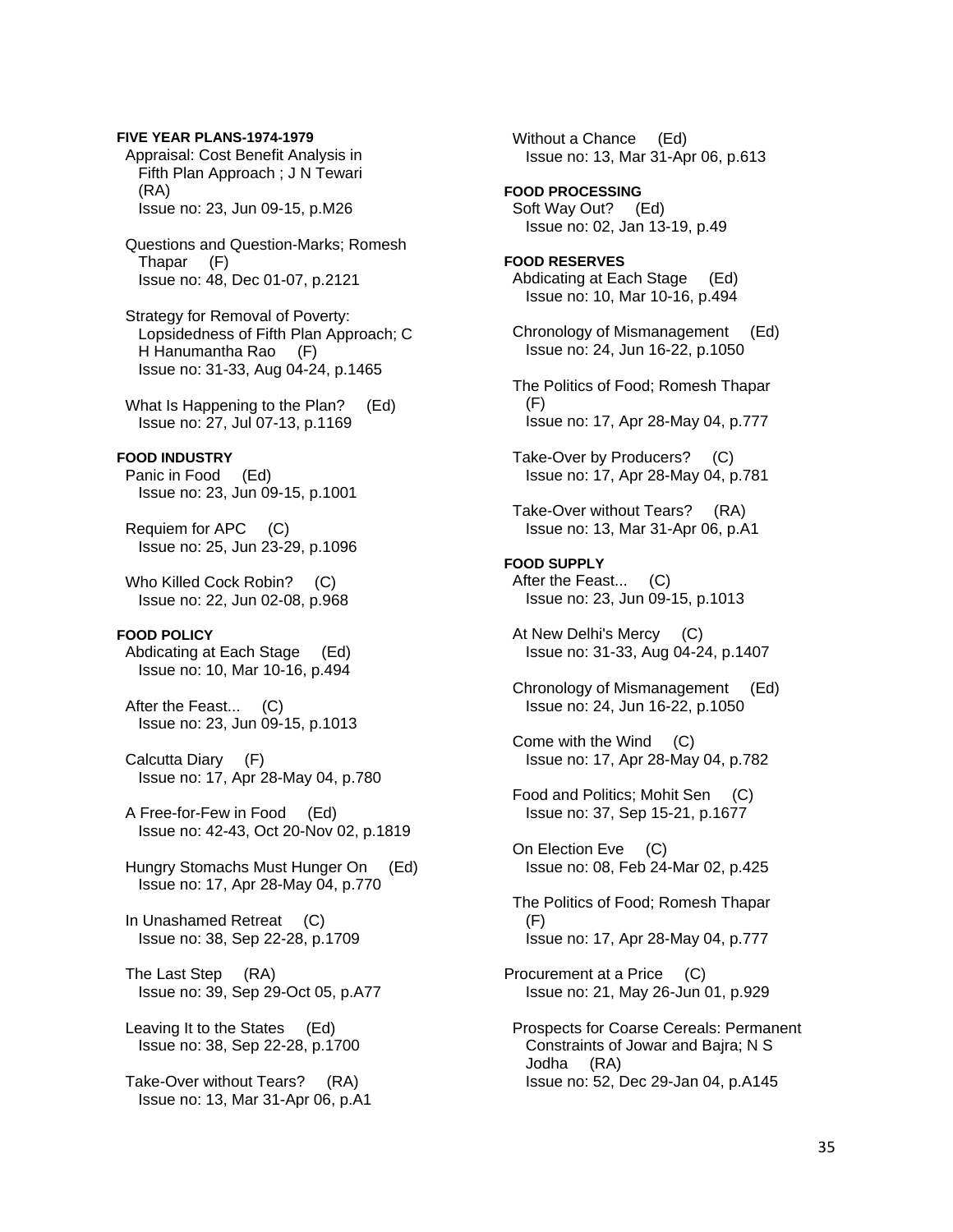**FIVE YEAR PLANS-1974-1979**

Appraisal: Cost Benefit Analysis in Fifth Plan Approach ; J N Tewari (RA)
Issue no: 23, Jun 09-15, p.M26

Questions and Question-Marks; Romesh Thapar (F)
Issue no: 48, Dec 01-07, p.2121

Strategy for Removal of Poverty: Lopsidedness of Fifth Plan Approach; C H Hanumantha Rao (F)
Issue no: 31-33, Aug 04-24, p.1465

What Is Happening to the Plan? (Ed)
Issue no: 27, Jul 07-13, p.1169

**FOOD INDUSTRY**

Panic in Food (Ed)
Issue no: 23, Jun 09-15, p.1001

Requiem for APC (C)
Issue no: 25, Jun 23-29, p.1096

Who Killed Cock Robin? (C)
Issue no: 22, Jun 02-08, p.968

**FOOD POLICY**

Abdicating at Each Stage (Ed)
Issue no: 10, Mar 10-16, p.494

After the Feast... (C)
Issue no: 23, Jun 09-15, p.1013

Calcutta Diary (F)
Issue no: 17, Apr 28-May 04, p.780

A Free-for-Few in Food (Ed)
Issue no: 42-43, Oct 20-Nov 02, p.1819

Hungry Stomachs Must Hunger On (Ed)
Issue no: 17, Apr 28-May 04, p.770

In Unashamed Retreat (C)
Issue no: 38, Sep 22-28, p.1709

The Last Step (RA)
Issue no: 39, Sep 29-Oct 05, p.A77

Leaving It to the States (Ed)
Issue no: 38, Sep 22-28, p.1700

Take-Over without Tears? (RA)
Issue no: 13, Mar 31-Apr 06, p.A1

Without a Chance (Ed)
Issue no: 13, Mar 31-Apr 06, p.613

**FOOD PROCESSING**

Soft Way Out? (Ed)
Issue no: 02, Jan 13-19, p.49

**FOOD RESERVES**

Abdicating at Each Stage (Ed)
Issue no: 10, Mar 10-16, p.494

Chronology of Mismanagement (Ed)
Issue no: 24, Jun 16-22, p.1050

The Politics of Food; Romesh Thapar (F)
Issue no: 17, Apr 28-May 04, p.777

Take-Over by Producers? (C)
Issue no: 17, Apr 28-May 04, p.781

Take-Over without Tears? (RA)
Issue no: 13, Mar 31-Apr 06, p.A1

**FOOD SUPPLY**

After the Feast... (C)
Issue no: 23, Jun 09-15, p.1013

At New Delhi's Mercy (C)
Issue no: 31-33, Aug 04-24, p.1407

Chronology of Mismanagement (Ed)
Issue no: 24, Jun 16-22, p.1050

Come with the Wind (C)
Issue no: 17, Apr 28-May 04, p.782

Food and Politics; Mohit Sen (C)
Issue no: 37, Sep 15-21, p.1677

On Election Eve (C)
Issue no: 08, Feb 24-Mar 02, p.425

The Politics of Food; Romesh Thapar (F)
Issue no: 17, Apr 28-May 04, p.777

Procurement at a Price (C)
Issue no: 21, May 26-Jun 01, p.929

Prospects for Coarse Cereals: Permanent Constraints of Jowar and Bajra; N S Jodha (RA)
Issue no: 52, Dec 29-Jan 04, p.A145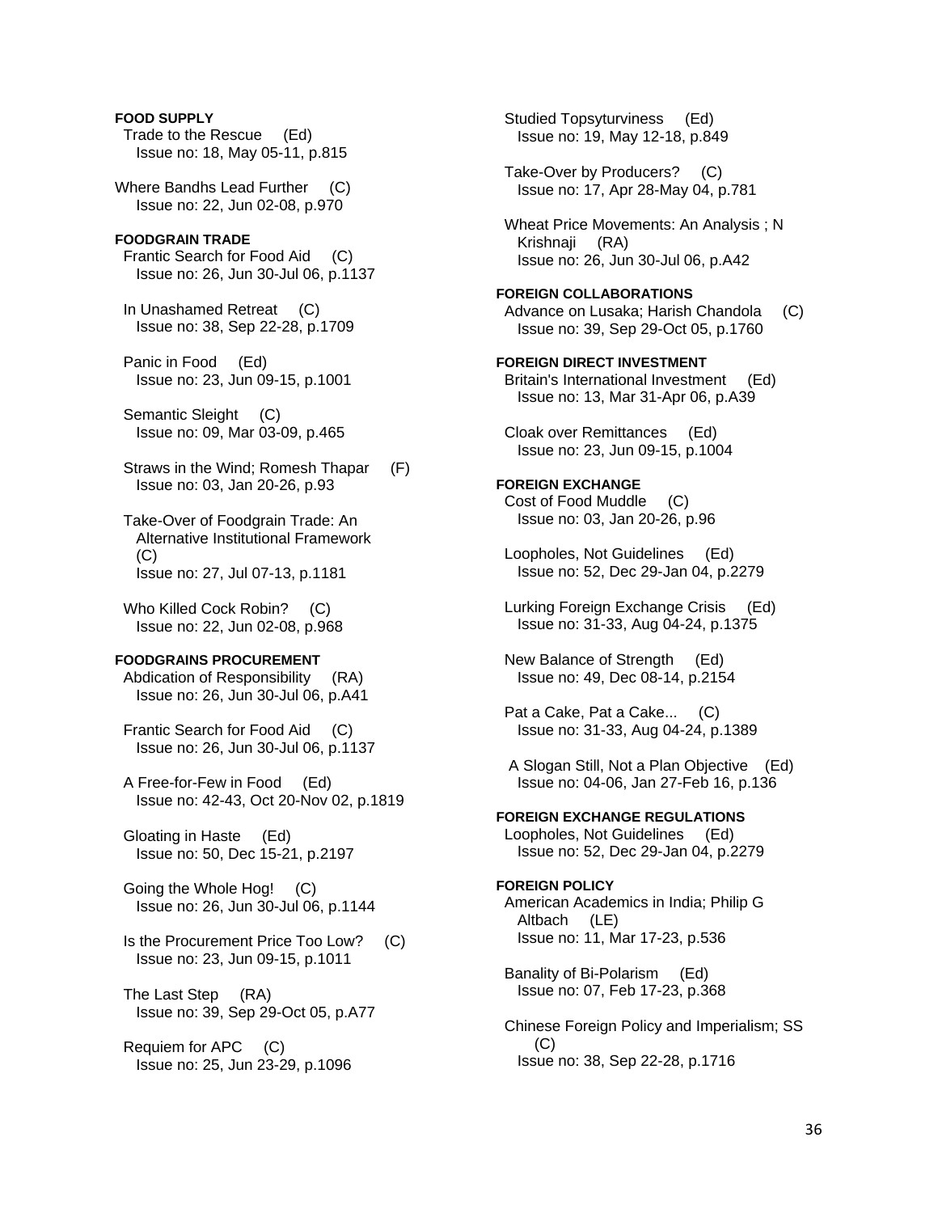**FOOD SUPPLY**

Trade to the Rescue (Ed)
Issue no: 18, May 05-11, p.815

Where Bandhs Lead Further (C)
Issue no: 22, Jun 02-08, p.970

**FOODGRAIN TRADE**

Frantic Search for Food Aid (C)
Issue no: 26, Jun 30-Jul 06, p.1137

In Unashamed Retreat (C)
Issue no: 38, Sep 22-28, p.1709

Panic in Food (Ed)
Issue no: 23, Jun 09-15, p.1001

Semantic Sleight (C)
Issue no: 09, Mar 03-09, p.465

Straws in the Wind; Romesh Thapar (F)
Issue no: 03, Jan 20-26, p.93

Take-Over of Foodgrain Trade: An Alternative Institutional Framework (C)
Issue no: 27, Jul 07-13, p.1181

Who Killed Cock Robin? (C)
Issue no: 22, Jun 02-08, p.968

**FOODGRAINS PROCUREMENT**

Abdication of Responsibility (RA)
Issue no: 26, Jun 30-Jul 06, p.A41

Frantic Search for Food Aid (C)
Issue no: 26, Jun 30-Jul 06, p.1137

A Free-for-Few in Food (Ed)
Issue no: 42-43, Oct 20-Nov 02, p.1819

Gloating in Haste (Ed)
Issue no: 50, Dec 15-21, p.2197

Going the Whole Hog! (C)
Issue no: 26, Jun 30-Jul 06, p.1144

Is the Procurement Price Too Low? (C)
Issue no: 23, Jun 09-15, p.1011

The Last Step (RA)
Issue no: 39, Sep 29-Oct 05, p.A77

Requiem for APC (C)
Issue no: 25, Jun 23-29, p.1096

Studied Topsyturviness (Ed)
Issue no: 19, May 12-18, p.849

Take-Over by Producers? (C)
Issue no: 17, Apr 28-May 04, p.781

Wheat Price Movements: An Analysis ; N Krishnaji (RA)
Issue no: 26, Jun 30-Jul 06, p.A42

**FOREIGN COLLABORATIONS**

Advance on Lusaka; Harish Chandola (C)
Issue no: 39, Sep 29-Oct 05, p.1760

**FOREIGN DIRECT INVESTMENT**

Britain's International Investment (Ed)
Issue no: 13, Mar 31-Apr 06, p.A39

Cloak over Remittances (Ed)
Issue no: 23, Jun 09-15, p.1004

**FOREIGN EXCHANGE**

Cost of Food Muddle (C)
Issue no: 03, Jan 20-26, p.96

Loopholes, Not Guidelines (Ed)
Issue no: 52, Dec 29-Jan 04, p.2279

Lurking Foreign Exchange Crisis (Ed)
Issue no: 31-33, Aug 04-24, p.1375

New Balance of Strength (Ed)
Issue no: 49, Dec 08-14, p.2154

Pat a Cake, Pat a Cake... (C)
Issue no: 31-33, Aug 04-24, p.1389

A Slogan Still, Not a Plan Objective (Ed)
Issue no: 04-06, Jan 27-Feb 16, p.136

**FOREIGN EXCHANGE REGULATIONS**

Loopholes, Not Guidelines (Ed)
Issue no: 52, Dec 29-Jan 04, p.2279

**FOREIGN POLICY**

American Academics in India; Philip G Altbach (LE)
Issue no: 11, Mar 17-23, p.536

Banality of Bi-Polarism (Ed)
Issue no: 07, Feb 17-23, p.368

Chinese Foreign Policy and Imperialism; SS (C)
Issue no: 38, Sep 22-28, p.1716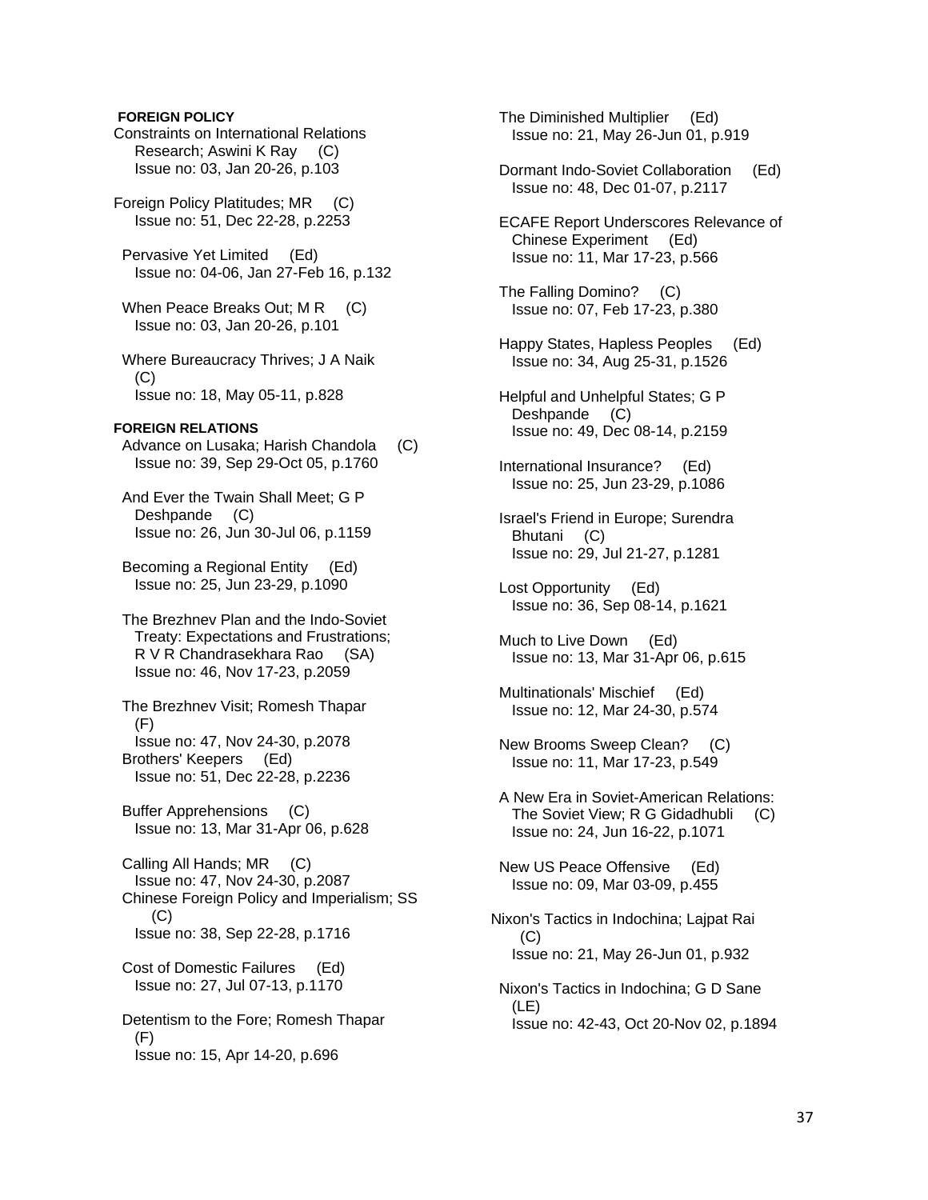**FOREIGN POLICY**

Constraints on International Relations Research; Aswini K Ray (C)
Issue no: 03, Jan 20-26, p.103

Foreign Policy Platitudes; MR (C)
Issue no: 51, Dec 22-28, p.2253

Pervasive Yet Limited (Ed)
Issue no: 04-06, Jan 27-Feb 16, p.132

When Peace Breaks Out; M R (C)
Issue no: 03, Jan 20-26, p.101

Where Bureaucracy Thrives; J A Naik (C)
Issue no: 18, May 05-11, p.828

**FOREIGN RELATIONS**

Advance on Lusaka; Harish Chandola (C)
Issue no: 39, Sep 29-Oct 05, p.1760

And Ever the Twain Shall Meet; G P Deshpande (C)
Issue no: 26, Jun 30-Jul 06, p.1159

Becoming a Regional Entity (Ed)
Issue no: 25, Jun 23-29, p.1090

The Brezhnev Plan and the Indo-Soviet Treaty: Expectations and Frustrations; R V R Chandrasekhara Rao (SA)
Issue no: 46, Nov 17-23, p.2059

The Brezhnev Visit; Romesh Thapar (F)
Issue no: 47, Nov 24-30, p.2078

Brothers' Keepers (Ed)
Issue no: 51, Dec 22-28, p.2236

Buffer Apprehensions (C)
Issue no: 13, Mar 31-Apr 06, p.628

Calling All Hands; MR (C)
Issue no: 47, Nov 24-30, p.2087

Chinese Foreign Policy and Imperialism; SS (C)
Issue no: 38, Sep 22-28, p.1716

Cost of Domestic Failures (Ed)
Issue no: 27, Jul 07-13, p.1170

Detentism to the Fore; Romesh Thapar (F)
Issue no: 15, Apr 14-20, p.696

The Diminished Multiplier (Ed)
Issue no: 21, May 26-Jun 01, p.919

Dormant Indo-Soviet Collaboration (Ed)
Issue no: 48, Dec 01-07, p.2117

ECAFE Report Underscores Relevance of Chinese Experiment (Ed)
Issue no: 11, Mar 17-23, p.566

The Falling Domino? (C)
Issue no: 07, Feb 17-23, p.380

Happy States, Hapless Peoples (Ed)
Issue no: 34, Aug 25-31, p.1526

Helpful and Unhelpful States; G P Deshpande (C)
Issue no: 49, Dec 08-14, p.2159

International Insurance? (Ed)
Issue no: 25, Jun 23-29, p.1086

Israel's Friend in Europe; Surendra Bhutani (C)
Issue no: 29, Jul 21-27, p.1281

Lost Opportunity (Ed)
Issue no: 36, Sep 08-14, p.1621

Much to Live Down (Ed)
Issue no: 13, Mar 31-Apr 06, p.615

Multinationals' Mischief (Ed)
Issue no: 12, Mar 24-30, p.574

New Brooms Sweep Clean? (C)
Issue no: 11, Mar 17-23, p.549

A New Era in Soviet-American Relations: The Soviet View; R G Gidadhubli (C)
Issue no: 24, Jun 16-22, p.1071

New US Peace Offensive (Ed)
Issue no: 09, Mar 03-09, p.455

Nixon's Tactics in Indochina; Lajpat Rai (C)
Issue no: 21, May 26-Jun 01, p.932

Nixon's Tactics in Indochina; G D Sane (LE)
Issue no: 42-43, Oct 20-Nov 02, p.1894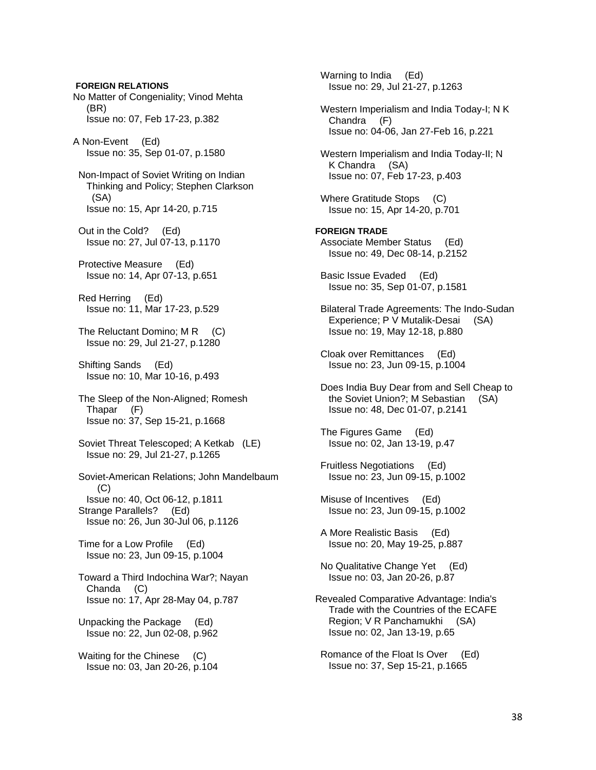**FOREIGN RELATIONS**

No Matter of Congeniality; Vinod Mehta (BR)
Issue no: 07, Feb 17-23, p.382

A Non-Event (Ed)
Issue no: 35, Sep 01-07, p.1580

Non-Impact of Soviet Writing on Indian Thinking and Policy; Stephen Clarkson (SA)
Issue no: 15, Apr 14-20, p.715

Out in the Cold? (Ed)
Issue no: 27, Jul 07-13, p.1170

Protective Measure (Ed)
Issue no: 14, Apr 07-13, p.651

Red Herring (Ed)
Issue no: 11, Mar 17-23, p.529

The Reluctant Domino; M R (C)
Issue no: 29, Jul 21-27, p.1280

Shifting Sands (Ed)
Issue no: 10, Mar 10-16, p.493

The Sleep of the Non-Aligned; Romesh Thapar (F)
Issue no: 37, Sep 15-21, p.1668

Soviet Threat Telescoped; A Ketkab (LE)
Issue no: 29, Jul 21-27, p.1265

Soviet-American Relations; John Mandelbaum (C)
Issue no: 40, Oct 06-12, p.1811

Strange Parallels? (Ed)
Issue no: 26, Jun 30-Jul 06, p.1126

Time for a Low Profile (Ed)
Issue no: 23, Jun 09-15, p.1004

Toward a Third Indochina War?; Nayan Chanda (C)
Issue no: 17, Apr 28-May 04, p.787

Unpacking the Package (Ed)
Issue no: 22, Jun 02-08, p.962

Waiting for the Chinese (C)
Issue no: 03, Jan 20-26, p.104

Warning to India (Ed)
Issue no: 29, Jul 21-27, p.1263

Western Imperialism and India Today-I; N K Chandra (F)
Issue no: 04-06, Jan 27-Feb 16, p.221

Western Imperialism and India Today-II; N K Chandra (SA)
Issue no: 07, Feb 17-23, p.403

Where Gratitude Stops (C)
Issue no: 15, Apr 14-20, p.701

**FOREIGN TRADE**

Associate Member Status (Ed)
Issue no: 49, Dec 08-14, p.2152

Basic Issue Evaded (Ed)
Issue no: 35, Sep 01-07, p.1581

Bilateral Trade Agreements: The Indo-Sudan Experience; P V Mutalik-Desai (SA)
Issue no: 19, May 12-18, p.880

Cloak over Remittances (Ed)
Issue no: 23, Jun 09-15, p.1004

Does India Buy Dear from and Sell Cheap to the Soviet Union?; M Sebastian (SA)
Issue no: 48, Dec 01-07, p.2141

The Figures Game (Ed)
Issue no: 02, Jan 13-19, p.47

Fruitless Negotiations (Ed)
Issue no: 23, Jun 09-15, p.1002

Misuse of Incentives (Ed)
Issue no: 23, Jun 09-15, p.1002

A More Realistic Basis (Ed)
Issue no: 20, May 19-25, p.887

No Qualitative Change Yet (Ed)
Issue no: 03, Jan 20-26, p.87

Revealed Comparative Advantage: India's Trade with the Countries of the ECAFE Region; V R Panchamukhi (SA)
Issue no: 02, Jan 13-19, p.65

Romance of the Float Is Over (Ed)
Issue no: 37, Sep 15-21, p.1665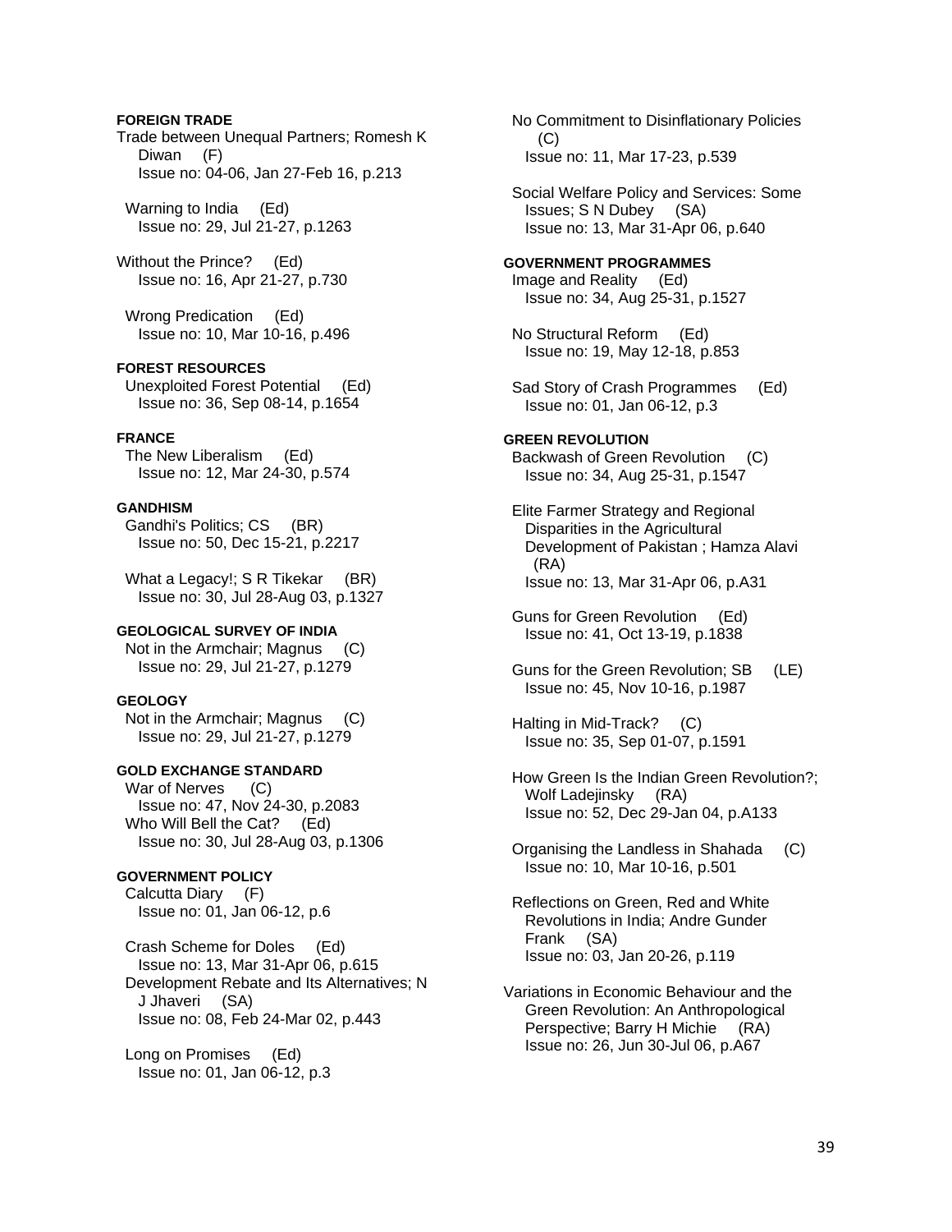**FOREIGN TRADE**

Trade between Unequal Partners; Romesh K Diwan (F)
Issue no: 04-06, Jan 27-Feb 16, p.213

Warning to India (Ed)
Issue no: 29, Jul 21-27, p.1263

Without the Prince? (Ed)
Issue no: 16, Apr 21-27, p.730

Wrong Predication (Ed)
Issue no: 10, Mar 10-16, p.496

**FOREST RESOURCES**

Unexploited Forest Potential (Ed)
Issue no: 36, Sep 08-14, p.1654

**FRANCE**

The New Liberalism (Ed)
Issue no: 12, Mar 24-30, p.574

**GANDHISM**

Gandhi's Politics; CS (BR)
Issue no: 50, Dec 15-21, p.2217

What a Legacy!; S R Tikekar (BR)
Issue no: 30, Jul 28-Aug 03, p.1327

**GEOLOGICAL SURVEY OF INDIA**

Not in the Armchair; Magnus (C)
Issue no: 29, Jul 21-27, p.1279

**GEOLOGY**

Not in the Armchair; Magnus (C)
Issue no: 29, Jul 21-27, p.1279

**GOLD EXCHANGE STANDARD**

War of Nerves (C)
Issue no: 47, Nov 24-30, p.2083

Who Will Bell the Cat? (Ed)
Issue no: 30, Jul 28-Aug 03, p.1306

**GOVERNMENT POLICY**

Calcutta Diary (F)
Issue no: 01, Jan 06-12, p.6

Crash Scheme for Doles (Ed)
Issue no: 13, Mar 31-Apr 06, p.615

Development Rebate and Its Alternatives; N J Jhaveri (SA)
Issue no: 08, Feb 24-Mar 02, p.443

Long on Promises (Ed)
Issue no: 01, Jan 06-12, p.3

No Commitment to Disinflationary Policies (C)
Issue no: 11, Mar 17-23, p.539

Social Welfare Policy and Services: Some Issues; S N Dubey (SA)
Issue no: 13, Mar 31-Apr 06, p.640

**GOVERNMENT PROGRAMMES**

Image and Reality (Ed)
Issue no: 34, Aug 25-31, p.1527

No Structural Reform (Ed)
Issue no: 19, May 12-18, p.853

Sad Story of Crash Programmes (Ed)
Issue no: 01, Jan 06-12, p.3

**GREEN REVOLUTION**

Backwash of Green Revolution (C)
Issue no: 34, Aug 25-31, p.1547

Elite Farmer Strategy and Regional Disparities in the Agricultural Development of Pakistan ; Hamza Alavi (RA)
Issue no: 13, Mar 31-Apr 06, p.A31

Guns for Green Revolution (Ed)
Issue no: 41, Oct 13-19, p.1838

Guns for the Green Revolution; SB (LE)
Issue no: 45, Nov 10-16, p.1987

Halting in Mid-Track? (C)
Issue no: 35, Sep 01-07, p.1591

How Green Is the Indian Green Revolution?; Wolf Ladejinsky (RA)
Issue no: 52, Dec 29-Jan 04, p.A133

Organising the Landless in Shahada (C)
Issue no: 10, Mar 10-16, p.501

Reflections on Green, Red and White Revolutions in India; Andre Gunder Frank (SA)
Issue no: 03, Jan 20-26, p.119

Variations in Economic Behaviour and the Green Revolution: An Anthropological Perspective; Barry H Michie (RA)
Issue no: 26, Jun 30-Jul 06, p.A67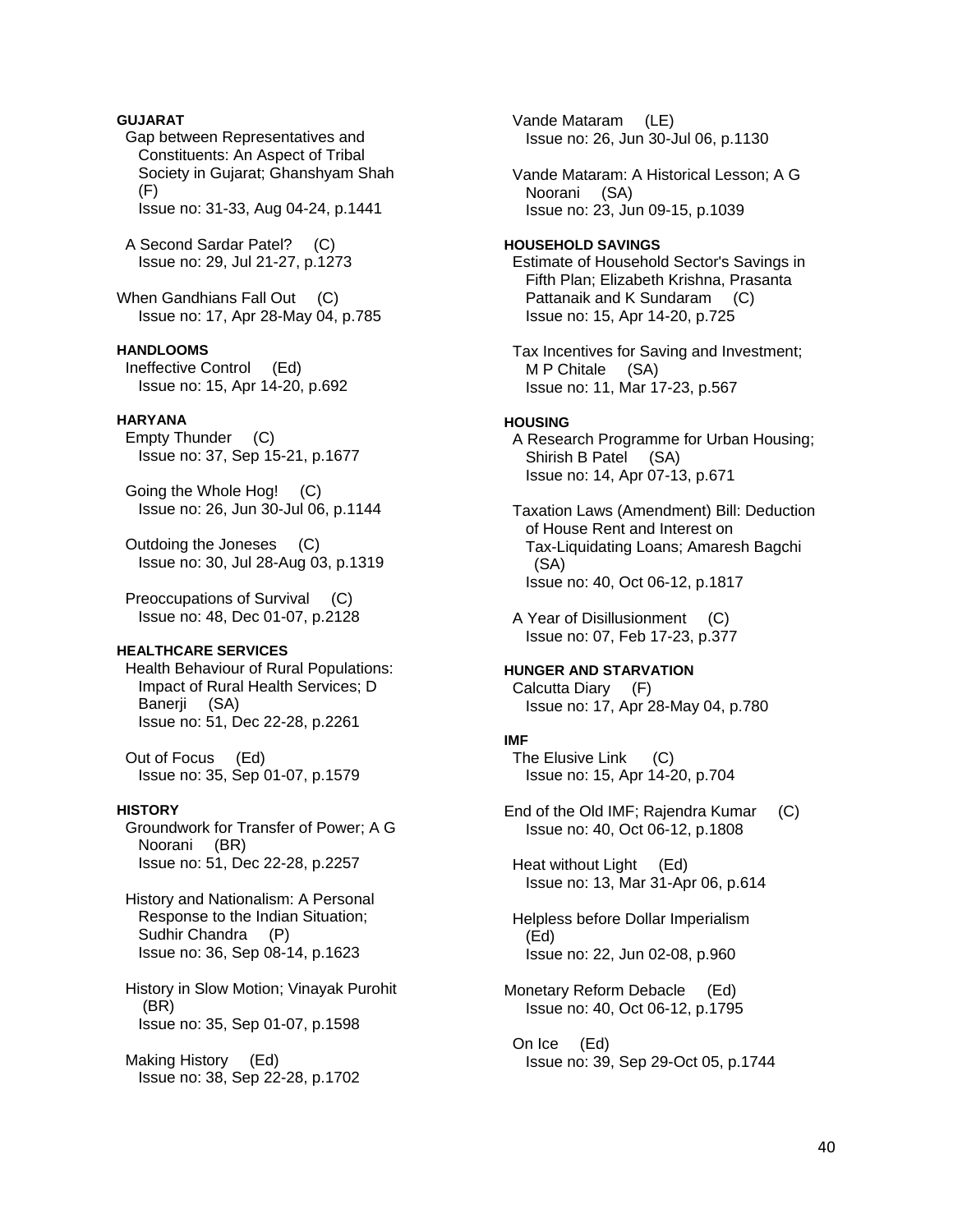**GUJARAT**

Gap between Representatives and Constituents: An Aspect of Tribal Society in Gujarat; Ghanshyam Shah (F)
Issue no: 31-33, Aug 04-24, p.1441

A Second Sardar Patel? (C)
Issue no: 29, Jul 21-27, p.1273

When Gandhians Fall Out (C)
Issue no: 17, Apr 28-May 04, p.785

**HANDLOOMS**

Ineffective Control (Ed)
Issue no: 15, Apr 14-20, p.692

**HARYANA**

Empty Thunder (C)
Issue no: 37, Sep 15-21, p.1677

Going the Whole Hog! (C)
Issue no: 26, Jun 30-Jul 06, p.1144

Outdoing the Joneses (C)
Issue no: 30, Jul 28-Aug 03, p.1319

Preoccupations of Survival (C)
Issue no: 48, Dec 01-07, p.2128

**HEALTHCARE SERVICES**

Health Behaviour of Rural Populations: Impact of Rural Health Services; D Banerji (SA)
Issue no: 51, Dec 22-28, p.2261

Out of Focus (Ed)
Issue no: 35, Sep 01-07, p.1579

**HISTORY**

Groundwork for Transfer of Power; A G Noorani (BR)
Issue no: 51, Dec 22-28, p.2257

History and Nationalism: A Personal Response to the Indian Situation; Sudhir Chandra (P)
Issue no: 36, Sep 08-14, p.1623

History in Slow Motion; Vinayak Purohit (BR)
Issue no: 35, Sep 01-07, p.1598

Making History (Ed)
Issue no: 38, Sep 22-28, p.1702

Vande Mataram (LE)
Issue no: 26, Jun 30-Jul 06, p.1130

Vande Mataram: A Historical Lesson; A G Noorani (SA)
Issue no: 23, Jun 09-15, p.1039

**HOUSEHOLD SAVINGS**

Estimate of Household Sector's Savings in Fifth Plan; Elizabeth Krishna, Prasanta Pattanaik and K Sundaram (C)
Issue no: 15, Apr 14-20, p.725

Tax Incentives for Saving and Investment; M P Chitale (SA)
Issue no: 11, Mar 17-23, p.567

**HOUSING**

A Research Programme for Urban Housing; Shirish B Patel (SA)
Issue no: 14, Apr 07-13, p.671

Taxation Laws (Amendment) Bill: Deduction of House Rent and Interest on Tax-Liquidating Loans; Amaresh Bagchi (SA)
Issue no: 40, Oct 06-12, p.1817

A Year of Disillusionment (C)
Issue no: 07, Feb 17-23, p.377

**HUNGER AND STARVATION**

Calcutta Diary (F)
Issue no: 17, Apr 28-May 04, p.780

**IMF**

The Elusive Link (C)
Issue no: 15, Apr 14-20, p.704

End of the Old IMF; Rajendra Kumar (C)
Issue no: 40, Oct 06-12, p.1808

Heat without Light (Ed)
Issue no: 13, Mar 31-Apr 06, p.614

Helpless before Dollar Imperialism (Ed)
Issue no: 22, Jun 02-08, p.960

Monetary Reform Debacle (Ed)
Issue no: 40, Oct 06-12, p.1795

On Ice (Ed)
Issue no: 39, Sep 29-Oct 05, p.1744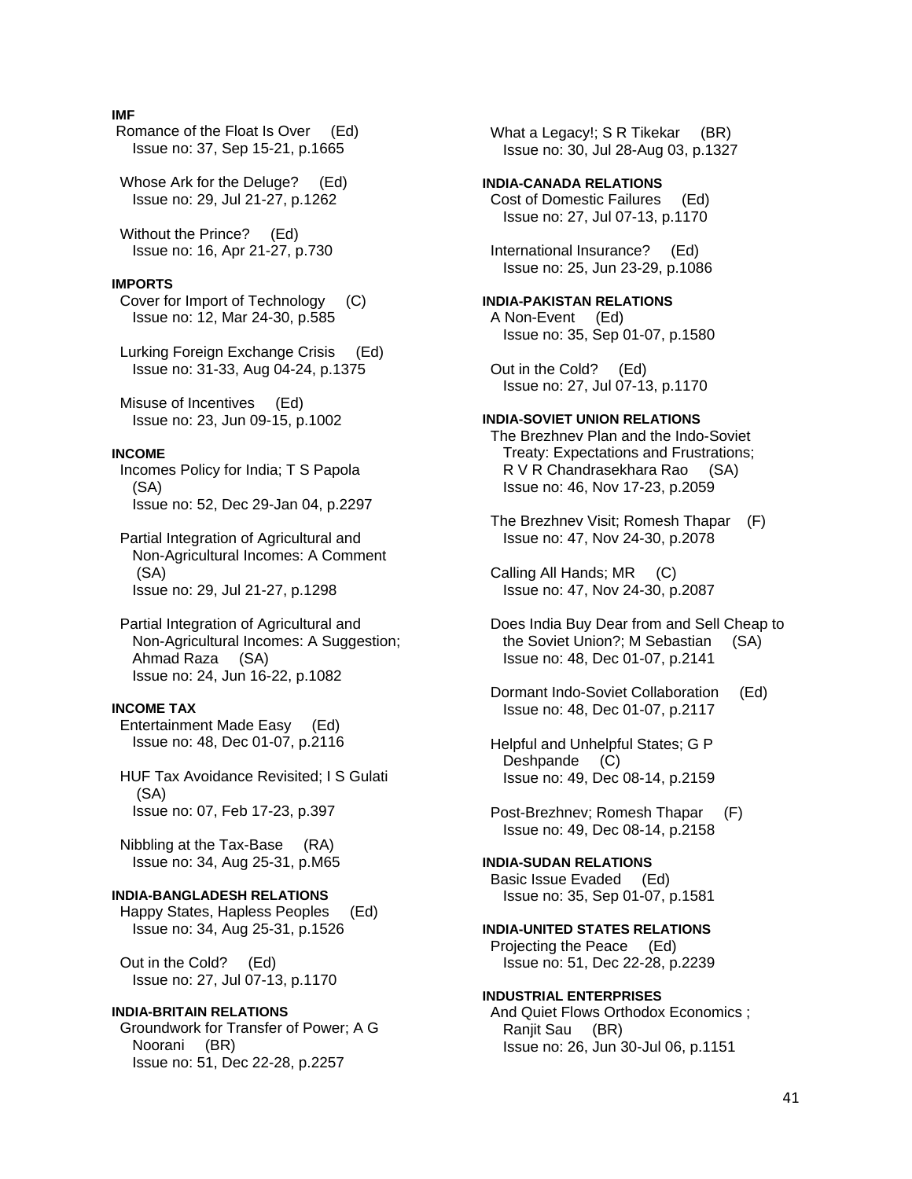**IMF**

Romance of the Float Is Over (Ed)
Issue no: 37, Sep 15-21, p.1665

Whose Ark for the Deluge? (Ed)
Issue no: 29, Jul 21-27, p.1262

Without the Prince? (Ed)
Issue no: 16, Apr 21-27, p.730

**IMPORTS**

Cover for Import of Technology (C)
Issue no: 12, Mar 24-30, p.585

Lurking Foreign Exchange Crisis (Ed)
Issue no: 31-33, Aug 04-24, p.1375

Misuse of Incentives (Ed)
Issue no: 23, Jun 09-15, p.1002

**INCOME**

Incomes Policy for India; T S Papola (SA)
Issue no: 52, Dec 29-Jan 04, p.2297

Partial Integration of Agricultural and Non-Agricultural Incomes: A Comment (SA)
Issue no: 29, Jul 21-27, p.1298

Partial Integration of Agricultural and Non-Agricultural Incomes: A Suggestion; Ahmad Raza (SA)
Issue no: 24, Jun 16-22, p.1082

**INCOME TAX**

Entertainment Made Easy (Ed)
Issue no: 48, Dec 01-07, p.2116

HUF Tax Avoidance Revisited; I S Gulati (SA)
Issue no: 07, Feb 17-23, p.397

Nibbling at the Tax-Base (RA)
Issue no: 34, Aug 25-31, p.M65

**INDIA-BANGLADESH RELATIONS**

Happy States, Hapless Peoples (Ed)
Issue no: 34, Aug 25-31, p.1526

Out in the Cold? (Ed)
Issue no: 27, Jul 07-13, p.1170

**INDIA-BRITAIN RELATIONS**

Groundwork for Transfer of Power; A G Noorani (BR)
Issue no: 51, Dec 22-28, p.2257

What a Legacy!; S R Tikekar (BR)
Issue no: 30, Jul 28-Aug 03, p.1327

**INDIA-CANADA RELATIONS**

Cost of Domestic Failures (Ed)
Issue no: 27, Jul 07-13, p.1170

International Insurance? (Ed)
Issue no: 25, Jun 23-29, p.1086

**INDIA-PAKISTAN RELATIONS**

A Non-Event (Ed)
Issue no: 35, Sep 01-07, p.1580

Out in the Cold? (Ed)
Issue no: 27, Jul 07-13, p.1170

**INDIA-SOVIET UNION RELATIONS**

The Brezhnev Plan and the Indo-Soviet Treaty: Expectations and Frustrations; R V R Chandrasekhara Rao (SA)
Issue no: 46, Nov 17-23, p.2059

The Brezhnev Visit; Romesh Thapar (F)
Issue no: 47, Nov 24-30, p.2078

Calling All Hands; MR (C)
Issue no: 47, Nov 24-30, p.2087

Does India Buy Dear from and Sell Cheap to the Soviet Union?; M Sebastian (SA)
Issue no: 48, Dec 01-07, p.2141

Dormant Indo-Soviet Collaboration (Ed)
Issue no: 48, Dec 01-07, p.2117

Helpful and Unhelpful States; G P Deshpande (C)
Issue no: 49, Dec 08-14, p.2159

Post-Brezhnev; Romesh Thapar (F)
Issue no: 49, Dec 08-14, p.2158

**INDIA-SUDAN RELATIONS**

Basic Issue Evaded (Ed)
Issue no: 35, Sep 01-07, p.1581

**INDIA-UNITED STATES RELATIONS**

Projecting the Peace (Ed)
Issue no: 51, Dec 22-28, p.2239

**INDUSTRIAL ENTERPRISES**

And Quiet Flows Orthodox Economics ; Ranjit Sau (BR)
Issue no: 26, Jun 30-Jul 06, p.1151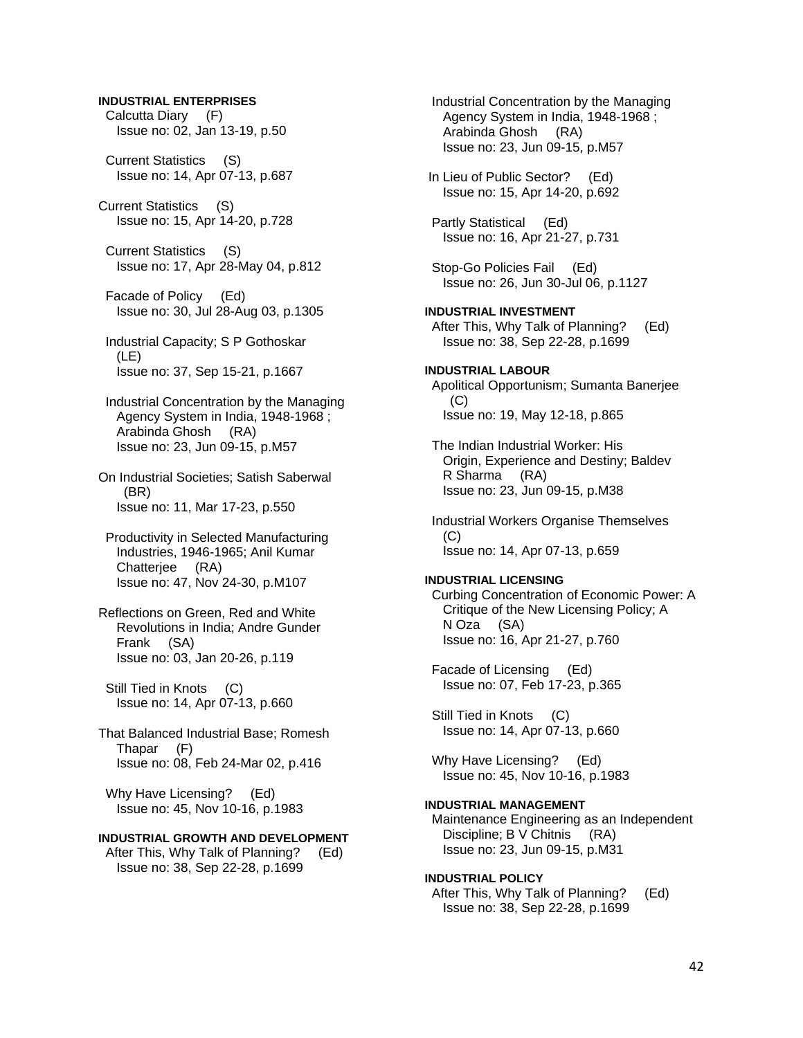**INDUSTRIAL ENTERPRISES**

Calcutta Diary (F)
Issue no: 02, Jan 13-19, p.50

Current Statistics (S)
Issue no: 14, Apr 07-13, p.687

Current Statistics (S)
Issue no: 15, Apr 14-20, p.728

Current Statistics (S)
Issue no: 17, Apr 28-May 04, p.812

Facade of Policy (Ed)
Issue no: 30, Jul 28-Aug 03, p.1305

Industrial Capacity; S P Gothoskar (LE)
Issue no: 37, Sep 15-21, p.1667

Industrial Concentration by the Managing Agency System in India, 1948-1968 ; Arabinda Ghosh (RA)
Issue no: 23, Jun 09-15, p.M57

On Industrial Societies; Satish Saberwal (BR)
Issue no: 11, Mar 17-23, p.550

Productivity in Selected Manufacturing Industries, 1946-1965; Anil Kumar Chatterjee (RA)
Issue no: 47, Nov 24-30, p.M107

Reflections on Green, Red and White Revolutions in India; Andre Gunder Frank (SA)
Issue no: 03, Jan 20-26, p.119

Still Tied in Knots (C)
Issue no: 14, Apr 07-13, p.660

That Balanced Industrial Base; Romesh Thapar (F)
Issue no: 08, Feb 24-Mar 02, p.416

Why Have Licensing? (Ed)
Issue no: 45, Nov 10-16, p.1983

**INDUSTRIAL GROWTH AND DEVELOPMENT**

After This, Why Talk of Planning? (Ed)
Issue no: 38, Sep 22-28, p.1699

Industrial Concentration by the Managing Agency System in India, 1948-1968 ; Arabinda Ghosh (RA)
Issue no: 23, Jun 09-15, p.M57

In Lieu of Public Sector? (Ed)
Issue no: 15, Apr 14-20, p.692

Partly Statistical (Ed)
Issue no: 16, Apr 21-27, p.731

Stop-Go Policies Fail (Ed)
Issue no: 26, Jun 30-Jul 06, p.1127

**INDUSTRIAL INVESTMENT**

After This, Why Talk of Planning? (Ed)
Issue no: 38, Sep 22-28, p.1699

**INDUSTRIAL LABOUR**

Apolitical Opportunism; Sumanta Banerjee (C)
Issue no: 19, May 12-18, p.865

The Indian Industrial Worker: His Origin, Experience and Destiny; Baldev R Sharma (RA)
Issue no: 23, Jun 09-15, p.M38

Industrial Workers Organise Themselves (C)
Issue no: 14, Apr 07-13, p.659

**INDUSTRIAL LICENSING**

Curbing Concentration of Economic Power: A Critique of the New Licensing Policy; A N Oza (SA)
Issue no: 16, Apr 21-27, p.760

Facade of Licensing (Ed)
Issue no: 07, Feb 17-23, p.365

Still Tied in Knots (C)
Issue no: 14, Apr 07-13, p.660

Why Have Licensing? (Ed)
Issue no: 45, Nov 10-16, p.1983

**INDUSTRIAL MANAGEMENT**

Maintenance Engineering as an Independent Discipline; B V Chitnis (RA)
Issue no: 23, Jun 09-15, p.M31

**INDUSTRIAL POLICY**

After This, Why Talk of Planning? (Ed)
Issue no: 38, Sep 22-28, p.1699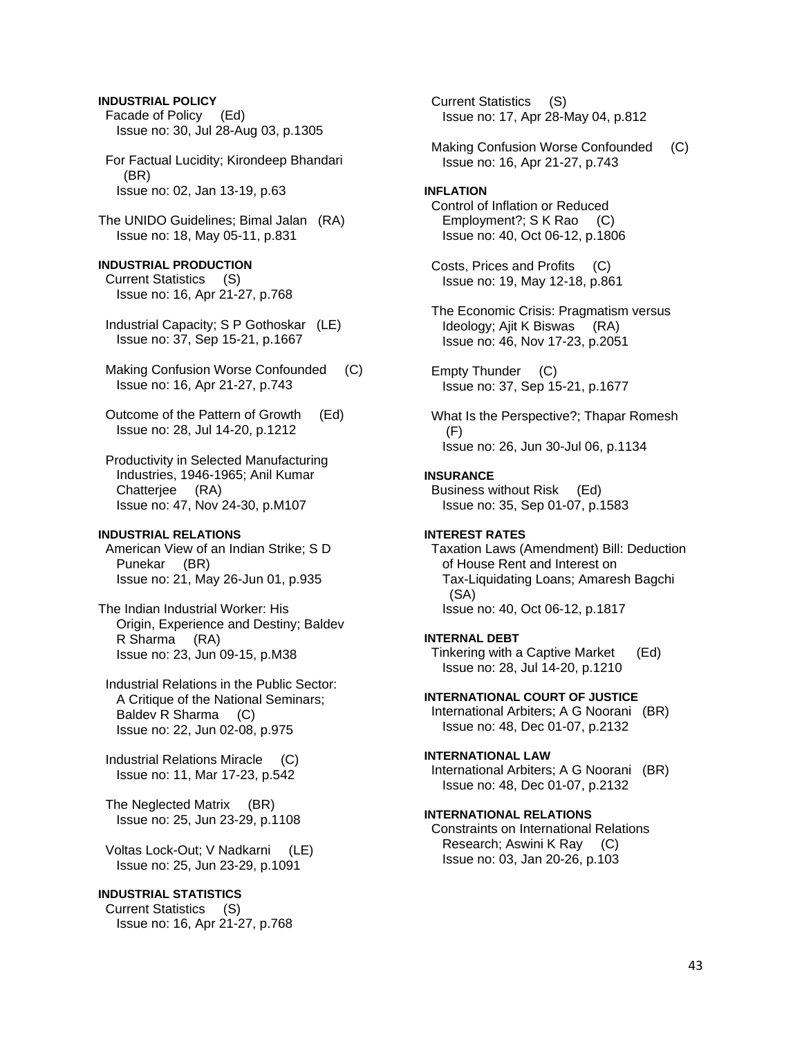**INDUSTRIAL POLICY**

Facade of Policy (Ed)
Issue no: 30, Jul 28-Aug 03, p.1305

For Factual Lucidity; Kirondeep Bhandari (BR)
Issue no: 02, Jan 13-19, p.63

The UNIDO Guidelines; Bimal Jalan (RA)
Issue no: 18, May 05-11, p.831

**INDUSTRIAL PRODUCTION**

Current Statistics (S)
Issue no: 16, Apr 21-27, p.768

Industrial Capacity; S P Gothoskar (LE)
Issue no: 37, Sep 15-21, p.1667

Making Confusion Worse Confounded (C)
Issue no: 16, Apr 21-27, p.743

Outcome of the Pattern of Growth (Ed)
Issue no: 28, Jul 14-20, p.1212

Productivity in Selected Manufacturing Industries, 1946-1965; Anil Kumar Chatterjee (RA)
Issue no: 47, Nov 24-30, p.M107

**INDUSTRIAL RELATIONS**

American View of an Indian Strike; S D Punekar (BR)
Issue no: 21, May 26-Jun 01, p.935

The Indian Industrial Worker: His Origin, Experience and Destiny; Baldev R Sharma (RA)
Issue no: 23, Jun 09-15, p.M38

Industrial Relations in the Public Sector: A Critique of the National Seminars; Baldev R Sharma (C)
Issue no: 22, Jun 02-08, p.975

Industrial Relations Miracle (C)
Issue no: 11, Mar 17-23, p.542

The Neglected Matrix (BR)
Issue no: 25, Jun 23-29, p.1108

Voltas Lock-Out; V Nadkarni (LE)
Issue no: 25, Jun 23-29, p.1091

**INDUSTRIAL STATISTICS**

Current Statistics (S)
Issue no: 16, Apr 21-27, p.768

Current Statistics (S)
Issue no: 17, Apr 28-May 04, p.812

Making Confusion Worse Confounded (C)
Issue no: 16, Apr 21-27, p.743

**INFLATION**

Control of Inflation or Reduced Employment?; S K Rao (C)
Issue no: 40, Oct 06-12, p.1806

Costs, Prices and Profits (C)
Issue no: 19, May 12-18, p.861

The Economic Crisis: Pragmatism versus Ideology; Ajit K Biswas (RA)
Issue no: 46, Nov 17-23, p.2051

Empty Thunder (C)
Issue no: 37, Sep 15-21, p.1677

What Is the Perspective?; Thapar Romesh (F)
Issue no: 26, Jun 30-Jul 06, p.1134

**INSURANCE**

Business without Risk (Ed)
Issue no: 35, Sep 01-07, p.1583

**INTEREST RATES**

Taxation Laws (Amendment) Bill: Deduction of House Rent and Interest on Tax-Liquidating Loans; Amaresh Bagchi (SA)
Issue no: 40, Oct 06-12, p.1817

**INTERNAL DEBT**

Tinkering with a Captive Market (Ed)
Issue no: 28, Jul 14-20, p.1210

**INTERNATIONAL COURT OF JUSTICE**

International Arbiters; A G Noorani (BR)
Issue no: 48, Dec 01-07, p.2132

**INTERNATIONAL LAW**

International Arbiters; A G Noorani (BR)
Issue no: 48, Dec 01-07, p.2132

**INTERNATIONAL RELATIONS**

Constraints on International Relations Research; Aswini K Ray (C)
Issue no: 03, Jan 20-26, p.103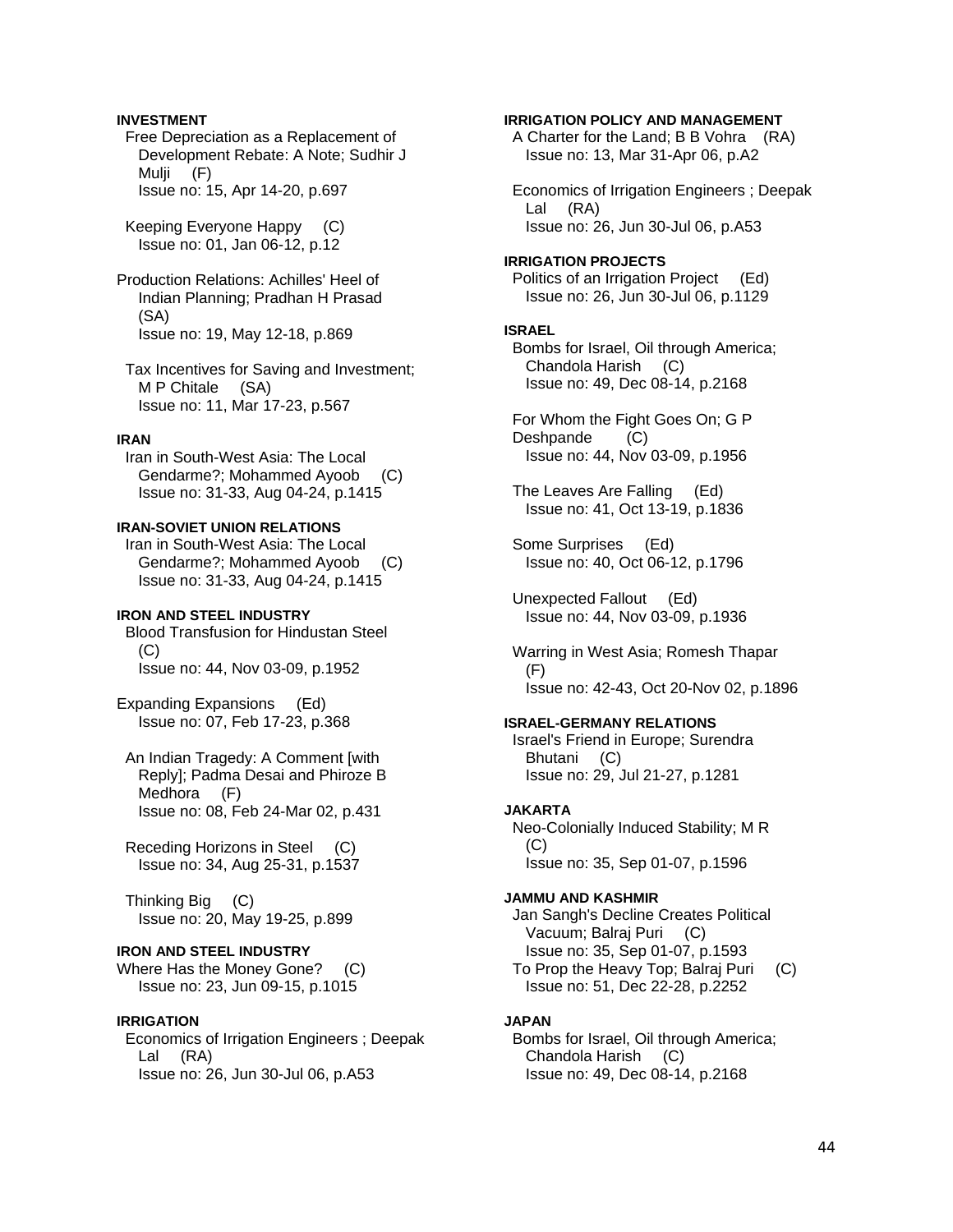**INVESTMENT**

Free Depreciation as a Replacement of Development Rebate: A Note; Sudhir J Mulji (F)
Issue no: 15, Apr 14-20, p.697

Keeping Everyone Happy (C)
Issue no: 01, Jan 06-12, p.12

Production Relations: Achilles' Heel of Indian Planning; Pradhan H Prasad (SA)
Issue no: 19, May 12-18, p.869

Tax Incentives for Saving and Investment; M P Chitale (SA)
Issue no: 11, Mar 17-23, p.567

**IRAN**

Iran in South-West Asia: The Local Gendarme?; Mohammed Ayoob (C)
Issue no: 31-33, Aug 04-24, p.1415

**IRAN-SOVIET UNION RELATIONS**

Iran in South-West Asia: The Local Gendarme?; Mohammed Ayoob (C)
Issue no: 31-33, Aug 04-24, p.1415

**IRON AND STEEL INDUSTRY**

Blood Transfusion for Hindustan Steel (C)
Issue no: 44, Nov 03-09, p.1952

Expanding Expansions (Ed)
Issue no: 07, Feb 17-23, p.368

An Indian Tragedy: A Comment [with Reply]; Padma Desai and Phiroze B Medhora (F)
Issue no: 08, Feb 24-Mar 02, p.431

Receding Horizons in Steel (C)
Issue no: 34, Aug 25-31, p.1537

Thinking Big (C)
Issue no: 20, May 19-25, p.899

**IRON AND STEEL INDUSTRY**

Where Has the Money Gone? (C)
Issue no: 23, Jun 09-15, p.1015

**IRRIGATION**

Economics of Irrigation Engineers ; Deepak Lal (RA)
Issue no: 26, Jun 30-Jul 06, p.A53

**IRRIGATION POLICY AND MANAGEMENT**

A Charter for the Land; B B Vohra (RA)
Issue no: 13, Mar 31-Apr 06, p.A2

Economics of Irrigation Engineers ; Deepak Lal (RA)
Issue no: 26, Jun 30-Jul 06, p.A53

**IRRIGATION PROJECTS**

Politics of an Irrigation Project (Ed)
Issue no: 26, Jun 30-Jul 06, p.1129

**ISRAEL**

Bombs for Israel, Oil through America; Chandola Harish (C)
Issue no: 49, Dec 08-14, p.2168

For Whom the Fight Goes On; G P Deshpande (C)
Issue no: 44, Nov 03-09, p.1956

The Leaves Are Falling (Ed)
Issue no: 41, Oct 13-19, p.1836

Some Surprises (Ed)
Issue no: 40, Oct 06-12, p.1796

Unexpected Fallout (Ed)
Issue no: 44, Nov 03-09, p.1936

Warring in West Asia; Romesh Thapar (F)
Issue no: 42-43, Oct 20-Nov 02, p.1896

**ISRAEL-GERMANY RELATIONS**

Israel's Friend in Europe; Surendra Bhutani (C)
Issue no: 29, Jul 21-27, p.1281

**JAKARTA**

Neo-Colonially Induced Stability; M R (C)
Issue no: 35, Sep 01-07, p.1596

**JAMMU AND KASHMIR**

Jan Sangh's Decline Creates Political Vacuum; Balraj Puri (C)
Issue no: 35, Sep 01-07, p.1593

To Prop the Heavy Top; Balraj Puri (C)
Issue no: 51, Dec 22-28, p.2252

**JAPAN**

Bombs for Israel, Oil through America; Chandola Harish (C)
Issue no: 49, Dec 08-14, p.2168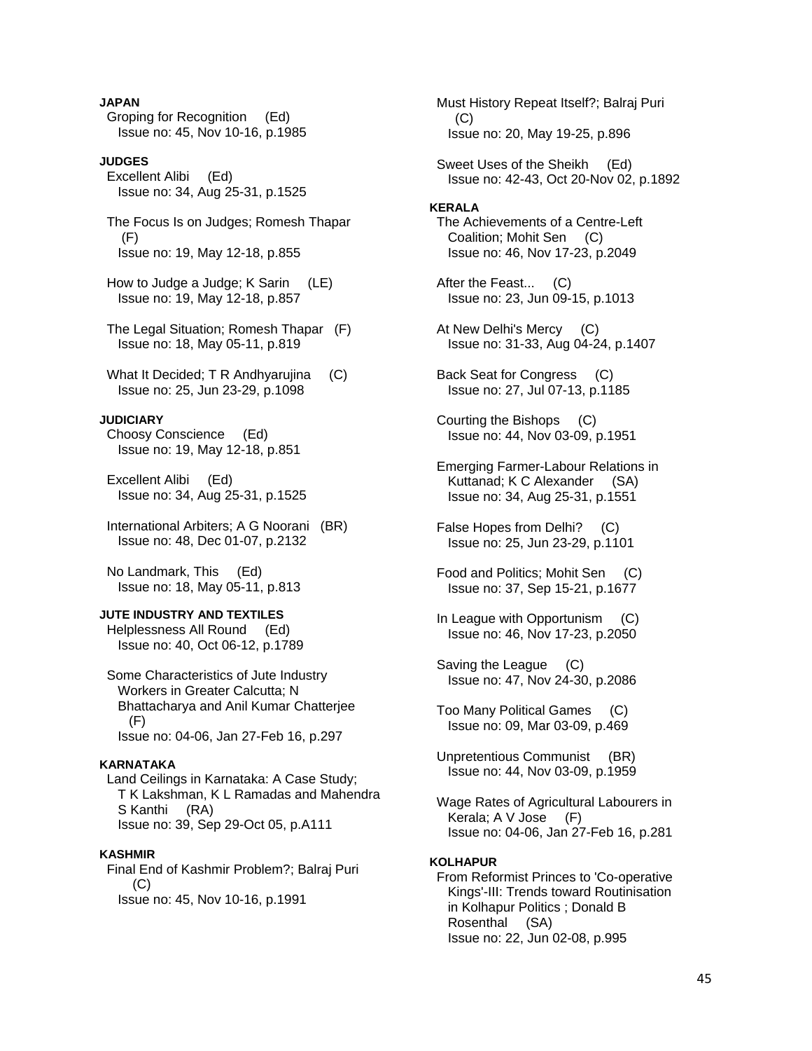**JAPAN**

Groping for Recognition (Ed)
Issue no: 45, Nov 10-16, p.1985

**JUDGES**

Excellent Alibi (Ed)
Issue no: 34, Aug 25-31, p.1525

The Focus Is on Judges; Romesh Thapar (F)
Issue no: 19, May 12-18, p.855

How to Judge a Judge; K Sarin (LE)
Issue no: 19, May 12-18, p.857

The Legal Situation; Romesh Thapar (F)
Issue no: 18, May 05-11, p.819

What It Decided; T R Andhyarujina (C)
Issue no: 25, Jun 23-29, p.1098

**JUDICIARY**

Choosy Conscience (Ed)
Issue no: 19, May 12-18, p.851

Excellent Alibi (Ed)
Issue no: 34, Aug 25-31, p.1525

International Arbiters; A G Noorani (BR)
Issue no: 48, Dec 01-07, p.2132

No Landmark, This (Ed)
Issue no: 18, May 05-11, p.813

**JUTE INDUSTRY AND TEXTILES**

Helplessness All Round (Ed)
Issue no: 40, Oct 06-12, p.1789

Some Characteristics of Jute Industry Workers in Greater Calcutta; N Bhattacharya and Anil Kumar Chatterjee (F)
Issue no: 04-06, Jan 27-Feb 16, p.297

**KARNATAKA**

Land Ceilings in Karnataka: A Case Study; T K Lakshman, K L Ramadas and Mahendra S Kanthi (RA)
Issue no: 39, Sep 29-Oct 05, p.A111

**KASHMIR**

Final End of Kashmir Problem?; Balraj Puri (C)
Issue no: 45, Nov 10-16, p.1991

Must History Repeat Itself?; Balraj Puri (C)
Issue no: 20, May 19-25, p.896

Sweet Uses of the Sheikh (Ed)
Issue no: 42-43, Oct 20-Nov 02, p.1892

**KERALA**

The Achievements of a Centre-Left Coalition; Mohit Sen (C)
Issue no: 46, Nov 17-23, p.2049

After the Feast... (C)
Issue no: 23, Jun 09-15, p.1013

At New Delhi's Mercy (C)
Issue no: 31-33, Aug 04-24, p.1407

Back Seat for Congress (C)
Issue no: 27, Jul 07-13, p.1185

Courting the Bishops (C)
Issue no: 44, Nov 03-09, p.1951

Emerging Farmer-Labour Relations in Kuttanad; K C Alexander (SA)
Issue no: 34, Aug 25-31, p.1551

False Hopes from Delhi? (C)
Issue no: 25, Jun 23-29, p.1101

Food and Politics; Mohit Sen (C)
Issue no: 37, Sep 15-21, p.1677

In League with Opportunism (C)
Issue no: 46, Nov 17-23, p.2050

Saving the League (C)
Issue no: 47, Nov 24-30, p.2086

Too Many Political Games (C)
Issue no: 09, Mar 03-09, p.469

Unpretentious Communist (BR)
Issue no: 44, Nov 03-09, p.1959

Wage Rates of Agricultural Labourers in Kerala; A V Jose (F)
Issue no: 04-06, Jan 27-Feb 16, p.281

**KOLHAPUR**

From Reformist Princes to 'Co-operative Kings'-III: Trends toward Routinisation in Kolhapur Politics ; Donald B Rosenthal (SA)
Issue no: 22, Jun 02-08, p.995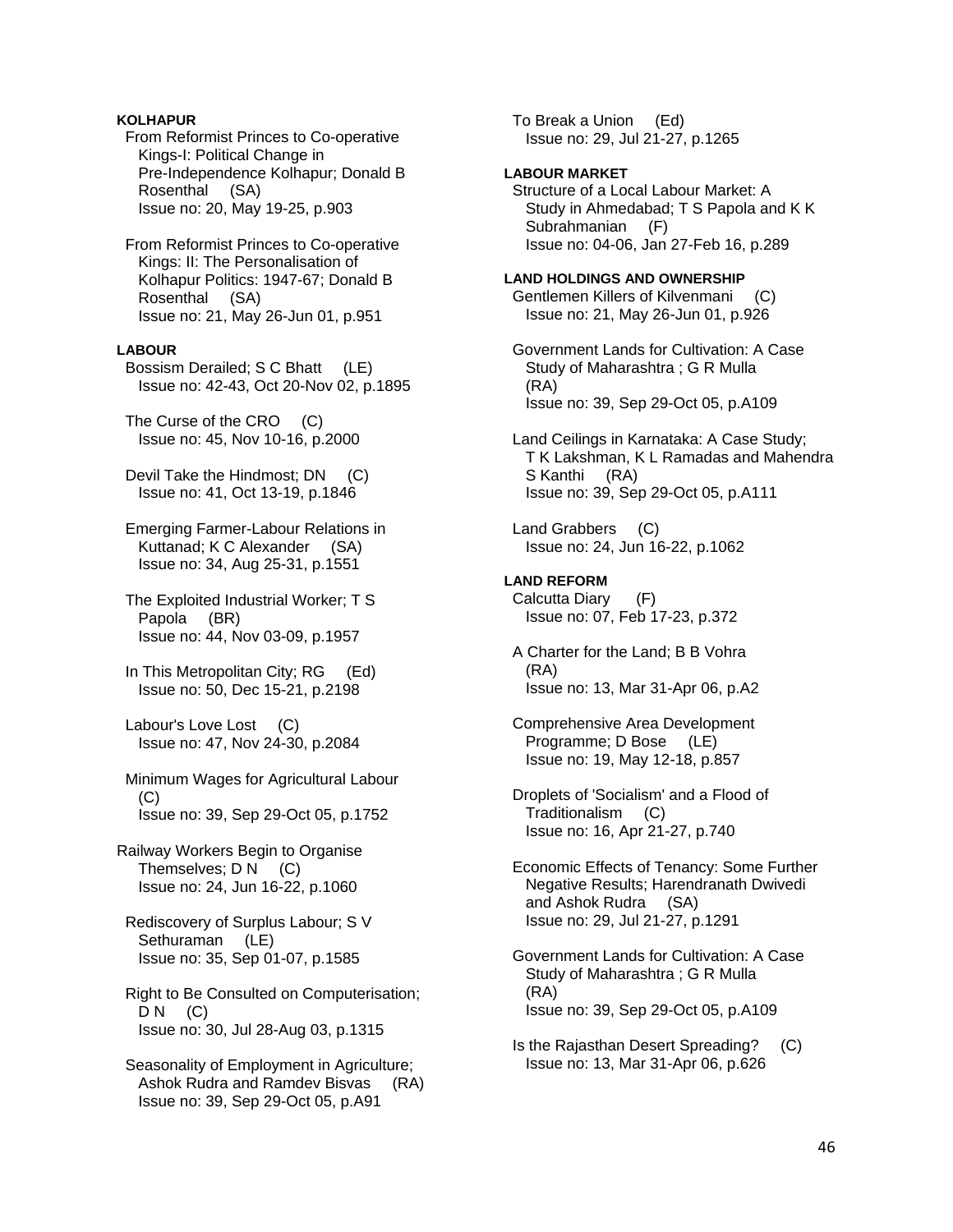**KOLHAPUR**

From Reformist Princes to Co-operative Kings-I: Political Change in Pre-Independence Kolhapur; Donald B Rosenthal (SA)
Issue no: 20, May 19-25, p.903

From Reformist Princes to Co-operative Kings: II: The Personalisation of Kolhapur Politics: 1947-67; Donald B Rosenthal (SA)
Issue no: 21, May 26-Jun 01, p.951

**LABOUR**

Bossism Derailed; S C Bhatt (LE)
Issue no: 42-43, Oct 20-Nov 02, p.1895

The Curse of the CRO (C)
Issue no: 45, Nov 10-16, p.2000

Devil Take the Hindmost; DN (C)
Issue no: 41, Oct 13-19, p.1846

Emerging Farmer-Labour Relations in Kuttanad; K C Alexander (SA)
Issue no: 34, Aug 25-31, p.1551

The Exploited Industrial Worker; T S Papola (BR)
Issue no: 44, Nov 03-09, p.1957

In This Metropolitan City; RG (Ed)
Issue no: 50, Dec 15-21, p.2198

Labour's Love Lost (C)
Issue no: 47, Nov 24-30, p.2084

Minimum Wages for Agricultural Labour (C)
Issue no: 39, Sep 29-Oct 05, p.1752

Railway Workers Begin to Organise Themselves; D N (C)
Issue no: 24, Jun 16-22, p.1060

Rediscovery of Surplus Labour; S V Sethuraman (LE)
Issue no: 35, Sep 01-07, p.1585

Right to Be Consulted on Computerisation; D N (C)
Issue no: 30, Jul 28-Aug 03, p.1315

Seasonality of Employment in Agriculture; Ashok Rudra and Ramdev Bisvas (RA)
Issue no: 39, Sep 29-Oct 05, p.A91

To Break a Union (Ed)
Issue no: 29, Jul 21-27, p.1265

**LABOUR MARKET**

Structure of a Local Labour Market: A Study in Ahmedabad; T S Papola and K K Subrahmanian (F)
Issue no: 04-06, Jan 27-Feb 16, p.289

**LAND HOLDINGS AND OWNERSHIP**

Gentlemen Killers of Kilvenmani (C)
Issue no: 21, May 26-Jun 01, p.926

Government Lands for Cultivation: A Case Study of Maharashtra ; G R Mulla (RA)
Issue no: 39, Sep 29-Oct 05, p.A109

Land Ceilings in Karnataka: A Case Study; T K Lakshman, K L Ramadas and Mahendra S Kanthi (RA)
Issue no: 39, Sep 29-Oct 05, p.A111

Land Grabbers (C)
Issue no: 24, Jun 16-22, p.1062

**LAND REFORM**

Calcutta Diary (F)
Issue no: 07, Feb 17-23, p.372

A Charter for the Land; B B Vohra (RA)
Issue no: 13, Mar 31-Apr 06, p.A2

Comprehensive Area Development Programme; D Bose (LE)
Issue no: 19, May 12-18, p.857

Droplets of 'Socialism' and a Flood of Traditionalism (C)
Issue no: 16, Apr 21-27, p.740

Economic Effects of Tenancy: Some Further Negative Results; Harendranath Dwivedi and Ashok Rudra (SA)
Issue no: 29, Jul 21-27, p.1291

Government Lands for Cultivation: A Case Study of Maharashtra ; G R Mulla (RA)
Issue no: 39, Sep 29-Oct 05, p.A109

Is the Rajasthan Desert Spreading? (C)
Issue no: 13, Mar 31-Apr 06, p.626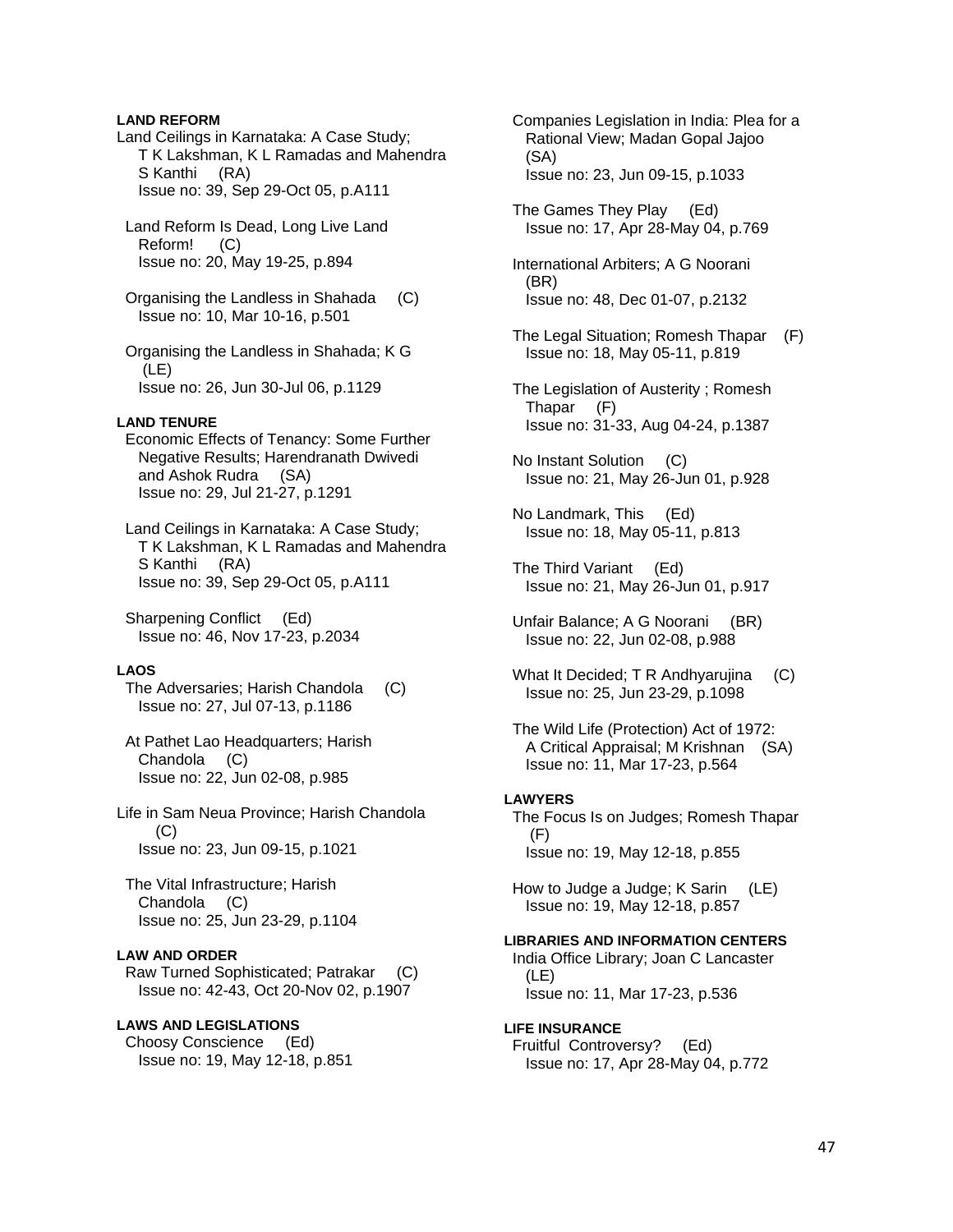**LAND REFORM**

Land Ceilings in Karnataka: A Case Study; T K Lakshman, K L Ramadas and Mahendra S Kanthi (RA)
Issue no: 39, Sep 29-Oct 05, p.A111

Land Reform Is Dead, Long Live Land Reform! (C)
Issue no: 20, May 19-25, p.894

Organising the Landless in Shahada (C)
Issue no: 10, Mar 10-16, p.501

Organising the Landless in Shahada; K G (LE)
Issue no: 26, Jun 30-Jul 06, p.1129

**LAND TENURE**

Economic Effects of Tenancy: Some Further Negative Results; Harendranath Dwivedi and Ashok Rudra (SA)
Issue no: 29, Jul 21-27, p.1291

Land Ceilings in Karnataka: A Case Study; T K Lakshman, K L Ramadas and Mahendra S Kanthi (RA)
Issue no: 39, Sep 29-Oct 05, p.A111

Sharpening Conflict (Ed)
Issue no: 46, Nov 17-23, p.2034

**LAOS**

The Adversaries; Harish Chandola (C)
Issue no: 27, Jul 07-13, p.1186

At Pathet Lao Headquarters; Harish Chandola (C)
Issue no: 22, Jun 02-08, p.985

Life in Sam Neua Province; Harish Chandola (C)
Issue no: 23, Jun 09-15, p.1021

The Vital Infrastructure; Harish Chandola (C)
Issue no: 25, Jun 23-29, p.1104

**LAW AND ORDER**

Raw Turned Sophisticated; Patrakar (C)
Issue no: 42-43, Oct 20-Nov 02, p.1907

**LAWS AND LEGISLATIONS**

Choosy Conscience (Ed)
Issue no: 19, May 12-18, p.851

Companies Legislation in India: Plea for a Rational View; Madan Gopal Jajoo (SA)
Issue no: 23, Jun 09-15, p.1033

The Games They Play (Ed)
Issue no: 17, Apr 28-May 04, p.769

International Arbiters; A G Noorani (BR)
Issue no: 48, Dec 01-07, p.2132

The Legal Situation; Romesh Thapar (F)
Issue no: 18, May 05-11, p.819

The Legislation of Austerity ; Romesh Thapar (F)
Issue no: 31-33, Aug 04-24, p.1387

No Instant Solution (C)
Issue no: 21, May 26-Jun 01, p.928

No Landmark, This (Ed)
Issue no: 18, May 05-11, p.813

The Third Variant (Ed)
Issue no: 21, May 26-Jun 01, p.917

Unfair Balance; A G Noorani (BR)
Issue no: 22, Jun 02-08, p.988

What It Decided; T R Andhyarujina (C)
Issue no: 25, Jun 23-29, p.1098

The Wild Life (Protection) Act of 1972: A Critical Appraisal; M Krishnan (SA)
Issue no: 11, Mar 17-23, p.564

**LAWYERS**

The Focus Is on Judges; Romesh Thapar (F)
Issue no: 19, May 12-18, p.855

How to Judge a Judge; K Sarin (LE)
Issue no: 19, May 12-18, p.857

**LIBRARIES AND INFORMATION CENTERS**

India Office Library; Joan C Lancaster (LE)
Issue no: 11, Mar 17-23, p.536

**LIFE INSURANCE**

Fruitful Controversy? (Ed)
Issue no: 17, Apr 28-May 04, p.772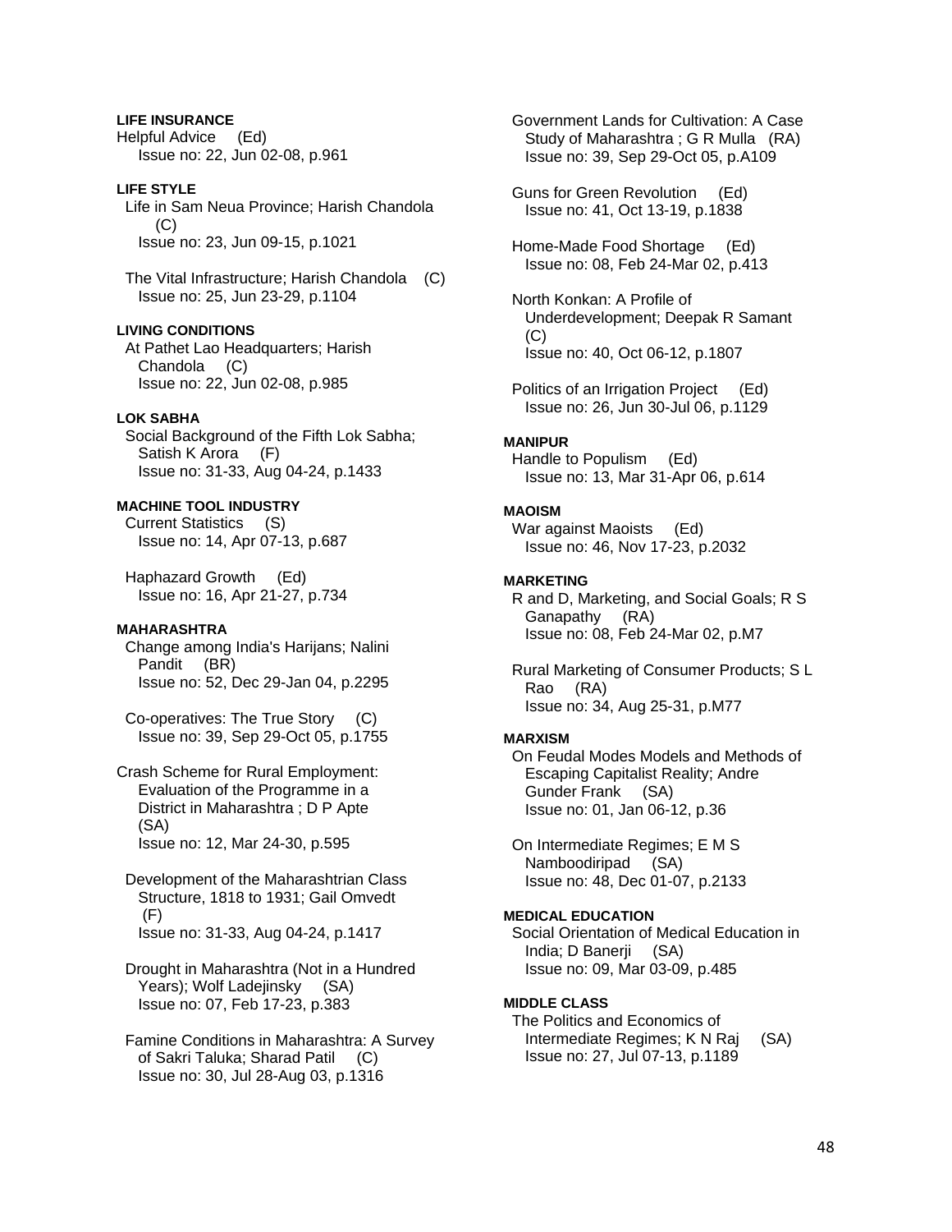**LIFE INSURANCE**

Helpful Advice (Ed)
Issue no: 22, Jun 02-08, p.961

**LIFE STYLE**

Life in Sam Neua Province; Harish Chandola (C)
Issue no: 23, Jun 09-15, p.1021

The Vital Infrastructure; Harish Chandola (C)
Issue no: 25, Jun 23-29, p.1104

**LIVING CONDITIONS**

At Pathet Lao Headquarters; Harish Chandola (C)
Issue no: 22, Jun 02-08, p.985

**LOK SABHA**

Social Background of the Fifth Lok Sabha; Satish K Arora (F)
Issue no: 31-33, Aug 04-24, p.1433

**MACHINE TOOL INDUSTRY**

Current Statistics (S)
Issue no: 14, Apr 07-13, p.687

Haphazard Growth (Ed)
Issue no: 16, Apr 21-27, p.734

**MAHARASHTRA**

Change among India's Harijans; Nalini Pandit (BR)
Issue no: 52, Dec 29-Jan 04, p.2295

Co-operatives: The True Story (C)
Issue no: 39, Sep 29-Oct 05, p.1755

Crash Scheme for Rural Employment: Evaluation of the Programme in a District in Maharashtra ; D P Apte (SA)
Issue no: 12, Mar 24-30, p.595

Development of the Maharashtrian Class Structure, 1818 to 1931; Gail Omvedt (F)
Issue no: 31-33, Aug 04-24, p.1417

Drought in Maharashtra (Not in a Hundred Years); Wolf Ladejinsky (SA)
Issue no: 07, Feb 17-23, p.383

Famine Conditions in Maharashtra: A Survey of Sakri Taluka; Sharad Patil (C)
Issue no: 30, Jul 28-Aug 03, p.1316

Government Lands for Cultivation: A Case Study of Maharashtra ; G R Mulla (RA)
Issue no: 39, Sep 29-Oct 05, p.A109

Guns for Green Revolution (Ed)
Issue no: 41, Oct 13-19, p.1838

Home-Made Food Shortage (Ed)
Issue no: 08, Feb 24-Mar 02, p.413

North Konkan: A Profile of Underdevelopment; Deepak R Samant (C)
Issue no: 40, Oct 06-12, p.1807

Politics of an Irrigation Project (Ed)
Issue no: 26, Jun 30-Jul 06, p.1129

**MANIPUR**

Handle to Populism (Ed)
Issue no: 13, Mar 31-Apr 06, p.614

**MAOISM**

War against Maoists (Ed)
Issue no: 46, Nov 17-23, p.2032

**MARKETING**

R and D, Marketing, and Social Goals; R S Ganapathy (RA)
Issue no: 08, Feb 24-Mar 02, p.M7

Rural Marketing of Consumer Products; S L Rao (RA)
Issue no: 34, Aug 25-31, p.M77

**MARXISM**

On Feudal Modes Models and Methods of Escaping Capitalist Reality; Andre Gunder Frank (SA)
Issue no: 01, Jan 06-12, p.36

On Intermediate Regimes; E M S Namboodiripad (SA)
Issue no: 48, Dec 01-07, p.2133

**MEDICAL EDUCATION**

Social Orientation of Medical Education in India; D Banerji (SA)
Issue no: 09, Mar 03-09, p.485

**MIDDLE CLASS**

The Politics and Economics of Intermediate Regimes; K N Raj (SA)
Issue no: 27, Jul 07-13, p.1189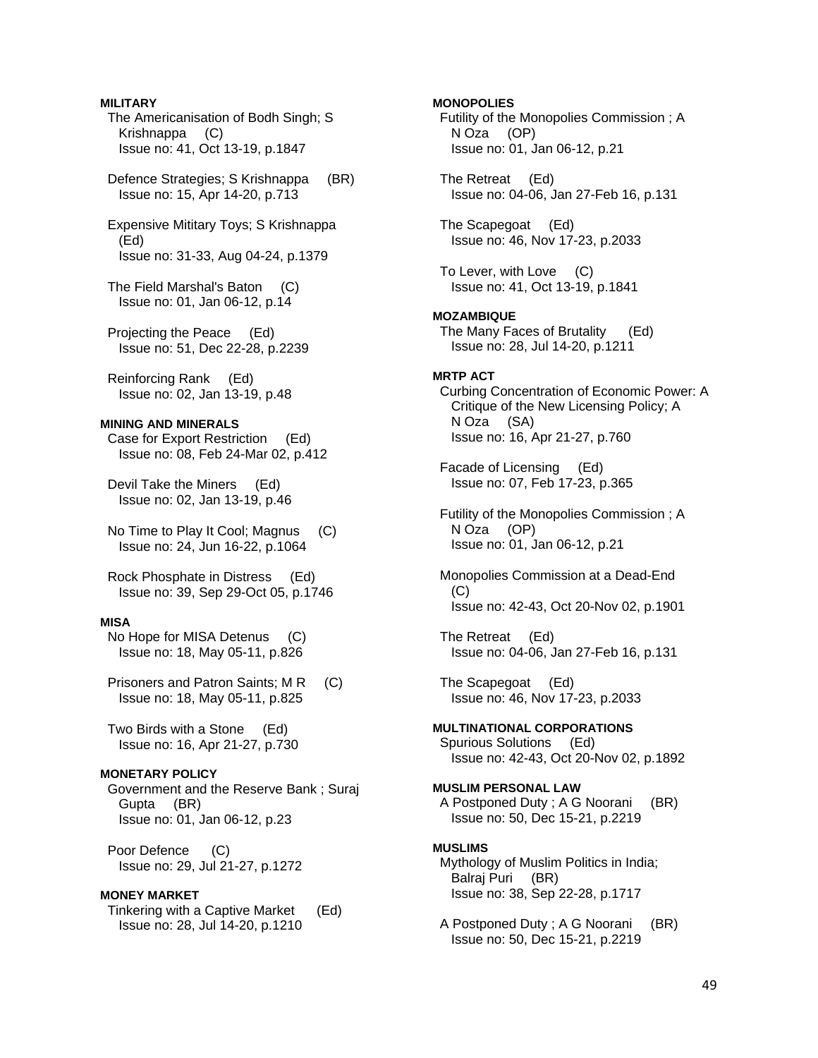**MILITARY**

The Americanisation of Bodh Singh; S Krishnappa (C)
Issue no: 41, Oct 13-19, p.1847

Defence Strategies; S Krishnappa (BR)
Issue no: 15, Apr 14-20, p.713

Expensive Mititary Toys; S Krishnappa (Ed)
Issue no: 31-33, Aug 04-24, p.1379

The Field Marshal's Baton (C)
Issue no: 01, Jan 06-12, p.14

Projecting the Peace (Ed)
Issue no: 51, Dec 22-28, p.2239

Reinforcing Rank (Ed)
Issue no: 02, Jan 13-19, p.48

**MINING AND MINERALS**

Case for Export Restriction (Ed)
Issue no: 08, Feb 24-Mar 02, p.412

Devil Take the Miners (Ed)
Issue no: 02, Jan 13-19, p.46

No Time to Play It Cool; Magnus (C)
Issue no: 24, Jun 16-22, p.1064

Rock Phosphate in Distress (Ed)
Issue no: 39, Sep 29-Oct 05, p.1746

**MISA**

No Hope for MISA Detenus (C)
Issue no: 18, May 05-11, p.826

Prisoners and Patron Saints; M R (C)
Issue no: 18, May 05-11, p.825

Two Birds with a Stone (Ed)
Issue no: 16, Apr 21-27, p.730

**MONETARY POLICY**

Government and the Reserve Bank ; Suraj Gupta (BR)
Issue no: 01, Jan 06-12, p.23

Poor Defence (C)
Issue no: 29, Jul 21-27, p.1272

**MONEY MARKET**

Tinkering with a Captive Market (Ed)
Issue no: 28, Jul 14-20, p.1210

**MONOPOLIES**

Futility of the Monopolies Commission ; A N Oza (OP)
Issue no: 01, Jan 06-12, p.21

The Retreat (Ed)
Issue no: 04-06, Jan 27-Feb 16, p.131

The Scapegoat (Ed)
Issue no: 46, Nov 17-23, p.2033

To Lever, with Love (C)
Issue no: 41, Oct 13-19, p.1841

**MOZAMBIQUE**

The Many Faces of Brutality (Ed)
Issue no: 28, Jul 14-20, p.1211

**MRTP ACT**

Curbing Concentration of Economic Power: A Critique of the New Licensing Policy; A N Oza (SA)
Issue no: 16, Apr 21-27, p.760

Facade of Licensing (Ed)
Issue no: 07, Feb 17-23, p.365

Futility of the Monopolies Commission ; A N Oza (OP)
Issue no: 01, Jan 06-12, p.21

Monopolies Commission at a Dead-End (C)
Issue no: 42-43, Oct 20-Nov 02, p.1901

The Retreat (Ed)
Issue no: 04-06, Jan 27-Feb 16, p.131

The Scapegoat (Ed)
Issue no: 46, Nov 17-23, p.2033

**MULTINATIONAL CORPORATIONS**

Spurious Solutions (Ed)
Issue no: 42-43, Oct 20-Nov 02, p.1892

**MUSLIM PERSONAL LAW**

A Postponed Duty ; A G Noorani (BR)
Issue no: 50, Dec 15-21, p.2219

**MUSLIMS**

Mythology of Muslim Politics in India; Balraj Puri (BR)
Issue no: 38, Sep 22-28, p.1717

A Postponed Duty ; A G Noorani (BR)
Issue no: 50, Dec 15-21, p.2219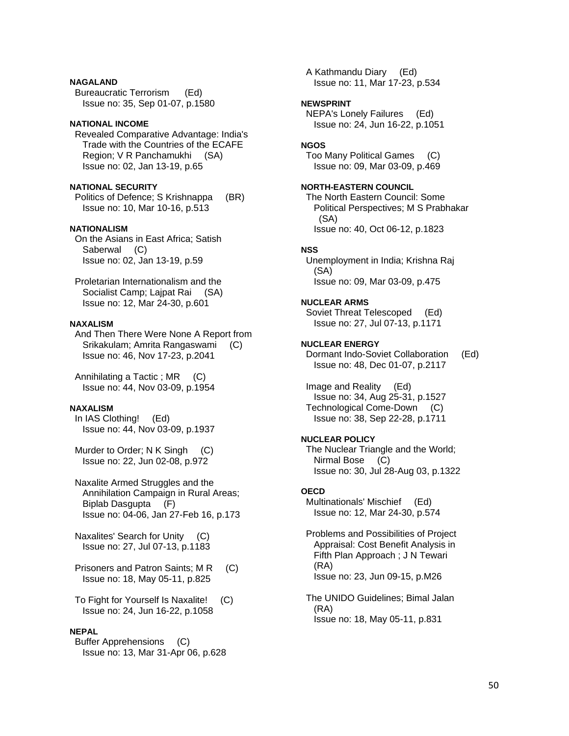**NAGALAND**

Bureaucratic Terrorism (Ed)
Issue no: 35, Sep 01-07, p.1580

**NATIONAL INCOME**

Revealed Comparative Advantage: India's Trade with the Countries of the ECAFE Region; V R Panchamukhi (SA)
Issue no: 02, Jan 13-19, p.65

**NATIONAL SECURITY**

Politics of Defence; S Krishnappa (BR)
Issue no: 10, Mar 10-16, p.513

**NATIONALISM**

On the Asians in East Africa; Satish Saberwal (C)
Issue no: 02, Jan 13-19, p.59

Proletarian Internationalism and the Socialist Camp; Lajpat Rai (SA)
Issue no: 12, Mar 24-30, p.601

**NAXALISM**

And Then There Were None A Report from Srikakulam; Amrita Rangaswami (C)
Issue no: 46, Nov 17-23, p.2041

Annihilating a Tactic ; MR (C)
Issue no: 44, Nov 03-09, p.1954

**NAXALISM**

In IAS Clothing! (Ed)
Issue no: 44, Nov 03-09, p.1937

Murder to Order; N K Singh (C)
Issue no: 22, Jun 02-08, p.972

Naxalite Armed Struggles and the Annihilation Campaign in Rural Areas; Biplab Dasgupta (F)
Issue no: 04-06, Jan 27-Feb 16, p.173

Naxalites' Search for Unity (C)
Issue no: 27, Jul 07-13, p.1183

Prisoners and Patron Saints; M R (C)
Issue no: 18, May 05-11, p.825

To Fight for Yourself Is Naxalite! (C)
Issue no: 24, Jun 16-22, p.1058

**NEPAL**

Buffer Apprehensions (C)
Issue no: 13, Mar 31-Apr 06, p.628

A Kathmandu Diary (Ed)
Issue no: 11, Mar 17-23, p.534

**NEWSPRINT**

NEPA's Lonely Failures (Ed)
Issue no: 24, Jun 16-22, p.1051

**NGOS**

Too Many Political Games (C)
Issue no: 09, Mar 03-09, p.469

**NORTH-EASTERN COUNCIL**

The North Eastern Council: Some Political Perspectives; M S Prabhakar (SA)
Issue no: 40, Oct 06-12, p.1823

**NSS**

Unemployment in India; Krishna Raj (SA)
Issue no: 09, Mar 03-09, p.475

**NUCLEAR ARMS**

Soviet Threat Telescoped (Ed)
Issue no: 27, Jul 07-13, p.1171

**NUCLEAR ENERGY**

Dormant Indo-Soviet Collaboration (Ed)
Issue no: 48, Dec 01-07, p.2117

Image and Reality (Ed)
Issue no: 34, Aug 25-31, p.1527

Technological Come-Down (C)
Issue no: 38, Sep 22-28, p.1711

**NUCLEAR POLICY**

The Nuclear Triangle and the World; Nirmal Bose (C)
Issue no: 30, Jul 28-Aug 03, p.1322

**OECD**

Multinationals' Mischief (Ed)
Issue no: 12, Mar 24-30, p.574

Problems and Possibilities of Project Appraisal: Cost Benefit Analysis in Fifth Plan Approach ; J N Tewari (RA)
Issue no: 23, Jun 09-15, p.M26

The UNIDO Guidelines; Bimal Jalan (RA)
Issue no: 18, May 05-11, p.831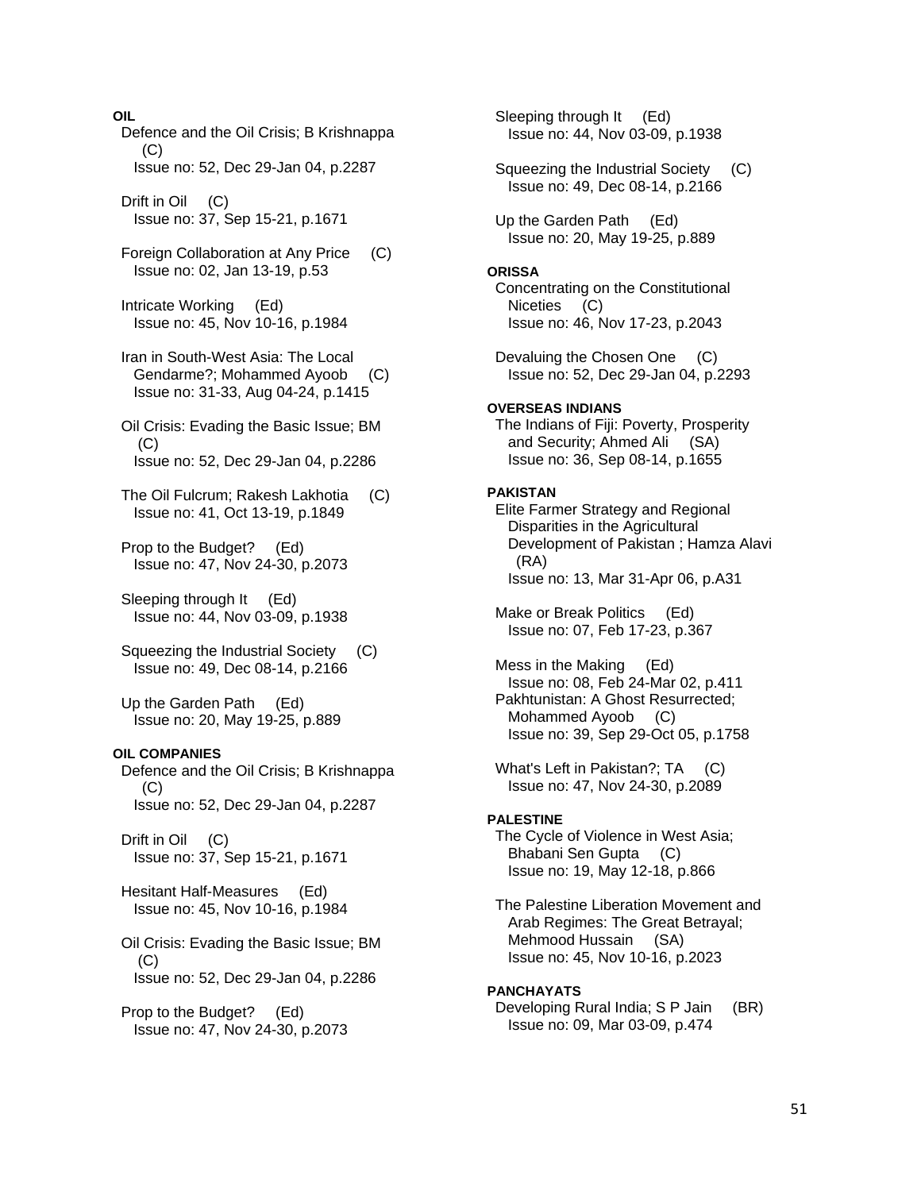**OIL**

Defence and the Oil Crisis; B Krishnappa (C)
Issue no: 52, Dec 29-Jan 04, p.2287

Drift in Oil (C)
Issue no: 37, Sep 15-21, p.1671

Foreign Collaboration at Any Price (C)
Issue no: 02, Jan 13-19, p.53

Intricate Working (Ed)
Issue no: 45, Nov 10-16, p.1984

Iran in South-West Asia: The Local Gendarme?; Mohammed Ayoob (C)
Issue no: 31-33, Aug 04-24, p.1415

Oil Crisis: Evading the Basic Issue; BM (C)
Issue no: 52, Dec 29-Jan 04, p.2286

The Oil Fulcrum; Rakesh Lakhotia (C)
Issue no: 41, Oct 13-19, p.1849

Prop to the Budget? (Ed)
Issue no: 47, Nov 24-30, p.2073

Sleeping through It (Ed)
Issue no: 44, Nov 03-09, p.1938

Squeezing the Industrial Society (C)
Issue no: 49, Dec 08-14, p.2166

Up the Garden Path (Ed)
Issue no: 20, May 19-25, p.889

**OIL COMPANIES**

Defence and the Oil Crisis; B Krishnappa (C)
Issue no: 52, Dec 29-Jan 04, p.2287

Drift in Oil (C)
Issue no: 37, Sep 15-21, p.1671

Hesitant Half-Measures (Ed)
Issue no: 45, Nov 10-16, p.1984

Oil Crisis: Evading the Basic Issue; BM (C)
Issue no: 52, Dec 29-Jan 04, p.2286

Prop to the Budget? (Ed)
Issue no: 47, Nov 24-30, p.2073

Sleeping through It (Ed)
Issue no: 44, Nov 03-09, p.1938

Squeezing the Industrial Society (C)
Issue no: 49, Dec 08-14, p.2166

Up the Garden Path (Ed)
Issue no: 20, May 19-25, p.889

**ORISSA**

Concentrating on the Constitutional Niceties (C)
Issue no: 46, Nov 17-23, p.2043

Devaluing the Chosen One (C)
Issue no: 52, Dec 29-Jan 04, p.2293

**OVERSEAS INDIANS**

The Indians of Fiji: Poverty, Prosperity and Security; Ahmed Ali (SA)
Issue no: 36, Sep 08-14, p.1655

**PAKISTAN**

Elite Farmer Strategy and Regional Disparities in the Agricultural Development of Pakistan ; Hamza Alavi (RA)
Issue no: 13, Mar 31-Apr 06, p.A31

Make or Break Politics (Ed)
Issue no: 07, Feb 17-23, p.367

Mess in the Making (Ed)
Issue no: 08, Feb 24-Mar 02, p.411

Pakhtunistan: A Ghost Resurrected; Mohammed Ayoob (C)
Issue no: 39, Sep 29-Oct 05, p.1758

What's Left in Pakistan?; TA (C)
Issue no: 47, Nov 24-30, p.2089

**PALESTINE**

The Cycle of Violence in West Asia; Bhabani Sen Gupta (C)
Issue no: 19, May 12-18, p.866

The Palestine Liberation Movement and Arab Regimes: The Great Betrayal; Mehmood Hussain (SA)
Issue no: 45, Nov 10-16, p.2023

**PANCHAYATS**

Developing Rural India; S P Jain (BR)
Issue no: 09, Mar 03-09, p.474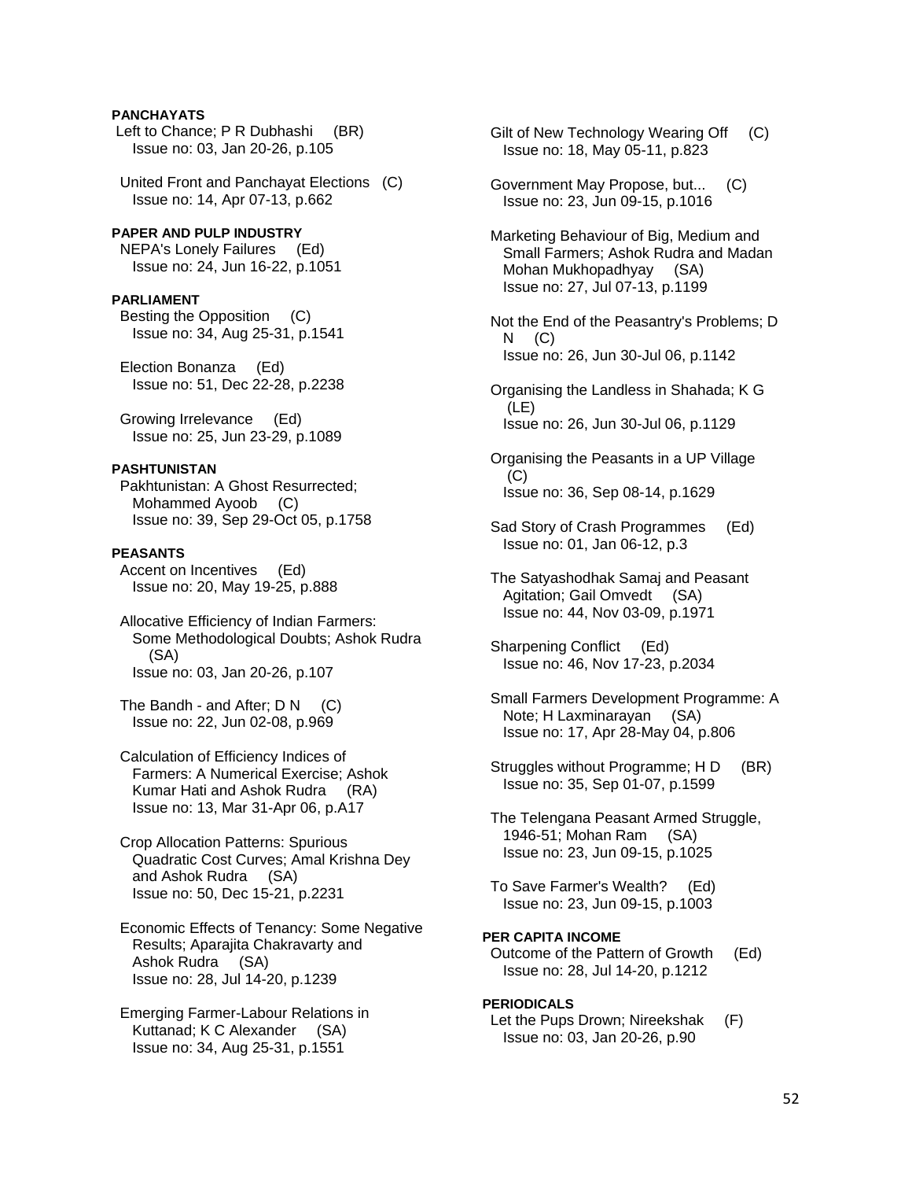**PANCHAYATS**

Left to Chance; P R Dubhashi (BR)
Issue no: 03, Jan 20-26, p.105

United Front and Panchayat Elections (C)
Issue no: 14, Apr 07-13, p.662

**PAPER AND PULP INDUSTRY**

NEPA's Lonely Failures (Ed)
Issue no: 24, Jun 16-22, p.1051

**PARLIAMENT**

Besting the Opposition (C)
Issue no: 34, Aug 25-31, p.1541

Election Bonanza (Ed)
Issue no: 51, Dec 22-28, p.2238

Growing Irrelevance (Ed)
Issue no: 25, Jun 23-29, p.1089

**PASHTUNISTAN**

Pakhtunistan: A Ghost Resurrected; Mohammed Ayoob (C)
Issue no: 39, Sep 29-Oct 05, p.1758

**PEASANTS**

Accent on Incentives (Ed)
Issue no: 20, May 19-25, p.888

Allocative Efficiency of Indian Farmers: Some Methodological Doubts; Ashok Rudra (SA)
Issue no: 03, Jan 20-26, p.107

The Bandh - and After; D N (C)
Issue no: 22, Jun 02-08, p.969

Calculation of Efficiency Indices of Farmers: A Numerical Exercise; Ashok Kumar Hati and Ashok Rudra (RA)
Issue no: 13, Mar 31-Apr 06, p.A17

Crop Allocation Patterns: Spurious Quadratic Cost Curves; Amal Krishna Dey and Ashok Rudra (SA)
Issue no: 50, Dec 15-21, p.2231

Economic Effects of Tenancy: Some Negative Results; Aparajita Chakravarty and Ashok Rudra (SA)
Issue no: 28, Jul 14-20, p.1239

Emerging Farmer-Labour Relations in Kuttanad; K C Alexander (SA)
Issue no: 34, Aug 25-31, p.1551

Gilt of New Technology Wearing Off (C)
Issue no: 18, May 05-11, p.823

Government May Propose, but... (C)
Issue no: 23, Jun 09-15, p.1016

Marketing Behaviour of Big, Medium and Small Farmers; Ashok Rudra and Madan Mohan Mukhopadhyay (SA)
Issue no: 27, Jul 07-13, p.1199

Not the End of the Peasantry's Problems; D N (C)
Issue no: 26, Jun 30-Jul 06, p.1142

Organising the Landless in Shahada; K G (LE)
Issue no: 26, Jun 30-Jul 06, p.1129

Organising the Peasants in a UP Village (C)
Issue no: 36, Sep 08-14, p.1629

Sad Story of Crash Programmes (Ed)
Issue no: 01, Jan 06-12, p.3

The Satyashodhak Samaj and Peasant Agitation; Gail Omvedt (SA)
Issue no: 44, Nov 03-09, p.1971

Sharpening Conflict (Ed)
Issue no: 46, Nov 17-23, p.2034

Small Farmers Development Programme: A Note; H Laxminarayan (SA)
Issue no: 17, Apr 28-May 04, p.806

Struggles without Programme; H D (BR)
Issue no: 35, Sep 01-07, p.1599

The Telengana Peasant Armed Struggle, 1946-51; Mohan Ram (SA)
Issue no: 23, Jun 09-15, p.1025

To Save Farmer's Wealth? (Ed)
Issue no: 23, Jun 09-15, p.1003

**PER CAPITA INCOME**

Outcome of the Pattern of Growth (Ed)
Issue no: 28, Jul 14-20, p.1212

**PERIODICALS**

Let the Pups Drown; Nireekshak (F)
Issue no: 03, Jan 20-26, p.90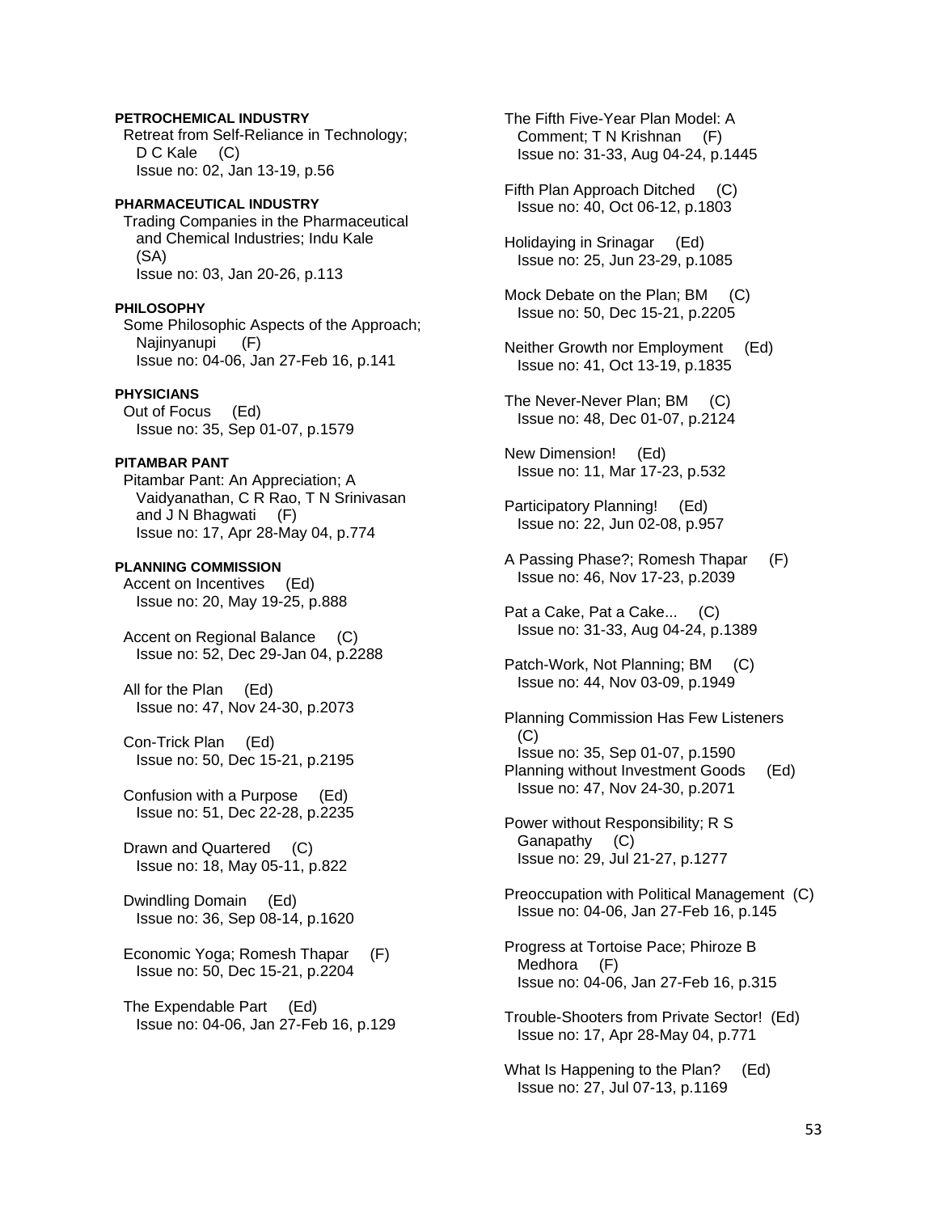**PETROCHEMICAL INDUSTRY**

Retreat from Self-Reliance in Technology; D C Kale (C)
Issue no: 02, Jan 13-19, p.56

**PHARMACEUTICAL INDUSTRY**

Trading Companies in the Pharmaceutical and Chemical Industries; Indu Kale (SA)
Issue no: 03, Jan 20-26, p.113

**PHILOSOPHY**

Some Philosophic Aspects of the Approach; Najinyanupi (F)
Issue no: 04-06, Jan 27-Feb 16, p.141

**PHYSICIANS**

Out of Focus (Ed)
Issue no: 35, Sep 01-07, p.1579

**PITAMBAR PANT**

Pitambar Pant: An Appreciation; A Vaidyanathan, C R Rao, T N Srinivasan and J N Bhagwati (F)
Issue no: 17, Apr 28-May 04, p.774

**PLANNING COMMISSION**

Accent on Incentives (Ed)
Issue no: 20, May 19-25, p.888

Accent on Regional Balance (C)
Issue no: 52, Dec 29-Jan 04, p.2288

All for the Plan (Ed)
Issue no: 47, Nov 24-30, p.2073

Con-Trick Plan (Ed)
Issue no: 50, Dec 15-21, p.2195

Confusion with a Purpose (Ed)
Issue no: 51, Dec 22-28, p.2235

Drawn and Quartered (C)
Issue no: 18, May 05-11, p.822

Dwindling Domain (Ed)
Issue no: 36, Sep 08-14, p.1620

Economic Yoga; Romesh Thapar (F)
Issue no: 50, Dec 15-21, p.2204

The Expendable Part (Ed)
Issue no: 04-06, Jan 27-Feb 16, p.129

The Fifth Five-Year Plan Model: A Comment; T N Krishnan (F)
Issue no: 31-33, Aug 04-24, p.1445

Fifth Plan Approach Ditched (C)
Issue no: 40, Oct 06-12, p.1803

Holidaying in Srinagar (Ed)
Issue no: 25, Jun 23-29, p.1085

Mock Debate on the Plan; BM (C)
Issue no: 50, Dec 15-21, p.2205

Neither Growth nor Employment (Ed)
Issue no: 41, Oct 13-19, p.1835

The Never-Never Plan; BM (C)
Issue no: 48, Dec 01-07, p.2124

New Dimension! (Ed)
Issue no: 11, Mar 17-23, p.532

Participatory Planning! (Ed)
Issue no: 22, Jun 02-08, p.957

A Passing Phase?; Romesh Thapar (F)
Issue no: 46, Nov 17-23, p.2039

Pat a Cake, Pat a Cake... (C)
Issue no: 31-33, Aug 04-24, p.1389

Patch-Work, Not Planning; BM (C)
Issue no: 44, Nov 03-09, p.1949

Planning Commission Has Few Listeners (C)
Issue no: 35, Sep 01-07, p.1590

Planning without Investment Goods (Ed)
Issue no: 47, Nov 24-30, p.2071

Power without Responsibility; R S Ganapathy (C)
Issue no: 29, Jul 21-27, p.1277

Preoccupation with Political Management (C)
Issue no: 04-06, Jan 27-Feb 16, p.145

Progress at Tortoise Pace; Phiroze B Medhora (F)
Issue no: 04-06, Jan 27-Feb 16, p.315

Trouble-Shooters from Private Sector! (Ed)
Issue no: 17, Apr 28-May 04, p.771

What Is Happening to the Plan? (Ed)
Issue no: 27, Jul 07-13, p.1169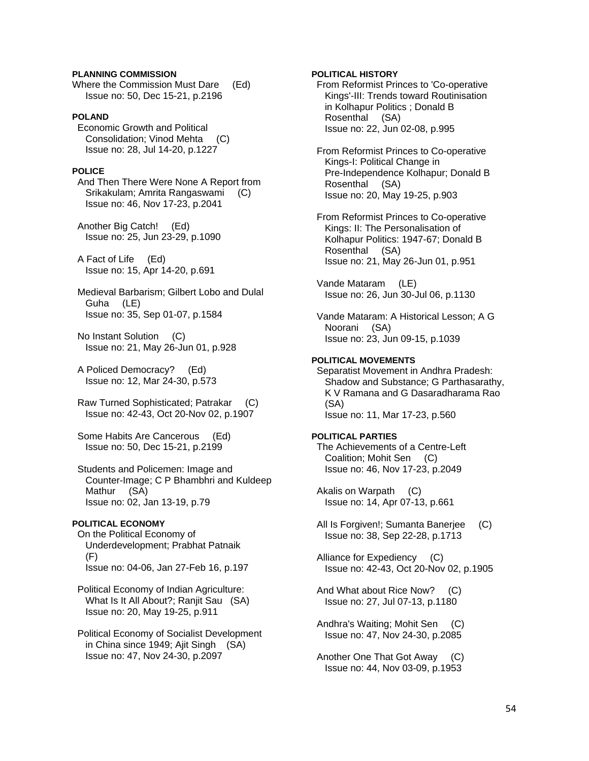**PLANNING COMMISSION**

Where the Commission Must Dare (Ed)
Issue no: 50, Dec 15-21, p.2196

**POLAND**

Economic Growth and Political Consolidation; Vinod Mehta (C)
Issue no: 28, Jul 14-20, p.1227

**POLICE**

And Then There Were None A Report from Srikakulam; Amrita Rangaswami (C)
Issue no: 46, Nov 17-23, p.2041

Another Big Catch! (Ed)
Issue no: 25, Jun 23-29, p.1090

A Fact of Life (Ed)
Issue no: 15, Apr 14-20, p.691

Medieval Barbarism; Gilbert Lobo and Dulal Guha (LE)
Issue no: 35, Sep 01-07, p.1584

No Instant Solution (C)
Issue no: 21, May 26-Jun 01, p.928

A Policed Democracy? (Ed)
Issue no: 12, Mar 24-30, p.573

Raw Turned Sophisticated; Patrakar (C)
Issue no: 42-43, Oct 20-Nov 02, p.1907

Some Habits Are Cancerous (Ed)
Issue no: 50, Dec 15-21, p.2199

Students and Policemen: Image and Counter-Image; C P Bhambhri and Kuldeep Mathur (SA)
Issue no: 02, Jan 13-19, p.79

**POLITICAL ECONOMY**

On the Political Economy of Underdevelopment; Prabhat Patnaik (F)
Issue no: 04-06, Jan 27-Feb 16, p.197

Political Economy of Indian Agriculture: What Is It All About?; Ranjit Sau (SA)
Issue no: 20, May 19-25, p.911

Political Economy of Socialist Development in China since 1949; Ajit Singh (SA)
Issue no: 47, Nov 24-30, p.2097

**POLITICAL HISTORY**

From Reformist Princes to 'Co-operative Kings'-III: Trends toward Routinisation in Kolhapur Politics ; Donald B Rosenthal (SA)
Issue no: 22, Jun 02-08, p.995

From Reformist Princes to Co-operative Kings-I: Political Change in Pre-Independence Kolhapur; Donald B Rosenthal (SA)
Issue no: 20, May 19-25, p.903

From Reformist Princes to Co-operative Kings: II: The Personalisation of Kolhapur Politics: 1947-67; Donald B Rosenthal (SA)
Issue no: 21, May 26-Jun 01, p.951

Vande Mataram (LE)
Issue no: 26, Jun 30-Jul 06, p.1130

Vande Mataram: A Historical Lesson; A G Noorani (SA)
Issue no: 23, Jun 09-15, p.1039

**POLITICAL MOVEMENTS**

Separatist Movement in Andhra Pradesh: Shadow and Substance; G Parthasarathy, K V Ramana and G Dasaradharama Rao (SA)
Issue no: 11, Mar 17-23, p.560

**POLITICAL PARTIES**

The Achievements of a Centre-Left Coalition; Mohit Sen (C)
Issue no: 46, Nov 17-23, p.2049

Akalis on Warpath (C)
Issue no: 14, Apr 07-13, p.661

All Is Forgiven!; Sumanta Banerjee (C)
Issue no: 38, Sep 22-28, p.1713

Alliance for Expediency (C)
Issue no: 42-43, Oct 20-Nov 02, p.1905

And What about Rice Now? (C)
Issue no: 27, Jul 07-13, p.1180

Andhra's Waiting; Mohit Sen (C)
Issue no: 47, Nov 24-30, p.2085

Another One That Got Away (C)
Issue no: 44, Nov 03-09, p.1953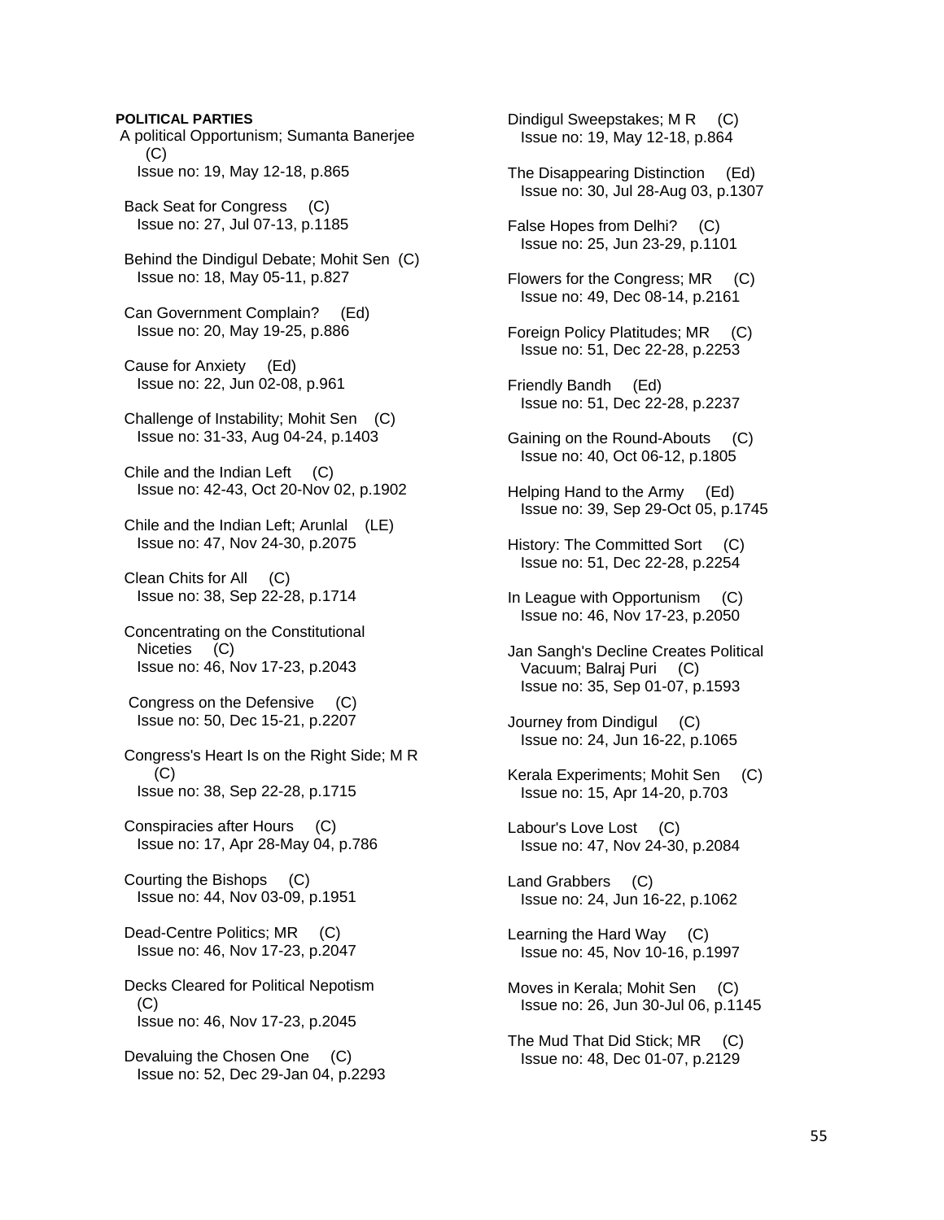**POLITICAL PARTIES**

A political Opportunism; Sumanta Banerjee (C)
Issue no: 19, May 12-18, p.865

Back Seat for Congress (C)
Issue no: 27, Jul 07-13, p.1185

Behind the Dindigul Debate; Mohit Sen (C)
Issue no: 18, May 05-11, p.827

Can Government Complain? (Ed)
Issue no: 20, May 19-25, p.886

Cause for Anxiety (Ed)
Issue no: 22, Jun 02-08, p.961

Challenge of Instability; Mohit Sen (C)
Issue no: 31-33, Aug 04-24, p.1403

Chile and the Indian Left (C)
Issue no: 42-43, Oct 20-Nov 02, p.1902

Chile and the Indian Left; Arunlal (LE)
Issue no: 47, Nov 24-30, p.2075

Clean Chits for All (C)
Issue no: 38, Sep 22-28, p.1714

Concentrating on the Constitutional Niceties (C)
Issue no: 46, Nov 17-23, p.2043

Congress on the Defensive (C)
Issue no: 50, Dec 15-21, p.2207

Congress's Heart Is on the Right Side; M R (C)
Issue no: 38, Sep 22-28, p.1715

Conspiracies after Hours (C)
Issue no: 17, Apr 28-May 04, p.786

Courting the Bishops (C)
Issue no: 44, Nov 03-09, p.1951

Dead-Centre Politics; MR (C)
Issue no: 46, Nov 17-23, p.2047

Decks Cleared for Political Nepotism (C)
Issue no: 46, Nov 17-23, p.2045

Devaluing the Chosen One (C)
Issue no: 52, Dec 29-Jan 04, p.2293

Dindigul Sweepstakes; M R (C)
Issue no: 19, May 12-18, p.864

The Disappearing Distinction (Ed)
Issue no: 30, Jul 28-Aug 03, p.1307

False Hopes from Delhi? (C)
Issue no: 25, Jun 23-29, p.1101

Flowers for the Congress; MR (C)
Issue no: 49, Dec 08-14, p.2161

Foreign Policy Platitudes; MR (C)
Issue no: 51, Dec 22-28, p.2253

Friendly Bandh (Ed)
Issue no: 51, Dec 22-28, p.2237

Gaining on the Round-Abouts (C)
Issue no: 40, Oct 06-12, p.1805

Helping Hand to the Army (Ed)
Issue no: 39, Sep 29-Oct 05, p.1745

History: The Committed Sort (C)
Issue no: 51, Dec 22-28, p.2254

In League with Opportunism (C)
Issue no: 46, Nov 17-23, p.2050

Jan Sangh's Decline Creates Political Vacuum; Balraj Puri (C)
Issue no: 35, Sep 01-07, p.1593

Journey from Dindigul (C)
Issue no: 24, Jun 16-22, p.1065

Kerala Experiments; Mohit Sen (C)
Issue no: 15, Apr 14-20, p.703

Labour's Love Lost (C)
Issue no: 47, Nov 24-30, p.2084

Land Grabbers (C)
Issue no: 24, Jun 16-22, p.1062

Learning the Hard Way (C)
Issue no: 45, Nov 10-16, p.1997

Moves in Kerala; Mohit Sen (C)
Issue no: 26, Jun 30-Jul 06, p.1145

The Mud That Did Stick; MR (C)
Issue no: 48, Dec 01-07, p.2129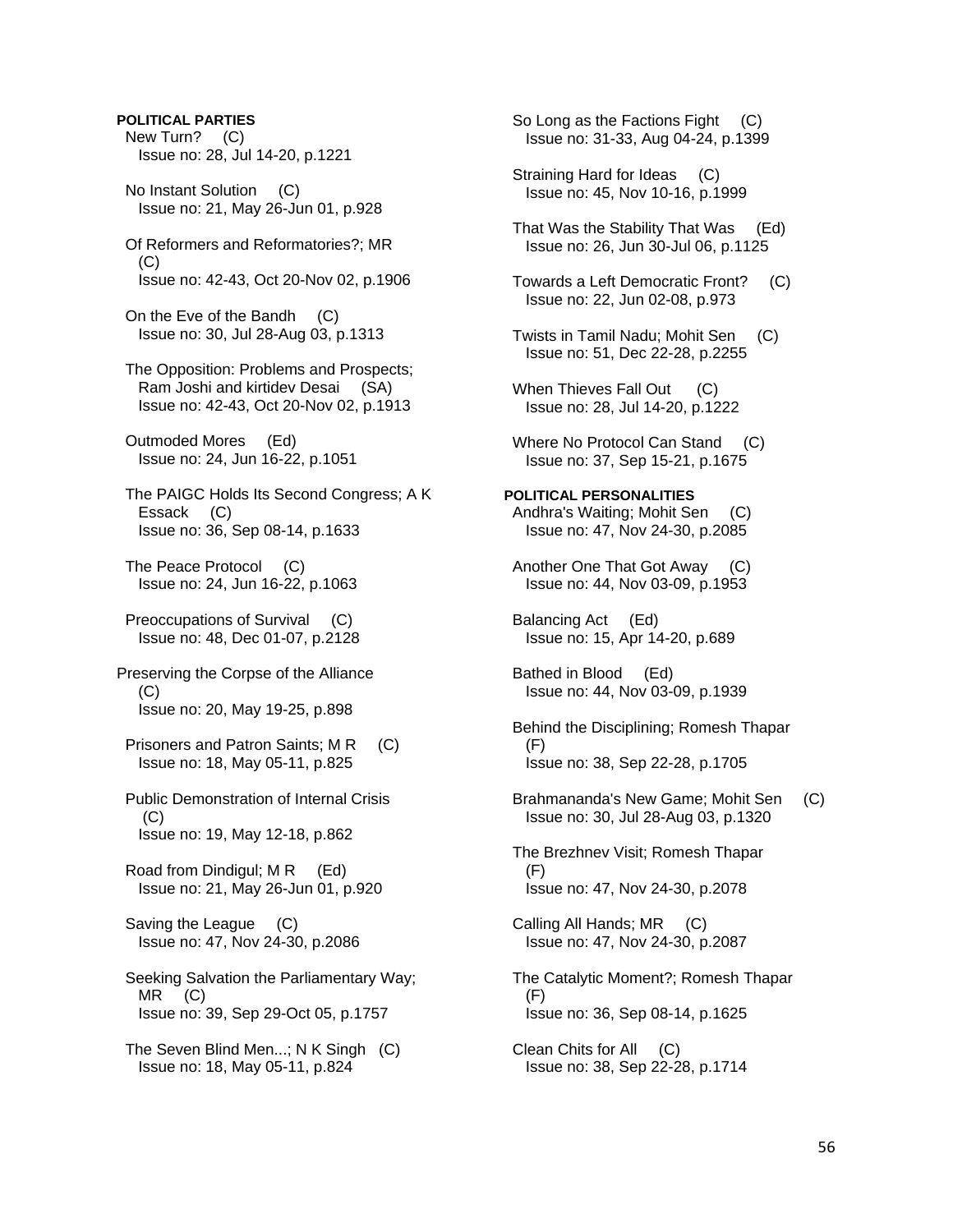**POLITICAL PARTIES**

New Turn? (C)
Issue no: 28, Jul 14-20, p.1221

No Instant Solution (C)
Issue no: 21, May 26-Jun 01, p.928

Of Reformers and Reformatories?; MR (C)
Issue no: 42-43, Oct 20-Nov 02, p.1906

On the Eve of the Bandh (C)
Issue no: 30, Jul 28-Aug 03, p.1313

The Opposition: Problems and Prospects; Ram Joshi and kirtidev Desai (SA)
Issue no: 42-43, Oct 20-Nov 02, p.1913

Outmoded Mores (Ed)
Issue no: 24, Jun 16-22, p.1051

The PAIGC Holds Its Second Congress; A K Essack (C)
Issue no: 36, Sep 08-14, p.1633

The Peace Protocol (C)
Issue no: 24, Jun 16-22, p.1063

Preoccupations of Survival (C)
Issue no: 48, Dec 01-07, p.2128

Preserving the Corpse of the Alliance (C)
Issue no: 20, May 19-25, p.898

Prisoners and Patron Saints; M R (C)
Issue no: 18, May 05-11, p.825

Public Demonstration of Internal Crisis (C)
Issue no: 19, May 12-18, p.862

Road from Dindigul; M R (Ed)
Issue no: 21, May 26-Jun 01, p.920

Saving the League (C)
Issue no: 47, Nov 24-30, p.2086

Seeking Salvation the Parliamentary Way; MR (C)
Issue no: 39, Sep 29-Oct 05, p.1757

The Seven Blind Men...; N K Singh (C)
Issue no: 18, May 05-11, p.824

So Long as the Factions Fight (C)
Issue no: 31-33, Aug 04-24, p.1399

Straining Hard for Ideas (C)
Issue no: 45, Nov 10-16, p.1999

That Was the Stability That Was (Ed)
Issue no: 26, Jun 30-Jul 06, p.1125

Towards a Left Democratic Front? (C)
Issue no: 22, Jun 02-08, p.973

Twists in Tamil Nadu; Mohit Sen (C)
Issue no: 51, Dec 22-28, p.2255

When Thieves Fall Out (C)
Issue no: 28, Jul 14-20, p.1222

Where No Protocol Can Stand (C)
Issue no: 37, Sep 15-21, p.1675

**POLITICAL PERSONALITIES**

Andhra's Waiting; Mohit Sen (C)
Issue no: 47, Nov 24-30, p.2085

Another One That Got Away (C)
Issue no: 44, Nov 03-09, p.1953

Balancing Act (Ed)
Issue no: 15, Apr 14-20, p.689

Bathed in Blood (Ed)
Issue no: 44, Nov 03-09, p.1939

Behind the Disciplining; Romesh Thapar (F)
Issue no: 38, Sep 22-28, p.1705

Brahmananda's New Game; Mohit Sen (C)
Issue no: 30, Jul 28-Aug 03, p.1320

The Brezhnev Visit; Romesh Thapar (F)
Issue no: 47, Nov 24-30, p.2078

Calling All Hands; MR (C)
Issue no: 47, Nov 24-30, p.2087

The Catalytic Moment?; Romesh Thapar (F)
Issue no: 36, Sep 08-14, p.1625

Clean Chits for All (C)
Issue no: 38, Sep 22-28, p.1714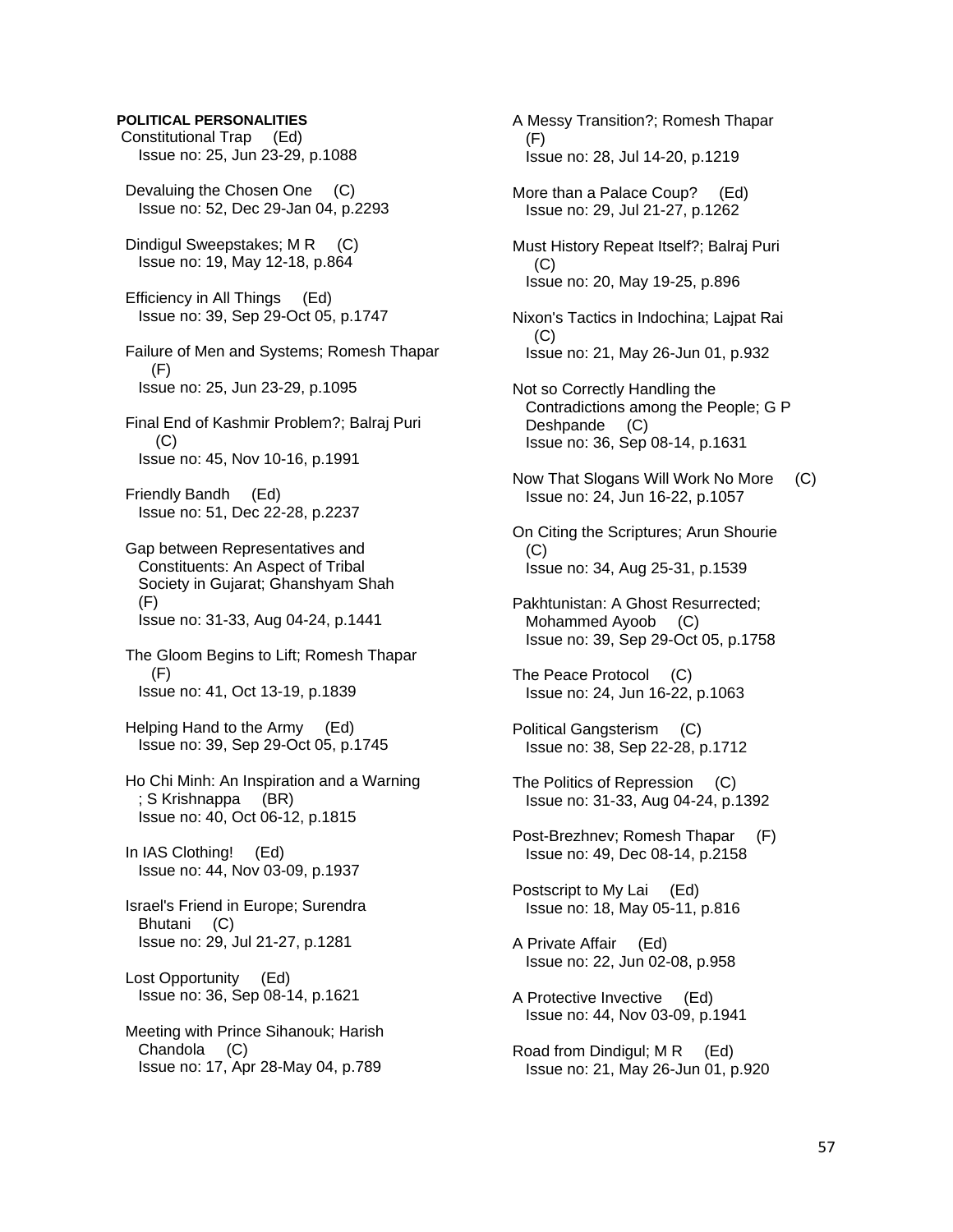**POLITICAL PERSONALITIES**

Constitutional Trap (Ed)
Issue no: 25, Jun 23-29, p.1088

Devaluing the Chosen One (C)
Issue no: 52, Dec 29-Jan 04, p.2293

Dindigul Sweepstakes; M R (C)
Issue no: 19, May 12-18, p.864

Efficiency in All Things (Ed)
Issue no: 39, Sep 29-Oct 05, p.1747

Failure of Men and Systems; Romesh Thapar (F)
Issue no: 25, Jun 23-29, p.1095

Final End of Kashmir Problem?; Balraj Puri (C)
Issue no: 45, Nov 10-16, p.1991

Friendly Bandh (Ed)
Issue no: 51, Dec 22-28, p.2237

Gap between Representatives and Constituents: An Aspect of Tribal Society in Gujarat; Ghanshyam Shah (F)
Issue no: 31-33, Aug 04-24, p.1441

The Gloom Begins to Lift; Romesh Thapar (F)
Issue no: 41, Oct 13-19, p.1839

Helping Hand to the Army (Ed)
Issue no: 39, Sep 29-Oct 05, p.1745

Ho Chi Minh: An Inspiration and a Warning ; S Krishnappa (BR)
Issue no: 40, Oct 06-12, p.1815

In IAS Clothing! (Ed)
Issue no: 44, Nov 03-09, p.1937

Israel's Friend in Europe; Surendra Bhutani (C)
Issue no: 29, Jul 21-27, p.1281

Lost Opportunity (Ed)
Issue no: 36, Sep 08-14, p.1621

Meeting with Prince Sihanouk; Harish Chandola (C)
Issue no: 17, Apr 28-May 04, p.789

A Messy Transition?; Romesh Thapar (F)
Issue no: 28, Jul 14-20, p.1219

More than a Palace Coup? (Ed)
Issue no: 29, Jul 21-27, p.1262

Must History Repeat Itself?; Balraj Puri (C)
Issue no: 20, May 19-25, p.896

Nixon's Tactics in Indochina; Lajpat Rai (C)
Issue no: 21, May 26-Jun 01, p.932

Not so Correctly Handling the Contradictions among the People; G P Deshpande (C)
Issue no: 36, Sep 08-14, p.1631

Now That Slogans Will Work No More (C)
Issue no: 24, Jun 16-22, p.1057

On Citing the Scriptures; Arun Shourie (C)
Issue no: 34, Aug 25-31, p.1539

Pakhtunistan: A Ghost Resurrected; Mohammed Ayoob (C)
Issue no: 39, Sep 29-Oct 05, p.1758

The Peace Protocol (C)
Issue no: 24, Jun 16-22, p.1063

Political Gangsterism (C)
Issue no: 38, Sep 22-28, p.1712

The Politics of Repression (C)
Issue no: 31-33, Aug 04-24, p.1392

Post-Brezhnev; Romesh Thapar (F)
Issue no: 49, Dec 08-14, p.2158

Postscript to My Lai (Ed)
Issue no: 18, May 05-11, p.816

A Private Affair (Ed)
Issue no: 22, Jun 02-08, p.958

A Protective Invective (Ed)
Issue no: 44, Nov 03-09, p.1941

Road from Dindigul; M R (Ed)
Issue no: 21, May 26-Jun 01, p.920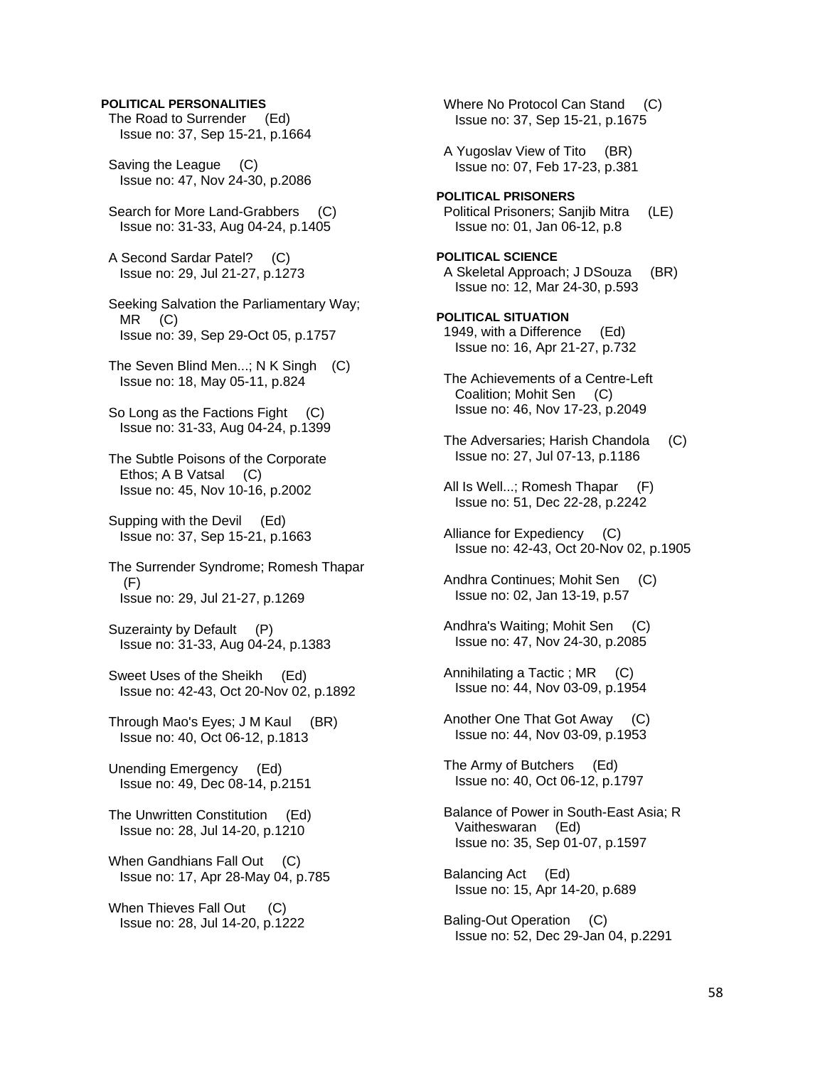**POLITICAL PERSONALITIES**

The Road to Surrender (Ed)
Issue no: 37, Sep 15-21, p.1664

Saving the League (C)
Issue no: 47, Nov 24-30, p.2086

Search for More Land-Grabbers (C)
Issue no: 31-33, Aug 04-24, p.1405

A Second Sardar Patel? (C)
Issue no: 29, Jul 21-27, p.1273

Seeking Salvation the Parliamentary Way; MR (C)
Issue no: 39, Sep 29-Oct 05, p.1757

The Seven Blind Men...; N K Singh (C)
Issue no: 18, May 05-11, p.824

So Long as the Factions Fight (C)
Issue no: 31-33, Aug 04-24, p.1399

The Subtle Poisons of the Corporate Ethos; A B Vatsal (C)
Issue no: 45, Nov 10-16, p.2002

Supping with the Devil (Ed)
Issue no: 37, Sep 15-21, p.1663

The Surrender Syndrome; Romesh Thapar (F)
Issue no: 29, Jul 21-27, p.1269

Suzerainty by Default (P)
Issue no: 31-33, Aug 04-24, p.1383

Sweet Uses of the Sheikh (Ed)
Issue no: 42-43, Oct 20-Nov 02, p.1892

Through Mao's Eyes; J M Kaul (BR)
Issue no: 40, Oct 06-12, p.1813

Unending Emergency (Ed)
Issue no: 49, Dec 08-14, p.2151

The Unwritten Constitution (Ed)
Issue no: 28, Jul 14-20, p.1210

When Gandhians Fall Out (C)
Issue no: 17, Apr 28-May 04, p.785

When Thieves Fall Out (C)
Issue no: 28, Jul 14-20, p.1222

Where No Protocol Can Stand (C)
Issue no: 37, Sep 15-21, p.1675

A Yugoslav View of Tito (BR)
Issue no: 07, Feb 17-23, p.381

**POLITICAL PRISONERS**

Political Prisoners; Sanjib Mitra (LE)
Issue no: 01, Jan 06-12, p.8

**POLITICAL SCIENCE**

A Skeletal Approach; J DSouza (BR)
Issue no: 12, Mar 24-30, p.593

**POLITICAL SITUATION**

1949, with a Difference (Ed)
Issue no: 16, Apr 21-27, p.732

The Achievements of a Centre-Left Coalition; Mohit Sen (C)
Issue no: 46, Nov 17-23, p.2049

The Adversaries; Harish Chandola (C)
Issue no: 27, Jul 07-13, p.1186

All Is Well...; Romesh Thapar (F)
Issue no: 51, Dec 22-28, p.2242

Alliance for Expediency (C)
Issue no: 42-43, Oct 20-Nov 02, p.1905

Andhra Continues; Mohit Sen (C)
Issue no: 02, Jan 13-19, p.57

Andhra's Waiting; Mohit Sen (C)
Issue no: 47, Nov 24-30, p.2085

Annihilating a Tactic ; MR (C)
Issue no: 44, Nov 03-09, p.1954

Another One That Got Away (C)
Issue no: 44, Nov 03-09, p.1953

The Army of Butchers (Ed)
Issue no: 40, Oct 06-12, p.1797

Balance of Power in South-East Asia; R Vaitheswaran (Ed)
Issue no: 35, Sep 01-07, p.1597

Balancing Act (Ed)
Issue no: 15, Apr 14-20, p.689

Baling-Out Operation (C)
Issue no: 52, Dec 29-Jan 04, p.2291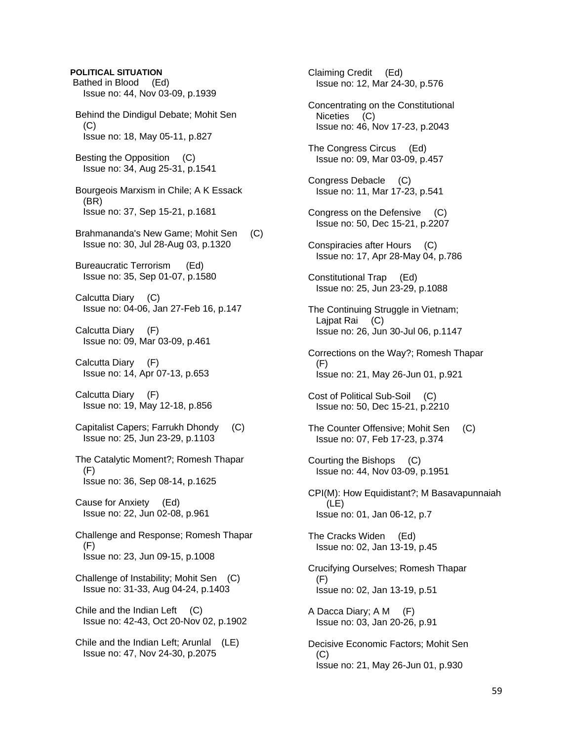**POLITICAL SITUATION**

Bathed in Blood (Ed)
Issue no: 44, Nov 03-09, p.1939

Behind the Dindigul Debate; Mohit Sen (C)
Issue no: 18, May 05-11, p.827

Besting the Opposition (C)
Issue no: 34, Aug 25-31, p.1541

Bourgeois Marxism in Chile; A K Essack (BR)
Issue no: 37, Sep 15-21, p.1681

Brahmananda's New Game; Mohit Sen (C)
Issue no: 30, Jul 28-Aug 03, p.1320

Bureaucratic Terrorism (Ed)
Issue no: 35, Sep 01-07, p.1580

Calcutta Diary (C)
Issue no: 04-06, Jan 27-Feb 16, p.147

Calcutta Diary (F)
Issue no: 09, Mar 03-09, p.461

Calcutta Diary (F)
Issue no: 14, Apr 07-13, p.653

Calcutta Diary (F)
Issue no: 19, May 12-18, p.856

Capitalist Capers; Farrukh Dhondy (C)
Issue no: 25, Jun 23-29, p.1103

The Catalytic Moment?; Romesh Thapar (F)
Issue no: 36, Sep 08-14, p.1625

Cause for Anxiety (Ed)
Issue no: 22, Jun 02-08, p.961

Challenge and Response; Romesh Thapar (F)
Issue no: 23, Jun 09-15, p.1008

Challenge of Instability; Mohit Sen (C)
Issue no: 31-33, Aug 04-24, p.1403

Chile and the Indian Left (C)
Issue no: 42-43, Oct 20-Nov 02, p.1902

Chile and the Indian Left; Arunlal (LE)
Issue no: 47, Nov 24-30, p.2075

Claiming Credit (Ed)
Issue no: 12, Mar 24-30, p.576

Concentrating on the Constitutional Niceties (C)
Issue no: 46, Nov 17-23, p.2043

The Congress Circus (Ed)
Issue no: 09, Mar 03-09, p.457

Congress Debacle (C)
Issue no: 11, Mar 17-23, p.541

Congress on the Defensive (C)
Issue no: 50, Dec 15-21, p.2207

Conspiracies after Hours (C)
Issue no: 17, Apr 28-May 04, p.786

Constitutional Trap (Ed)
Issue no: 25, Jun 23-29, p.1088

The Continuing Struggle in Vietnam; Lajpat Rai (C)
Issue no: 26, Jun 30-Jul 06, p.1147

Corrections on the Way?; Romesh Thapar (F)
Issue no: 21, May 26-Jun 01, p.921

Cost of Political Sub-Soil (C)
Issue no: 50, Dec 15-21, p.2210

The Counter Offensive; Mohit Sen (C)
Issue no: 07, Feb 17-23, p.374

Courting the Bishops (C)
Issue no: 44, Nov 03-09, p.1951

CPI(M): How Equidistant?; M Basavapunnaiah (LE)
Issue no: 01, Jan 06-12, p.7

The Cracks Widen (Ed)
Issue no: 02, Jan 13-19, p.45

Crucifying Ourselves; Romesh Thapar (F)
Issue no: 02, Jan 13-19, p.51

A Dacca Diary; A M (F)
Issue no: 03, Jan 20-26, p.91

Decisive Economic Factors; Mohit Sen (C)
Issue no: 21, May 26-Jun 01, p.930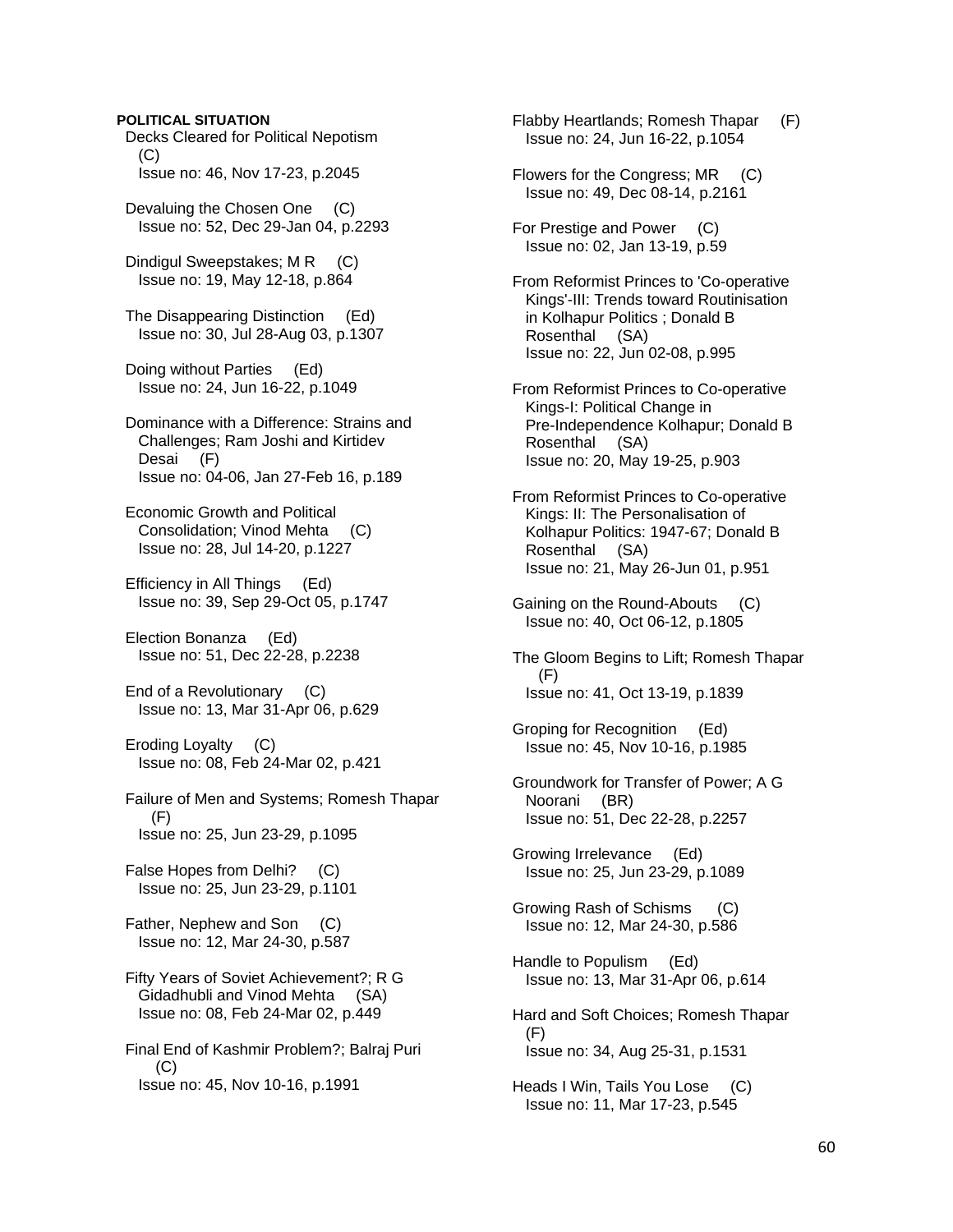**POLITICAL SITUATION**

Decks Cleared for Political Nepotism (C)
Issue no: 46, Nov 17-23, p.2045

Devaluing the Chosen One (C)
Issue no: 52, Dec 29-Jan 04, p.2293

Dindigul Sweepstakes; M R (C)
Issue no: 19, May 12-18, p.864

The Disappearing Distinction (Ed)
Issue no: 30, Jul 28-Aug 03, p.1307

Doing without Parties (Ed)
Issue no: 24, Jun 16-22, p.1049

Dominance with a Difference: Strains and Challenges; Ram Joshi and Kirtidev Desai (F)
Issue no: 04-06, Jan 27-Feb 16, p.189

Economic Growth and Political Consolidation; Vinod Mehta (C)
Issue no: 28, Jul 14-20, p.1227

Efficiency in All Things (Ed)
Issue no: 39, Sep 29-Oct 05, p.1747

Election Bonanza (Ed)
Issue no: 51, Dec 22-28, p.2238

End of a Revolutionary (C)
Issue no: 13, Mar 31-Apr 06, p.629

Eroding Loyalty (C)
Issue no: 08, Feb 24-Mar 02, p.421

Failure of Men and Systems; Romesh Thapar (F)
Issue no: 25, Jun 23-29, p.1095

False Hopes from Delhi? (C)
Issue no: 25, Jun 23-29, p.1101

Father, Nephew and Son (C)
Issue no: 12, Mar 24-30, p.587

Fifty Years of Soviet Achievement?; R G Gidadhubli and Vinod Mehta (SA)
Issue no: 08, Feb 24-Mar 02, p.449

Final End of Kashmir Problem?; Balraj Puri (C)
Issue no: 45, Nov 10-16, p.1991

Flabby Heartlands; Romesh Thapar (F)
Issue no: 24, Jun 16-22, p.1054

Flowers for the Congress; MR (C)
Issue no: 49, Dec 08-14, p.2161

For Prestige and Power (C)
Issue no: 02, Jan 13-19, p.59

From Reformist Princes to 'Co-operative Kings'-III: Trends toward Routinisation in Kolhapur Politics ; Donald B Rosenthal (SA)
Issue no: 22, Jun 02-08, p.995

From Reformist Princes to Co-operative Kings-I: Political Change in Pre-Independence Kolhapur; Donald B Rosenthal (SA)
Issue no: 20, May 19-25, p.903

From Reformist Princes to Co-operative Kings: II: The Personalisation of Kolhapur Politics: 1947-67; Donald B Rosenthal (SA)
Issue no: 21, May 26-Jun 01, p.951

Gaining on the Round-Abouts (C)
Issue no: 40, Oct 06-12, p.1805

The Gloom Begins to Lift; Romesh Thapar (F)
Issue no: 41, Oct 13-19, p.1839

Groping for Recognition (Ed)
Issue no: 45, Nov 10-16, p.1985

Groundwork for Transfer of Power; A G Noorani (BR)
Issue no: 51, Dec 22-28, p.2257

Growing Irrelevance (Ed)
Issue no: 25, Jun 23-29, p.1089

Growing Rash of Schisms (C)
Issue no: 12, Mar 24-30, p.586

Handle to Populism (Ed)
Issue no: 13, Mar 31-Apr 06, p.614

Hard and Soft Choices; Romesh Thapar (F)
Issue no: 34, Aug 25-31, p.1531

Heads I Win, Tails You Lose (C)
Issue no: 11, Mar 17-23, p.545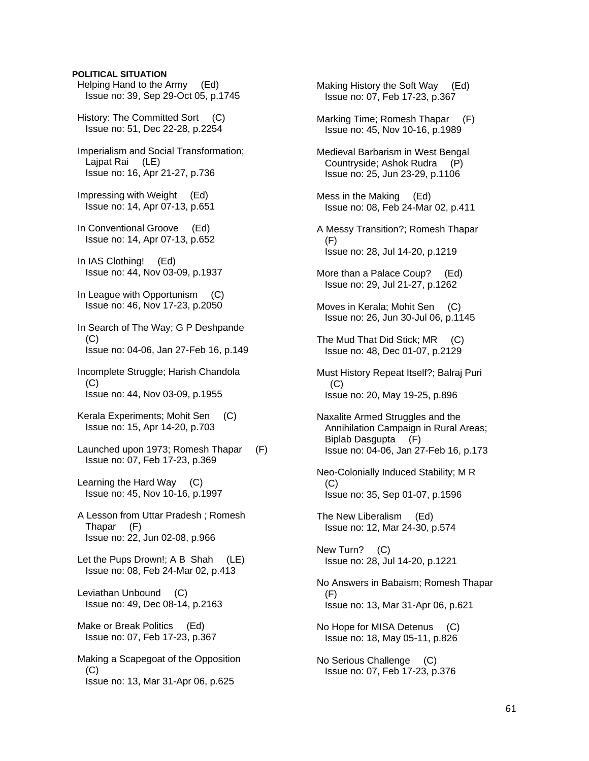**POLITICAL SITUATION**

Helping Hand to the Army (Ed)
Issue no: 39, Sep 29-Oct 05, p.1745

History: The Committed Sort (C)
Issue no: 51, Dec 22-28, p.2254

Imperialism and Social Transformation; Lajpat Rai (LE)
Issue no: 16, Apr 21-27, p.736

Impressing with Weight (Ed)
Issue no: 14, Apr 07-13, p.651

In Conventional Groove (Ed)
Issue no: 14, Apr 07-13, p.652

In IAS Clothing! (Ed)
Issue no: 44, Nov 03-09, p.1937

In League with Opportunism (C)
Issue no: 46, Nov 17-23, p.2050

In Search of The Way; G P Deshpande (C)
Issue no: 04-06, Jan 27-Feb 16, p.149

Incomplete Struggle; Harish Chandola (C)
Issue no: 44, Nov 03-09, p.1955

Kerala Experiments; Mohit Sen (C)
Issue no: 15, Apr 14-20, p.703

Launched upon 1973; Romesh Thapar (F)
Issue no: 07, Feb 17-23, p.369

Learning the Hard Way (C)
Issue no: 45, Nov 10-16, p.1997

A Lesson from Uttar Pradesh ; Romesh Thapar (F)
Issue no: 22, Jun 02-08, p.966

Let the Pups Drown!; A B Shah (LE)
Issue no: 08, Feb 24-Mar 02, p.413

Leviathan Unbound (C)
Issue no: 49, Dec 08-14, p.2163

Make or Break Politics (Ed)
Issue no: 07, Feb 17-23, p.367

Making a Scapegoat of the Opposition (C)
Issue no: 13, Mar 31-Apr 06, p.625

Making History the Soft Way (Ed)
Issue no: 07, Feb 17-23, p.367

Marking Time; Romesh Thapar (F)
Issue no: 45, Nov 10-16, p.1989

Medieval Barbarism in West Bengal Countryside; Ashok Rudra (P)
Issue no: 25, Jun 23-29, p.1106

Mess in the Making (Ed)
Issue no: 08, Feb 24-Mar 02, p.411

A Messy Transition?; Romesh Thapar (F)
Issue no: 28, Jul 14-20, p.1219

More than a Palace Coup? (Ed)
Issue no: 29, Jul 21-27, p.1262

Moves in Kerala; Mohit Sen (C)
Issue no: 26, Jun 30-Jul 06, p.1145

The Mud That Did Stick; MR (C)
Issue no: 48, Dec 01-07, p.2129

Must History Repeat Itself?; Balraj Puri (C)
Issue no: 20, May 19-25, p.896

Naxalite Armed Struggles and the Annihilation Campaign in Rural Areas; Biplab Dasgupta (F)
Issue no: 04-06, Jan 27-Feb 16, p.173

Neo-Colonially Induced Stability; M R (C)
Issue no: 35, Sep 01-07, p.1596

The New Liberalism (Ed)
Issue no: 12, Mar 24-30, p.574

New Turn? (C)
Issue no: 28, Jul 14-20, p.1221

No Answers in Babaism; Romesh Thapar (F)
Issue no: 13, Mar 31-Apr 06, p.621

No Hope for MISA Detenus (C)
Issue no: 18, May 05-11, p.826

No Serious Challenge (C)
Issue no: 07, Feb 17-23, p.376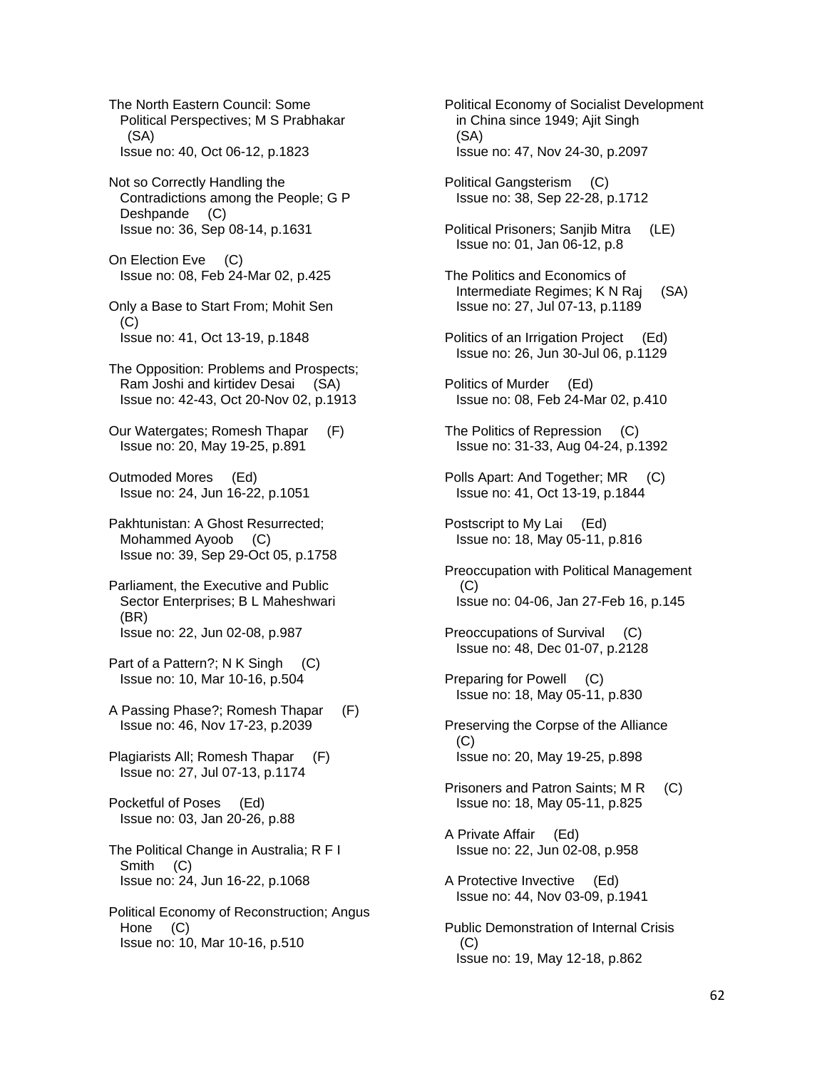The North Eastern Council: Some Political Perspectives; M S Prabhakar (SA)
Issue no: 40, Oct 06-12, p.1823

Not so Correctly Handling the Contradictions among the People; G P Deshpande (C)
Issue no: 36, Sep 08-14, p.1631

On Election Eve (C)
Issue no: 08, Feb 24-Mar 02, p.425

Only a Base to Start From; Mohit Sen (C)
Issue no: 41, Oct 13-19, p.1848

The Opposition: Problems and Prospects; Ram Joshi and kirtidev Desai (SA)
Issue no: 42-43, Oct 20-Nov 02, p.1913

Our Watergates; Romesh Thapar (F)
Issue no: 20, May 19-25, p.891

Outmoded Mores (Ed)
Issue no: 24, Jun 16-22, p.1051

Pakhtunistan: A Ghost Resurrected; Mohammed Ayoob (C)
Issue no: 39, Sep 29-Oct 05, p.1758

Parliament, the Executive and Public Sector Enterprises; B L Maheshwari (BR)
Issue no: 22, Jun 02-08, p.987

Part of a Pattern?; N K Singh (C)
Issue no: 10, Mar 10-16, p.504

A Passing Phase?; Romesh Thapar (F)
Issue no: 46, Nov 17-23, p.2039

Plagiarists All; Romesh Thapar (F)
Issue no: 27, Jul 07-13, p.1174

Pocketful of Poses (Ed)
Issue no: 03, Jan 20-26, p.88

The Political Change in Australia; R F I Smith (C)
Issue no: 24, Jun 16-22, p.1068

Political Economy of Reconstruction; Angus Hone (C)
Issue no: 10, Mar 10-16, p.510

Political Economy of Socialist Development in China since 1949; Ajit Singh (SA)
Issue no: 47, Nov 24-30, p.2097

Political Gangsterism (C)
Issue no: 38, Sep 22-28, p.1712

Political Prisoners; Sanjib Mitra (LE)
Issue no: 01, Jan 06-12, p.8

The Politics and Economics of Intermediate Regimes; K N Raj (SA)
Issue no: 27, Jul 07-13, p.1189

Politics of an Irrigation Project (Ed)
Issue no: 26, Jun 30-Jul 06, p.1129

Politics of Murder (Ed)
Issue no: 08, Feb 24-Mar 02, p.410

The Politics of Repression (C)
Issue no: 31-33, Aug 04-24, p.1392

Polls Apart: And Together; MR (C)
Issue no: 41, Oct 13-19, p.1844

Postscript to My Lai (Ed)
Issue no: 18, May 05-11, p.816

Preoccupation with Political Management (C)
Issue no: 04-06, Jan 27-Feb 16, p.145

Preoccupations of Survival (C)
Issue no: 48, Dec 01-07, p.2128

Preparing for Powell (C)
Issue no: 18, May 05-11, p.830

Preserving the Corpse of the Alliance (C)
Issue no: 20, May 19-25, p.898

Prisoners and Patron Saints; M R (C)
Issue no: 18, May 05-11, p.825

A Private Affair (Ed)
Issue no: 22, Jun 02-08, p.958

A Protective Invective (Ed)
Issue no: 44, Nov 03-09, p.1941

Public Demonstration of Internal Crisis (C)
Issue no: 19, May 12-18, p.862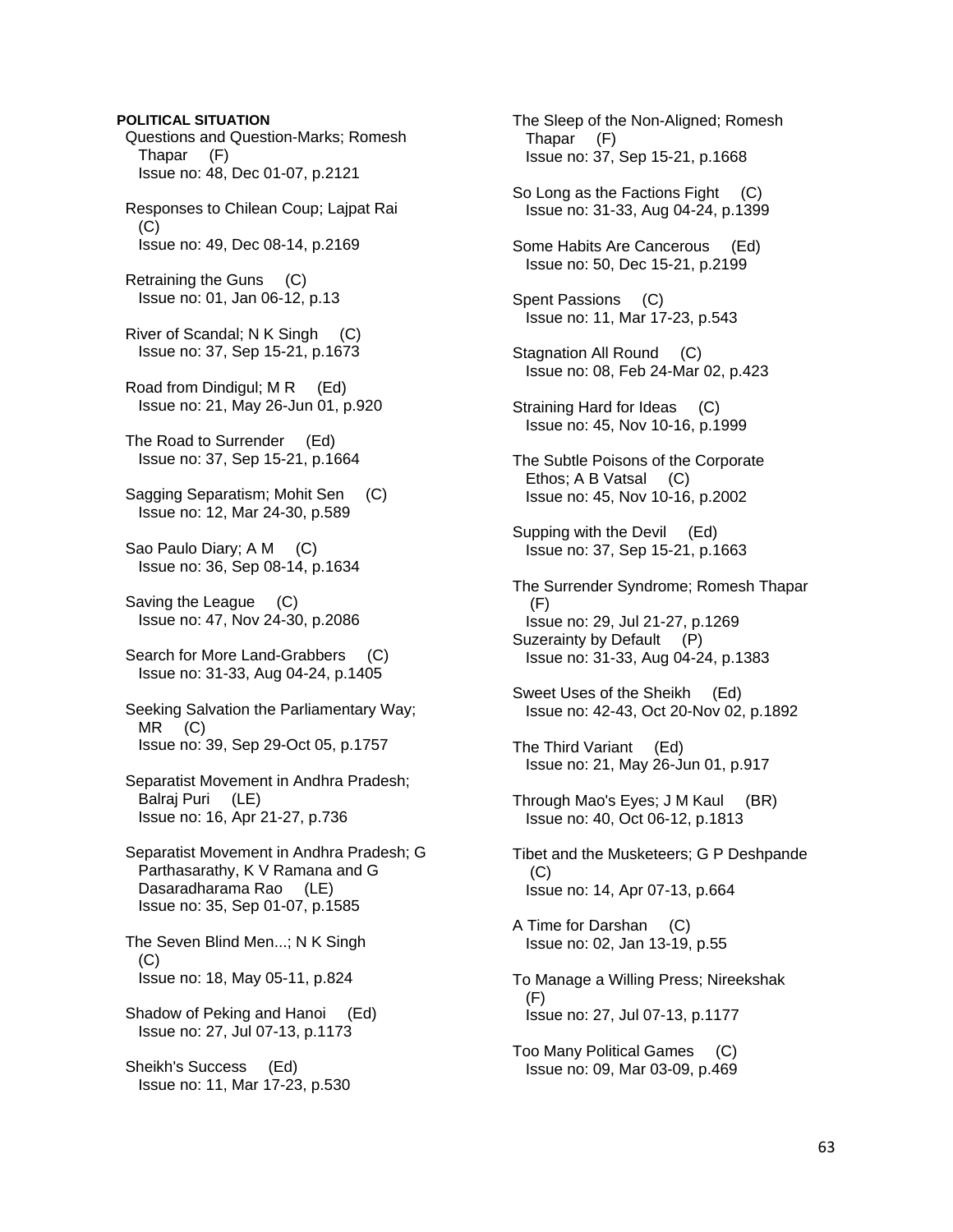**POLITICAL SITUATION**

Questions and Question-Marks; Romesh Thapar (F)
Issue no: 48, Dec 01-07, p.2121

Responses to Chilean Coup; Lajpat Rai (C)
Issue no: 49, Dec 08-14, p.2169

Retraining the Guns (C)
Issue no: 01, Jan 06-12, p.13

River of Scandal; N K Singh (C)
Issue no: 37, Sep 15-21, p.1673

Road from Dindigul; M R (Ed)
Issue no: 21, May 26-Jun 01, p.920

The Road to Surrender (Ed)
Issue no: 37, Sep 15-21, p.1664

Sagging Separatism; Mohit Sen (C)
Issue no: 12, Mar 24-30, p.589

Sao Paulo Diary; A M (C)
Issue no: 36, Sep 08-14, p.1634

Saving the League (C)
Issue no: 47, Nov 24-30, p.2086

Search for More Land-Grabbers (C)
Issue no: 31-33, Aug 04-24, p.1405

Seeking Salvation the Parliamentary Way; MR (C)
Issue no: 39, Sep 29-Oct 05, p.1757

Separatist Movement in Andhra Pradesh; Balraj Puri (LE)
Issue no: 16, Apr 21-27, p.736

Separatist Movement in Andhra Pradesh; G Parthasarathy, K V Ramana and G Dasaradharama Rao (LE)
Issue no: 35, Sep 01-07, p.1585

The Seven Blind Men...; N K Singh (C)
Issue no: 18, May 05-11, p.824

Shadow of Peking and Hanoi (Ed)
Issue no: 27, Jul 07-13, p.1173

Sheikh's Success (Ed)
Issue no: 11, Mar 17-23, p.530

The Sleep of the Non-Aligned; Romesh Thapar (F)
Issue no: 37, Sep 15-21, p.1668

So Long as the Factions Fight (C)
Issue no: 31-33, Aug 04-24, p.1399

Some Habits Are Cancerous (Ed)
Issue no: 50, Dec 15-21, p.2199

Spent Passions (C)
Issue no: 11, Mar 17-23, p.543

Stagnation All Round (C)
Issue no: 08, Feb 24-Mar 02, p.423

Straining Hard for Ideas (C)
Issue no: 45, Nov 10-16, p.1999

The Subtle Poisons of the Corporate Ethos; A B Vatsal (C)
Issue no: 45, Nov 10-16, p.2002

Supping with the Devil (Ed)
Issue no: 37, Sep 15-21, p.1663

The Surrender Syndrome; Romesh Thapar (F)
Issue no: 29, Jul 21-27, p.1269

Suzerainty by Default (P)
Issue no: 31-33, Aug 04-24, p.1383

Sweet Uses of the Sheikh (Ed)
Issue no: 42-43, Oct 20-Nov 02, p.1892

The Third Variant (Ed)
Issue no: 21, May 26-Jun 01, p.917

Through Mao's Eyes; J M Kaul (BR)
Issue no: 40, Oct 06-12, p.1813

Tibet and the Musketeers; G P Deshpande (C)
Issue no: 14, Apr 07-13, p.664

A Time for Darshan (C)
Issue no: 02, Jan 13-19, p.55

To Manage a Willing Press; Nireekshak (F)
Issue no: 27, Jul 07-13, p.1177

Too Many Political Games (C)
Issue no: 09, Mar 03-09, p.469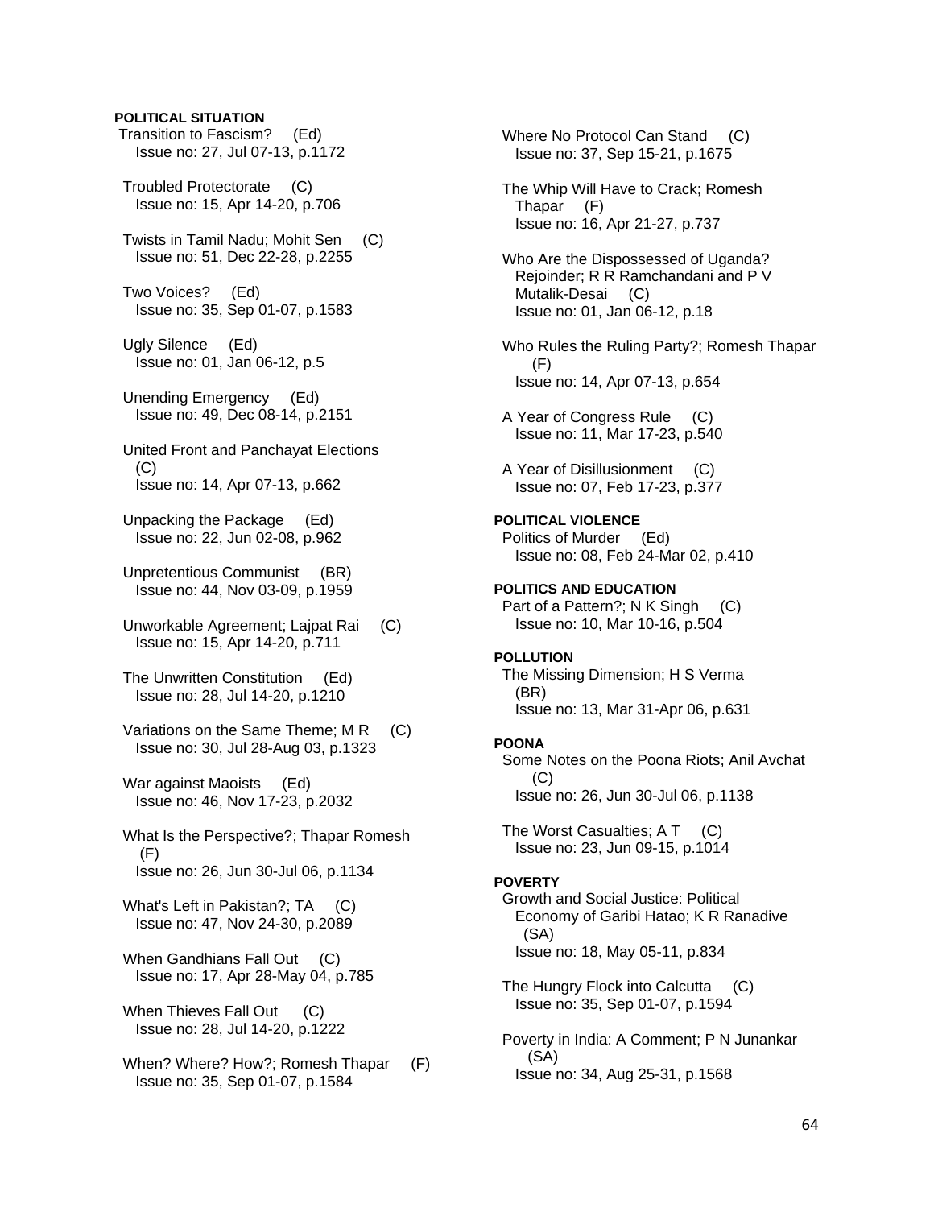**POLITICAL SITUATION**

Transition to Fascism? (Ed)
Issue no: 27, Jul 07-13, p.1172

Troubled Protectorate (C)
Issue no: 15, Apr 14-20, p.706

Twists in Tamil Nadu; Mohit Sen (C)
Issue no: 51, Dec 22-28, p.2255

Two Voices? (Ed)
Issue no: 35, Sep 01-07, p.1583

Ugly Silence (Ed)
Issue no: 01, Jan 06-12, p.5

Unending Emergency (Ed)
Issue no: 49, Dec 08-14, p.2151

United Front and Panchayat Elections (C)
Issue no: 14, Apr 07-13, p.662

Unpacking the Package (Ed)
Issue no: 22, Jun 02-08, p.962

Unpretentious Communist (BR)
Issue no: 44, Nov 03-09, p.1959

Unworkable Agreement; Lajpat Rai (C)
Issue no: 15, Apr 14-20, p.711

The Unwritten Constitution (Ed)
Issue no: 28, Jul 14-20, p.1210

Variations on the Same Theme; M R (C)
Issue no: 30, Jul 28-Aug 03, p.1323

War against Maoists (Ed)
Issue no: 46, Nov 17-23, p.2032

What Is the Perspective?; Thapar Romesh (F)
Issue no: 26, Jun 30-Jul 06, p.1134

What's Left in Pakistan?; TA (C)
Issue no: 47, Nov 24-30, p.2089

When Gandhians Fall Out (C)
Issue no: 17, Apr 28-May 04, p.785

When Thieves Fall Out (C)
Issue no: 28, Jul 14-20, p.1222

When? Where? How?; Romesh Thapar (F)
Issue no: 35, Sep 01-07, p.1584

Where No Protocol Can Stand (C)
Issue no: 37, Sep 15-21, p.1675

The Whip Will Have to Crack; Romesh Thapar (F)
Issue no: 16, Apr 21-27, p.737

Who Are the Dispossessed of Uganda? Rejoinder; R R Ramchandani and P V Mutalik-Desai (C)
Issue no: 01, Jan 06-12, p.18

Who Rules the Ruling Party?; Romesh Thapar (F)
Issue no: 14, Apr 07-13, p.654

A Year of Congress Rule (C)
Issue no: 11, Mar 17-23, p.540

A Year of Disillusionment (C)
Issue no: 07, Feb 17-23, p.377

**POLITICAL VIOLENCE**

Politics of Murder (Ed)
Issue no: 08, Feb 24-Mar 02, p.410

**POLITICS AND EDUCATION**

Part of a Pattern?; N K Singh (C)
Issue no: 10, Mar 10-16, p.504

**POLLUTION**

The Missing Dimension; H S Verma (BR)
Issue no: 13, Mar 31-Apr 06, p.631

**POONA**

Some Notes on the Poona Riots; Anil Avchat (C)
Issue no: 26, Jun 30-Jul 06, p.1138

The Worst Casualties; A T (C)
Issue no: 23, Jun 09-15, p.1014

**POVERTY**

Growth and Social Justice: Political Economy of Garibi Hatao; K R Ranadive (SA)
Issue no: 18, May 05-11, p.834

The Hungry Flock into Calcutta (C)
Issue no: 35, Sep 01-07, p.1594

Poverty in India: A Comment; P N Junankar (SA)
Issue no: 34, Aug 25-31, p.1568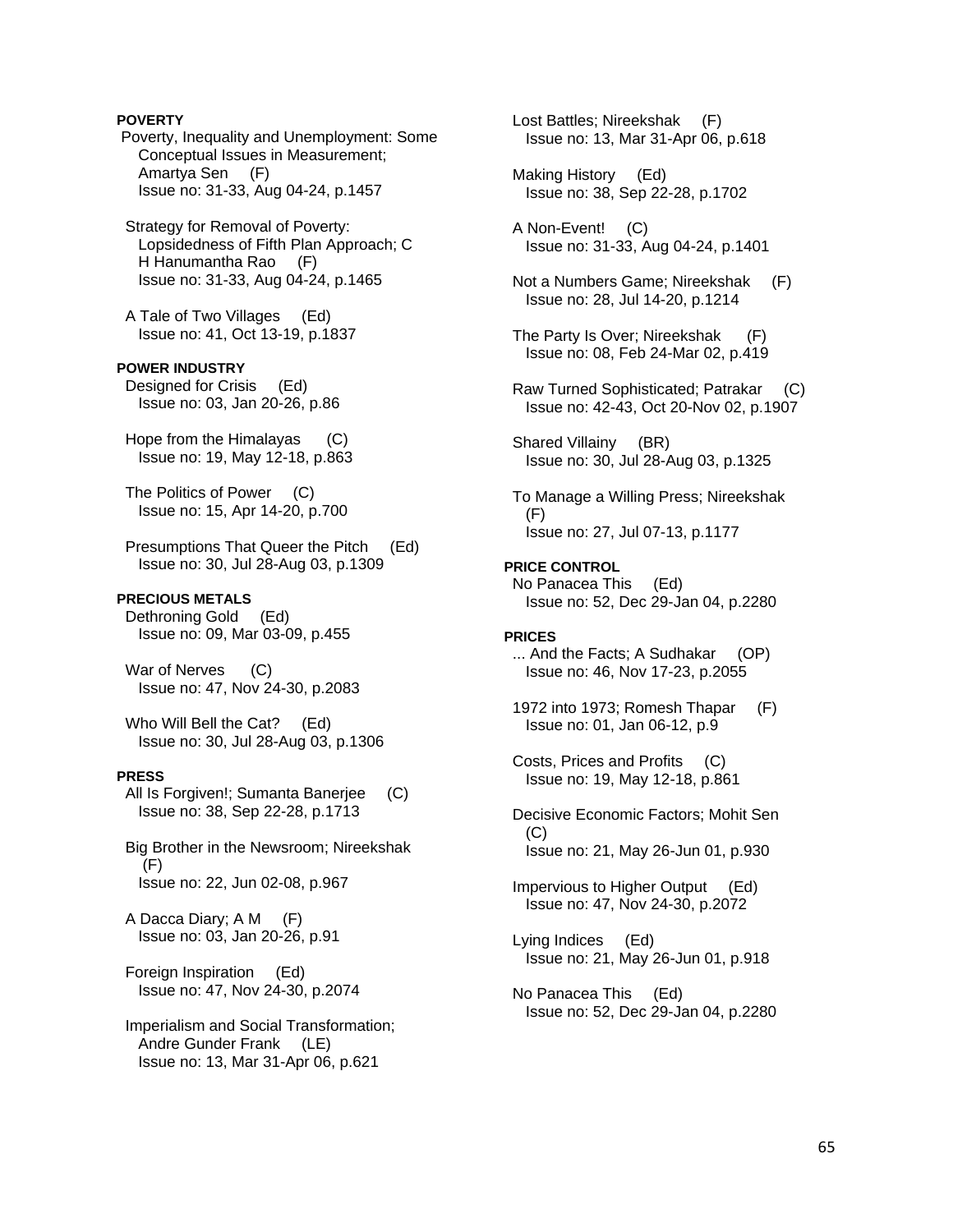**POVERTY**

Poverty, Inequality and Unemployment: Some Conceptual Issues in Measurement; Amartya Sen (F)
Issue no: 31-33, Aug 04-24, p.1457

Strategy for Removal of Poverty: Lopsidedness of Fifth Plan Approach; C H Hanumantha Rao (F)
Issue no: 31-33, Aug 04-24, p.1465

A Tale of Two Villages (Ed)
Issue no: 41, Oct 13-19, p.1837

**POWER INDUSTRY**

Designed for Crisis (Ed)
Issue no: 03, Jan 20-26, p.86

Hope from the Himalayas (C)
Issue no: 19, May 12-18, p.863

The Politics of Power (C)
Issue no: 15, Apr 14-20, p.700

Presumptions That Queer the Pitch (Ed)
Issue no: 30, Jul 28-Aug 03, p.1309

**PRECIOUS METALS**

Dethroning Gold (Ed)
Issue no: 09, Mar 03-09, p.455

War of Nerves (C)
Issue no: 47, Nov 24-30, p.2083

Who Will Bell the Cat? (Ed)
Issue no: 30, Jul 28-Aug 03, p.1306

**PRESS**

All Is Forgiven!; Sumanta Banerjee (C)
Issue no: 38, Sep 22-28, p.1713

Big Brother in the Newsroom; Nireekshak (F)
Issue no: 22, Jun 02-08, p.967

A Dacca Diary; A M (F)
Issue no: 03, Jan 20-26, p.91

Foreign Inspiration (Ed)
Issue no: 47, Nov 24-30, p.2074

Imperialism and Social Transformation; Andre Gunder Frank (LE)
Issue no: 13, Mar 31-Apr 06, p.621

Lost Battles; Nireekshak (F)
Issue no: 13, Mar 31-Apr 06, p.618

Making History (Ed)
Issue no: 38, Sep 22-28, p.1702

A Non-Event! (C)
Issue no: 31-33, Aug 04-24, p.1401

Not a Numbers Game; Nireekshak (F)
Issue no: 28, Jul 14-20, p.1214

The Party Is Over; Nireekshak (F)
Issue no: 08, Feb 24-Mar 02, p.419

Raw Turned Sophisticated; Patrakar (C)
Issue no: 42-43, Oct 20-Nov 02, p.1907

Shared Villainy (BR)
Issue no: 30, Jul 28-Aug 03, p.1325

To Manage a Willing Press; Nireekshak (F)
Issue no: 27, Jul 07-13, p.1177

**PRICE CONTROL**

No Panacea This (Ed)
Issue no: 52, Dec 29-Jan 04, p.2280

**PRICES**

... And the Facts; A Sudhakar (OP)
Issue no: 46, Nov 17-23, p.2055

1972 into 1973; Romesh Thapar (F)
Issue no: 01, Jan 06-12, p.9

Costs, Prices and Profits (C)
Issue no: 19, May 12-18, p.861

Decisive Economic Factors; Mohit Sen (C)
Issue no: 21, May 26-Jun 01, p.930

Impervious to Higher Output (Ed)
Issue no: 47, Nov 24-30, p.2072

Lying Indices (Ed)
Issue no: 21, May 26-Jun 01, p.918

No Panacea This (Ed)
Issue no: 52, Dec 29-Jan 04, p.2280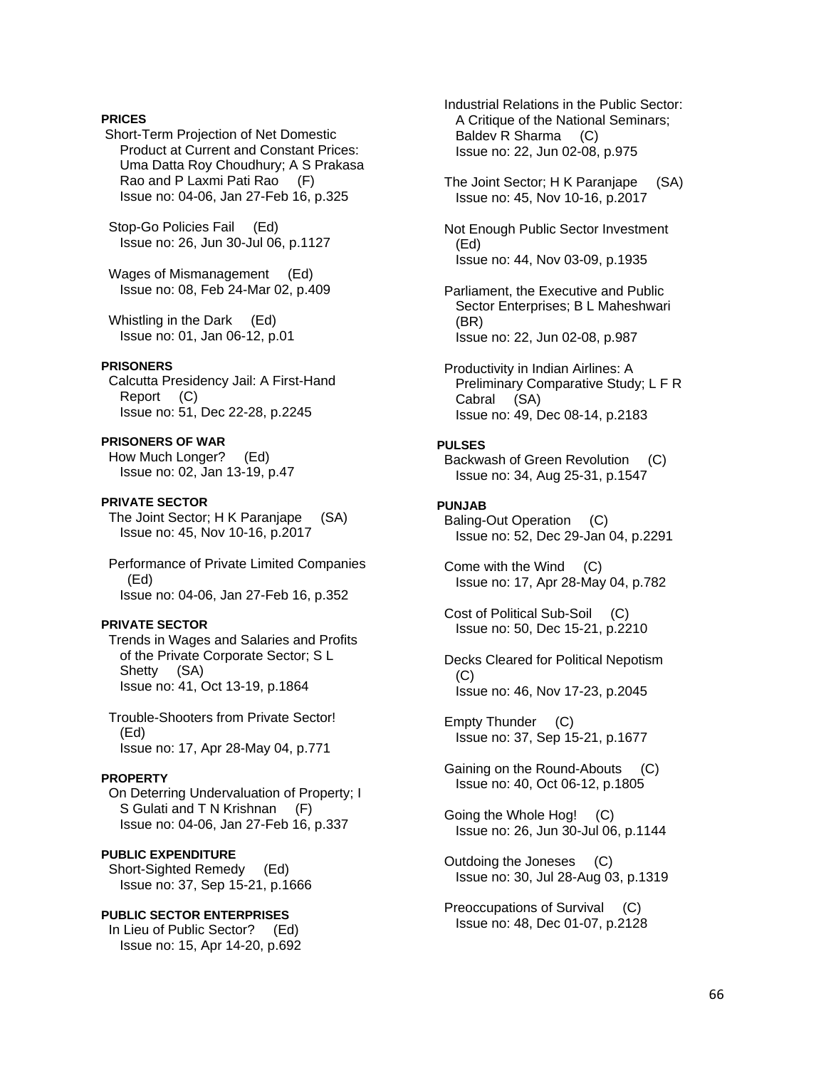**PRICES**

Short-Term Projection of Net Domestic Product at Current and Constant Prices: Uma Datta Roy Choudhury; A S Prakasa Rao and P Laxmi Pati Rao (F)
Issue no: 04-06, Jan 27-Feb 16, p.325

Stop-Go Policies Fail (Ed)
Issue no: 26, Jun 30-Jul 06, p.1127

Wages of Mismanagement (Ed)
Issue no: 08, Feb 24-Mar 02, p.409

Whistling in the Dark (Ed)
Issue no: 01, Jan 06-12, p.01

**PRISONERS**

Calcutta Presidency Jail: A First-Hand Report (C)
Issue no: 51, Dec 22-28, p.2245

**PRISONERS OF WAR**

How Much Longer? (Ed)
Issue no: 02, Jan 13-19, p.47

**PRIVATE SECTOR**

The Joint Sector; H K Paranjape (SA)
Issue no: 45, Nov 10-16, p.2017

Performance of Private Limited Companies (Ed)
Issue no: 04-06, Jan 27-Feb 16, p.352

**PRIVATE SECTOR**

Trends in Wages and Salaries and Profits of the Private Corporate Sector; S L Shetty (SA)
Issue no: 41, Oct 13-19, p.1864

Trouble-Shooters from Private Sector! (Ed)
Issue no: 17, Apr 28-May 04, p.771

**PROPERTY**

On Deterring Undervaluation of Property; I S Gulati and T N Krishnan (F)
Issue no: 04-06, Jan 27-Feb 16, p.337

**PUBLIC EXPENDITURE**

Short-Sighted Remedy (Ed)
Issue no: 37, Sep 15-21, p.1666

**PUBLIC SECTOR ENTERPRISES**

In Lieu of Public Sector? (Ed)
Issue no: 15, Apr 14-20, p.692

Industrial Relations in the Public Sector: A Critique of the National Seminars; Baldev R Sharma (C)
Issue no: 22, Jun 02-08, p.975

The Joint Sector; H K Paranjape (SA)
Issue no: 45, Nov 10-16, p.2017

Not Enough Public Sector Investment (Ed)
Issue no: 44, Nov 03-09, p.1935

Parliament, the Executive and Public Sector Enterprises; B L Maheshwari (BR)
Issue no: 22, Jun 02-08, p.987

Productivity in Indian Airlines: A Preliminary Comparative Study; L F R Cabral (SA)
Issue no: 49, Dec 08-14, p.2183

**PULSES**

Backwash of Green Revolution (C)
Issue no: 34, Aug 25-31, p.1547

**PUNJAB**

Baling-Out Operation (C)
Issue no: 52, Dec 29-Jan 04, p.2291

Come with the Wind (C)
Issue no: 17, Apr 28-May 04, p.782

Cost of Political Sub-Soil (C)
Issue no: 50, Dec 15-21, p.2210

Decks Cleared for Political Nepotism (C)
Issue no: 46, Nov 17-23, p.2045

Empty Thunder (C)
Issue no: 37, Sep 15-21, p.1677

Gaining on the Round-Abouts (C)
Issue no: 40, Oct 06-12, p.1805

Going the Whole Hog! (C)
Issue no: 26, Jun 30-Jul 06, p.1144

Outdoing the Joneses (C)
Issue no: 30, Jul 28-Aug 03, p.1319

Preoccupations of Survival (C)
Issue no: 48, Dec 01-07, p.2128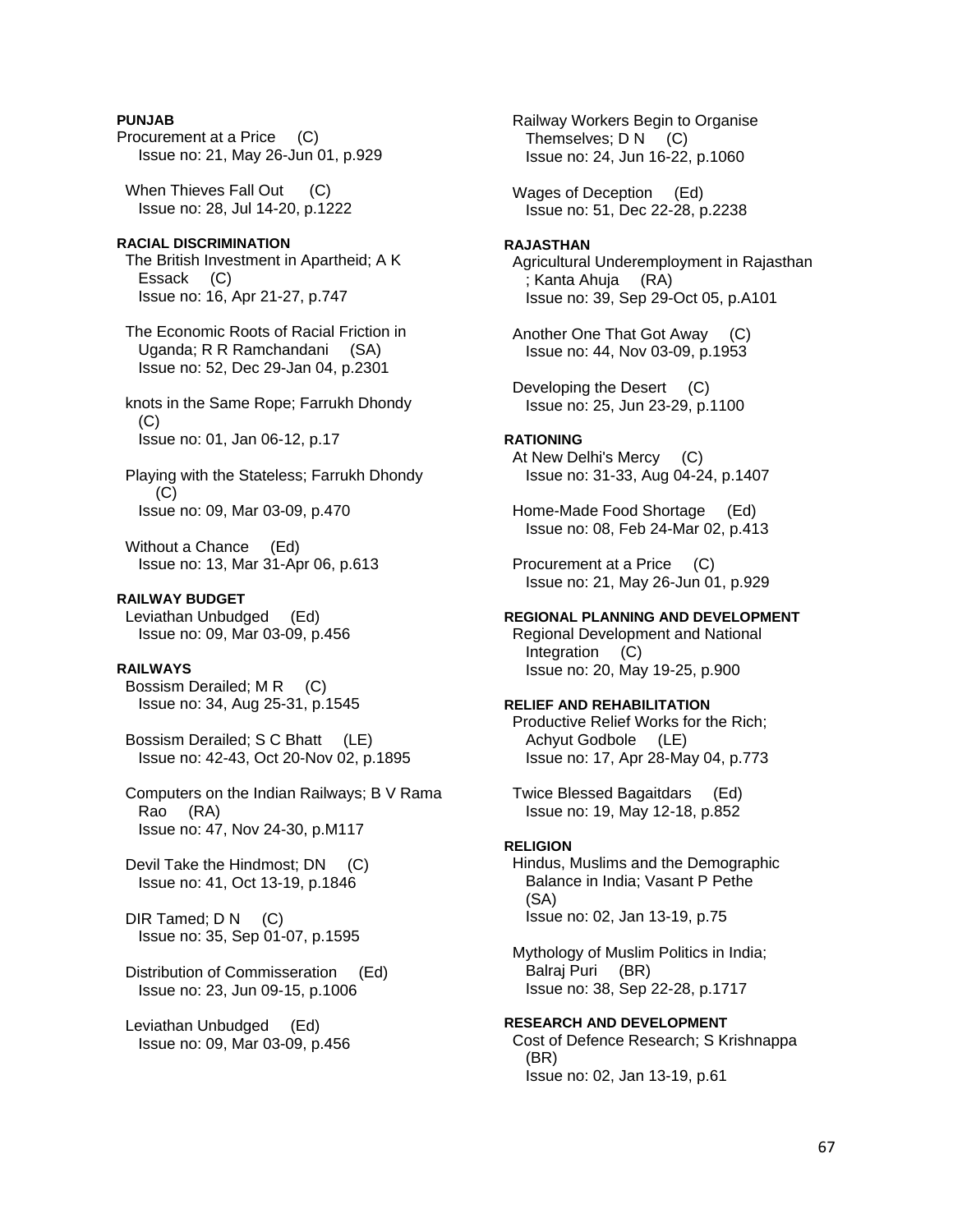**PUNJAB**

Procurement at a Price (C)
Issue no: 21, May 26-Jun 01, p.929

When Thieves Fall Out (C)
Issue no: 28, Jul 14-20, p.1222

**RACIAL DISCRIMINATION**

The British Investment in Apartheid; A K Essack (C)
Issue no: 16, Apr 21-27, p.747

The Economic Roots of Racial Friction in Uganda; R R Ramchandani (SA)
Issue no: 52, Dec 29-Jan 04, p.2301

knots in the Same Rope; Farrukh Dhondy (C)
Issue no: 01, Jan 06-12, p.17

Playing with the Stateless; Farrukh Dhondy (C)
Issue no: 09, Mar 03-09, p.470

Without a Chance (Ed)
Issue no: 13, Mar 31-Apr 06, p.613

**RAILWAY BUDGET**

Leviathan Unbudged (Ed)
Issue no: 09, Mar 03-09, p.456

**RAILWAYS**

Bossism Derailed; M R (C)
Issue no: 34, Aug 25-31, p.1545

Bossism Derailed; S C Bhatt (LE)
Issue no: 42-43, Oct 20-Nov 02, p.1895

Computers on the Indian Railways; B V Rama Rao (RA)
Issue no: 47, Nov 24-30, p.M117

Devil Take the Hindmost; DN (C)
Issue no: 41, Oct 13-19, p.1846

DIR Tamed; D N (C)
Issue no: 35, Sep 01-07, p.1595

Distribution of Commisseration (Ed)
Issue no: 23, Jun 09-15, p.1006

Leviathan Unbudged (Ed)
Issue no: 09, Mar 03-09, p.456

Railway Workers Begin to Organise Themselves; D N (C)
Issue no: 24, Jun 16-22, p.1060

Wages of Deception (Ed)
Issue no: 51, Dec 22-28, p.2238

**RAJASTHAN**

Agricultural Underemployment in Rajasthan ; Kanta Ahuja (RA)
Issue no: 39, Sep 29-Oct 05, p.A101

Another One That Got Away (C)
Issue no: 44, Nov 03-09, p.1953

Developing the Desert (C)
Issue no: 25, Jun 23-29, p.1100

**RATIONING**

At New Delhi's Mercy (C)
Issue no: 31-33, Aug 04-24, p.1407

Home-Made Food Shortage (Ed)
Issue no: 08, Feb 24-Mar 02, p.413

Procurement at a Price (C)
Issue no: 21, May 26-Jun 01, p.929

**REGIONAL PLANNING AND DEVELOPMENT**

Regional Development and National Integration (C)
Issue no: 20, May 19-25, p.900

**RELIEF AND REHABILITATION**

Productive Relief Works for the Rich; Achyut Godbole (LE)
Issue no: 17, Apr 28-May 04, p.773

Twice Blessed Bagaitdars (Ed)
Issue no: 19, May 12-18, p.852

**RELIGION**

Hindus, Muslims and the Demographic Balance in India; Vasant P Pethe (SA)
Issue no: 02, Jan 13-19, p.75

Mythology of Muslim Politics in India; Balraj Puri (BR)
Issue no: 38, Sep 22-28, p.1717

**RESEARCH AND DEVELOPMENT**

Cost of Defence Research; S Krishnappa (BR)
Issue no: 02, Jan 13-19, p.61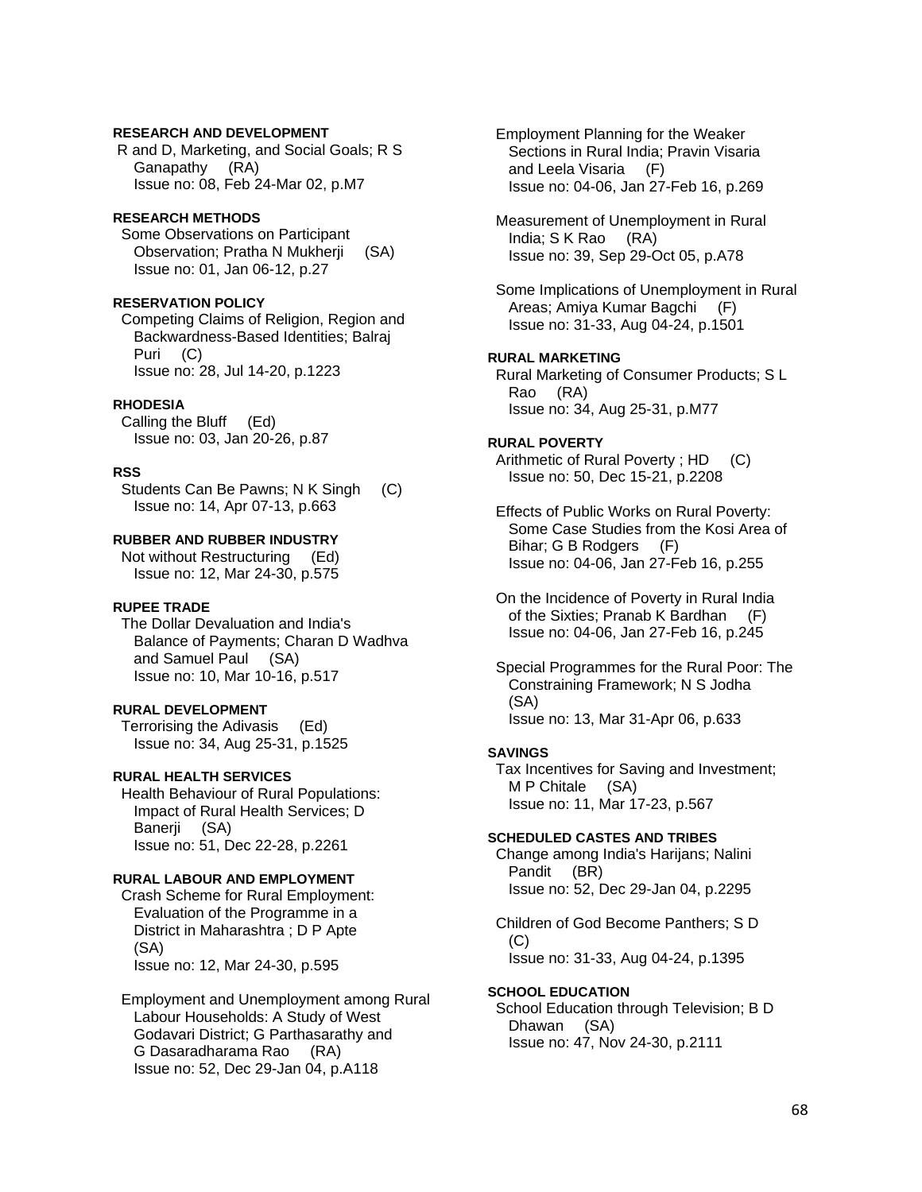**RESEARCH AND DEVELOPMENT**

R and D, Marketing, and Social Goals; R S Ganapathy (RA)
Issue no: 08, Feb 24-Mar 02, p.M7

**RESEARCH METHODS**

Some Observations on Participant Observation; Pratha N Mukherji (SA)
Issue no: 01, Jan 06-12, p.27

**RESERVATION POLICY**

Competing Claims of Religion, Region and Backwardness-Based Identities; Balraj Puri (C)
Issue no: 28, Jul 14-20, p.1223

**RHODESIA**

Calling the Bluff (Ed)
Issue no: 03, Jan 20-26, p.87

**RSS**

Students Can Be Pawns; N K Singh (C)
Issue no: 14, Apr 07-13, p.663

**RUBBER AND RUBBER INDUSTRY**

Not without Restructuring (Ed)
Issue no: 12, Mar 24-30, p.575

**RUPEE TRADE**

The Dollar Devaluation and India's Balance of Payments; Charan D Wadhva and Samuel Paul (SA)
Issue no: 10, Mar 10-16, p.517

**RURAL DEVELOPMENT**

Terrorising the Adivasis (Ed)
Issue no: 34, Aug 25-31, p.1525

**RURAL HEALTH SERVICES**

Health Behaviour of Rural Populations: Impact of Rural Health Services; D Banerji (SA)
Issue no: 51, Dec 22-28, p.2261

**RURAL LABOUR AND EMPLOYMENT**

Crash Scheme for Rural Employment: Evaluation of the Programme in a District in Maharashtra ; D P Apte (SA)
Issue no: 12, Mar 24-30, p.595

Employment and Unemployment among Rural Labour Households: A Study of West Godavari District; G Parthasarathy and G Dasaradharama Rao (RA)
Issue no: 52, Dec 29-Jan 04, p.A118

Employment Planning for the Weaker Sections in Rural India; Pravin Visaria and Leela Visaria (F)
Issue no: 04-06, Jan 27-Feb 16, p.269

Measurement of Unemployment in Rural India; S K Rao (RA)
Issue no: 39, Sep 29-Oct 05, p.A78

Some Implications of Unemployment in Rural Areas; Amiya Kumar Bagchi (F)
Issue no: 31-33, Aug 04-24, p.1501

**RURAL MARKETING**

Rural Marketing of Consumer Products; S L Rao (RA)
Issue no: 34, Aug 25-31, p.M77

**RURAL POVERTY**

Arithmetic of Rural Poverty ; HD (C)
Issue no: 50, Dec 15-21, p.2208

Effects of Public Works on Rural Poverty: Some Case Studies from the Kosi Area of Bihar; G B Rodgers (F)
Issue no: 04-06, Jan 27-Feb 16, p.255

On the Incidence of Poverty in Rural India of the Sixties; Pranab K Bardhan (F)
Issue no: 04-06, Jan 27-Feb 16, p.245

Special Programmes for the Rural Poor: The Constraining Framework; N S Jodha (SA)
Issue no: 13, Mar 31-Apr 06, p.633

**SAVINGS**

Tax Incentives for Saving and Investment; M P Chitale (SA)
Issue no: 11, Mar 17-23, p.567

**SCHEDULED CASTES AND TRIBES**

Change among India's Harijans; Nalini Pandit (BR)
Issue no: 52, Dec 29-Jan 04, p.2295

Children of God Become Panthers; S D (C)
Issue no: 31-33, Aug 04-24, p.1395

**SCHOOL EDUCATION**

School Education through Television; B D Dhawan (SA)
Issue no: 47, Nov 24-30, p.2111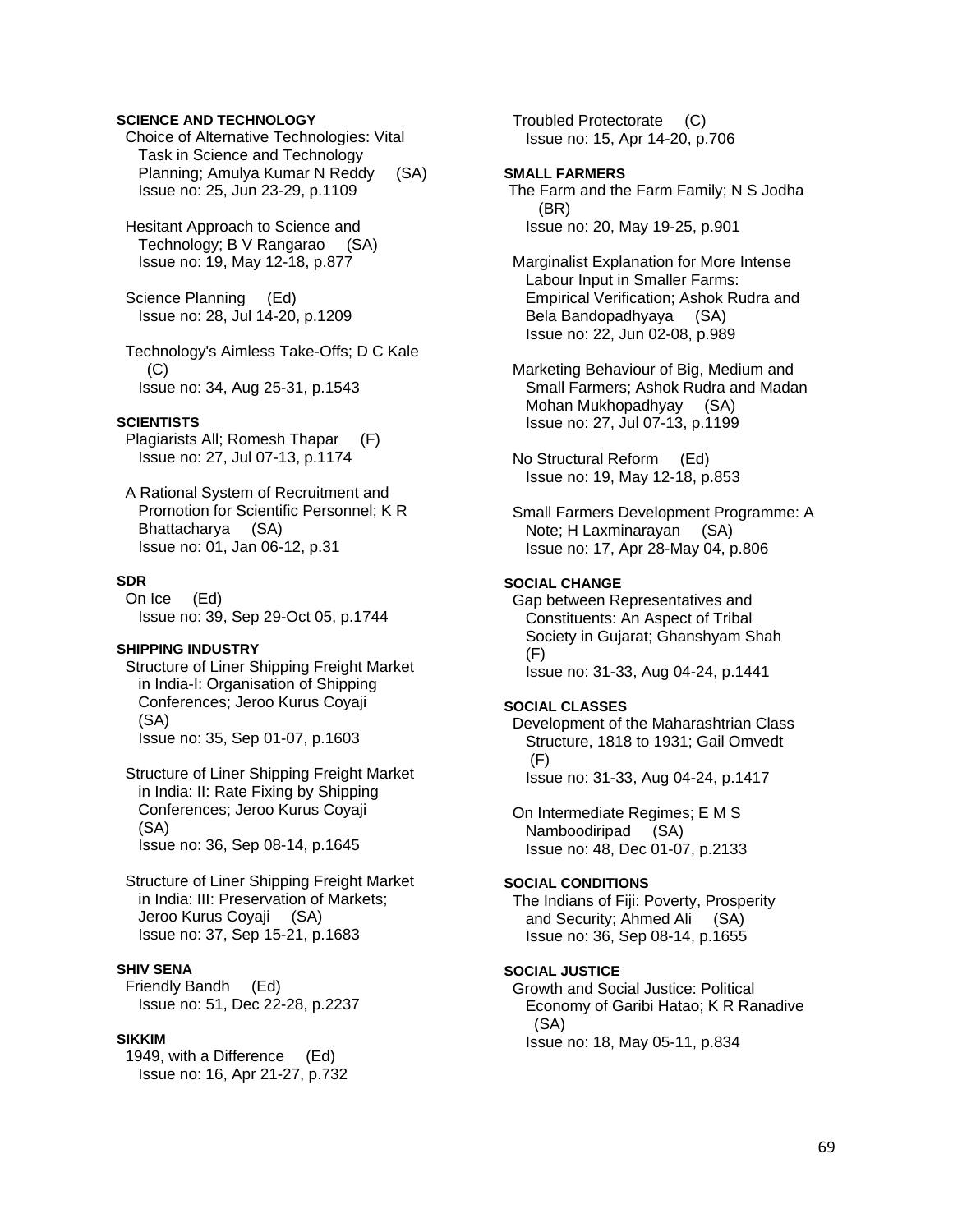**SCIENCE AND TECHNOLOGY**

Choice of Alternative Technologies: Vital Task in Science and Technology Planning; Amulya Kumar N Reddy (SA)
Issue no: 25, Jun 23-29, p.1109

Hesitant Approach to Science and Technology; B V Rangarao (SA)
Issue no: 19, May 12-18, p.877

Science Planning (Ed)
Issue no: 28, Jul 14-20, p.1209

Technology's Aimless Take-Offs; D C Kale (C)
Issue no: 34, Aug 25-31, p.1543

**SCIENTISTS**

Plagiarists All; Romesh Thapar (F)
Issue no: 27, Jul 07-13, p.1174

A Rational System of Recruitment and Promotion for Scientific Personnel; K R Bhattacharya (SA)
Issue no: 01, Jan 06-12, p.31

**SDR**

On Ice (Ed)
Issue no: 39, Sep 29-Oct 05, p.1744

**SHIPPING INDUSTRY**

Structure of Liner Shipping Freight Market in India-I: Organisation of Shipping Conferences; Jeroo Kurus Coyaji (SA)
Issue no: 35, Sep 01-07, p.1603

Structure of Liner Shipping Freight Market in India: II: Rate Fixing by Shipping Conferences; Jeroo Kurus Coyaji (SA)
Issue no: 36, Sep 08-14, p.1645

Structure of Liner Shipping Freight Market in India: III: Preservation of Markets; Jeroo Kurus Coyaji (SA)
Issue no: 37, Sep 15-21, p.1683

**SHIV SENA**

Friendly Bandh (Ed)
Issue no: 51, Dec 22-28, p.2237

**SIKKIM**

1949, with a Difference (Ed)
Issue no: 16, Apr 21-27, p.732

Troubled Protectorate (C)
Issue no: 15, Apr 14-20, p.706

**SMALL FARMERS**

The Farm and the Farm Family; N S Jodha (BR)
Issue no: 20, May 19-25, p.901

Marginalist Explanation for More Intense Labour Input in Smaller Farms: Empirical Verification; Ashok Rudra and Bela Bandopadhyaya (SA)
Issue no: 22, Jun 02-08, p.989

Marketing Behaviour of Big, Medium and Small Farmers; Ashok Rudra and Madan Mohan Mukhopadhyay (SA)
Issue no: 27, Jul 07-13, p.1199

No Structural Reform (Ed)
Issue no: 19, May 12-18, p.853

Small Farmers Development Programme: A Note; H Laxminarayan (SA)
Issue no: 17, Apr 28-May 04, p.806

**SOCIAL CHANGE**

Gap between Representatives and Constituents: An Aspect of Tribal Society in Gujarat; Ghanshyam Shah (F)
Issue no: 31-33, Aug 04-24, p.1441

**SOCIAL CLASSES**

Development of the Maharashtrian Class Structure, 1818 to 1931; Gail Omvedt (F)
Issue no: 31-33, Aug 04-24, p.1417

On Intermediate Regimes; E M S Namboodiripad (SA)
Issue no: 48, Dec 01-07, p.2133

**SOCIAL CONDITIONS**

The Indians of Fiji: Poverty, Prosperity and Security; Ahmed Ali (SA)
Issue no: 36, Sep 08-14, p.1655

**SOCIAL JUSTICE**

Growth and Social Justice: Political Economy of Garibi Hatao; K R Ranadive (SA)
Issue no: 18, May 05-11, p.834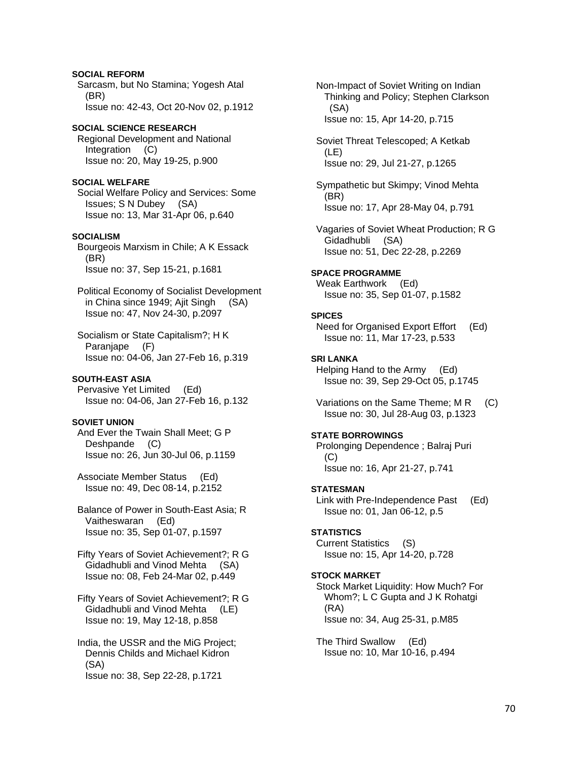**SOCIAL REFORM**

Sarcasm, but No Stamina; Yogesh Atal (BR)
Issue no: 42-43, Oct 20-Nov 02, p.1912

**SOCIAL SCIENCE RESEARCH**

Regional Development and National Integration (C)
Issue no: 20, May 19-25, p.900

**SOCIAL WELFARE**

Social Welfare Policy and Services: Some Issues; S N Dubey (SA)
Issue no: 13, Mar 31-Apr 06, p.640

**SOCIALISM**

Bourgeois Marxism in Chile; A K Essack (BR)
Issue no: 37, Sep 15-21, p.1681

Political Economy of Socialist Development in China since 1949; Ajit Singh (SA)
Issue no: 47, Nov 24-30, p.2097

Socialism or State Capitalism?; H K Paranjape (F)
Issue no: 04-06, Jan 27-Feb 16, p.319

**SOUTH-EAST ASIA**

Pervasive Yet Limited (Ed)
Issue no: 04-06, Jan 27-Feb 16, p.132

**SOVIET UNION**

And Ever the Twain Shall Meet; G P Deshpande (C)
Issue no: 26, Jun 30-Jul 06, p.1159

Associate Member Status (Ed)
Issue no: 49, Dec 08-14, p.2152

Balance of Power in South-East Asia; R Vaitheswaran (Ed)
Issue no: 35, Sep 01-07, p.1597

Fifty Years of Soviet Achievement?; R G Gidadhubli and Vinod Mehta (SA)
Issue no: 08, Feb 24-Mar 02, p.449

Fifty Years of Soviet Achievement?; R G Gidadhubli and Vinod Mehta (LE)
Issue no: 19, May 12-18, p.858

India, the USSR and the MiG Project; Dennis Childs and Michael Kidron (SA)
Issue no: 38, Sep 22-28, p.1721

Non-Impact of Soviet Writing on Indian Thinking and Policy; Stephen Clarkson (SA)
Issue no: 15, Apr 14-20, p.715

Soviet Threat Telescoped; A Ketkab (LE)
Issue no: 29, Jul 21-27, p.1265

Sympathetic but Skimpy; Vinod Mehta (BR)
Issue no: 17, Apr 28-May 04, p.791

Vagaries of Soviet Wheat Production; R G Gidadhubli (SA)
Issue no: 51, Dec 22-28, p.2269

**SPACE PROGRAMME**

Weak Earthwork (Ed)
Issue no: 35, Sep 01-07, p.1582

**SPICES**

Need for Organised Export Effort (Ed)
Issue no: 11, Mar 17-23, p.533

**SRI LANKA**

Helping Hand to the Army (Ed)
Issue no: 39, Sep 29-Oct 05, p.1745

Variations on the Same Theme; M R (C)
Issue no: 30, Jul 28-Aug 03, p.1323

**STATE BORROWINGS**

Prolonging Dependence ; Balraj Puri (C)
Issue no: 16, Apr 21-27, p.741

**STATESMAN**

Link with Pre-Independence Past (Ed)
Issue no: 01, Jan 06-12, p.5

**STATISTICS**

Current Statistics (S)
Issue no: 15, Apr 14-20, p.728

**STOCK MARKET**

Stock Market Liquidity: How Much? For Whom?; L C Gupta and J K Rohatgi (RA)
Issue no: 34, Aug 25-31, p.M85

The Third Swallow (Ed)
Issue no: 10, Mar 10-16, p.494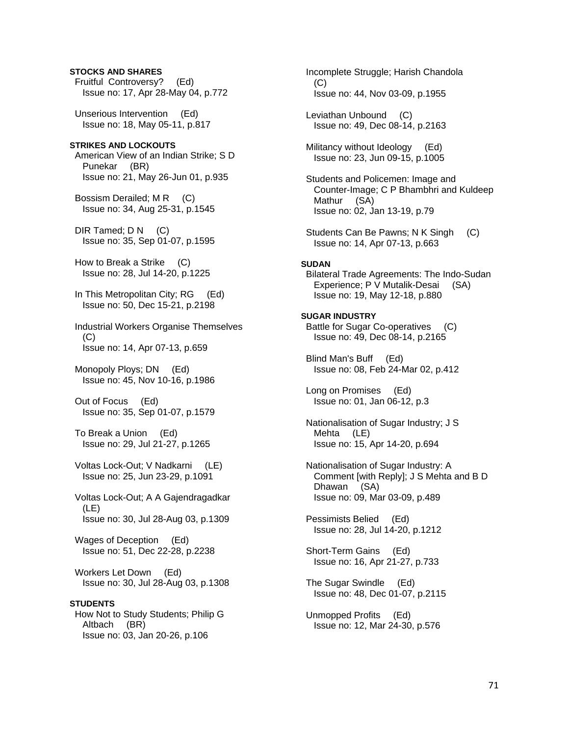**STOCKS AND SHARES**

Fruitful Controversy? (Ed)
Issue no: 17, Apr 28-May 04, p.772

Unserious Intervention (Ed)
Issue no: 18, May 05-11, p.817

**STRIKES AND LOCKOUTS**

American View of an Indian Strike; S D Punekar (BR)
Issue no: 21, May 26-Jun 01, p.935

Bossism Derailed; M R (C)
Issue no: 34, Aug 25-31, p.1545

DIR Tamed; D N (C)
Issue no: 35, Sep 01-07, p.1595

How to Break a Strike (C)
Issue no: 28, Jul 14-20, p.1225

In This Metropolitan City; RG (Ed)
Issue no: 50, Dec 15-21, p.2198

Industrial Workers Organise Themselves (C)
Issue no: 14, Apr 07-13, p.659

Monopoly Ploys; DN (Ed)
Issue no: 45, Nov 10-16, p.1986

Out of Focus (Ed)
Issue no: 35, Sep 01-07, p.1579

To Break a Union (Ed)
Issue no: 29, Jul 21-27, p.1265

Voltas Lock-Out; V Nadkarni (LE)
Issue no: 25, Jun 23-29, p.1091

Voltas Lock-Out; A A Gajendragadkar (LE)
Issue no: 30, Jul 28-Aug 03, p.1309

Wages of Deception (Ed)
Issue no: 51, Dec 22-28, p.2238

Workers Let Down (Ed)
Issue no: 30, Jul 28-Aug 03, p.1308

**STUDENTS**

How Not to Study Students; Philip G Altbach (BR)
Issue no: 03, Jan 20-26, p.106

Incomplete Struggle; Harish Chandola (C)
Issue no: 44, Nov 03-09, p.1955

Leviathan Unbound (C)
Issue no: 49, Dec 08-14, p.2163

Militancy without Ideology (Ed)
Issue no: 23, Jun 09-15, p.1005

Students and Policemen: Image and Counter-Image; C P Bhambhri and Kuldeep Mathur (SA)
Issue no: 02, Jan 13-19, p.79

Students Can Be Pawns; N K Singh (C)
Issue no: 14, Apr 07-13, p.663

**SUDAN**

Bilateral Trade Agreements: The Indo-Sudan Experience; P V Mutalik-Desai (SA)
Issue no: 19, May 12-18, p.880

**SUGAR INDUSTRY**

Battle for Sugar Co-operatives (C)
Issue no: 49, Dec 08-14, p.2165

Blind Man's Buff (Ed)
Issue no: 08, Feb 24-Mar 02, p.412

Long on Promises (Ed)
Issue no: 01, Jan 06-12, p.3

Nationalisation of Sugar Industry; J S Mehta (LE)
Issue no: 15, Apr 14-20, p.694

Nationalisation of Sugar Industry: A Comment [with Reply]; J S Mehta and B D Dhawan (SA)
Issue no: 09, Mar 03-09, p.489

Pessimists Belied (Ed)
Issue no: 28, Jul 14-20, p.1212

Short-Term Gains (Ed)
Issue no: 16, Apr 21-27, p.733

The Sugar Swindle (Ed)
Issue no: 48, Dec 01-07, p.2115

Unmopped Profits (Ed)
Issue no: 12, Mar 24-30, p.576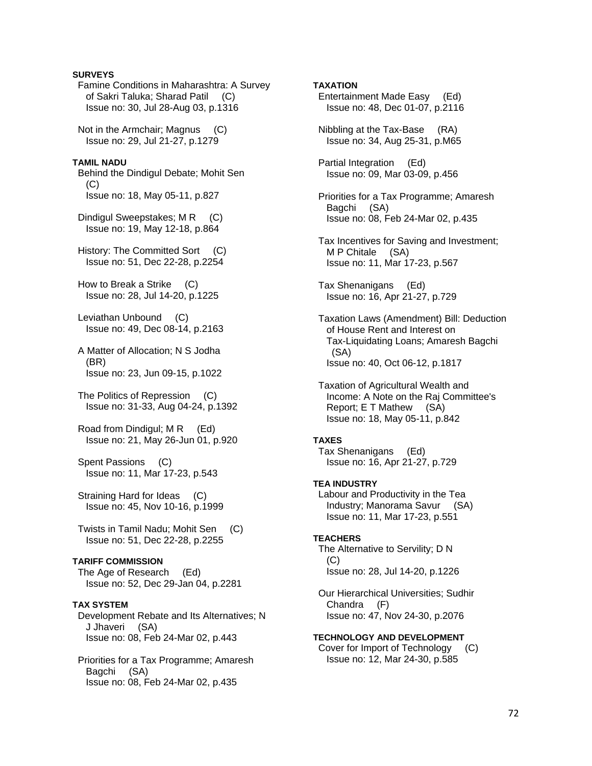**SURVEYS**

Famine Conditions in Maharashtra: A Survey of Sakri Taluka; Sharad Patil (C)
Issue no: 30, Jul 28-Aug 03, p.1316

Not in the Armchair; Magnus (C)
Issue no: 29, Jul 21-27, p.1279

**TAMIL NADU**

Behind the Dindigul Debate; Mohit Sen (C)
Issue no: 18, May 05-11, p.827

Dindigul Sweepstakes; M R (C)
Issue no: 19, May 12-18, p.864

History: The Committed Sort (C)
Issue no: 51, Dec 22-28, p.2254

How to Break a Strike (C)
Issue no: 28, Jul 14-20, p.1225

Leviathan Unbound (C)
Issue no: 49, Dec 08-14, p.2163

A Matter of Allocation; N S Jodha (BR)
Issue no: 23, Jun 09-15, p.1022

The Politics of Repression (C)
Issue no: 31-33, Aug 04-24, p.1392

Road from Dindigul; M R (Ed)
Issue no: 21, May 26-Jun 01, p.920

Spent Passions (C)
Issue no: 11, Mar 17-23, p.543

Straining Hard for Ideas (C)
Issue no: 45, Nov 10-16, p.1999

Twists in Tamil Nadu; Mohit Sen (C)
Issue no: 51, Dec 22-28, p.2255

**TARIFF COMMISSION**

The Age of Research (Ed)
Issue no: 52, Dec 29-Jan 04, p.2281

**TAX SYSTEM**

Development Rebate and Its Alternatives; N J Jhaveri (SA)
Issue no: 08, Feb 24-Mar 02, p.443

Priorities for a Tax Programme; Amaresh Bagchi (SA)
Issue no: 08, Feb 24-Mar 02, p.435

**TAXATION**

Entertainment Made Easy (Ed)
Issue no: 48, Dec 01-07, p.2116

Nibbling at the Tax-Base (RA)
Issue no: 34, Aug 25-31, p.M65

Partial Integration (Ed)
Issue no: 09, Mar 03-09, p.456

Priorities for a Tax Programme; Amaresh Bagchi (SA)
Issue no: 08, Feb 24-Mar 02, p.435

Tax Incentives for Saving and Investment; M P Chitale (SA)
Issue no: 11, Mar 17-23, p.567

Tax Shenanigans (Ed)
Issue no: 16, Apr 21-27, p.729

Taxation Laws (Amendment) Bill: Deduction of House Rent and Interest on Tax-Liquidating Loans; Amaresh Bagchi (SA)
Issue no: 40, Oct 06-12, p.1817

Taxation of Agricultural Wealth and Income: A Note on the Raj Committee's Report; E T Mathew (SA)
Issue no: 18, May 05-11, p.842

**TAXES**

Tax Shenanigans (Ed)
Issue no: 16, Apr 21-27, p.729

**TEA INDUSTRY**

Labour and Productivity in the Tea Industry; Manorama Savur (SA)
Issue no: 11, Mar 17-23, p.551

**TEACHERS**

The Alternative to Servility; D N (C)
Issue no: 28, Jul 14-20, p.1226

Our Hierarchical Universities; Sudhir Chandra (F)
Issue no: 47, Nov 24-30, p.2076

**TECHNOLOGY AND DEVELOPMENT**

Cover for Import of Technology (C)
Issue no: 12, Mar 24-30, p.585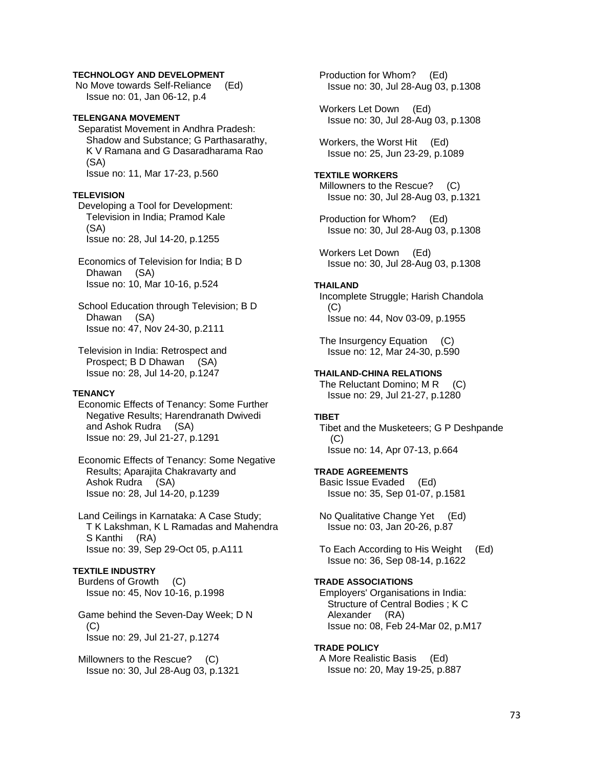**TECHNOLOGY AND DEVELOPMENT**

No Move towards Self-Reliance (Ed)
Issue no: 01, Jan 06-12, p.4

**TELENGANA MOVEMENT**

Separatist Movement in Andhra Pradesh: Shadow and Substance; G Parthasarathy, K V Ramana and G Dasaradharama Rao (SA)
Issue no: 11, Mar 17-23, p.560

**TELEVISION**

Developing a Tool for Development: Television in India; Pramod Kale (SA)
Issue no: 28, Jul 14-20, p.1255

Economics of Television for India; B D Dhawan (SA)
Issue no: 10, Mar 10-16, p.524

School Education through Television; B D Dhawan (SA)
Issue no: 47, Nov 24-30, p.2111

Television in India: Retrospect and Prospect; B D Dhawan (SA)
Issue no: 28, Jul 14-20, p.1247

**TENANCY**

Economic Effects of Tenancy: Some Further Negative Results; Harendranath Dwivedi and Ashok Rudra (SA)
Issue no: 29, Jul 21-27, p.1291

Economic Effects of Tenancy: Some Negative Results; Aparajita Chakravarty and Ashok Rudra (SA)
Issue no: 28, Jul 14-20, p.1239

Land Ceilings in Karnataka: A Case Study; T K Lakshman, K L Ramadas and Mahendra S Kanthi (RA)
Issue no: 39, Sep 29-Oct 05, p.A111

**TEXTILE INDUSTRY**

Burdens of Growth (C)
Issue no: 45, Nov 10-16, p.1998

Game behind the Seven-Day Week; D N (C)
Issue no: 29, Jul 21-27, p.1274

Millowners to the Rescue? (C)
Issue no: 30, Jul 28-Aug 03, p.1321

Production for Whom? (Ed)
Issue no: 30, Jul 28-Aug 03, p.1308

Workers Let Down (Ed)
Issue no: 30, Jul 28-Aug 03, p.1308

Workers, the Worst Hit (Ed)
Issue no: 25, Jun 23-29, p.1089

**TEXTILE WORKERS**

Millowners to the Rescue? (C)
Issue no: 30, Jul 28-Aug 03, p.1321

Production for Whom? (Ed)
Issue no: 30, Jul 28-Aug 03, p.1308

Workers Let Down (Ed)
Issue no: 30, Jul 28-Aug 03, p.1308

**THAILAND**

Incomplete Struggle; Harish Chandola (C)
Issue no: 44, Nov 03-09, p.1955

The Insurgency Equation (C)
Issue no: 12, Mar 24-30, p.590

**THAILAND-CHINA RELATIONS**

The Reluctant Domino; M R (C)
Issue no: 29, Jul 21-27, p.1280

**TIBET**

Tibet and the Musketeers; G P Deshpande (C)
Issue no: 14, Apr 07-13, p.664

**TRADE AGREEMENTS**

Basic Issue Evaded (Ed)
Issue no: 35, Sep 01-07, p.1581

No Qualitative Change Yet (Ed)
Issue no: 03, Jan 20-26, p.87

To Each According to His Weight (Ed)
Issue no: 36, Sep 08-14, p.1622

**TRADE ASSOCIATIONS**

Employers' Organisations in India: Structure of Central Bodies ; K C Alexander (RA)
Issue no: 08, Feb 24-Mar 02, p.M17

**TRADE POLICY**

A More Realistic Basis (Ed)
Issue no: 20, May 19-25, p.887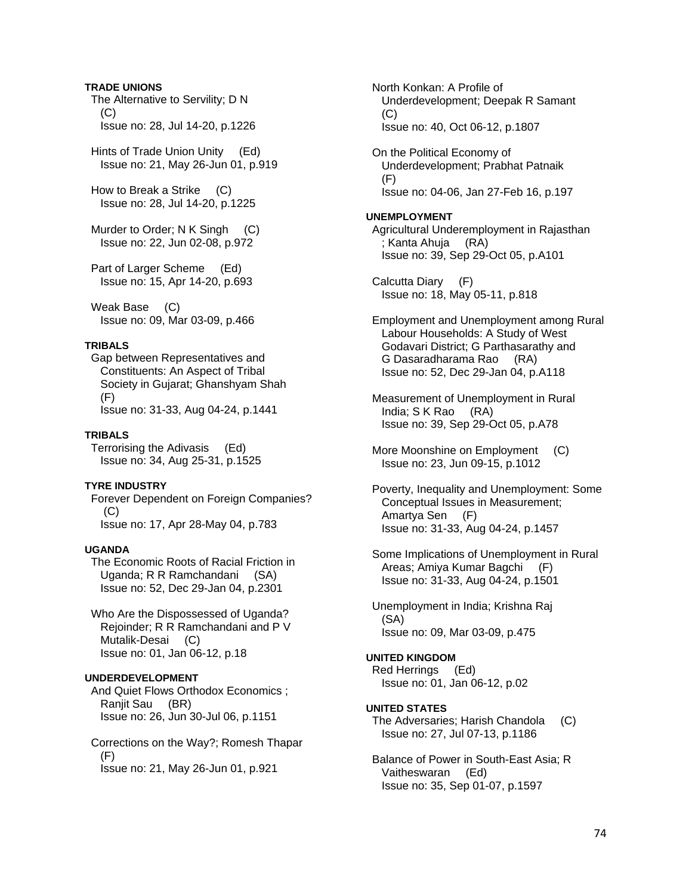**TRADE UNIONS**

The Alternative to Servility; D N (C)
Issue no: 28, Jul 14-20, p.1226

Hints of Trade Union Unity (Ed)
Issue no: 21, May 26-Jun 01, p.919

How to Break a Strike (C)
Issue no: 28, Jul 14-20, p.1225

Murder to Order; N K Singh (C)
Issue no: 22, Jun 02-08, p.972

Part of Larger Scheme (Ed)
Issue no: 15, Apr 14-20, p.693

Weak Base (C)
Issue no: 09, Mar 03-09, p.466

**TRIBALS**

Gap between Representatives and Constituents: An Aspect of Tribal Society in Gujarat; Ghanshyam Shah (F)
Issue no: 31-33, Aug 04-24, p.1441

**TRIBALS**

Terrorising the Adivasis (Ed)
Issue no: 34, Aug 25-31, p.1525

**TYRE INDUSTRY**

Forever Dependent on Foreign Companies? (C)
Issue no: 17, Apr 28-May 04, p.783

**UGANDA**

The Economic Roots of Racial Friction in Uganda; R R Ramchandani (SA)
Issue no: 52, Dec 29-Jan 04, p.2301

Who Are the Dispossessed of Uganda? Rejoinder; R R Ramchandani and P V Mutalik-Desai (C)
Issue no: 01, Jan 06-12, p.18

**UNDERDEVELOPMENT**

And Quiet Flows Orthodox Economics ; Ranjit Sau (BR)
Issue no: 26, Jun 30-Jul 06, p.1151

Corrections on the Way?; Romesh Thapar (F)
Issue no: 21, May 26-Jun 01, p.921

North Konkan: A Profile of Underdevelopment; Deepak R Samant (C)
Issue no: 40, Oct 06-12, p.1807

On the Political Economy of Underdevelopment; Prabhat Patnaik (F)
Issue no: 04-06, Jan 27-Feb 16, p.197

**UNEMPLOYMENT**

Agricultural Underemployment in Rajasthan ; Kanta Ahuja (RA)
Issue no: 39, Sep 29-Oct 05, p.A101

Calcutta Diary (F)
Issue no: 18, May 05-11, p.818

Employment and Unemployment among Rural Labour Households: A Study of West Godavari District; G Parthasarathy and G Dasaradharama Rao (RA)
Issue no: 52, Dec 29-Jan 04, p.A118

Measurement of Unemployment in Rural India; S K Rao (RA)
Issue no: 39, Sep 29-Oct 05, p.A78

More Moonshine on Employment (C)
Issue no: 23, Jun 09-15, p.1012

Poverty, Inequality and Unemployment: Some Conceptual Issues in Measurement; Amartya Sen (F)
Issue no: 31-33, Aug 04-24, p.1457

Some Implications of Unemployment in Rural Areas; Amiya Kumar Bagchi (F)
Issue no: 31-33, Aug 04-24, p.1501

Unemployment in India; Krishna Raj (SA)
Issue no: 09, Mar 03-09, p.475

**UNITED KINGDOM**

Red Herrings (Ed)
Issue no: 01, Jan 06-12, p.02

**UNITED STATES**

The Adversaries; Harish Chandola (C)
Issue no: 27, Jul 07-13, p.1186

Balance of Power in South-East Asia; R Vaitheswaran (Ed)
Issue no: 35, Sep 01-07, p.1597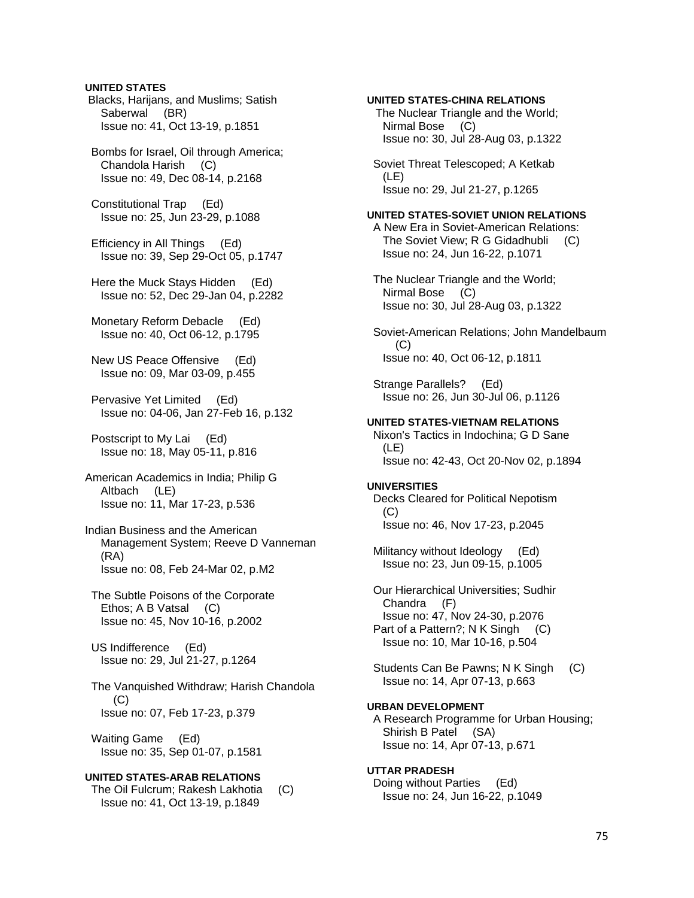**UNITED STATES**

Blacks, Harijans, and Muslims; Satish Saberwal (BR)
Issue no: 41, Oct 13-19, p.1851

Bombs for Israel, Oil through America; Chandola Harish (C)
Issue no: 49, Dec 08-14, p.2168

Constitutional Trap (Ed)
Issue no: 25, Jun 23-29, p.1088

Efficiency in All Things (Ed)
Issue no: 39, Sep 29-Oct 05, p.1747

Here the Muck Stays Hidden (Ed)
Issue no: 52, Dec 29-Jan 04, p.2282

Monetary Reform Debacle (Ed)
Issue no: 40, Oct 06-12, p.1795

New US Peace Offensive (Ed)
Issue no: 09, Mar 03-09, p.455

Pervasive Yet Limited (Ed)
Issue no: 04-06, Jan 27-Feb 16, p.132

Postscript to My Lai (Ed)
Issue no: 18, May 05-11, p.816

American Academics in India; Philip G Altbach (LE)
Issue no: 11, Mar 17-23, p.536

Indian Business and the American Management System; Reeve D Vanneman (RA)
Issue no: 08, Feb 24-Mar 02, p.M2

The Subtle Poisons of the Corporate Ethos; A B Vatsal (C)
Issue no: 45, Nov 10-16, p.2002

US Indifference (Ed)
Issue no: 29, Jul 21-27, p.1264

The Vanquished Withdraw; Harish Chandola (C)
Issue no: 07, Feb 17-23, p.379

Waiting Game (Ed)
Issue no: 35, Sep 01-07, p.1581

**UNITED STATES-ARAB RELATIONS**

The Oil Fulcrum; Rakesh Lakhotia (C)
Issue no: 41, Oct 13-19, p.1849

**UNITED STATES-CHINA RELATIONS**

The Nuclear Triangle and the World; Nirmal Bose (C)
Issue no: 30, Jul 28-Aug 03, p.1322

Soviet Threat Telescoped; A Ketkab (LE)
Issue no: 29, Jul 21-27, p.1265

**UNITED STATES-SOVIET UNION RELATIONS**

A New Era in Soviet-American Relations: The Soviet View; R G Gidadhubli (C)
Issue no: 24, Jun 16-22, p.1071

The Nuclear Triangle and the World; Nirmal Bose (C)
Issue no: 30, Jul 28-Aug 03, p.1322

Soviet-American Relations; John Mandelbaum (C)
Issue no: 40, Oct 06-12, p.1811

Strange Parallels? (Ed)
Issue no: 26, Jun 30-Jul 06, p.1126

**UNITED STATES-VIETNAM RELATIONS**

Nixon's Tactics in Indochina; G D Sane (LE)
Issue no: 42-43, Oct 20-Nov 02, p.1894

**UNIVERSITIES**

Decks Cleared for Political Nepotism (C)
Issue no: 46, Nov 17-23, p.2045

Militancy without Ideology (Ed)
Issue no: 23, Jun 09-15, p.1005

Our Hierarchical Universities; Sudhir Chandra (F)
Issue no: 47, Nov 24-30, p.2076

Part of a Pattern?; N K Singh (C)
Issue no: 10, Mar 10-16, p.504

Students Can Be Pawns; N K Singh (C)
Issue no: 14, Apr 07-13, p.663

**URBAN DEVELOPMENT**

A Research Programme for Urban Housing; Shirish B Patel (SA)
Issue no: 14, Apr 07-13, p.671

**UTTAR PRADESH**

Doing without Parties (Ed)
Issue no: 24, Jun 16-22, p.1049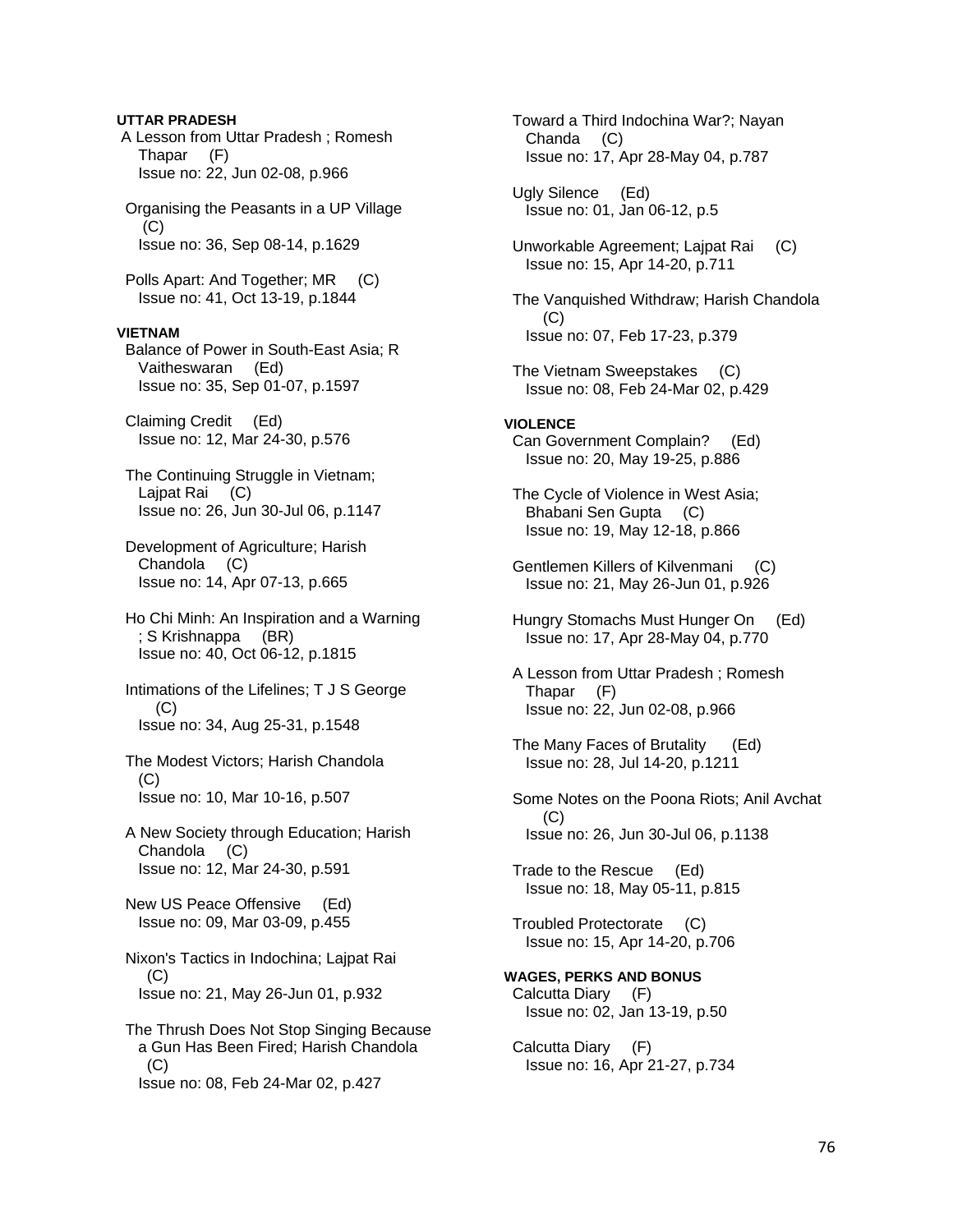**UTTAR PRADESH**

A Lesson from Uttar Pradesh ; Romesh Thapar (F)
Issue no: 22, Jun 02-08, p.966

Organising the Peasants in a UP Village (C)
Issue no: 36, Sep 08-14, p.1629

Polls Apart: And Together; MR (C)
Issue no: 41, Oct 13-19, p.1844

**VIETNAM**

Balance of Power in South-East Asia; R Vaitheswaran (Ed)
Issue no: 35, Sep 01-07, p.1597

Claiming Credit (Ed)
Issue no: 12, Mar 24-30, p.576

The Continuing Struggle in Vietnam; Lajpat Rai (C)
Issue no: 26, Jun 30-Jul 06, p.1147

Development of Agriculture; Harish Chandola (C)
Issue no: 14, Apr 07-13, p.665

Ho Chi Minh: An Inspiration and a Warning ; S Krishnappa (BR)
Issue no: 40, Oct 06-12, p.1815

Intimations of the Lifelines; T J S George (C)
Issue no: 34, Aug 25-31, p.1548

The Modest Victors; Harish Chandola (C)
Issue no: 10, Mar 10-16, p.507

A New Society through Education; Harish Chandola (C)
Issue no: 12, Mar 24-30, p.591

New US Peace Offensive (Ed)
Issue no: 09, Mar 03-09, p.455

Nixon's Tactics in Indochina; Lajpat Rai (C)
Issue no: 21, May 26-Jun 01, p.932

The Thrush Does Not Stop Singing Because a Gun Has Been Fired; Harish Chandola (C)
Issue no: 08, Feb 24-Mar 02, p.427

Toward a Third Indochina War?; Nayan Chanda (C)
Issue no: 17, Apr 28-May 04, p.787

Ugly Silence (Ed)
Issue no: 01, Jan 06-12, p.5

Unworkable Agreement; Lajpat Rai (C)
Issue no: 15, Apr 14-20, p.711

The Vanquished Withdraw; Harish Chandola (C)
Issue no: 07, Feb 17-23, p.379

The Vietnam Sweepstakes (C)
Issue no: 08, Feb 24-Mar 02, p.429

**VIOLENCE**

Can Government Complain? (Ed)
Issue no: 20, May 19-25, p.886

The Cycle of Violence in West Asia; Bhabani Sen Gupta (C)
Issue no: 19, May 12-18, p.866

Gentlemen Killers of Kilvenmani (C)
Issue no: 21, May 26-Jun 01, p.926

Hungry Stomachs Must Hunger On (Ed)
Issue no: 17, Apr 28-May 04, p.770

A Lesson from Uttar Pradesh ; Romesh Thapar (F)
Issue no: 22, Jun 02-08, p.966

The Many Faces of Brutality (Ed)
Issue no: 28, Jul 14-20, p.1211

Some Notes on the Poona Riots; Anil Avchat (C)
Issue no: 26, Jun 30-Jul 06, p.1138

Trade to the Rescue (Ed)
Issue no: 18, May 05-11, p.815

Troubled Protectorate (C)
Issue no: 15, Apr 14-20, p.706

**WAGES, PERKS AND BONUS**

Calcutta Diary (F)
Issue no: 02, Jan 13-19, p.50

Calcutta Diary (F)
Issue no: 16, Apr 21-27, p.734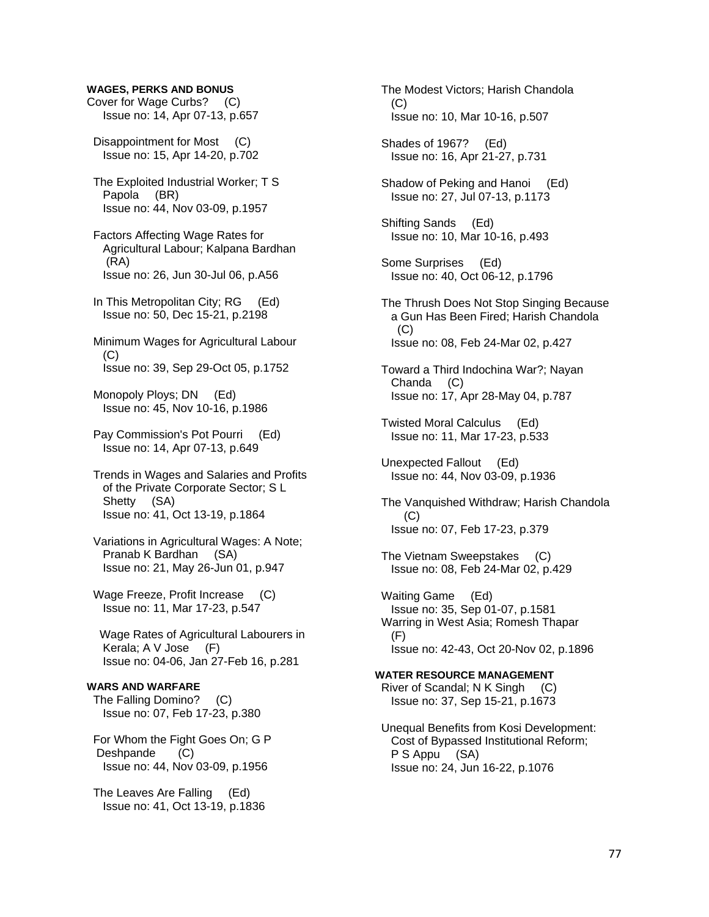**WAGES, PERKS AND BONUS**

Cover for Wage Curbs? (C)
Issue no: 14, Apr 07-13, p.657

Disappointment for Most (C)
Issue no: 15, Apr 14-20, p.702

The Exploited Industrial Worker; T S Papola (BR)
Issue no: 44, Nov 03-09, p.1957

Factors Affecting Wage Rates for Agricultural Labour; Kalpana Bardhan (RA)
Issue no: 26, Jun 30-Jul 06, p.A56

In This Metropolitan City; RG (Ed)
Issue no: 50, Dec 15-21, p.2198

Minimum Wages for Agricultural Labour (C)
Issue no: 39, Sep 29-Oct 05, p.1752

Monopoly Ploys; DN (Ed)
Issue no: 45, Nov 10-16, p.1986

Pay Commission's Pot Pourri (Ed)
Issue no: 14, Apr 07-13, p.649

Trends in Wages and Salaries and Profits of the Private Corporate Sector; S L Shetty (SA)
Issue no: 41, Oct 13-19, p.1864

Variations in Agricultural Wages: A Note; Pranab K Bardhan (SA)
Issue no: 21, May 26-Jun 01, p.947

Wage Freeze, Profit Increase (C)
Issue no: 11, Mar 17-23, p.547

Wage Rates of Agricultural Labourers in Kerala; A V Jose (F)
Issue no: 04-06, Jan 27-Feb 16, p.281

**WARS AND WARFARE**

The Falling Domino? (C)
Issue no: 07, Feb 17-23, p.380

For Whom the Fight Goes On; G P Deshpande (C)
Issue no: 44, Nov 03-09, p.1956

The Leaves Are Falling (Ed)
Issue no: 41, Oct 13-19, p.1836

The Modest Victors; Harish Chandola (C)
Issue no: 10, Mar 10-16, p.507

Shades of 1967? (Ed)
Issue no: 16, Apr 21-27, p.731

Shadow of Peking and Hanoi (Ed)
Issue no: 27, Jul 07-13, p.1173

Shifting Sands (Ed)
Issue no: 10, Mar 10-16, p.493

Some Surprises (Ed)
Issue no: 40, Oct 06-12, p.1796

The Thrush Does Not Stop Singing Because a Gun Has Been Fired; Harish Chandola (C)
Issue no: 08, Feb 24-Mar 02, p.427

Toward a Third Indochina War?; Nayan Chanda (C)
Issue no: 17, Apr 28-May 04, p.787

Twisted Moral Calculus (Ed)
Issue no: 11, Mar 17-23, p.533

Unexpected Fallout (Ed)
Issue no: 44, Nov 03-09, p.1936

The Vanquished Withdraw; Harish Chandola (C)
Issue no: 07, Feb 17-23, p.379

The Vietnam Sweepstakes (C)
Issue no: 08, Feb 24-Mar 02, p.429

Waiting Game (Ed)
Issue no: 35, Sep 01-07, p.1581

Warring in West Asia; Romesh Thapar (F)
Issue no: 42-43, Oct 20-Nov 02, p.1896

**WATER RESOURCE MANAGEMENT**

River of Scandal; N K Singh (C)
Issue no: 37, Sep 15-21, p.1673

Unequal Benefits from Kosi Development: Cost of Bypassed Institutional Reform; P S Appu (SA)
Issue no: 24, Jun 16-22, p.1076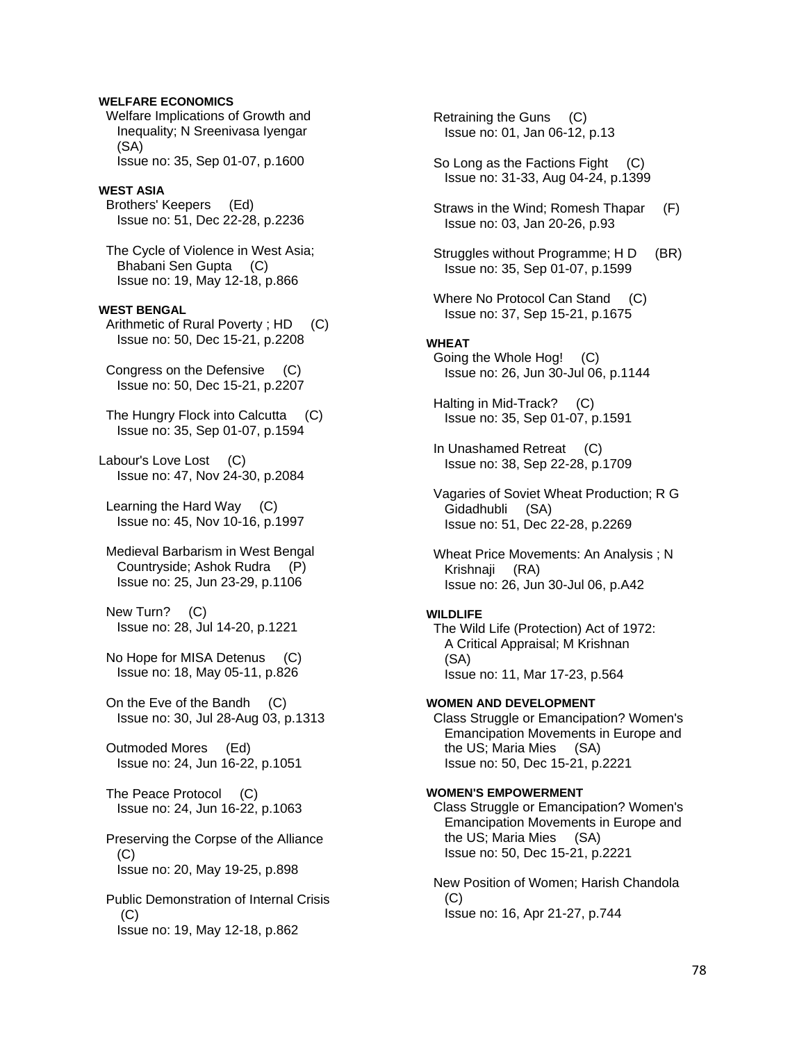**WELFARE ECONOMICS**

Welfare Implications of Growth and Inequality; N Sreenivasa Iyengar (SA)
Issue no: 35, Sep 01-07, p.1600

**WEST ASIA**

Brothers' Keepers (Ed)
Issue no: 51, Dec 22-28, p.2236

The Cycle of Violence in West Asia; Bhabani Sen Gupta (C)
Issue no: 19, May 12-18, p.866

**WEST BENGAL**

Arithmetic of Rural Poverty ; HD (C)
Issue no: 50, Dec 15-21, p.2208

Congress on the Defensive (C)
Issue no: 50, Dec 15-21, p.2207

The Hungry Flock into Calcutta (C)
Issue no: 35, Sep 01-07, p.1594

Labour's Love Lost (C)
Issue no: 47, Nov 24-30, p.2084

Learning the Hard Way (C)
Issue no: 45, Nov 10-16, p.1997

Medieval Barbarism in West Bengal Countryside; Ashok Rudra (P)
Issue no: 25, Jun 23-29, p.1106

New Turn? (C)
Issue no: 28, Jul 14-20, p.1221

No Hope for MISA Detenus (C)
Issue no: 18, May 05-11, p.826

On the Eve of the Bandh (C)
Issue no: 30, Jul 28-Aug 03, p.1313

Outmoded Mores (Ed)
Issue no: 24, Jun 16-22, p.1051

The Peace Protocol (C)
Issue no: 24, Jun 16-22, p.1063

Preserving the Corpse of the Alliance (C)
Issue no: 20, May 19-25, p.898

Public Demonstration of Internal Crisis (C)
Issue no: 19, May 12-18, p.862

Retraining the Guns (C)
Issue no: 01, Jan 06-12, p.13

So Long as the Factions Fight (C)
Issue no: 31-33, Aug 04-24, p.1399

Straws in the Wind; Romesh Thapar (F)
Issue no: 03, Jan 20-26, p.93

Struggles without Programme; H D (BR)
Issue no: 35, Sep 01-07, p.1599

Where No Protocol Can Stand (C)
Issue no: 37, Sep 15-21, p.1675

**WHEAT**

Going the Whole Hog! (C)
Issue no: 26, Jun 30-Jul 06, p.1144

Halting in Mid-Track? (C)
Issue no: 35, Sep 01-07, p.1591

In Unashamed Retreat (C)
Issue no: 38, Sep 22-28, p.1709

Vagaries of Soviet Wheat Production; R G Gidadhubli (SA)
Issue no: 51, Dec 22-28, p.2269

Wheat Price Movements: An Analysis ; N Krishnaji (RA)
Issue no: 26, Jun 30-Jul 06, p.A42

**WILDLIFE**

The Wild Life (Protection) Act of 1972: A Critical Appraisal; M Krishnan (SA)
Issue no: 11, Mar 17-23, p.564

**WOMEN AND DEVELOPMENT**

Class Struggle or Emancipation? Women's Emancipation Movements in Europe and the US; Maria Mies (SA)
Issue no: 50, Dec 15-21, p.2221

**WOMEN'S EMPOWERMENT**

Class Struggle or Emancipation? Women's Emancipation Movements in Europe and the US; Maria Mies (SA)
Issue no: 50, Dec 15-21, p.2221

New Position of Women; Harish Chandola (C)
Issue no: 16, Apr 21-27, p.744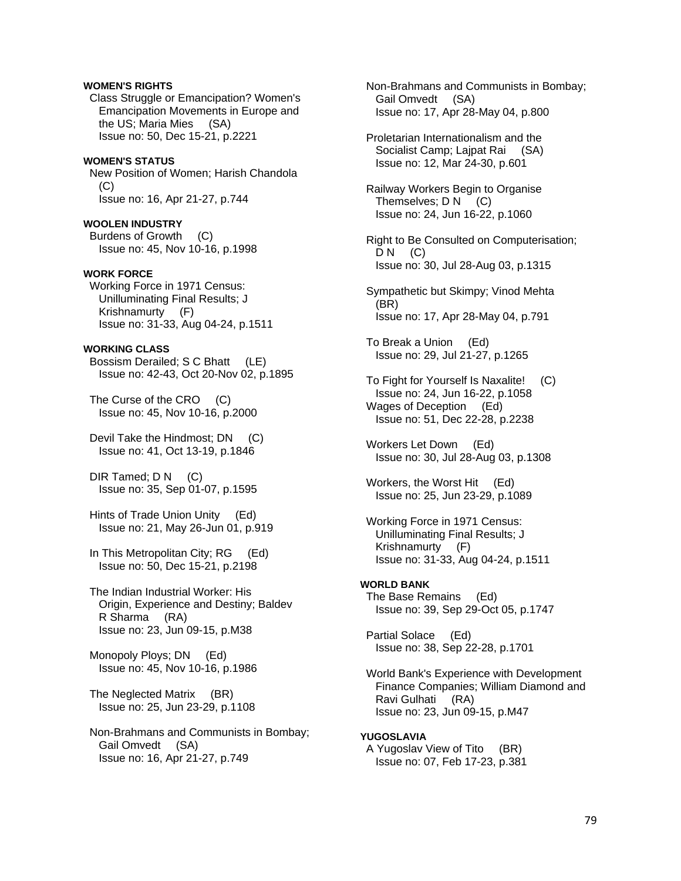**WOMEN'S RIGHTS**

Class Struggle or Emancipation? Women's Emancipation Movements in Europe and the US; Maria Mies (SA)
Issue no: 50, Dec 15-21, p.2221

**WOMEN'S STATUS**

New Position of Women; Harish Chandola (C)
Issue no: 16, Apr 21-27, p.744

**WOOLEN INDUSTRY**

Burdens of Growth (C)
Issue no: 45, Nov 10-16, p.1998

**WORK FORCE**

Working Force in 1971 Census: Unilluminating Final Results; J Krishnamurty (F)
Issue no: 31-33, Aug 04-24, p.1511

**WORKING CLASS**

Bossism Derailed; S C Bhatt (LE)
Issue no: 42-43, Oct 20-Nov 02, p.1895

The Curse of the CRO (C)
Issue no: 45, Nov 10-16, p.2000

Devil Take the Hindmost; DN (C)
Issue no: 41, Oct 13-19, p.1846

DIR Tamed; D N (C)
Issue no: 35, Sep 01-07, p.1595

Hints of Trade Union Unity (Ed)
Issue no: 21, May 26-Jun 01, p.919

In This Metropolitan City; RG (Ed)
Issue no: 50, Dec 15-21, p.2198

The Indian Industrial Worker: His Origin, Experience and Destiny; Baldev R Sharma (RA)
Issue no: 23, Jun 09-15, p.M38

Monopoly Ploys; DN (Ed)
Issue no: 45, Nov 10-16, p.1986

The Neglected Matrix (BR)
Issue no: 25, Jun 23-29, p.1108

Non-Brahmans and Communists in Bombay; Gail Omvedt (SA)
Issue no: 16, Apr 21-27, p.749

Non-Brahmans and Communists in Bombay; Gail Omvedt (SA)
Issue no: 17, Apr 28-May 04, p.800

Proletarian Internationalism and the Socialist Camp; Lajpat Rai (SA)
Issue no: 12, Mar 24-30, p.601

Railway Workers Begin to Organise Themselves; D N (C)
Issue no: 24, Jun 16-22, p.1060

Right to Be Consulted on Computerisation; D N (C)
Issue no: 30, Jul 28-Aug 03, p.1315

Sympathetic but Skimpy; Vinod Mehta (BR)
Issue no: 17, Apr 28-May 04, p.791

To Break a Union (Ed)
Issue no: 29, Jul 21-27, p.1265

To Fight for Yourself Is Naxalite! (C)
Issue no: 24, Jun 16-22, p.1058

Wages of Deception (Ed)
Issue no: 51, Dec 22-28, p.2238

Workers Let Down (Ed)
Issue no: 30, Jul 28-Aug 03, p.1308

Workers, the Worst Hit (Ed)
Issue no: 25, Jun 23-29, p.1089

Working Force in 1971 Census: Unilluminating Final Results; J Krishnamurty (F)
Issue no: 31-33, Aug 04-24, p.1511

**WORLD BANK**

The Base Remains (Ed)
Issue no: 39, Sep 29-Oct 05, p.1747

Partial Solace (Ed)
Issue no: 38, Sep 22-28, p.1701

World Bank's Experience with Development Finance Companies; William Diamond and Ravi Gulhati (RA)
Issue no: 23, Jun 09-15, p.M47

**YUGOSLAVIA**

A Yugoslav View of Tito (BR)
Issue no: 07, Feb 17-23, p.381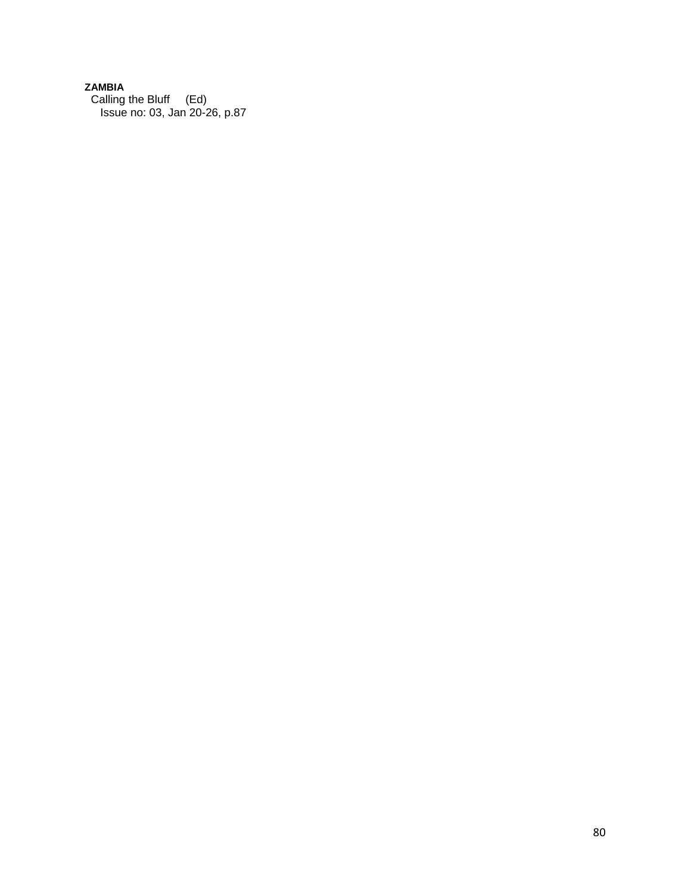**ZAMBIA**

Calling the Bluff (Ed)

Issue no: 03, Jan 20-26, p.87